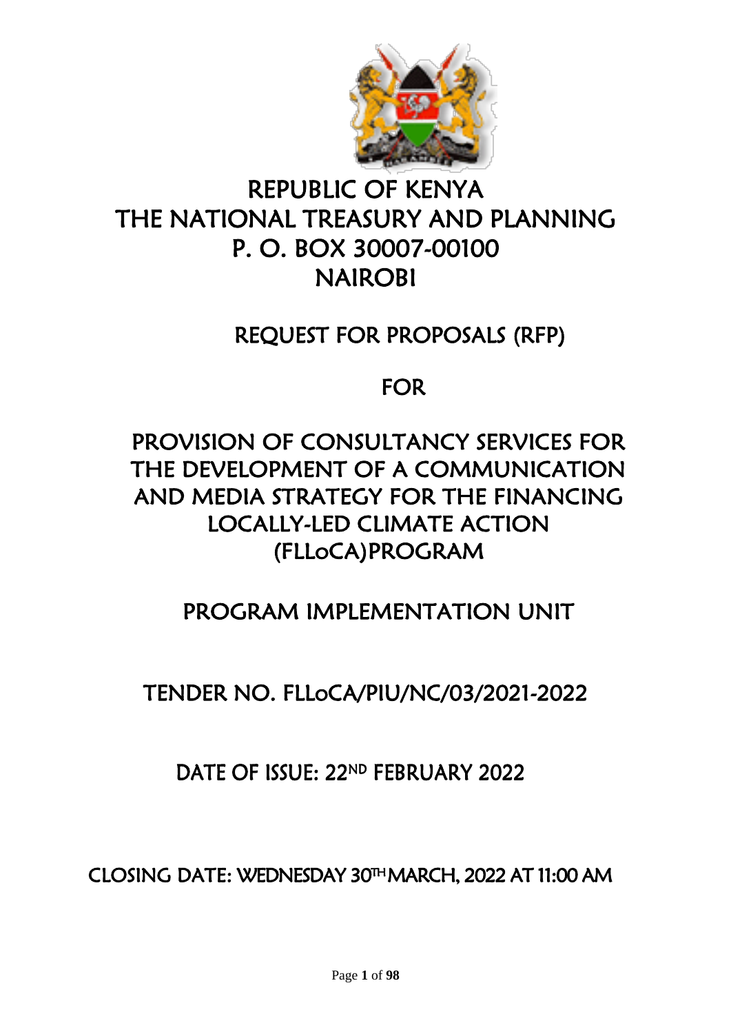# REPUBLIC OF KENYA
# THE NATIONAL TREASURY AND PLANNING
# P. O. BOX 30007-00100
# NAIROBI

## REQUEST FOR PROPOSALS (RFP)

## FOR

## PROVISION OF CONSULTANCY SERVICES FOR THE DEVELOPMENT OF A COMMUNICATION AND MEDIA STRATEGY FOR THE FINANCING LOCALLY-LED CLIMATE ACTION (FLLoCA)PROGRAM

## PROGRAM IMPLEMENTATION UNIT

## TENDER NO. FLLoCA/PIU/NC/03/2021-2022

DATE OF ISSUE: 22ND FEBRUARY 2022

CLOSING DATE: WEDNESDAY 30TH MARCH, 2022 AT 11:00 AM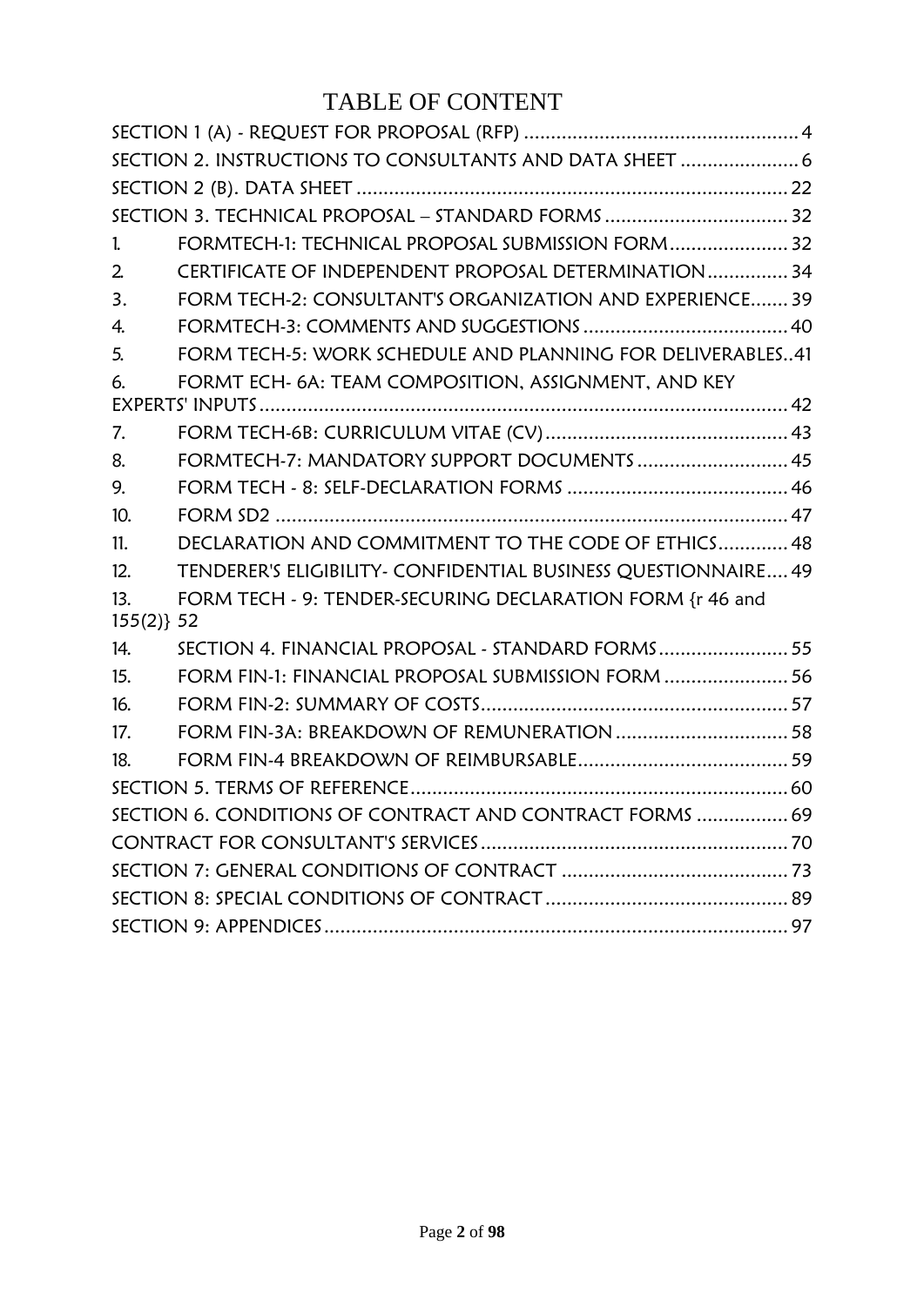# TABLE OF CONTENT

SECTION 1 (A) - REQUEST FOR PROPOSAL (RFP) ............................................................ 4

SECTION 2. INSTRUCTIONS TO CONSULTANTS AND DATA SHEET ...................... 6

SECTION 2 (B). DATA SHEET ................................................................................ 22

SECTION 3. TECHNICAL PROPOSAL – STANDARD FORMS .................................. 32

1. FORMTECH-1: TECHNICAL PROPOSAL SUBMISSION FORM ...................... 32
2. CERTIFICATE OF INDEPENDENT PROPOSAL DETERMINATION ............... 34
3. FORM TECH-2: CONSULTANT'S ORGANIZATION AND EXPERIENCE ....... 39
4. FORMTECH-3: COMMENTS AND SUGGESTIONS ...................................... 40
5. FORM TECH-5: WORK SCHEDULE AND PLANNING FOR DELIVERABLES..41
6. FORMT ECH- 6A: TEAM COMPOSITION, ASSIGNMENT, AND KEY EXPERTS' INPUTS .................................................................................................. 42
7. FORM TECH-6B: CURRICULUM VITAE (CV) ............................................. 43
8. FORMTECH-7: MANDATORY SUPPORT DOCUMENTS ............................ 45
9. FORM TECH - 8: SELF-DECLARATION FORMS ......................................... 46
10. FORM SD2 ............................................................................................... 47
11. DECLARATION AND COMMITMENT TO THE CODE OF ETHICS ............. 48
12. TENDERER'S ELIGIBILITY- CONFIDENTIAL BUSINESS QUESTIONNAIRE.... 49
13. FORM TECH - 9: TENDER-SECURING DECLARATION FORM {r 46 and 155(2)} 52
14. SECTION 4. FINANCIAL PROPOSAL - STANDARD FORMS ........................ 55
15. FORM FIN-1: FINANCIAL PROPOSAL SUBMISSION FORM ....................... 56
16. FORM FIN-2: SUMMARY OF COSTS ......................................................... 57
17. FORM FIN-3A: BREAKDOWN OF REMUNERATION ................................ 58
18. FORM FIN-4 BREAKDOWN OF REIMBURSABLE ....................................... 59

SECTION 5. TERMS OF REFERENCE ...................................................................... 60

SECTION 6. CONDITIONS OF CONTRACT AND CONTRACT FORMS ................. 69

CONTRACT FOR CONSULTANT'S SERVICES ......................................................... 70

SECTION 7: GENERAL CONDITIONS OF CONTRACT .......................................... 73

SECTION 8: SPECIAL CONDITIONS OF CONTRACT ............................................. 89

SECTION 9: APPENDICES ...................................................................................... 97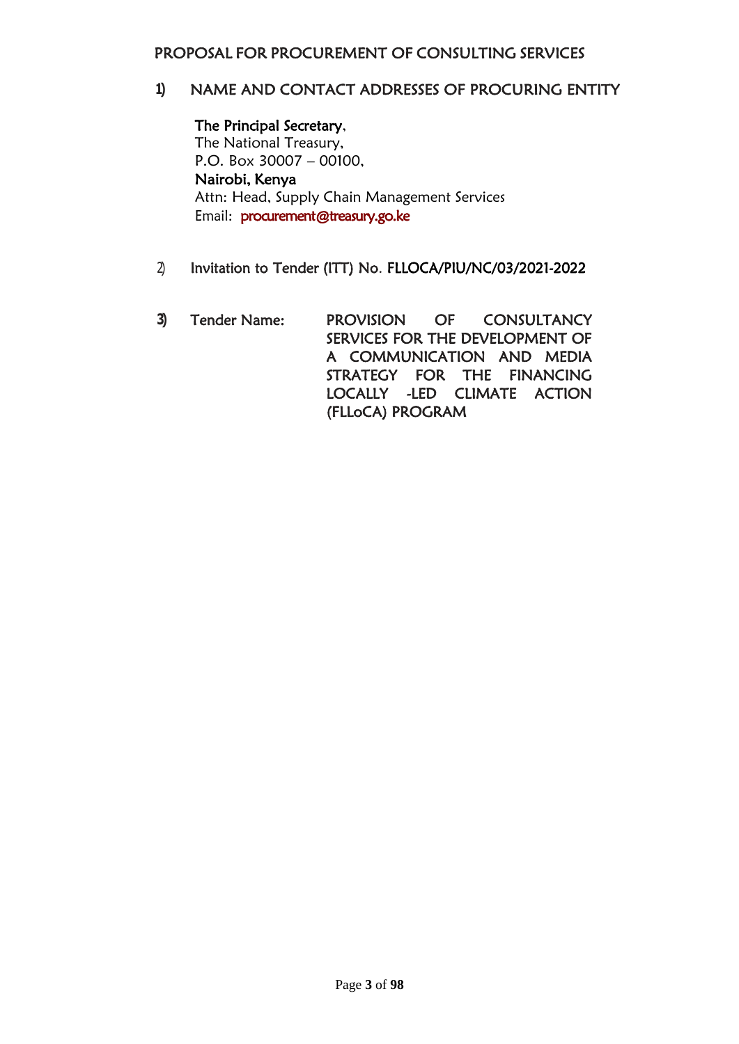## PROPOSAL FOR PROCUREMENT OF CONSULTING SERVICES

### 1) NAME AND CONTACT ADDRESSES OF PROCURING ENTITY

**The Principal Secretary**,
The National Treasury,
P.O. Box 30007 – 00100,
**Nairobi, Kenya**
Attn: Head, Supply Chain Management Services
Email: procurement@treasury.go.ke

2) Invitation to Tender (ITT) No. FLLOCA/PIU/NC/03/2021-2022

3) Tender Name: PROVISION OF CONSULTANCY SERVICES FOR THE DEVELOPMENT OF A COMMUNICATION AND MEDIA STRATEGY FOR THE FINANCING LOCALLY -LED CLIMATE ACTION (FLLoCA) PROGRAM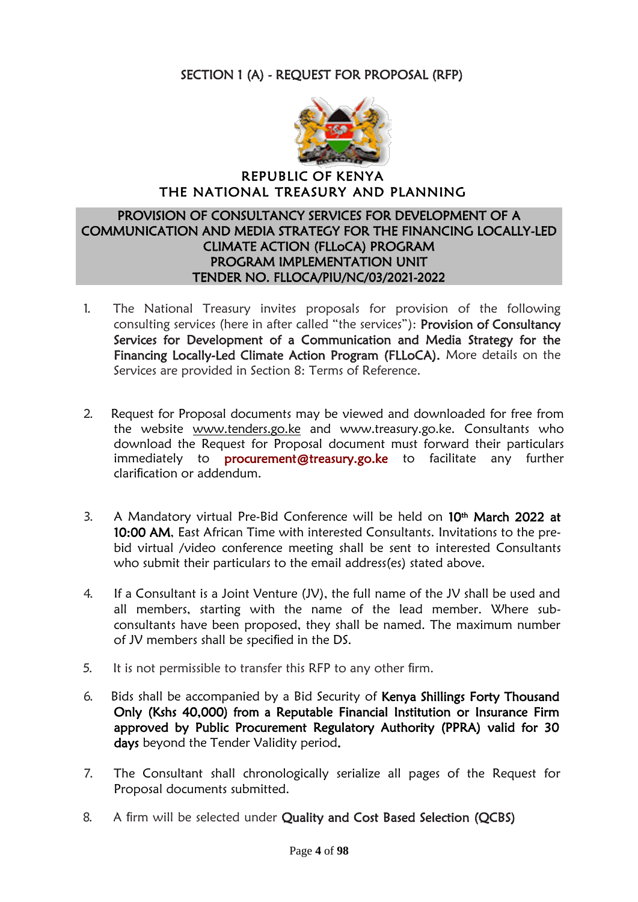## SECTION 1 (A) - REQUEST FOR PROPOSAL (RFP)

**REPUBLIC OF KENYA**
**THE NATIONAL TREASURY AND PLANNING**

**PROVISION OF CONSULTANCY SERVICES FOR DEVELOPMENT OF A COMMUNICATION AND MEDIA STRATEGY FOR THE FINANCING LOCALLY-LED CLIMATE ACTION (FLLoCA) PROGRAM**
**PROGRAM IMPLEMENTATION UNIT**
**TENDER NO. FLLOCA/PIU/NC/03/2021-2022**

1. The National Treasury invites proposals for provision of the following consulting services (here in after called "the services"): **Provision of Consultancy Services for Development of a Communication and Media Strategy for the Financing Locally-Led Climate Action Program (FLLoCA).** More details on the Services are provided in Section 8: Terms of Reference.

2. Request for Proposal documents may be viewed and downloaded for free from the website www.tenders.go.ke and www.treasury.go.ke. Consultants who download the Request for Proposal document must forward their particulars immediately to **procurement@treasury.go.ke** to facilitate any further clarification or addendum.

3. A Mandatory virtual Pre-Bid Conference will be held on **10th March 2022 at 10:00 AM**, East African Time with interested Consultants. Invitations to the pre-bid virtual /video conference meeting shall be sent to interested Consultants who submit their particulars to the email address(es) stated above.

4. If a Consultant is a Joint Venture (JV), the full name of the JV shall be used and all members, starting with the name of the lead member. Where sub-consultants have been proposed, they shall be named. The maximum number of JV members shall be specified in the DS.

5. It is not permissible to transfer this RFP to any other firm.

6. Bids shall be accompanied by a Bid Security of **Kenya Shillings Forty Thousand Only (Kshs 40,000) from a Reputable Financial Institution or Insurance Firm approved by Public Procurement Regulatory Authority (PPRA) valid for 30 days** beyond the Tender Validity period.

7. The Consultant shall chronologically serialize all pages of the Request for Proposal documents submitted.

8. A firm will be selected under **Quality and Cost Based Selection (QCBS)**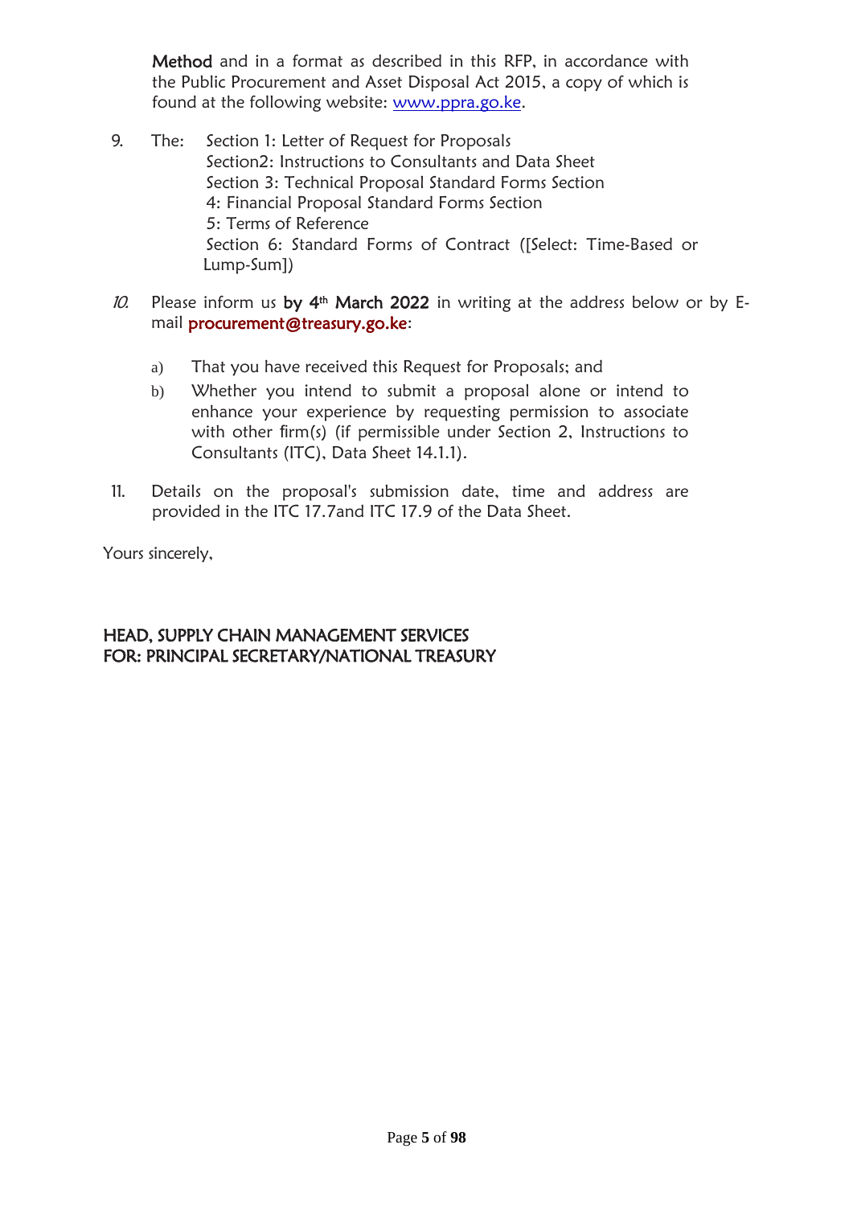**Method** and in a format as described in this RFP, in accordance with the Public Procurement and Asset Disposal Act 2015, a copy of which is found at the following website: www.ppra.go.ke.

9. The: Section 1: Letter of Request for Proposals
   Section2: Instructions to Consultants and Data Sheet
   Section 3: Technical Proposal Standard Forms Section
   4: Financial Proposal Standard Forms Section
   5: Terms of Reference
   Section 6: Standard Forms of Contract ([Select: Time-Based or Lump-Sum])

10. Please inform us **by 4th March 2022** in writing at the address below or by E-mail **procurement@treasury.go.ke**:

    a) That you have received this Request for Proposals; and
    b) Whether you intend to submit a proposal alone or intend to enhance your experience by requesting permission to associate with other firm(s) (if permissible under Section 2, Instructions to Consultants (ITC), Data Sheet 14.1.1).

11. Details on the proposal's submission date, time and address are provided in the ITC 17.7and ITC 17.9 of the Data Sheet.

Yours sincerely,

HEAD, SUPPLY CHAIN MANAGEMENT SERVICES
FOR: PRINCIPAL SECRETARY/NATIONAL TREASURY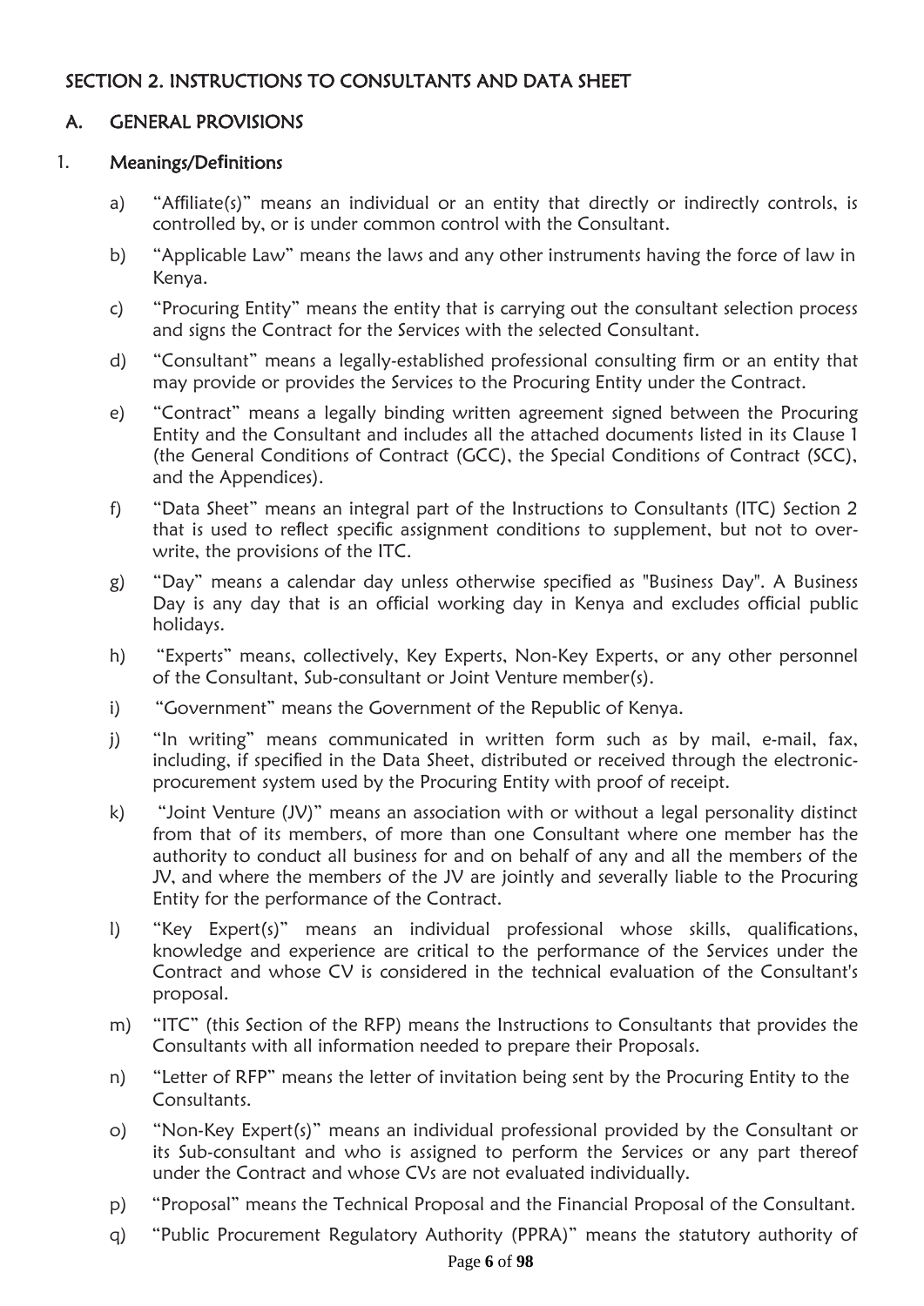## SECTION 2. INSTRUCTIONS TO CONSULTANTS AND DATA SHEET

### A. GENERAL PROVISIONS

#### 1. Meanings/Definitions

a) "Affiliate(s)" means an individual or an entity that directly or indirectly controls, is controlled by, or is under common control with the Consultant.

b) "Applicable Law" means the laws and any other instruments having the force of law in Kenya.

c) "Procuring Entity" means the entity that is carrying out the consultant selection process and signs the Contract for the Services with the selected Consultant.

d) "Consultant" means a legally-established professional consulting firm or an entity that may provide or provides the Services to the Procuring Entity under the Contract.

e) "Contract" means a legally binding written agreement signed between the Procuring Entity and the Consultant and includes all the attached documents listed in its Clause 1 (the General Conditions of Contract (GCC), the Special Conditions of Contract (SCC), and the Appendices).

f) "Data Sheet" means an integral part of the Instructions to Consultants (ITC) Section 2 that is used to reflect specific assignment conditions to supplement, but not to over-write, the provisions of the ITC.

g) "Day" means a calendar day unless otherwise specified as "Business Day". A Business Day is any day that is an official working day in Kenya and excludes official public holidays.

h) "Experts" means, collectively, Key Experts, Non-Key Experts, or any other personnel of the Consultant, Sub-consultant or Joint Venture member(s).

i) "Government" means the Government of the Republic of Kenya.

j) "In writing" means communicated in written form such as by mail, e-mail, fax, including, if specified in the Data Sheet, distributed or received through the electronic-procurement system used by the Procuring Entity with proof of receipt.

k) "Joint Venture (JV)" means an association with or without a legal personality distinct from that of its members, of more than one Consultant where one member has the authority to conduct all business for and on behalf of any and all the members of the JV, and where the members of the JV are jointly and severally liable to the Procuring Entity for the performance of the Contract.

l) "Key Expert(s)" means an individual professional whose skills, qualifications, knowledge and experience are critical to the performance of the Services under the Contract and whose CV is considered in the technical evaluation of the Consultant's proposal.

m) "ITC" (this Section of the RFP) means the Instructions to Consultants that provides the Consultants with all information needed to prepare their Proposals.

n) "Letter of RFP" means the letter of invitation being sent by the Procuring Entity to the Consultants.

o) "Non-Key Expert(s)" means an individual professional provided by the Consultant or its Sub-consultant and who is assigned to perform the Services or any part thereof under the Contract and whose CVs are not evaluated individually.

p) "Proposal" means the Technical Proposal and the Financial Proposal of the Consultant.

q) "Public Procurement Regulatory Authority (PPRA)" means the statutory authority of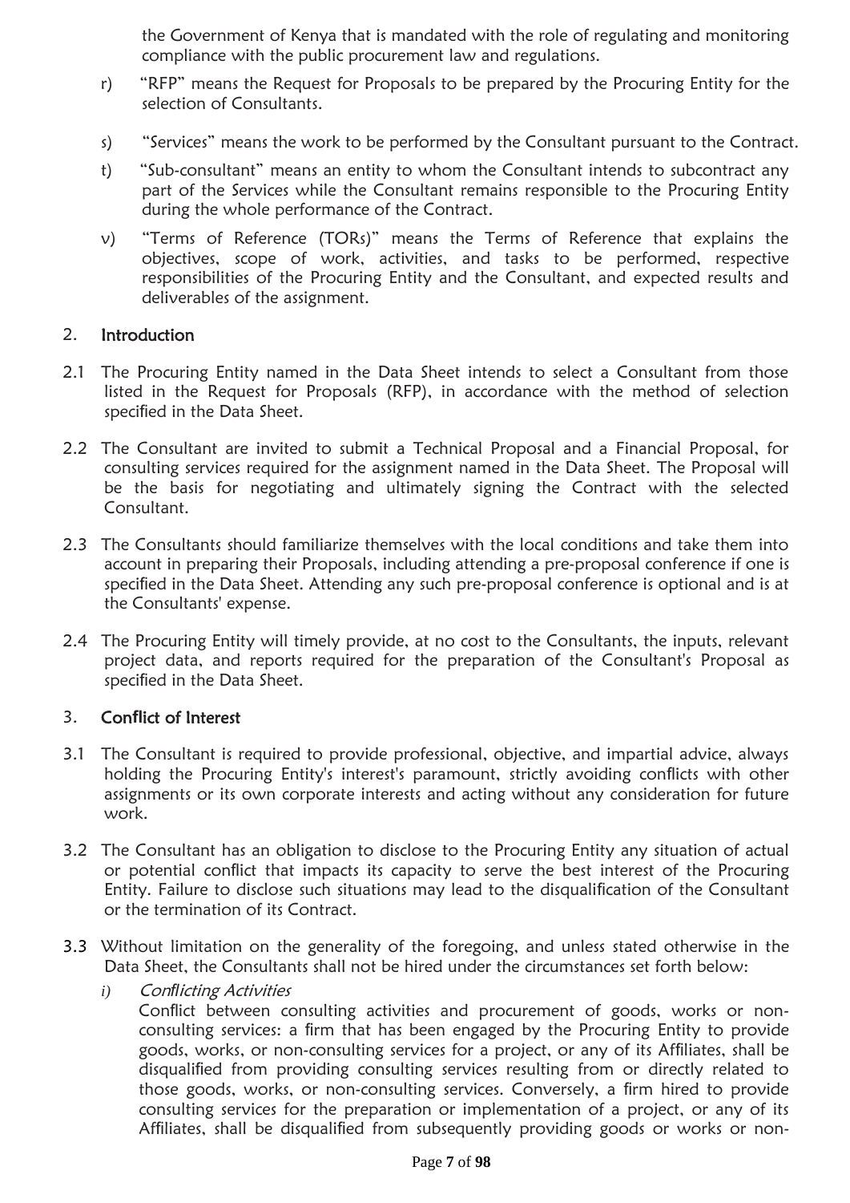the Government of Kenya that is mandated with the role of regulating and monitoring compliance with the public procurement law and regulations.

r) "RFP" means the Request for Proposals to be prepared by the Procuring Entity for the selection of Consultants.

s) "Services" means the work to be performed by the Consultant pursuant to the Contract.

t) "Sub-consultant" means an entity to whom the Consultant intends to subcontract any part of the Services while the Consultant remains responsible to the Procuring Entity during the whole performance of the Contract.

v) "Terms of Reference (TORs)" means the Terms of Reference that explains the objectives, scope of work, activities, and tasks to be performed, respective responsibilities of the Procuring Entity and the Consultant, and expected results and deliverables of the assignment.

## 2. Introduction

2.1 The Procuring Entity named in the Data Sheet intends to select a Consultant from those listed in the Request for Proposals (RFP), in accordance with the method of selection specified in the Data Sheet.

2.2 The Consultant are invited to submit a Technical Proposal and a Financial Proposal, for consulting services required for the assignment named in the Data Sheet. The Proposal will be the basis for negotiating and ultimately signing the Contract with the selected Consultant.

2.3 The Consultants should familiarize themselves with the local conditions and take them into account in preparing their Proposals, including attending a pre-proposal conference if one is specified in the Data Sheet. Attending any such pre-proposal conference is optional and is at the Consultants' expense.

2.4 The Procuring Entity will timely provide, at no cost to the Consultants, the inputs, relevant project data, and reports required for the preparation of the Consultant's Proposal as specified in the Data Sheet.

## 3. Conflict of Interest

3.1 The Consultant is required to provide professional, objective, and impartial advice, always holding the Procuring Entity's interest's paramount, strictly avoiding conflicts with other assignments or its own corporate interests and acting without any consideration for future work.

3.2 The Consultant has an obligation to disclose to the Procuring Entity any situation of actual or potential conflict that impacts its capacity to serve the best interest of the Procuring Entity. Failure to disclose such situations may lead to the disqualification of the Consultant or the termination of its Contract.

3.3 Without limitation on the generality of the foregoing, and unless stated otherwise in the Data Sheet, the Consultants shall not be hired under the circumstances set forth below:

*i) Conflicting Activities*

Conflict between consulting activities and procurement of goods, works or non-consulting services: a firm that has been engaged by the Procuring Entity to provide goods, works, or non-consulting services for a project, or any of its Affiliates, shall be disqualified from providing consulting services resulting from or directly related to those goods, works, or non-consulting services. Conversely, a firm hired to provide consulting services for the preparation or implementation of a project, or any of its Affiliates, shall be disqualified from subsequently providing goods or works or non-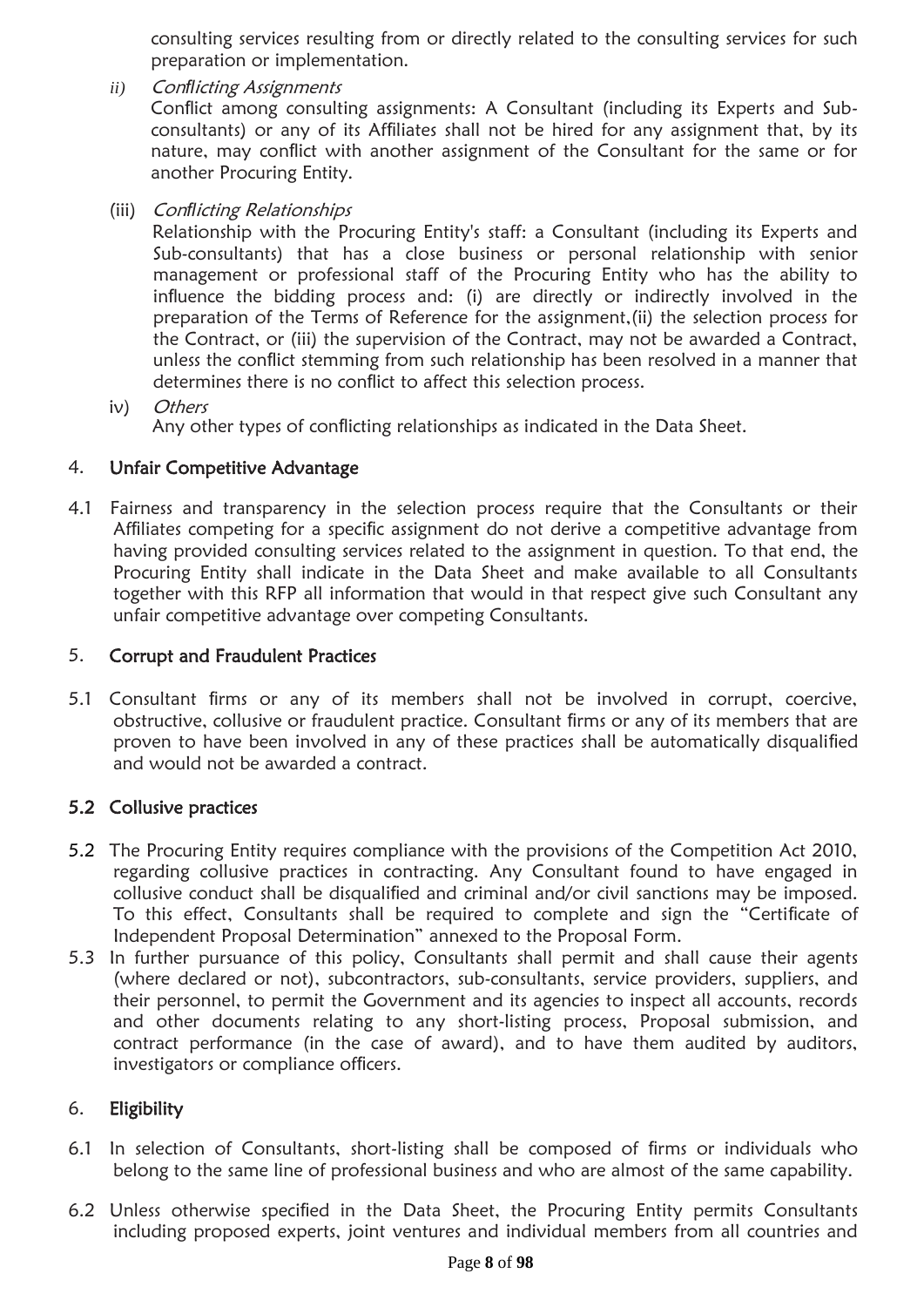consulting services resulting from or directly related to the consulting services for such preparation or implementation.

*ii) Conflicting Assignments*

Conflict among consulting assignments: A Consultant (including its Experts and Sub-consultants) or any of its Affiliates shall not be hired for any assignment that, by its nature, may conflict with another assignment of the Consultant for the same or for another Procuring Entity.

(iii) *Conflicting Relationships*

Relationship with the Procuring Entity's staff: a Consultant (including its Experts and Sub-consultants) that has a close business or personal relationship with senior management or professional staff of the Procuring Entity who has the ability to influence the bidding process and: (i) are directly or indirectly involved in the preparation of the Terms of Reference for the assignment,(ii) the selection process for the Contract, or (iii) the supervision of the Contract, may not be awarded a Contract, unless the conflict stemming from such relationship has been resolved in a manner that determines there is no conflict to affect this selection process.

iv) *Others*

Any other types of conflicting relationships as indicated in the Data Sheet.

## 4. Unfair Competitive Advantage

4.1 Fairness and transparency in the selection process require that the Consultants or their Affiliates competing for a specific assignment do not derive a competitive advantage from having provided consulting services related to the assignment in question. To that end, the Procuring Entity shall indicate in the Data Sheet and make available to all Consultants together with this RFP all information that would in that respect give such Consultant any unfair competitive advantage over competing Consultants.

## 5. Corrupt and Fraudulent Practices

5.1 Consultant firms or any of its members shall not be involved in corrupt, coercive, obstructive, collusive or fraudulent practice. Consultant firms or any of its members that are proven to have been involved in any of these practices shall be automatically disqualified and would not be awarded a contract.

### 5.2 Collusive practices

5.2 The Procuring Entity requires compliance with the provisions of the Competition Act 2010, regarding collusive practices in contracting. Any Consultant found to have engaged in collusive conduct shall be disqualified and criminal and/or civil sanctions may be imposed. To this effect, Consultants shall be required to complete and sign the "Certificate of Independent Proposal Determination" annexed to the Proposal Form.

5.3 In further pursuance of this policy, Consultants shall permit and shall cause their agents (where declared or not), subcontractors, sub-consultants, service providers, suppliers, and their personnel, to permit the Government and its agencies to inspect all accounts, records and other documents relating to any short-listing process, Proposal submission, and contract performance (in the case of award), and to have them audited by auditors, investigators or compliance officers.

## 6. Eligibility

6.1 In selection of Consultants, short-listing shall be composed of firms or individuals who belong to the same line of professional business and who are almost of the same capability.

6.2 Unless otherwise specified in the Data Sheet, the Procuring Entity permits Consultants including proposed experts, joint ventures and individual members from all countries and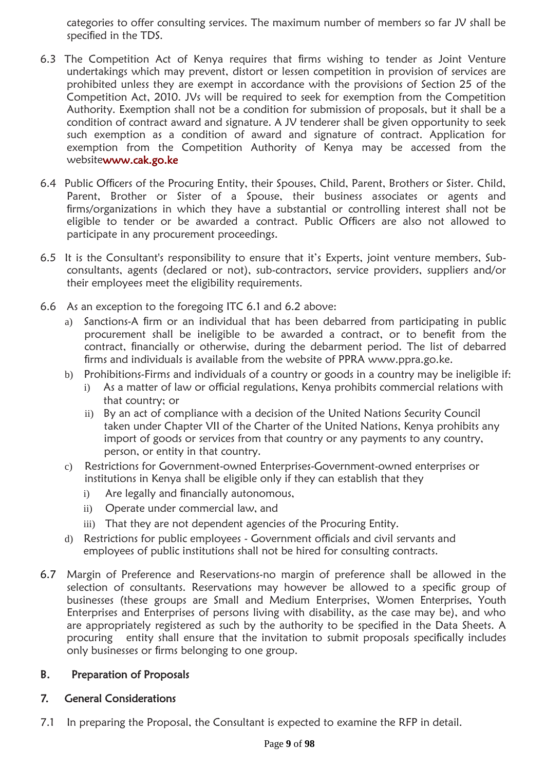categories to offer consulting services. The maximum number of members so far JV shall be specified in the TDS.

6.3 The Competition Act of Kenya requires that firms wishing to tender as Joint Venture undertakings which may prevent, distort or lessen competition in provision of services are prohibited unless they are exempt in accordance with the provisions of Section 25 of the Competition Act, 2010. JVs will be required to seek for exemption from the Competition Authority. Exemption shall not be a condition for submission of proposals, but it shall be a condition of contract award and signature. A JV tenderer shall be given opportunity to seek such exemption as a condition of award and signature of contract. Application for exemption from the Competition Authority of Kenya may be accessed from the websitewww.cak.go.ke

6.4 Public Officers of the Procuring Entity, their Spouses, Child, Parent, Brothers or Sister. Child, Parent, Brother or Sister of a Spouse, their business associates or agents and firms/organizations in which they have a substantial or controlling interest shall not be eligible to tender or be awarded a contract. Public Officers are also not allowed to participate in any procurement proceedings.

6.5 It is the Consultant's responsibility to ensure that it's Experts, joint venture members, Sub-consultants, agents (declared or not), sub-contractors, service providers, suppliers and/or their employees meet the eligibility requirements.

6.6 As an exception to the foregoing ITC 6.1 and 6.2 above:

a) Sanctions-A firm or an individual that has been debarred from participating in public procurement shall be ineligible to be awarded a contract, or to benefit from the contract, financially or otherwise, during the debarment period. The list of debarred firms and individuals is available from the website of PPRA www.ppra.go.ke.
b) Prohibitions-Firms and individuals of a country or goods in a country may be ineligible if:
   i) As a matter of law or official regulations, Kenya prohibits commercial relations with that country; or
   ii) By an act of compliance with a decision of the United Nations Security Council taken under Chapter VII of the Charter of the United Nations, Kenya prohibits any import of goods or services from that country or any payments to any country, person, or entity in that country.
c) Restrictions for Government-owned Enterprises-Government-owned enterprises or institutions in Kenya shall be eligible only if they can establish that they
   i) Are legally and financially autonomous,
   ii) Operate under commercial law, and
   iii) That they are not dependent agencies of the Procuring Entity.
d) Restrictions for public employees - Government officials and civil servants and employees of public institutions shall not be hired for consulting contracts.

6.7 Margin of Preference and Reservations-no margin of preference shall be allowed in the selection of consultants. Reservations may however be allowed to a specific group of businesses (these groups are Small and Medium Enterprises, Women Enterprises, Youth Enterprises and Enterprises of persons living with disability, as the case may be), and who are appropriately registered as such by the authority to be specified in the Data Sheets. A procuring entity shall ensure that the invitation to submit proposals specifically includes only businesses or firms belonging to one group.

## B. Preparation of Proposals

## 7. General Considerations

7.1 In preparing the Proposal, the Consultant is expected to examine the RFP in detail.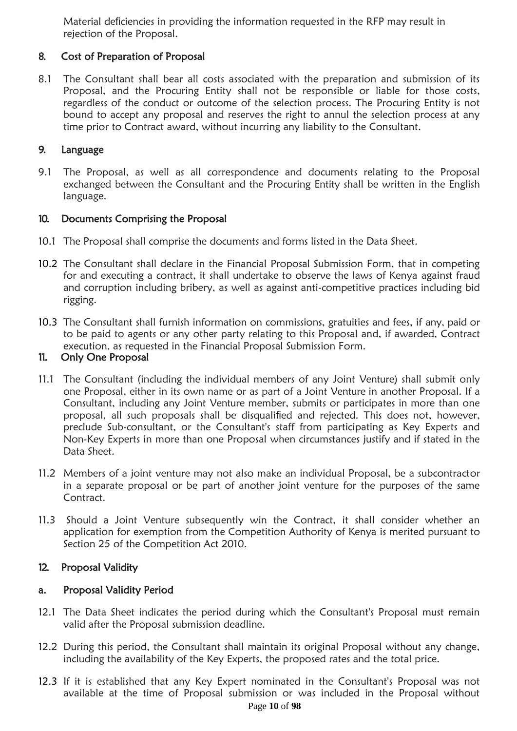Material deficiencies in providing the information requested in the RFP may result in rejection of the Proposal.

## 8. Cost of Preparation of Proposal

8.1 The Consultant shall bear all costs associated with the preparation and submission of its Proposal, and the Procuring Entity shall not be responsible or liable for those costs, regardless of the conduct or outcome of the selection process. The Procuring Entity is not bound to accept any proposal and reserves the right to annul the selection process at any time prior to Contract award, without incurring any liability to the Consultant.

## 9. Language

9.1 The Proposal, as well as all correspondence and documents relating to the Proposal exchanged between the Consultant and the Procuring Entity shall be written in the English language.

## 10. Documents Comprising the Proposal

10.1 The Proposal shall comprise the documents and forms listed in the Data Sheet.

10.2 The Consultant shall declare in the Financial Proposal Submission Form, that in competing for and executing a contract, it shall undertake to observe the laws of Kenya against fraud and corruption including bribery, as well as against anti-competitive practices including bid rigging.

10.3 The Consultant shall furnish information on commissions, gratuities and fees, if any, paid or to be paid to agents or any other party relating to this Proposal and, if awarded, Contract execution, as requested in the Financial Proposal Submission Form.

## 11. Only One Proposal

11.1 The Consultant (including the individual members of any Joint Venture) shall submit only one Proposal, either in its own name or as part of a Joint Venture in another Proposal. If a Consultant, including any Joint Venture member, submits or participates in more than one proposal, all such proposals shall be disqualified and rejected. This does not, however, preclude Sub-consultant, or the Consultant's staff from participating as Key Experts and Non-Key Experts in more than one Proposal when circumstances justify and if stated in the Data Sheet.

11.2 Members of a joint venture may not also make an individual Proposal, be a subcontractor in a separate proposal or be part of another joint venture for the purposes of the same Contract.

11.3 Should a Joint Venture subsequently win the Contract, it shall consider whether an application for exemption from the Competition Authority of Kenya is merited pursuant to Section 25 of the Competition Act 2010.

## 12. Proposal Validity

### a. Proposal Validity Period

12.1 The Data Sheet indicates the period during which the Consultant's Proposal must remain valid after the Proposal submission deadline.

12.2 During this period, the Consultant shall maintain its original Proposal without any change, including the availability of the Key Experts, the proposed rates and the total price.

12.3 If it is established that any Key Expert nominated in the Consultant's Proposal was not available at the time of Proposal submission or was included in the Proposal without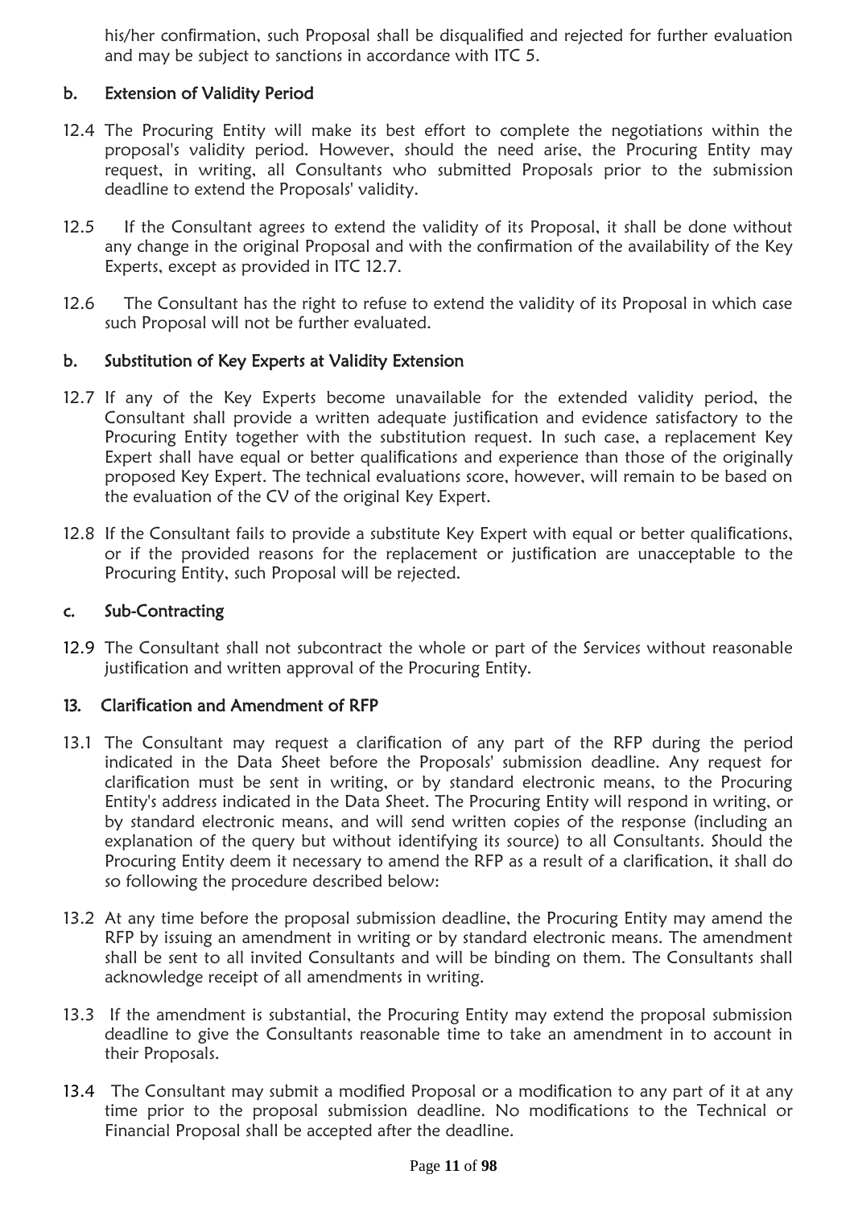his/her confirmation, such Proposal shall be disqualified and rejected for further evaluation and may be subject to sanctions in accordance with ITC 5.

### b. Extension of Validity Period

12.4 The Procuring Entity will make its best effort to complete the negotiations within the proposal's validity period. However, should the need arise, the Procuring Entity may request, in writing, all Consultants who submitted Proposals prior to the submission deadline to extend the Proposals' validity.

12.5 If the Consultant agrees to extend the validity of its Proposal, it shall be done without any change in the original Proposal and with the confirmation of the availability of the Key Experts, except as provided in ITC 12.7.

12.6 The Consultant has the right to refuse to extend the validity of its Proposal in which case such Proposal will not be further evaluated.

### b. Substitution of Key Experts at Validity Extension

12.7 If any of the Key Experts become unavailable for the extended validity period, the Consultant shall provide a written adequate justification and evidence satisfactory to the Procuring Entity together with the substitution request. In such case, a replacement Key Expert shall have equal or better qualifications and experience than those of the originally proposed Key Expert. The technical evaluations score, however, will remain to be based on the evaluation of the CV of the original Key Expert.

12.8 If the Consultant fails to provide a substitute Key Expert with equal or better qualifications, or if the provided reasons for the replacement or justification are unacceptable to the Procuring Entity, such Proposal will be rejected.

### c. Sub-Contracting

12.9 The Consultant shall not subcontract the whole or part of the Services without reasonable justification and written approval of the Procuring Entity.

## 13. Clarification and Amendment of RFP

13.1 The Consultant may request a clarification of any part of the RFP during the period indicated in the Data Sheet before the Proposals' submission deadline. Any request for clarification must be sent in writing, or by standard electronic means, to the Procuring Entity's address indicated in the Data Sheet. The Procuring Entity will respond in writing, or by standard electronic means, and will send written copies of the response (including an explanation of the query but without identifying its source) to all Consultants. Should the Procuring Entity deem it necessary to amend the RFP as a result of a clarification, it shall do so following the procedure described below:

13.2 At any time before the proposal submission deadline, the Procuring Entity may amend the RFP by issuing an amendment in writing or by standard electronic means. The amendment shall be sent to all invited Consultants and will be binding on them. The Consultants shall acknowledge receipt of all amendments in writing.

13.3 If the amendment is substantial, the Procuring Entity may extend the proposal submission deadline to give the Consultants reasonable time to take an amendment in to account in their Proposals.

13.4 The Consultant may submit a modified Proposal or a modification to any part of it at any time prior to the proposal submission deadline. No modifications to the Technical or Financial Proposal shall be accepted after the deadline.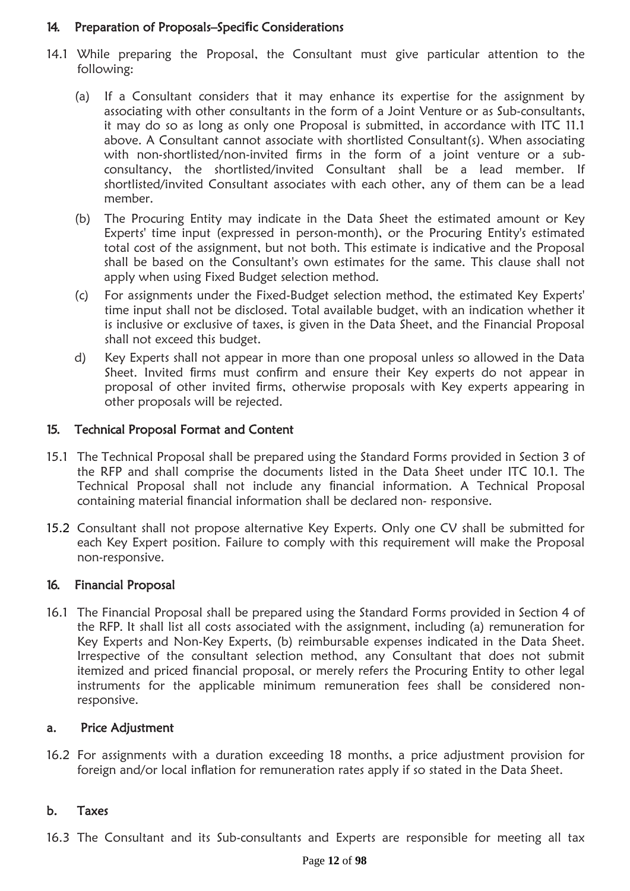## 14. Preparation of Proposals–Specific Considerations

14.1 While preparing the Proposal, the Consultant must give particular attention to the following:

(a) If a Consultant considers that it may enhance its expertise for the assignment by associating with other consultants in the form of a Joint Venture or as Sub-consultants, it may do so as long as only one Proposal is submitted, in accordance with ITC 11.1 above. A Consultant cannot associate with shortlisted Consultant(s). When associating with non-shortlisted/non-invited firms in the form of a joint venture or a sub-consultancy, the shortlisted/invited Consultant shall be a lead member. If shortlisted/invited Consultant associates with each other, any of them can be a lead member.

(b) The Procuring Entity may indicate in the Data Sheet the estimated amount or Key Experts' time input (expressed in person-month), or the Procuring Entity's estimated total cost of the assignment, but not both. This estimate is indicative and the Proposal shall be based on the Consultant's own estimates for the same. This clause shall not apply when using Fixed Budget selection method.

(c) For assignments under the Fixed-Budget selection method, the estimated Key Experts' time input shall not be disclosed. Total available budget, with an indication whether it is inclusive or exclusive of taxes, is given in the Data Sheet, and the Financial Proposal shall not exceed this budget.

d) Key Experts shall not appear in more than one proposal unless so allowed in the Data Sheet. Invited firms must confirm and ensure their Key experts do not appear in proposal of other invited firms, otherwise proposals with Key experts appearing in other proposals will be rejected.

## 15. Technical Proposal Format and Content

15.1 The Technical Proposal shall be prepared using the Standard Forms provided in Section 3 of the RFP and shall comprise the documents listed in the Data Sheet under ITC 10.1. The Technical Proposal shall not include any financial information. A Technical Proposal containing material financial information shall be declared non- responsive.

15.2 Consultant shall not propose alternative Key Experts. Only one CV shall be submitted for each Key Expert position. Failure to comply with this requirement will make the Proposal non-responsive.

## 16. Financial Proposal

16.1 The Financial Proposal shall be prepared using the Standard Forms provided in Section 4 of the RFP. It shall list all costs associated with the assignment, including (a) remuneration for Key Experts and Non-Key Experts, (b) reimbursable expenses indicated in the Data Sheet. Irrespective of the consultant selection method, any Consultant that does not submit itemized and priced financial proposal, or merely refers the Procuring Entity to other legal instruments for the applicable minimum remuneration fees shall be considered non-responsive.

### a. Price Adjustment

16.2 For assignments with a duration exceeding 18 months, a price adjustment provision for foreign and/or local inflation for remuneration rates apply if so stated in the Data Sheet.

### b. Taxes

16.3 The Consultant and its Sub-consultants and Experts are responsible for meeting all tax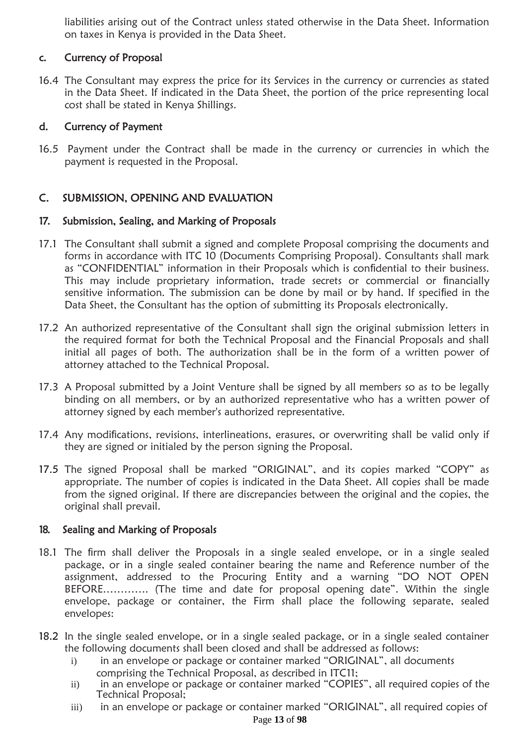liabilities arising out of the Contract unless stated otherwise in the Data Sheet. Information on taxes in Kenya is provided in the Data Sheet.

### c. Currency of Proposal

16.4 The Consultant may express the price for its Services in the currency or currencies as stated in the Data Sheet. If indicated in the Data Sheet, the portion of the price representing local cost shall be stated in Kenya Shillings.

### d. Currency of Payment

16.5 Payment under the Contract shall be made in the currency or currencies in which the payment is requested in the Proposal.

## C. SUBMISSION, OPENING AND EVALUATION

### 17. Submission, Sealing, and Marking of Proposals

17.1 The Consultant shall submit a signed and complete Proposal comprising the documents and forms in accordance with ITC 10 (Documents Comprising Proposal). Consultants shall mark as "CONFIDENTIAL" information in their Proposals which is confidential to their business. This may include proprietary information, trade secrets or commercial or financially sensitive information. The submission can be done by mail or by hand. If specified in the Data Sheet, the Consultant has the option of submitting its Proposals electronically.

17.2 An authorized representative of the Consultant shall sign the original submission letters in the required format for both the Technical Proposal and the Financial Proposals and shall initial all pages of both. The authorization shall be in the form of a written power of attorney attached to the Technical Proposal.

17.3 A Proposal submitted by a Joint Venture shall be signed by all members so as to be legally binding on all members, or by an authorized representative who has a written power of attorney signed by each member's authorized representative.

17.4 Any modifications, revisions, interlineations, erasures, or overwriting shall be valid only if they are signed or initialed by the person signing the Proposal.

17.5 The signed Proposal shall be marked "ORIGINAL", and its copies marked "COPY" as appropriate. The number of copies is indicated in the Data Sheet. All copies shall be made from the signed original. If there are discrepancies between the original and the copies, the original shall prevail.

### 18. Sealing and Marking of Proposals

18.1 The firm shall deliver the Proposals in a single sealed envelope, or in a single sealed package, or in a single sealed container bearing the name and Reference number of the assignment, addressed to the Procuring Entity and a warning "DO NOT OPEN BEFORE…………. (The time and date for proposal opening date". Within the single envelope, package or container, the Firm shall place the following separate, sealed envelopes:

18.2 In the single sealed envelope, or in a single sealed package, or in a single sealed container the following documents shall been closed and shall be addressed as follows:

i) in an envelope or package or container marked "ORIGINAL", all documents comprising the Technical Proposal, as described in ITC11;
ii) in an envelope or package or container marked "COPIES", all required copies of the Technical Proposal;
iii) in an envelope or package or container marked "ORIGINAL", all required copies of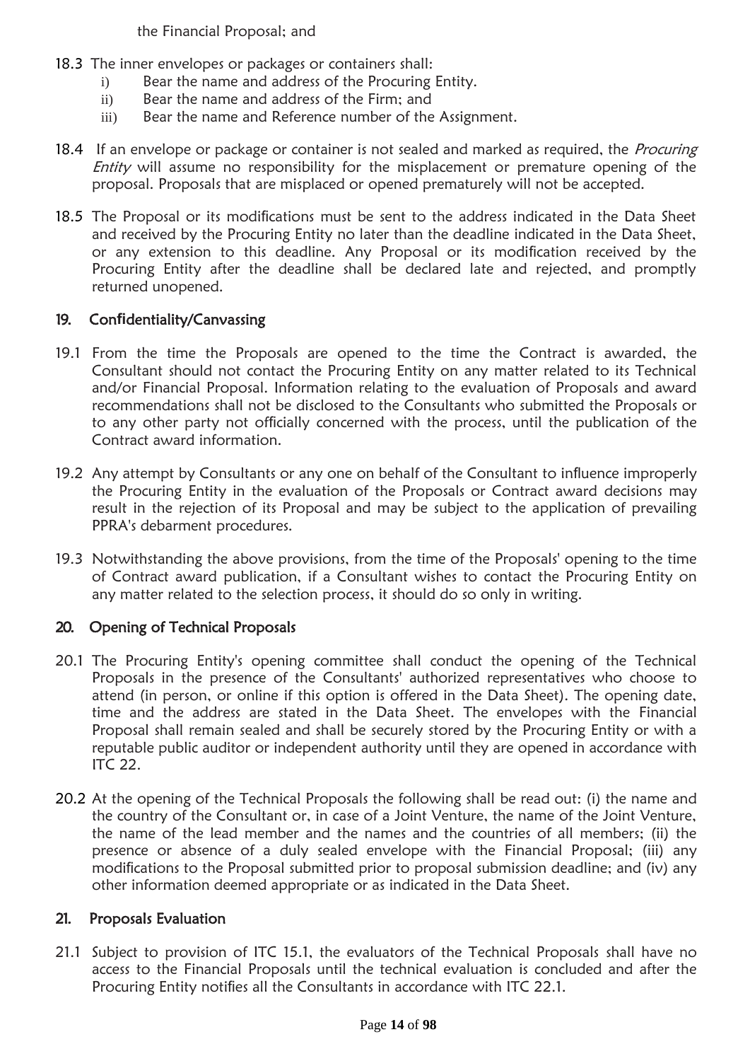the Financial Proposal; and

18.3 The inner envelopes or packages or containers shall:

i) Bear the name and address of the Procuring Entity.
ii) Bear the name and address of the Firm; and
iii) Bear the name and Reference number of the Assignment.

18.4 If an envelope or package or container is not sealed and marked as required, the *Procuring Entity* will assume no responsibility for the misplacement or premature opening of the proposal. Proposals that are misplaced or opened prematurely will not be accepted.

18.5 The Proposal or its modifications must be sent to the address indicated in the Data Sheet and received by the Procuring Entity no later than the deadline indicated in the Data Sheet, or any extension to this deadline. Any Proposal or its modification received by the Procuring Entity after the deadline shall be declared late and rejected, and promptly returned unopened.

## 19. Confidentiality/Canvassing

19.1 From the time the Proposals are opened to the time the Contract is awarded, the Consultant should not contact the Procuring Entity on any matter related to its Technical and/or Financial Proposal. Information relating to the evaluation of Proposals and award recommendations shall not be disclosed to the Consultants who submitted the Proposals or to any other party not officially concerned with the process, until the publication of the Contract award information.

19.2 Any attempt by Consultants or any one on behalf of the Consultant to influence improperly the Procuring Entity in the evaluation of the Proposals or Contract award decisions may result in the rejection of its Proposal and may be subject to the application of prevailing PPRA's debarment procedures.

19.3 Notwithstanding the above provisions, from the time of the Proposals' opening to the time of Contract award publication, if a Consultant wishes to contact the Procuring Entity on any matter related to the selection process, it should do so only in writing.

## 20. Opening of Technical Proposals

20.1 The Procuring Entity's opening committee shall conduct the opening of the Technical Proposals in the presence of the Consultants' authorized representatives who choose to attend (in person, or online if this option is offered in the Data Sheet). The opening date, time and the address are stated in the Data Sheet. The envelopes with the Financial Proposal shall remain sealed and shall be securely stored by the Procuring Entity or with a reputable public auditor or independent authority until they are opened in accordance with ITC 22.

20.2 At the opening of the Technical Proposals the following shall be read out: (i) the name and the country of the Consultant or, in case of a Joint Venture, the name of the Joint Venture, the name of the lead member and the names and the countries of all members; (ii) the presence or absence of a duly sealed envelope with the Financial Proposal; (iii) any modifications to the Proposal submitted prior to proposal submission deadline; and (iv) any other information deemed appropriate or as indicated in the Data Sheet.

## 21. Proposals Evaluation

21.1 Subject to provision of ITC 15.1, the evaluators of the Technical Proposals shall have no access to the Financial Proposals until the technical evaluation is concluded and after the Procuring Entity notifies all the Consultants in accordance with ITC 22.1.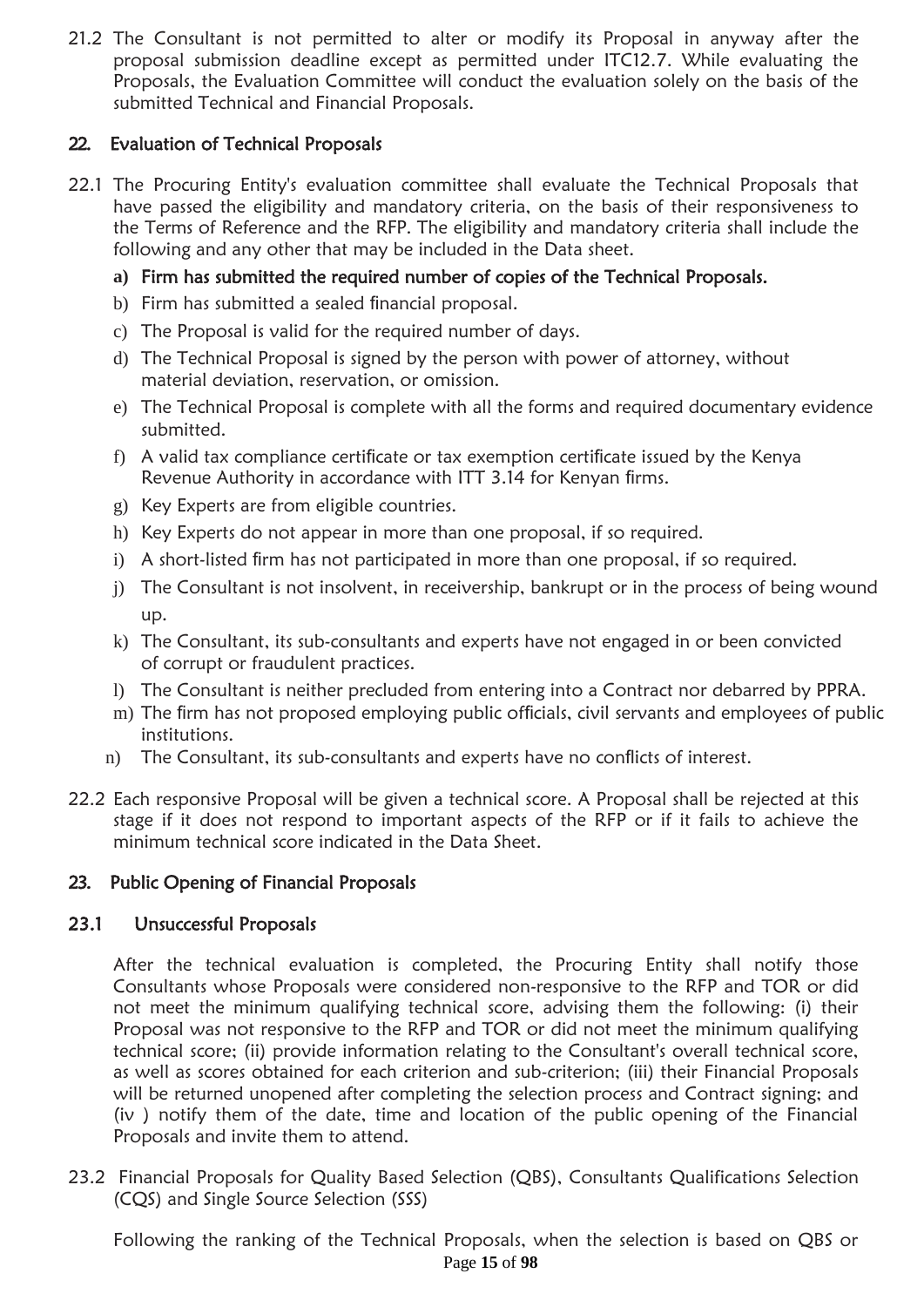21.2 The Consultant is not permitted to alter or modify its Proposal in anyway after the proposal submission deadline except as permitted under ITC12.7. While evaluating the Proposals, the Evaluation Committee will conduct the evaluation solely on the basis of the submitted Technical and Financial Proposals.

## 22. Evaluation of Technical Proposals

22.1 The Procuring Entity's evaluation committee shall evaluate the Technical Proposals that have passed the eligibility and mandatory criteria, on the basis of their responsiveness to the Terms of Reference and the RFP. The eligibility and mandatory criteria shall include the following and any other that may be included in the Data sheet.

**a) Firm has submitted the required number of copies of the Technical Proposals.**

b) Firm has submitted a sealed financial proposal.

c) The Proposal is valid for the required number of days.

d) The Technical Proposal is signed by the person with power of attorney, without material deviation, reservation, or omission.

e) The Technical Proposal is complete with all the forms and required documentary evidence submitted.

f) A valid tax compliance certificate or tax exemption certificate issued by the Kenya Revenue Authority in accordance with ITT 3.14 for Kenyan firms.

g) Key Experts are from eligible countries.

h) Key Experts do not appear in more than one proposal, if so required.

i) A short-listed firm has not participated in more than one proposal, if so required.

j) The Consultant is not insolvent, in receivership, bankrupt or in the process of being wound up.

k) The Consultant, its sub-consultants and experts have not engaged in or been convicted of corrupt or fraudulent practices.

l) The Consultant is neither precluded from entering into a Contract nor debarred by PPRA.

m) The firm has not proposed employing public officials, civil servants and employees of public institutions.

n) The Consultant, its sub-consultants and experts have no conflicts of interest.

22.2 Each responsive Proposal will be given a technical score. A Proposal shall be rejected at this stage if it does not respond to important aspects of the RFP or if it fails to achieve the minimum technical score indicated in the Data Sheet.

## 23. Public Opening of Financial Proposals

### 23.1 Unsuccessful Proposals

After the technical evaluation is completed, the Procuring Entity shall notify those Consultants whose Proposals were considered non-responsive to the RFP and TOR or did not meet the minimum qualifying technical score, advising them the following: (i) their Proposal was not responsive to the RFP and TOR or did not meet the minimum qualifying technical score; (ii) provide information relating to the Consultant's overall technical score, as well as scores obtained for each criterion and sub-criterion; (iii) their Financial Proposals will be returned unopened after completing the selection process and Contract signing; and (iv ) notify them of the date, time and location of the public opening of the Financial Proposals and invite them to attend.

23.2 Financial Proposals for Quality Based Selection (QBS), Consultants Qualifications Selection (CQS) and Single Source Selection (SSS)

Following the ranking of the Technical Proposals, when the selection is based on QBS or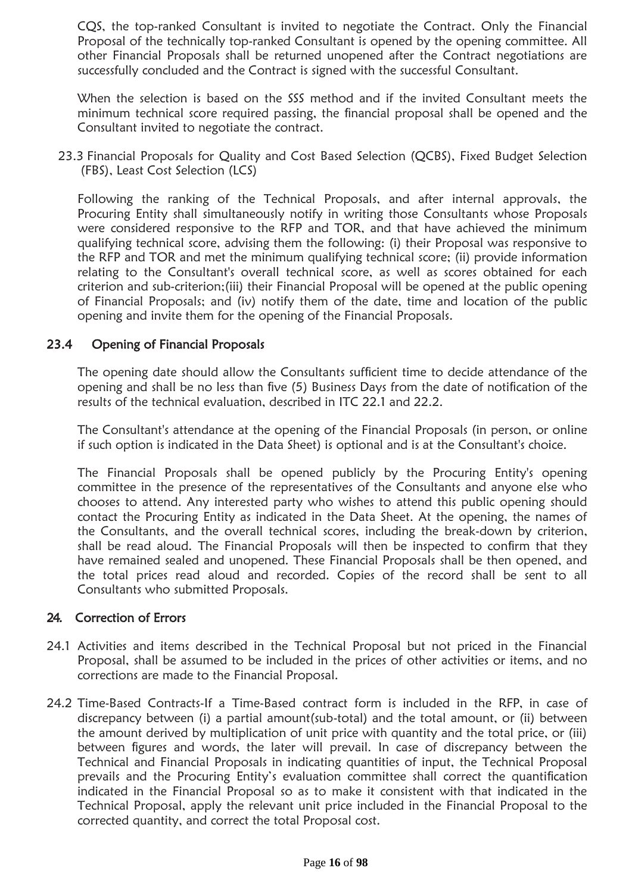CQS, the top-ranked Consultant is invited to negotiate the Contract. Only the Financial Proposal of the technically top-ranked Consultant is opened by the opening committee. All other Financial Proposals shall be returned unopened after the Contract negotiations are successfully concluded and the Contract is signed with the successful Consultant.

When the selection is based on the SSS method and if the invited Consultant meets the minimum technical score required passing, the financial proposal shall be opened and the Consultant invited to negotiate the contract.

23.3 Financial Proposals for Quality and Cost Based Selection (QCBS), Fixed Budget Selection (FBS), Least Cost Selection (LCS)

Following the ranking of the Technical Proposals, and after internal approvals, the Procuring Entity shall simultaneously notify in writing those Consultants whose Proposals were considered responsive to the RFP and TOR, and that have achieved the minimum qualifying technical score, advising them the following: (i) their Proposal was responsive to the RFP and TOR and met the minimum qualifying technical score; (ii) provide information relating to the Consultant's overall technical score, as well as scores obtained for each criterion and sub-criterion;(iii) their Financial Proposal will be opened at the public opening of Financial Proposals; and (iv) notify them of the date, time and location of the public opening and invite them for the opening of the Financial Proposals.

## 23.4 Opening of Financial Proposals

The opening date should allow the Consultants sufficient time to decide attendance of the opening and shall be no less than five (5) Business Days from the date of notification of the results of the technical evaluation, described in ITC 22.1 and 22.2.

The Consultant's attendance at the opening of the Financial Proposals (in person, or online if such option is indicated in the Data Sheet) is optional and is at the Consultant's choice.

The Financial Proposals shall be opened publicly by the Procuring Entity's opening committee in the presence of the representatives of the Consultants and anyone else who chooses to attend. Any interested party who wishes to attend this public opening should contact the Procuring Entity as indicated in the Data Sheet. At the opening, the names of the Consultants, and the overall technical scores, including the break-down by criterion, shall be read aloud. The Financial Proposals will then be inspected to confirm that they have remained sealed and unopened. These Financial Proposals shall be then opened, and the total prices read aloud and recorded. Copies of the record shall be sent to all Consultants who submitted Proposals.

## 24. Correction of Errors

24.1 Activities and items described in the Technical Proposal but not priced in the Financial Proposal, shall be assumed to be included in the prices of other activities or items, and no corrections are made to the Financial Proposal.

24.2 Time-Based Contracts-If a Time-Based contract form is included in the RFP, in case of discrepancy between (i) a partial amount(sub-total) and the total amount, or (ii) between the amount derived by multiplication of unit price with quantity and the total price, or (iii) between figures and words, the later will prevail. In case of discrepancy between the Technical and Financial Proposals in indicating quantities of input, the Technical Proposal prevails and the Procuring Entity's evaluation committee shall correct the quantification indicated in the Financial Proposal so as to make it consistent with that indicated in the Technical Proposal, apply the relevant unit price included in the Financial Proposal to the corrected quantity, and correct the total Proposal cost.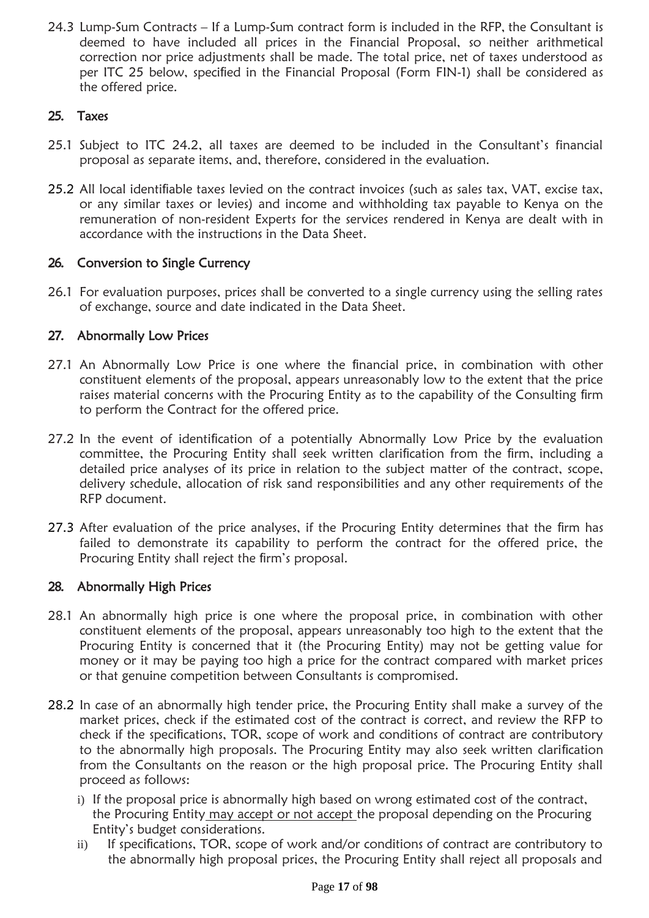24.3 Lump-Sum Contracts – If a Lump-Sum contract form is included in the RFP, the Consultant is deemed to have included all prices in the Financial Proposal, so neither arithmetical correction nor price adjustments shall be made. The total price, net of taxes understood as per ITC 25 below, specified in the Financial Proposal (Form FIN-1) shall be considered as the offered price.

## 25. Taxes

25.1 Subject to ITC 24.2, all taxes are deemed to be included in the Consultant's financial proposal as separate items, and, therefore, considered in the evaluation.

25.2 All local identifiable taxes levied on the contract invoices (such as sales tax, VAT, excise tax, or any similar taxes or levies) and income and withholding tax payable to Kenya on the remuneration of non-resident Experts for the services rendered in Kenya are dealt with in accordance with the instructions in the Data Sheet.

## 26. Conversion to Single Currency

26.1 For evaluation purposes, prices shall be converted to a single currency using the selling rates of exchange, source and date indicated in the Data Sheet.

## 27. Abnormally Low Prices

27.1 An Abnormally Low Price is one where the financial price, in combination with other constituent elements of the proposal, appears unreasonably low to the extent that the price raises material concerns with the Procuring Entity as to the capability of the Consulting firm to perform the Contract for the offered price.

27.2 In the event of identification of a potentially Abnormally Low Price by the evaluation committee, the Procuring Entity shall seek written clarification from the firm, including a detailed price analyses of its price in relation to the subject matter of the contract, scope, delivery schedule, allocation of risk sand responsibilities and any other requirements of the RFP document.

27.3 After evaluation of the price analyses, if the Procuring Entity determines that the firm has failed to demonstrate its capability to perform the contract for the offered price, the Procuring Entity shall reject the firm's proposal.

## 28. Abnormally High Prices

28.1 An abnormally high price is one where the proposal price, in combination with other constituent elements of the proposal, appears unreasonably too high to the extent that the Procuring Entity is concerned that it (the Procuring Entity) may not be getting value for money or it may be paying too high a price for the contract compared with market prices or that genuine competition between Consultants is compromised.

28.2 In case of an abnormally high tender price, the Procuring Entity shall make a survey of the market prices, check if the estimated cost of the contract is correct, and review the RFP to check if the specifications, TOR, scope of work and conditions of contract are contributory to the abnormally high proposals. The Procuring Entity may also seek written clarification from the Consultants on the reason or the high proposal price. The Procuring Entity shall proceed as follows:

i) If the proposal price is abnormally high based on wrong estimated cost of the contract, the Procuring Entity may accept or not accept the proposal depending on the Procuring Entity's budget considerations.

ii) If specifications, TOR, scope of work and/or conditions of contract are contributory to the abnormally high proposal prices, the Procuring Entity shall reject all proposals and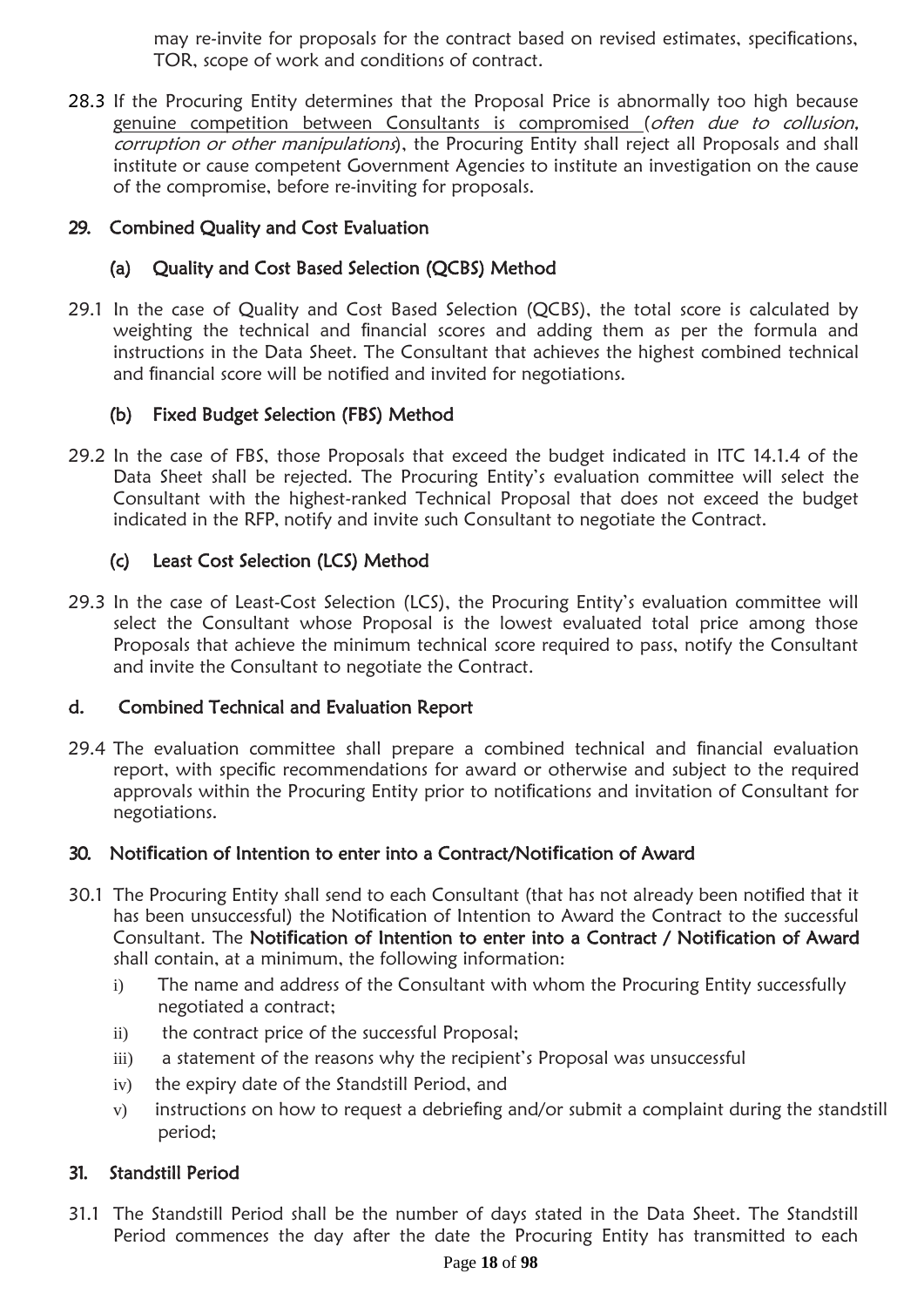may re-invite for proposals for the contract based on revised estimates, specifications, TOR, scope of work and conditions of contract.

28.3 If the Procuring Entity determines that the Proposal Price is abnormally too high because genuine competition between Consultants is compromised (*often due to collusion, corruption or other manipulations*), the Procuring Entity shall reject all Proposals and shall institute or cause competent Government Agencies to institute an investigation on the cause of the compromise, before re-inviting for proposals.

## 29. Combined Quality and Cost Evaluation

### (a) Quality and Cost Based Selection (QCBS) Method

29.1 In the case of Quality and Cost Based Selection (QCBS), the total score is calculated by weighting the technical and financial scores and adding them as per the formula and instructions in the Data Sheet. The Consultant that achieves the highest combined technical and financial score will be notified and invited for negotiations.

### (b) Fixed Budget Selection (FBS) Method

29.2 In the case of FBS, those Proposals that exceed the budget indicated in ITC 14.1.4 of the Data Sheet shall be rejected. The Procuring Entity's evaluation committee will select the Consultant with the highest-ranked Technical Proposal that does not exceed the budget indicated in the RFP, notify and invite such Consultant to negotiate the Contract.

### (c) Least Cost Selection (LCS) Method

29.3 In the case of Least-Cost Selection (LCS), the Procuring Entity's evaluation committee will select the Consultant whose Proposal is the lowest evaluated total price among those Proposals that achieve the minimum technical score required to pass, notify the Consultant and invite the Consultant to negotiate the Contract.

### d. Combined Technical and Evaluation Report

29.4 The evaluation committee shall prepare a combined technical and financial evaluation report, with specific recommendations for award or otherwise and subject to the required approvals within the Procuring Entity prior to notifications and invitation of Consultant for negotiations.

## 30. Notification of Intention to enter into a Contract/Notification of Award

30.1 The Procuring Entity shall send to each Consultant (that has not already been notified that it has been unsuccessful) the Notification of Intention to Award the Contract to the successful Consultant. The **Notification of Intention to enter into a Contract / Notification of Award** shall contain, at a minimum, the following information:

i) The name and address of the Consultant with whom the Procuring Entity successfully negotiated a contract;
ii) the contract price of the successful Proposal;
iii) a statement of the reasons why the recipient's Proposal was unsuccessful
iv) the expiry date of the Standstill Period, and
v) instructions on how to request a debriefing and/or submit a complaint during the standstill period;

## 31. Standstill Period

31.1 The Standstill Period shall be the number of days stated in the Data Sheet. The Standstill Period commences the day after the date the Procuring Entity has transmitted to each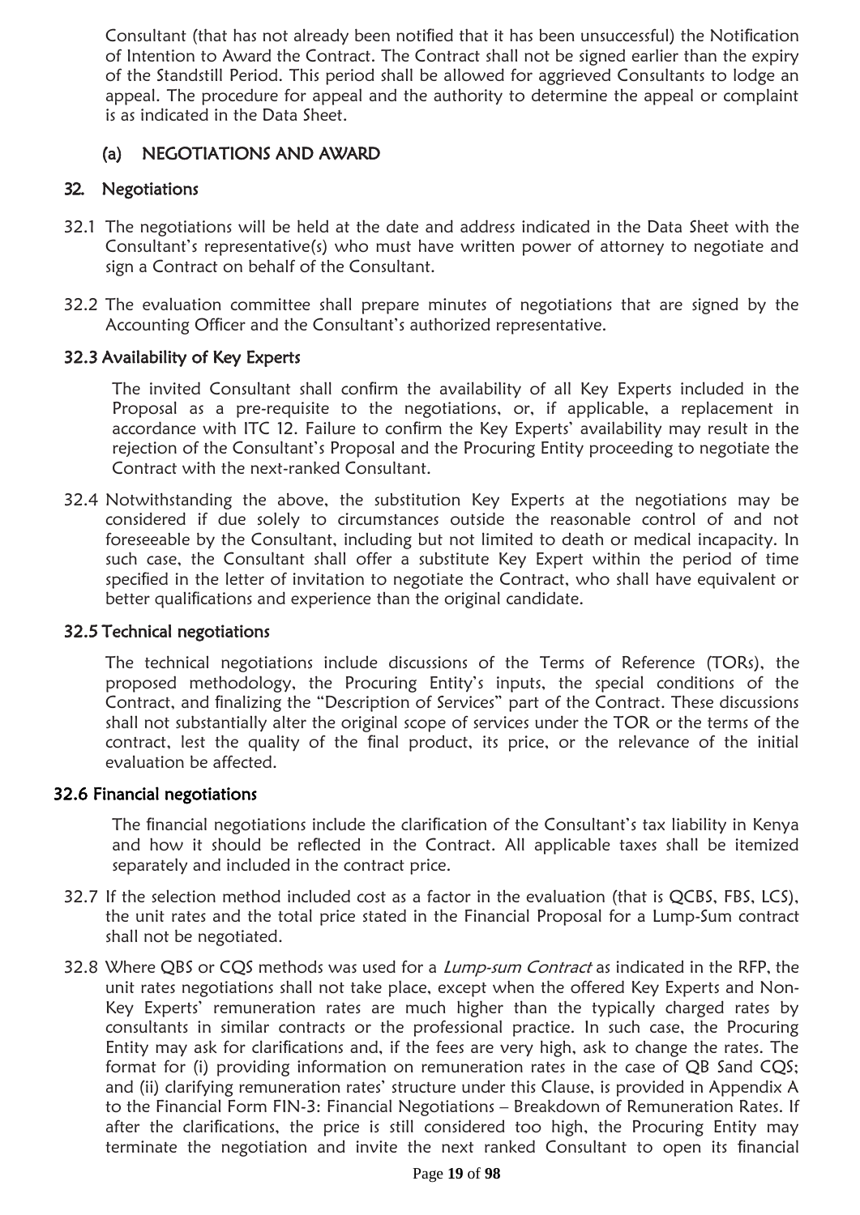Consultant (that has not already been notified that it has been unsuccessful) the Notification of Intention to Award the Contract. The Contract shall not be signed earlier than the expiry of the Standstill Period. This period shall be allowed for aggrieved Consultants to lodge an appeal. The procedure for appeal and the authority to determine the appeal or complaint is as indicated in the Data Sheet.

## (a) NEGOTIATIONS AND AWARD

### 32. Negotiations

32.1 The negotiations will be held at the date and address indicated in the Data Sheet with the Consultant's representative(s) who must have written power of attorney to negotiate and sign a Contract on behalf of the Consultant.

32.2 The evaluation committee shall prepare minutes of negotiations that are signed by the Accounting Officer and the Consultant's authorized representative.

### 32.3 Availability of Key Experts

The invited Consultant shall confirm the availability of all Key Experts included in the Proposal as a pre-requisite to the negotiations, or, if applicable, a replacement in accordance with ITC 12. Failure to confirm the Key Experts' availability may result in the rejection of the Consultant's Proposal and the Procuring Entity proceeding to negotiate the Contract with the next-ranked Consultant.

32.4 Notwithstanding the above, the substitution Key Experts at the negotiations may be considered if due solely to circumstances outside the reasonable control of and not foreseeable by the Consultant, including but not limited to death or medical incapacity. In such case, the Consultant shall offer a substitute Key Expert within the period of time specified in the letter of invitation to negotiate the Contract, who shall have equivalent or better qualifications and experience than the original candidate.

### 32.5 Technical negotiations

The technical negotiations include discussions of the Terms of Reference (TORs), the proposed methodology, the Procuring Entity's inputs, the special conditions of the Contract, and finalizing the "Description of Services" part of the Contract. These discussions shall not substantially alter the original scope of services under the TOR or the terms of the contract, lest the quality of the final product, its price, or the relevance of the initial evaluation be affected.

### 32.6 Financial negotiations

The financial negotiations include the clarification of the Consultant's tax liability in Kenya and how it should be reflected in the Contract. All applicable taxes shall be itemized separately and included in the contract price.

32.7 If the selection method included cost as a factor in the evaluation (that is QCBS, FBS, LCS), the unit rates and the total price stated in the Financial Proposal for a Lump-Sum contract shall not be negotiated.

32.8 Where QBS or CQS methods was used for a *Lump-sum Contract* as indicated in the RFP, the unit rates negotiations shall not take place, except when the offered Key Experts and Non-Key Experts' remuneration rates are much higher than the typically charged rates by consultants in similar contracts or the professional practice. In such case, the Procuring Entity may ask for clarifications and, if the fees are very high, ask to change the rates. The format for (i) providing information on remuneration rates in the case of QB Sand CQS; and (ii) clarifying remuneration rates' structure under this Clause, is provided in Appendix A to the Financial Form FIN-3: Financial Negotiations – Breakdown of Remuneration Rates. If after the clarifications, the price is still considered too high, the Procuring Entity may terminate the negotiation and invite the next ranked Consultant to open its financial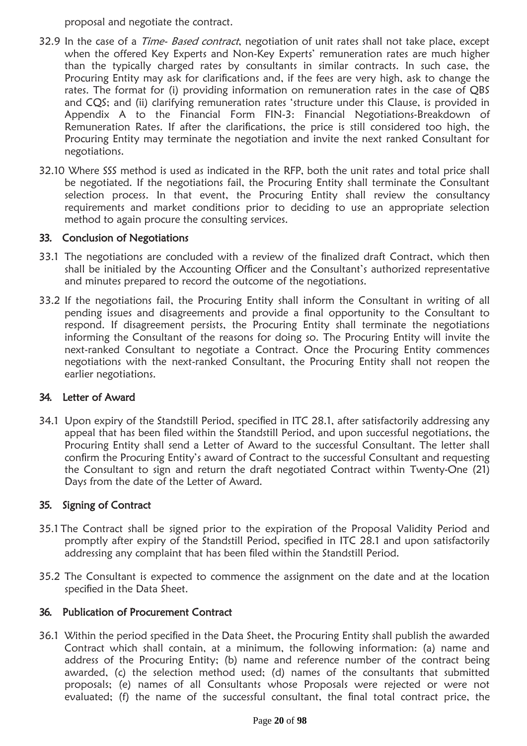proposal and negotiate the contract.

32.9 In the case of a *Time- Based contract*, negotiation of unit rates shall not take place, except when the offered Key Experts and Non-Key Experts' remuneration rates are much higher than the typically charged rates by consultants in similar contracts. In such case, the Procuring Entity may ask for clarifications and, if the fees are very high, ask to change the rates. The format for (i) providing information on remuneration rates in the case of QBS and CQS; and (ii) clarifying remuneration rates 'structure under this Clause, is provided in Appendix A to the Financial Form FIN-3: Financial Negotiations-Breakdown of Remuneration Rates. If after the clarifications, the price is still considered too high, the Procuring Entity may terminate the negotiation and invite the next ranked Consultant for negotiations.

32.10 Where SSS method is used as indicated in the RFP, both the unit rates and total price shall be negotiated. If the negotiations fail, the Procuring Entity shall terminate the Consultant selection process. In that event, the Procuring Entity shall review the consultancy requirements and market conditions prior to deciding to use an appropriate selection method to again procure the consulting services.

### 33. Conclusion of Negotiations

33.1 The negotiations are concluded with a review of the finalized draft Contract, which then shall be initialed by the Accounting Officer and the Consultant's authorized representative and minutes prepared to record the outcome of the negotiations.

33.2 If the negotiations fail, the Procuring Entity shall inform the Consultant in writing of all pending issues and disagreements and provide a final opportunity to the Consultant to respond. If disagreement persists, the Procuring Entity shall terminate the negotiations informing the Consultant of the reasons for doing so. The Procuring Entity will invite the next-ranked Consultant to negotiate a Contract. Once the Procuring Entity commences negotiations with the next-ranked Consultant, the Procuring Entity shall not reopen the earlier negotiations.

### 34. Letter of Award

34.1 Upon expiry of the Standstill Period, specified in ITC 28.1, after satisfactorily addressing any appeal that has been filed within the Standstill Period, and upon successful negotiations, the Procuring Entity shall send a Letter of Award to the successful Consultant. The letter shall confirm the Procuring Entity's award of Contract to the successful Consultant and requesting the Consultant to sign and return the draft negotiated Contract within Twenty-One (21) Days from the date of the Letter of Award.

### 35. Signing of Contract

35.1 The Contract shall be signed prior to the expiration of the Proposal Validity Period and promptly after expiry of the Standstill Period, specified in ITC 28.1 and upon satisfactorily addressing any complaint that has been filed within the Standstill Period.

35.2 The Consultant is expected to commence the assignment on the date and at the location specified in the Data Sheet.

### 36. Publication of Procurement Contract

36.1 Within the period specified in the Data Sheet, the Procuring Entity shall publish the awarded Contract which shall contain, at a minimum, the following information: (a) name and address of the Procuring Entity; (b) name and reference number of the contract being awarded, (c) the selection method used; (d) names of the consultants that submitted proposals; (e) names of all Consultants whose Proposals were rejected or were not evaluated; (f) the name of the successful consultant, the final total contract price, the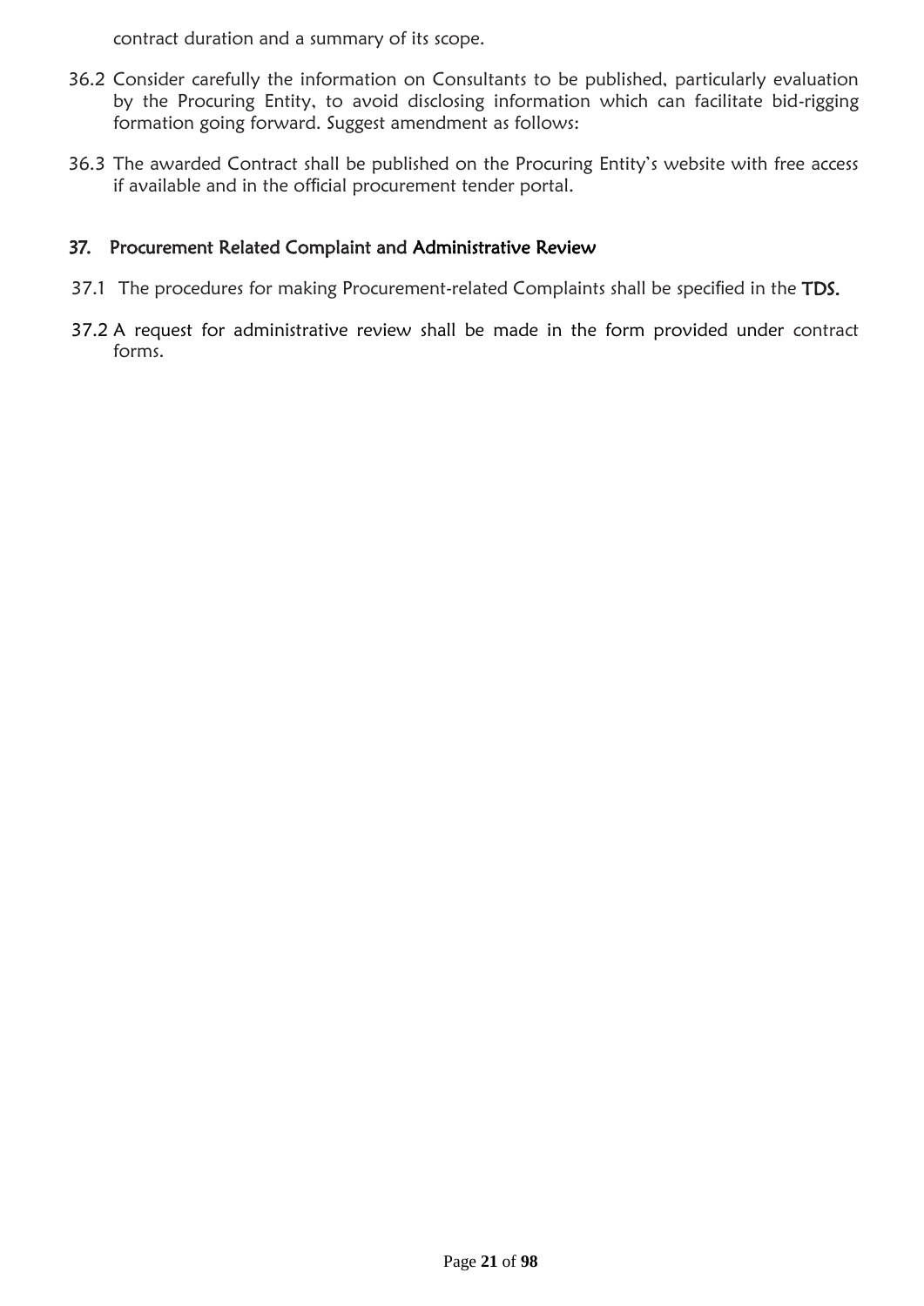contract duration and a summary of its scope.

36.2 Consider carefully the information on Consultants to be published, particularly evaluation by the Procuring Entity, to avoid disclosing information which can facilitate bid-rigging formation going forward. Suggest amendment as follows:

36.3 The awarded Contract shall be published on the Procuring Entity's website with free access if available and in the official procurement tender portal.

## 37. Procurement Related Complaint and Administrative Review

37.1 The procedures for making Procurement-related Complaints shall be specified in the **TDS.**

37.2 A request for administrative review shall be made in the form provided under contract forms.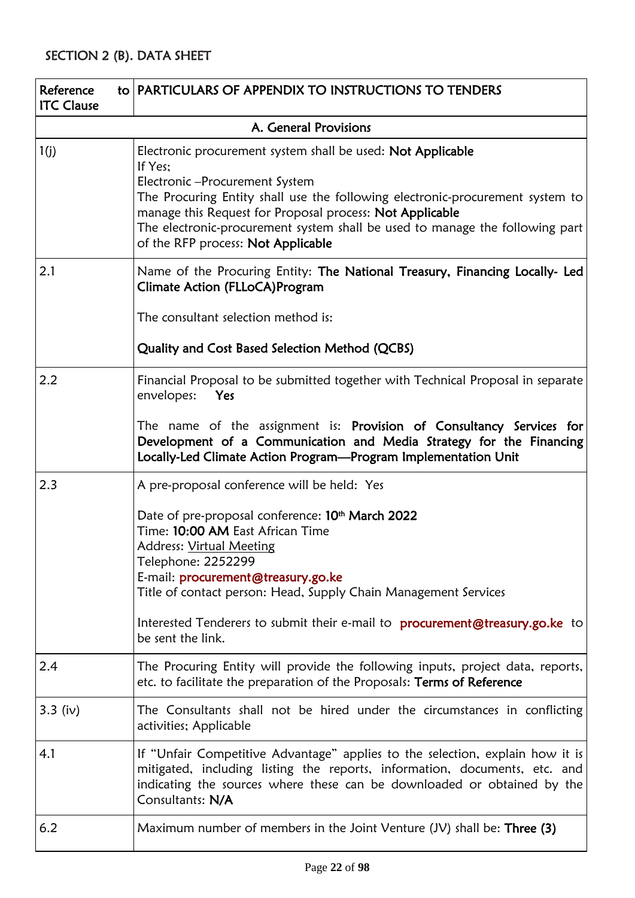## SECTION 2 (B). DATA SHEET

| Reference to ITC Clause | PARTICULARS OF APPENDIX TO INSTRUCTIONS TO TENDERS |
|---|---|
| **A. General Provisions** | |
| 1(j) | Electronic procurement system shall be used: **Not Applicable**<br>If Yes;<br>Electronic –Procurement System<br>The Procuring Entity shall use the following electronic-procurement system to manage this Request for Proposal process: **Not Applicable**<br>The electronic-procurement system shall be used to manage the following part of the RFP process: **Not Applicable** |
| 2.1 | Name of the Procuring Entity: **The National Treasury, Financing Locally- Led Climate Action (FLLoCA)Program**<br><br>The consultant selection method is:<br><br>**Quality and Cost Based Selection Method (QCBS)** |
| 2.2 | Financial Proposal to be submitted together with Technical Proposal in separate envelopes: **Yes**<br><br>The name of the assignment is: **Provision of Consultancy Services for Development of a Communication and Media Strategy for the Financing Locally-Led Climate Action Program—Program Implementation Unit** |
| 2.3 | A pre-proposal conference will be held: Yes<br><br>Date of pre-proposal conference: **10th March 2022**<br>Time: **10:00 AM** East African Time<br>Address: Virtual Meeting<br>Telephone: 2252299<br>E-mail: procurement@treasury.go.ke<br>Title of contact person: Head, Supply Chain Management Services<br><br>Interested Tenderers to submit their e-mail to procurement@treasury.go.ke to be sent the link. |
| 2.4 | The Procuring Entity will provide the following inputs, project data, reports, etc. to facilitate the preparation of the Proposals: **Terms of Reference** |
| 3.3 (iv) | The Consultants shall not be hired under the circumstances in conflicting activities; Applicable |
| 4.1 | If "Unfair Competitive Advantage" applies to the selection, explain how it is mitigated, including listing the reports, information, documents, etc. and indicating the sources where these can be downloaded or obtained by the Consultants: **N/A** |
| 6.2 | Maximum number of members in the Joint Venture (JV) shall be: **Three (3)** |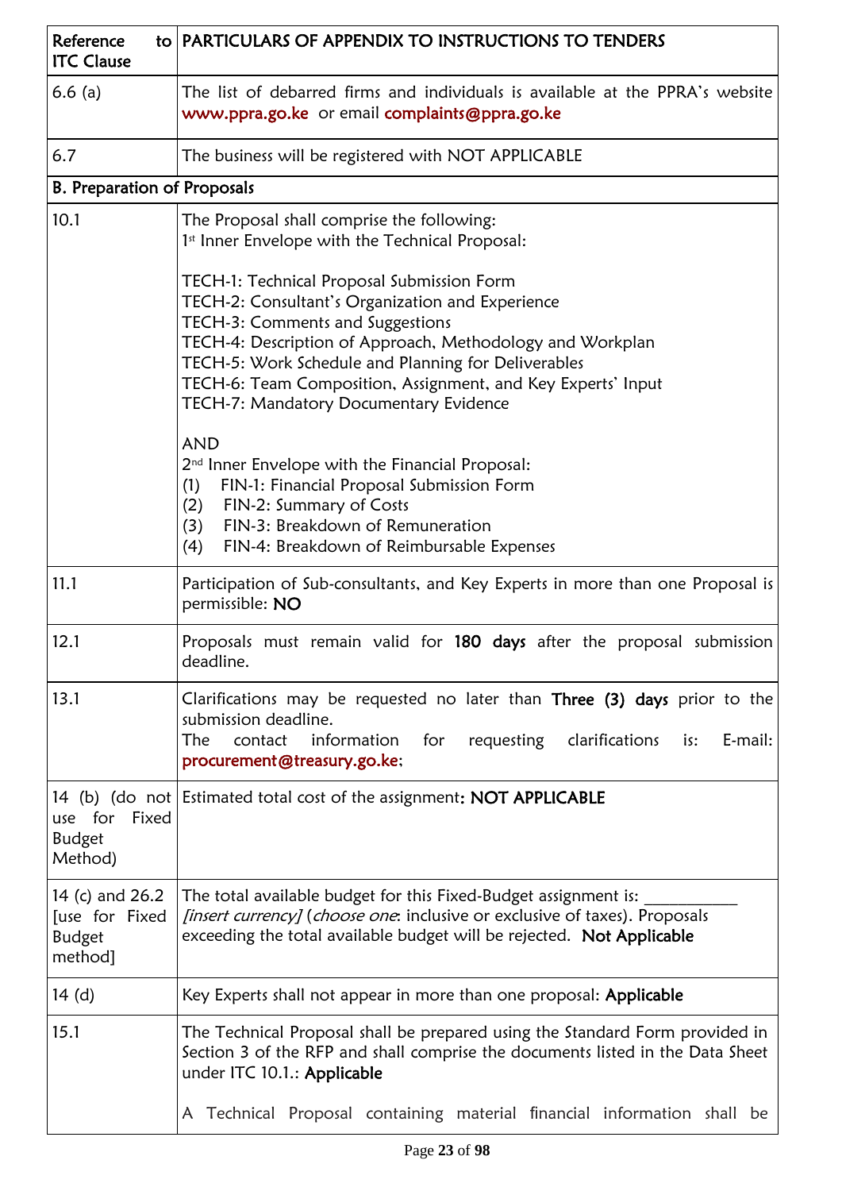| Reference to ITC Clause | PARTICULARS OF APPENDIX TO INSTRUCTIONS TO TENDERS |
|---|---|
| 6.6 (a) | The list of debarred firms and individuals is available at the PPRA's website www.ppra.go.ke or email complaints@ppra.go.ke |
| 6.7 | The business will be registered with NOT APPLICABLE |
| **B. Preparation of Proposals** | |
| 10.1 | The Proposal shall comprise the following:<br>1st Inner Envelope with the Technical Proposal:<br><br>TECH-1: Technical Proposal Submission Form<br>TECH-2: Consultant's Organization and Experience<br>TECH-3: Comments and Suggestions<br>TECH-4: Description of Approach, Methodology and Workplan<br>TECH-5: Work Schedule and Planning for Deliverables<br>TECH-6: Team Composition, Assignment, and Key Experts' Input<br>TECH-7: Mandatory Documentary Evidence<br><br>AND<br>2nd Inner Envelope with the Financial Proposal:<br>(1) FIN-1: Financial Proposal Submission Form<br>(2) FIN-2: Summary of Costs<br>(3) FIN-3: Breakdown of Remuneration<br>(4) FIN-4: Breakdown of Reimbursable Expenses |
| 11.1 | Participation of Sub-consultants, and Key Experts in more than one Proposal is permissible: **NO** |
| 12.1 | Proposals must remain valid for **180 days** after the proposal submission deadline. |
| 13.1 | Clarifications may be requested no later than **Three (3) days** prior to the submission deadline.<br>The contact information for requesting clarifications is: E-mail: procurement@treasury.go.ke; |
| 14 (b) (do not use for Fixed Budget Method) | Estimated total cost of the assignment: **NOT APPLICABLE** |
| 14 (c) and 26.2 [use for Fixed Budget method] | The total available budget for this Fixed-Budget assignment is: ___________ *[insert currency]* (*choose one*: inclusive or exclusive of taxes). Proposals exceeding the total available budget will be rejected. **Not Applicable** |
| 14 (d) | Key Experts shall not appear in more than one proposal: **Applicable** |
| 15.1 | The Technical Proposal shall be prepared using the Standard Form provided in Section 3 of the RFP and shall comprise the documents listed in the Data Sheet under ITC 10.1.: **Applicable**<br><br>A Technical Proposal containing material financial information shall be |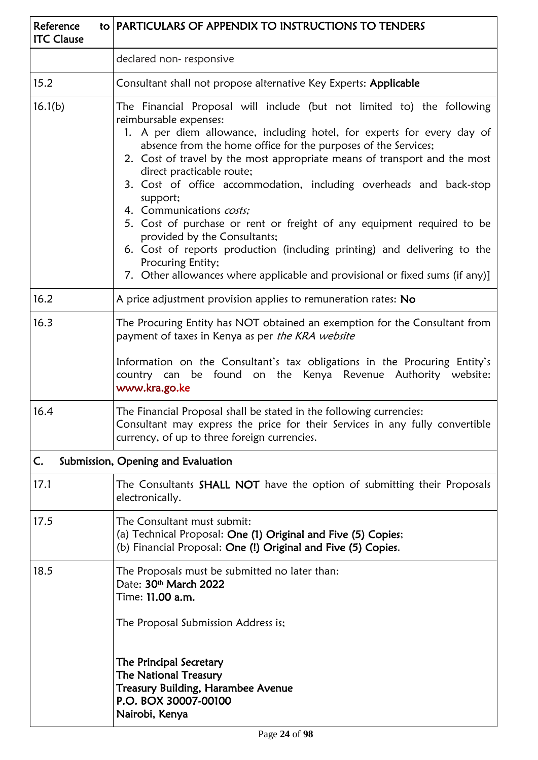| Reference to ITC Clause | PARTICULARS OF APPENDIX TO INSTRUCTIONS TO TENDERS |
|---|---|
| | declared non- responsive |
| 15.2 | Consultant shall not propose alternative Key Experts: **Applicable** |
| 16.1(b) | The Financial Proposal will include (but not limited to) the following reimbursable expenses:<br>1. A per diem allowance, including hotel, for experts for every day of absence from the home office for the purposes of the Services;<br>2. Cost of travel by the most appropriate means of transport and the most direct practicable route;<br>3. Cost of office accommodation, including overheads and back-stop support;<br>4. Communications *costs;*<br>5. Cost of purchase or rent or freight of any equipment required to be provided by the Consultants;<br>6. Cost of reports production (including printing) and delivering to the Procuring Entity;<br>7. Other allowances where applicable and provisional or fixed sums (if any)] |
| 16.2 | A price adjustment provision applies to remuneration rates: **No** |
| 16.3 | The Procuring Entity has NOT obtained an exemption for the Consultant from payment of taxes in Kenya as per *the KRA website*<br><br>Information on the Consultant's tax obligations in the Procuring Entity's country can be found on the Kenya Revenue Authority website: **www.kra.go.ke** |
| 16.4 | The Financial Proposal shall be stated in the following currencies:<br>Consultant may express the price for their Services in any fully convertible currency, of up to three foreign currencies. |
| **C. Submission, Opening and Evaluation** | |
| 17.1 | The Consultants **SHALL NOT** have the option of submitting their Proposals electronically. |
| 17.5 | The Consultant must submit:<br>(a) Technical Proposal: **One (1) Original and Five (5) Copies**;<br>(b) Financial Proposal: **One (!) Original and Five (5) Copies**. |
| 18.5 | The Proposals must be submitted no later than:<br>Date: **30th March 2022**<br>Time: **11.00 a.m.**<br><br>The Proposal Submission Address is;<br><br>**The Principal Secretary**<br>**The National Treasury**<br>**Treasury Building, Harambee Avenue**<br>**P.O. BOX 30007-00100**<br>**Nairobi, Kenya** |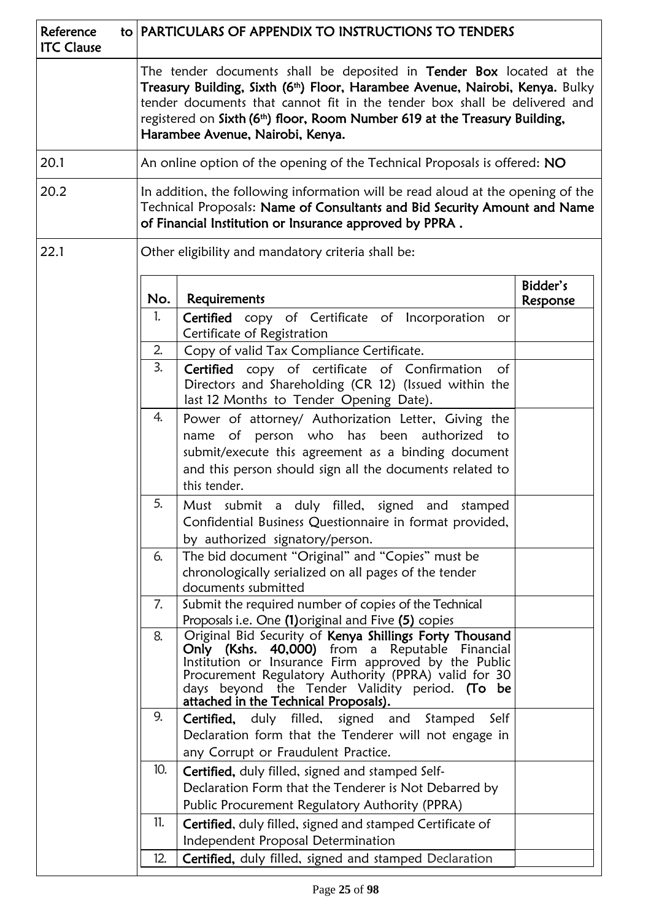| Reference to ITC Clause | PARTICULARS OF APPENDIX TO INSTRUCTIONS TO TENDERS |
|---|---|
| | The tender documents shall be deposited in **Tender Box** located at the **Treasury Building, Sixth (6th) Floor, Harambee Avenue, Nairobi, Kenya.** Bulky tender documents that cannot fit in the tender box shall be delivered and registered on **Sixth (6th) floor, Room Number 619 at the Treasury Building, Harambee Avenue, Nairobi, Kenya.** |
| 20.1 | An online option of the opening of the Technical Proposals is offered: **NO** |
| 20.2 | In addition, the following information will be read aloud at the opening of the Technical Proposals: **Name of Consultants and Bid Security Amount and Name of Financial Institution or Insurance approved by PPRA .** |
| 22.1 | Other eligibility and mandatory criteria shall be: |

| No. | Requirements | Bidder's Response |
|---|---|---|
| 1. | **Certified** copy of Certificate of Incorporation or Certificate of Registration | |
| 2. | Copy of valid Tax Compliance Certificate. | |
| 3. | **Certified** copy of certificate of Confirmation of Directors and Shareholding (CR 12) (Issued within the last 12 Months to Tender Opening Date). | |
| 4. | Power of attorney/ Authorization Letter, Giving the name of person who has been authorized to submit/execute this agreement as a binding document and this person should sign all the documents related to this tender. | |
| 5. | Must submit a duly filled, signed and stamped Confidential Business Questionnaire in format provided, by authorized signatory/person. | |
| 6. | The bid document "Original" and "Copies" must be chronologically serialized on all pages of the tender documents submitted | |
| 7. | Submit the required number of copies of the Technical Proposals i.e. One **(1)** original and Five **(5)** copies | |
| 8. | Original Bid Security of **Kenya Shillings Forty Thousand Only (Kshs. 40,000)** from a Reputable Financial Institution or Insurance Firm approved by the Public Procurement Regulatory Authority (PPRA) valid for 30 days beyond the Tender Validity period. **(To be attached in the Technical Proposals).** | |
| 9. | **Certified,** duly filled, signed and Stamped Self Declaration form that the Tenderer will not engage in any Corrupt or Fraudulent Practice. | |
| 10. | **Certified,** duly filled, signed and stamped Self-Declaration Form that the Tenderer is Not Debarred by Public Procurement Regulatory Authority (PPRA) | |
| 11. | **Certified**, duly filled, signed and stamped Certificate of Independent Proposal Determination | |
| 12. | **Certified,** duly filled, signed and stamped Declaration | |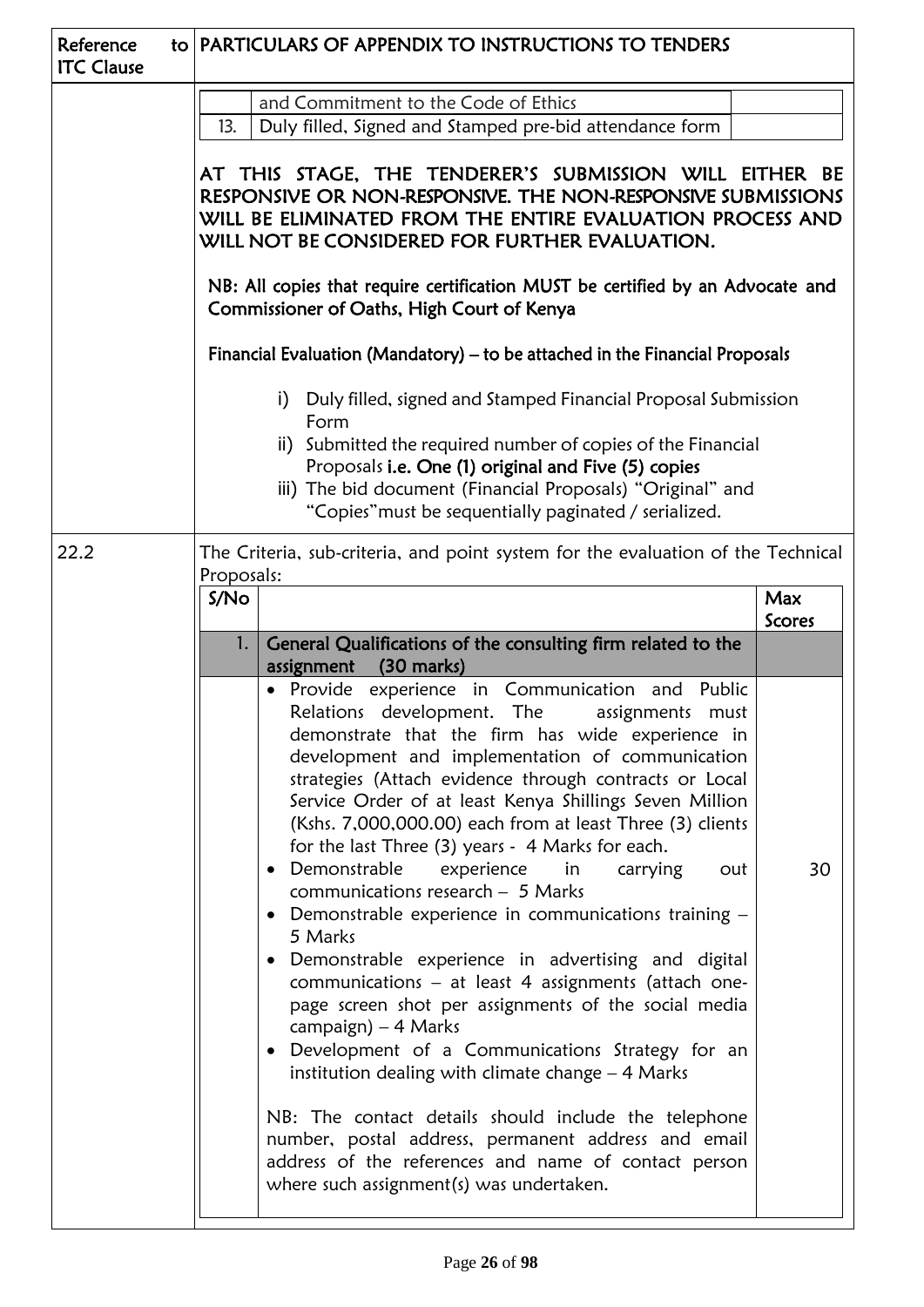| Reference to ITC Clause | PARTICULARS OF APPENDIX TO INSTRUCTIONS TO TENDERS |
|---|---|
| | and Commitment to the Code of Ethics |
| | 13. Duly filled, Signed and Stamped pre-bid attendance form |

**AT THIS STAGE, THE TENDERER'S SUBMISSION WILL EITHER BE RESPONSIVE OR NON-RESPONSIVE. THE NON-RESPONSIVE SUBMISSIONS WILL BE ELIMINATED FROM THE ENTIRE EVALUATION PROCESS AND WILL NOT BE CONSIDERED FOR FURTHER EVALUATION.**

**NB: All copies that require certification MUST be certified by an Advocate and Commissioner of Oaths, High Court of Kenya**

**Financial Evaluation (Mandatory) – to be attached in the Financial Proposals**

i) Duly filled, signed and Stamped Financial Proposal Submission Form
ii) Submitted the required number of copies of the Financial Proposals **i.e. One (1) original and Five (5) copies**
iii) The bid document (Financial Proposals) "Original" and "Copies" must be sequentially paginated / serialized.

**22.2** The Criteria, sub-criteria, and point system for the evaluation of the Technical Proposals:

| S/No | | Max Scores |
|---|---|---|
| 1. | **General Qualifications of the consulting firm related to the assignment (30 marks)** | |
| | • Provide experience in Communication and Public Relations development. The assignments must demonstrate that the firm has wide experience in development and implementation of communication strategies (Attach evidence through contracts or Local Service Order of at least Kenya Shillings Seven Million (Kshs. 7,000,000.00) each from at least Three (3) clients for the last Three (3) years - 4 Marks for each.<br>• Demonstrable experience in carrying out communications research – 5 Marks<br>• Demonstrable experience in communications training – 5 Marks<br>• Demonstrable experience in advertising and digital communications – at least 4 assignments (attach one-page screen shot per assignments of the social media campaign) – 4 Marks<br>• Development of a Communications Strategy for an institution dealing with climate change – 4 Marks<br><br>NB: The contact details should include the telephone number, postal address, permanent address and email address of the references and name of contact person where such assignment(s) was undertaken. | 30 |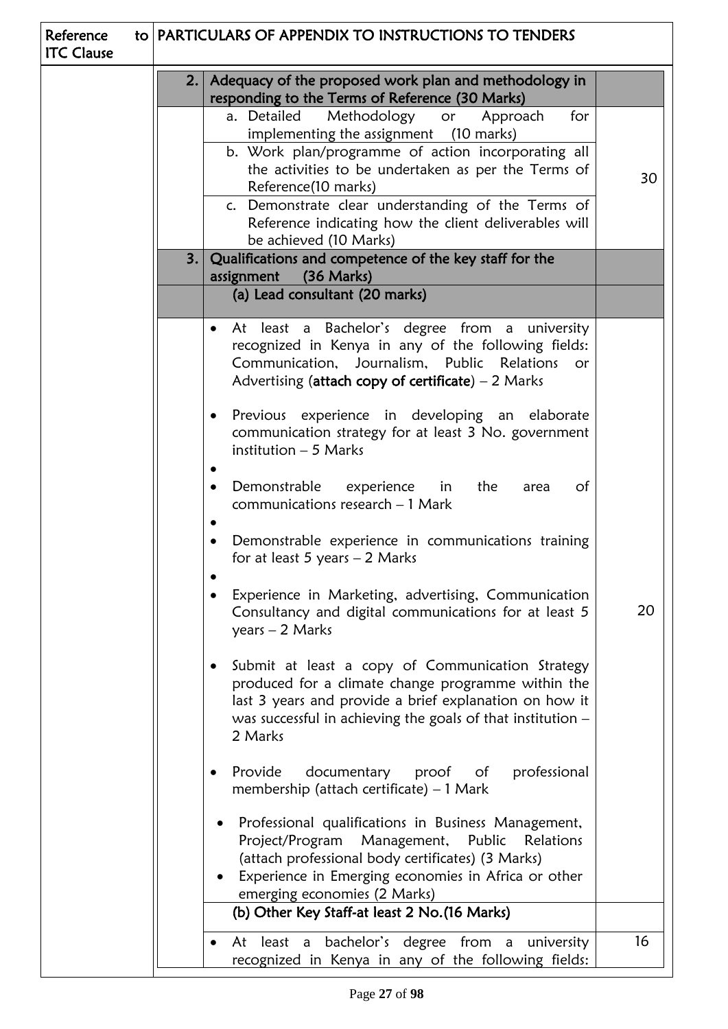| Reference to ITC Clause | PARTICULARS OF APPENDIX TO INSTRUCTIONS TO TENDERS | | |
|---|---|---|---|
| | **2.** | **Adequacy of the proposed work plan and methodology in responding to the Terms of Reference (30 Marks)** | |
| | | a. Detailed Methodology or Approach for implementing the assignment (10 marks)<br>b. Work plan/programme of action incorporating all the activities to be undertaken as per the Terms of Reference(10 marks)<br>c. Demonstrate clear understanding of the Terms of Reference indicating how the client deliverables will be achieved (10 Marks) | 30 |
| | **3.** | **Qualifications and competence of the key staff for the assignment (36 Marks)** | |
| | | **(a) Lead consultant (20 marks)** | |
| | | • At least a Bachelor's degree from a university recognized in Kenya in any of the following fields: Communication, Journalism, Public Relations or Advertising (**attach copy of certificate**) – 2 Marks<br>• Previous experience in developing an elaborate communication strategy for at least 3 No. government institution – 5 Marks<br>• Demonstrable experience in the area of communications research – 1 Mark<br>• Demonstrable experience in communications training for at least 5 years – 2 Marks<br>• Experience in Marketing, advertising, Communication Consultancy and digital communications for at least 5 years – 2 Marks<br>• Submit at least a copy of Communication Strategy produced for a climate change programme within the last 3 years and provide a brief explanation on how it was successful in achieving the goals of that institution – 2 Marks<br>• Provide documentary proof of professional membership (attach certificate) – 1 Mark<br>• Professional qualifications in Business Management, Project/Program Management, Public Relations (attach professional body certificates) (3 Marks)<br>• Experience in Emerging economies in Africa or other emerging economies (2 Marks) | 20 |
| | | **(b) Other Key Staff-at least 2 No.(16 Marks)** | |
| | | • At least a bachelor's degree from a university recognized in Kenya in any of the following fields: | 16 |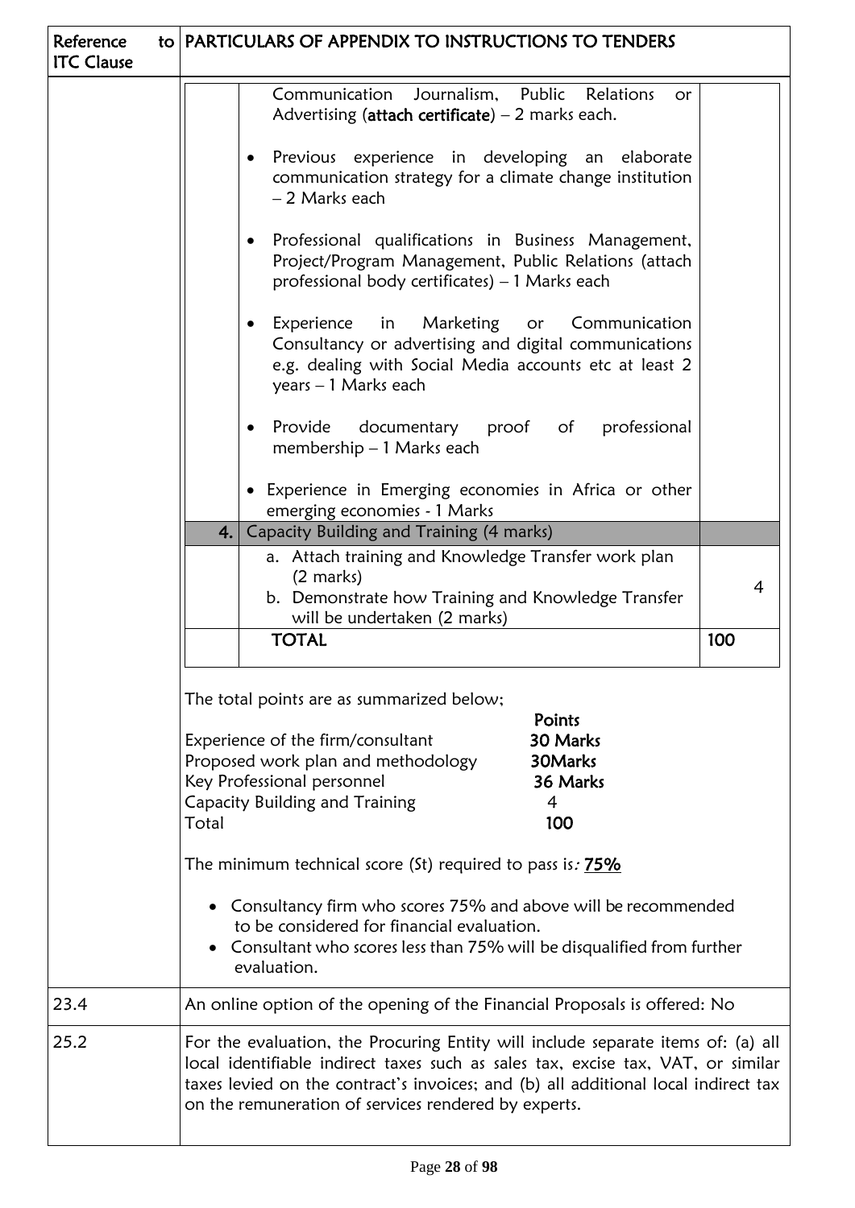| Reference to ITC Clause | PARTICULARS OF APPENDIX TO INSTRUCTIONS TO TENDERS |
|---|---|
| | *(continued nested evaluation table below)* |

| | | |
|---|---|---|
| | Communication Journalism, Public Relations or Advertising (**attach certificate**) – 2 marks each.<br><br>• Previous experience in developing an elaborate communication strategy for a climate change institution – 2 Marks each<br><br>• Professional qualifications in Business Management, Project/Program Management, Public Relations (attach professional body certificates) – 1 Marks each<br><br>• Experience in Marketing or Communication Consultancy or advertising and digital communications e.g. dealing with Social Media accounts etc at least 2 years – 1 Marks each<br><br>• Provide documentary proof of professional membership – 1 Marks each<br><br>• Experience in Emerging economies in Africa or other emerging economies - 1 Marks | |
| **4.** | Capacity Building and Training (4 marks) | |
| | a. Attach training and Knowledge Transfer work plan (2 marks)<br>b. Demonstrate how Training and Knowledge Transfer will be undertaken (2 marks) | 4 |
| | **TOTAL** | **100** |

The total points are as summarized below;

| | Points |
|---|---|
| Experience of the firm/consultant | **30 Marks** |
| Proposed work plan and methodology | **30Marks** |
| Key Professional personnel | **36 Marks** |
| Capacity Building and Training | 4 |
| Total | **100** |

The minimum technical score (St) required to pass is: **75%**

- Consultancy firm who scores 75% and above will be recommended to be considered for financial evaluation.
- Consultant who scores less than 75% will be disqualified from further evaluation.

| Reference to ITC Clause | PARTICULARS OF APPENDIX TO INSTRUCTIONS TO TENDERS |
|---|---|
| 23.4 | An online option of the opening of the Financial Proposals is offered: No |
| 25.2 | For the evaluation, the Procuring Entity will include separate items of: (a) all local identifiable indirect taxes such as sales tax, excise tax, VAT, or similar taxes levied on the contract's invoices; and (b) all additional local indirect tax on the remuneration of services rendered by experts. |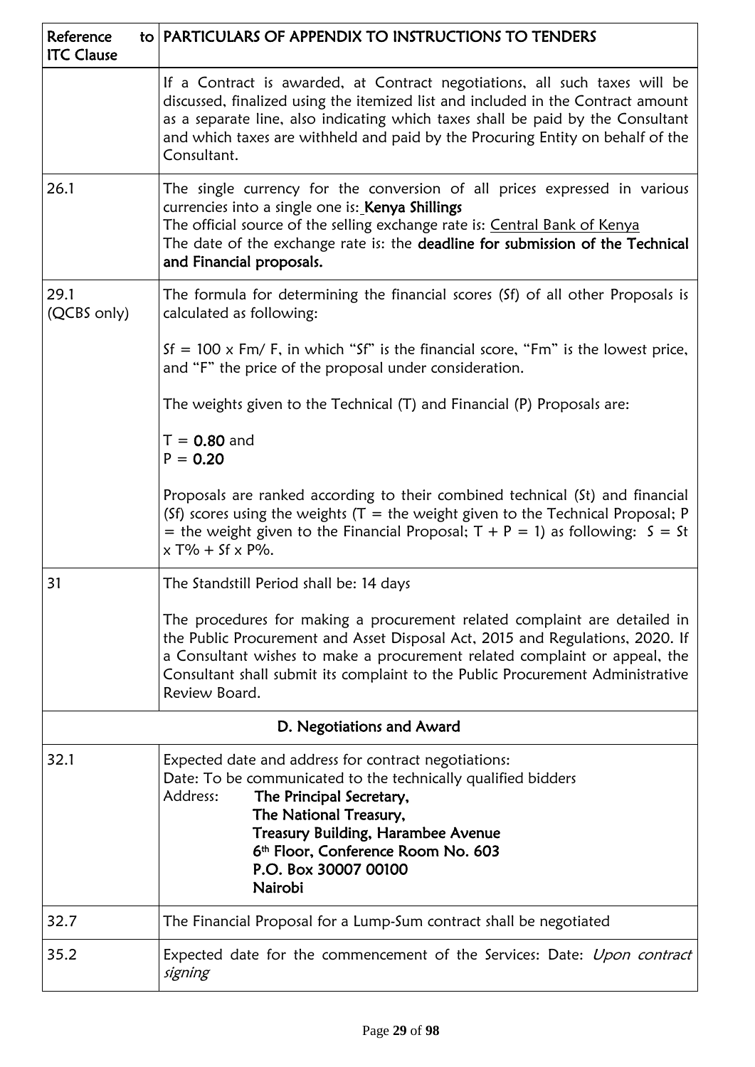| Reference to ITC Clause | PARTICULARS OF APPENDIX TO INSTRUCTIONS TO TENDERS |
|---|---|
| | If a Contract is awarded, at Contract negotiations, all such taxes will be discussed, finalized using the itemized list and included in the Contract amount as a separate line, also indicating which taxes shall be paid by the Consultant and which taxes are withheld and paid by the Procuring Entity on behalf of the Consultant. |
| 26.1 | The single currency for the conversion of all prices expressed in various currencies into a single one is: **Kenya Shillings**<br>The official source of the selling exchange rate is: Central Bank of Kenya<br>The date of the exchange rate is: the **deadline for submission of the Technical and Financial proposals.** |
| 29.1 (QCBS only) | The formula for determining the financial scores (Sf) of all other Proposals is calculated as following:<br><br>$Sf = 100 \times Fm / F$, in which "Sf" is the financial score, "Fm" is the lowest price, and "F" the price of the proposal under consideration.<br><br>The weights given to the Technical (T) and Financial (P) Proposals are:<br><br>$T =$ **0.80** and<br>$P =$ **0.20**<br><br>Proposals are ranked according to their combined technical (St) and financial (Sf) scores using the weights (T = the weight given to the Technical Proposal; P = the weight given to the Financial Proposal; $T + P = 1$) as following: $S = St \times T\% + Sf \times P\%$. |
| 31 | The Standstill Period shall be: 14 days<br><br>The procedures for making a procurement related complaint are detailed in the Public Procurement and Asset Disposal Act, 2015 and Regulations, 2020. If a Consultant wishes to make a procurement related complaint or appeal, the Consultant shall submit its complaint to the Public Procurement Administrative Review Board. |
| **D. Negotiations and Award** | |
| 32.1 | Expected date and address for contract negotiations:<br>Date: To be communicated to the technically qualified bidders<br>Address: **The Principal Secretary,**<br>**The National Treasury,**<br>**Treasury Building, Harambee Avenue**<br>**6th Floor, Conference Room No. 603**<br>**P.O. Box 30007 00100**<br>**Nairobi** |
| 32.7 | The Financial Proposal for a Lump-Sum contract shall be negotiated |
| 35.2 | Expected date for the commencement of the Services: Date: *Upon contract signing* |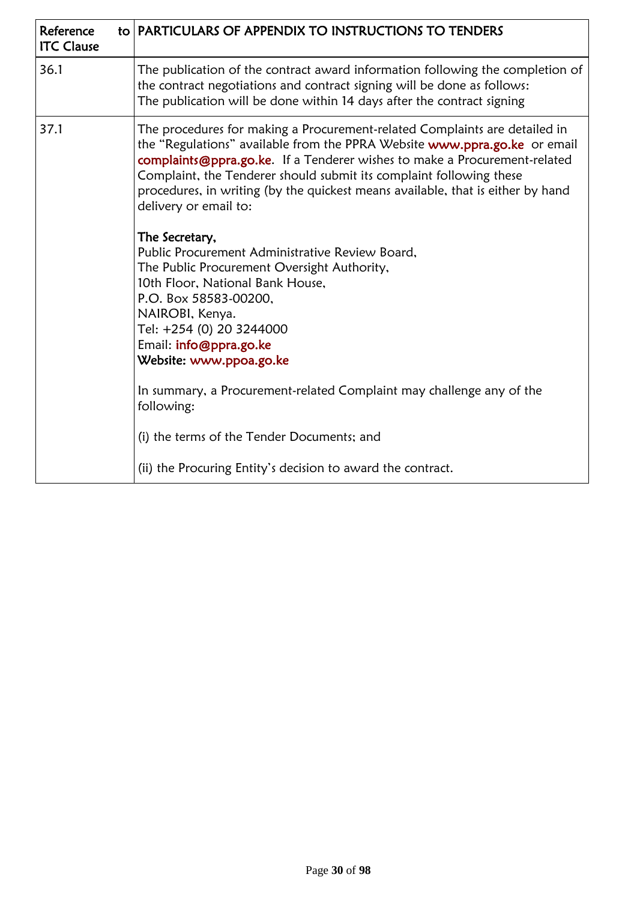| Reference to ITC Clause | PARTICULARS OF APPENDIX TO INSTRUCTIONS TO TENDERS |
|---|---|
| 36.1 | The publication of the contract award information following the completion of the contract negotiations and contract signing will be done as follows:<br>The publication will be done within 14 days after the contract signing |
| 37.1 | The procedures for making a Procurement-related Complaints are detailed in the "Regulations" available from the PPRA Website www.ppra.go.ke or email complaints@ppra.go.ke. If a Tenderer wishes to make a Procurement-related Complaint, the Tenderer should submit its complaint following these procedures, in writing (by the quickest means available, that is either by hand delivery or email to:<br><br>**The Secretary,**<br>Public Procurement Administrative Review Board,<br>The Public Procurement Oversight Authority,<br>10th Floor, National Bank House,<br>P.O. Box 58583-00200,<br>NAIROBI, Kenya.<br>Tel: +254 (0) 20 3244000<br>Email: info@ppra.go.ke<br>Website: www.ppoa.go.ke<br><br>In summary, a Procurement-related Complaint may challenge any of the following:<br><br>(i) the terms of the Tender Documents; and<br><br>(ii) the Procuring Entity's decision to award the contract. |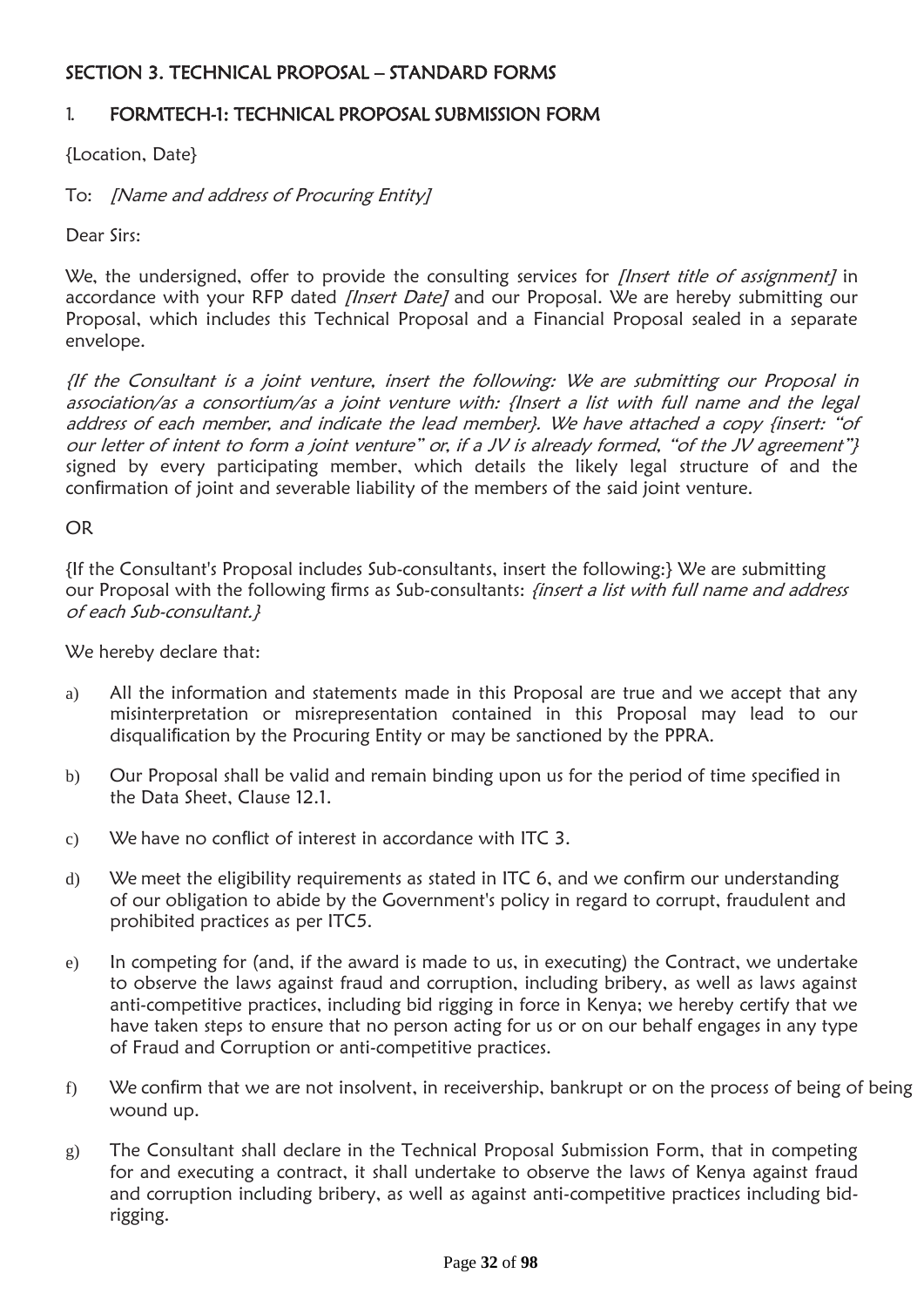## SECTION 3. TECHNICAL PROPOSAL – STANDARD FORMS

### 1. FORMTECH-1: TECHNICAL PROPOSAL SUBMISSION FORM

{Location, Date}

To: *[Name and address of Procuring Entity]*

Dear Sirs:

We, the undersigned, offer to provide the consulting services for *[Insert title of assignment]* in accordance with your RFP dated *[Insert Date]* and our Proposal. We are hereby submitting our Proposal, which includes this Technical Proposal and a Financial Proposal sealed in a separate envelope.

*{If the Consultant is a joint venture, insert the following: We are submitting our Proposal in association/as a consortium/as a joint venture with: {Insert a list with full name and the legal address of each member, and indicate the lead member}. We have attached a copy {insert: "of our letter of intent to form a joint venture" or, if a JV is already formed, "of the JV agreement"}* signed by every participating member, which details the likely legal structure of and the confirmation of joint and severable liability of the members of the said joint venture.

OR

{If the Consultant's Proposal includes Sub-consultants, insert the following:} We are submitting our Proposal with the following firms as Sub-consultants: *{insert a list with full name and address of each Sub-consultant.}*

We hereby declare that:

a) All the information and statements made in this Proposal are true and we accept that any misinterpretation or misrepresentation contained in this Proposal may lead to our disqualification by the Procuring Entity or may be sanctioned by the PPRA.

b) Our Proposal shall be valid and remain binding upon us for the period of time specified in the Data Sheet, Clause 12.1.

c) We have no conflict of interest in accordance with ITC 3.

d) We meet the eligibility requirements as stated in ITC 6, and we confirm our understanding of our obligation to abide by the Government's policy in regard to corrupt, fraudulent and prohibited practices as per ITC5.

e) In competing for (and, if the award is made to us, in executing) the Contract, we undertake to observe the laws against fraud and corruption, including bribery, as well as laws against anti-competitive practices, including bid rigging in force in Kenya; we hereby certify that we have taken steps to ensure that no person acting for us or on our behalf engages in any type of Fraud and Corruption or anti-competitive practices.

f) We confirm that we are not insolvent, in receivership, bankrupt or on the process of being of being wound up.

g) The Consultant shall declare in the Technical Proposal Submission Form, that in competing for and executing a contract, it shall undertake to observe the laws of Kenya against fraud and corruption including bribery, as well as against anti-competitive practices including bid-rigging.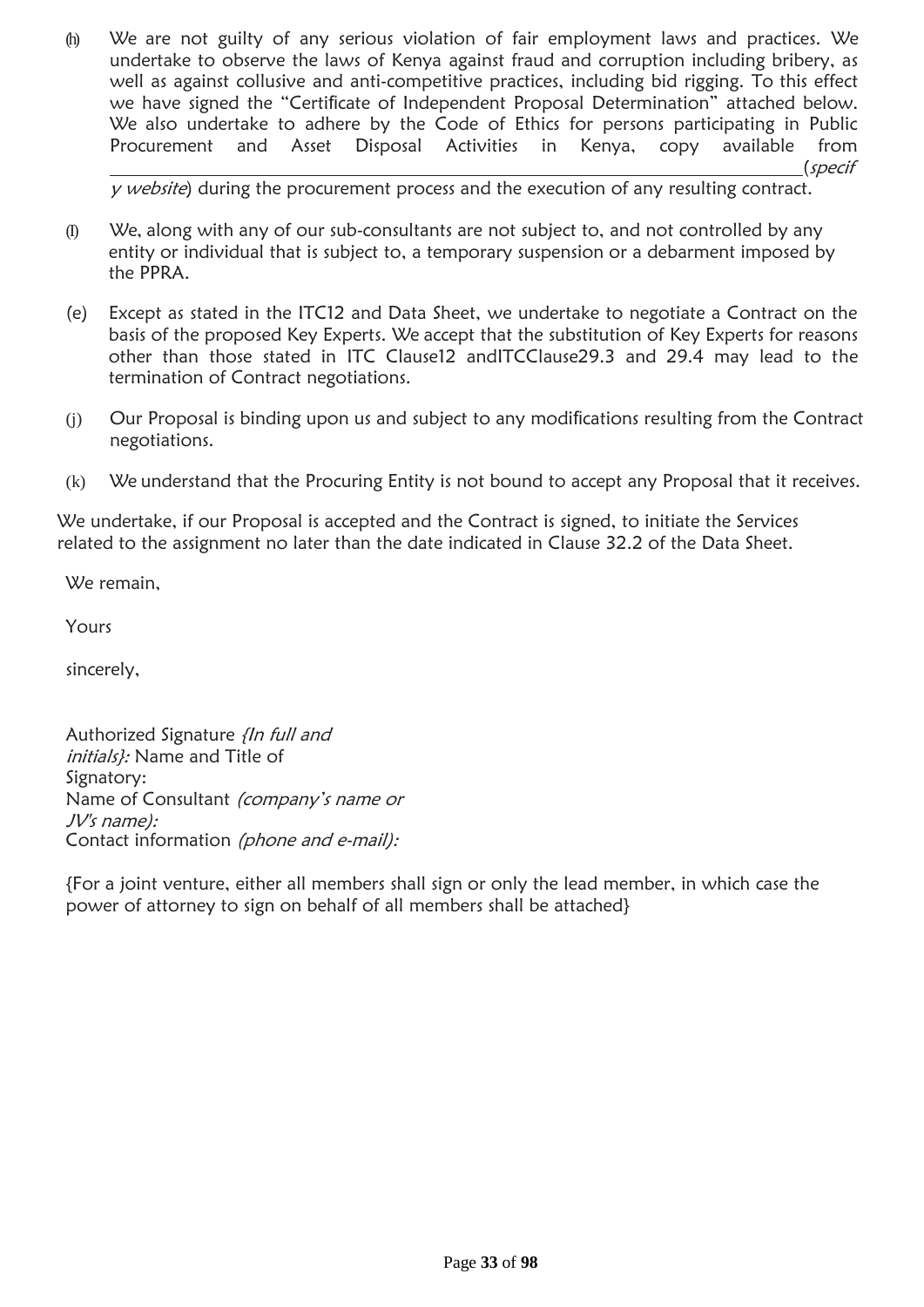(h) We are not guilty of any serious violation of fair employment laws and practices. We undertake to observe the laws of Kenya against fraud and corruption including bribery, as well as against collusive and anti-competitive practices, including bid rigging. To this effect we have signed the "Certificate of Independent Proposal Determination" attached below. We also undertake to adhere by the Code of Ethics for persons participating in Public Procurement and Asset Disposal Activities in Kenya, copy available from \_\_\_\_\_\_\_\_\_\_\_\_\_\_\_\_\_\_\_\_\_\_\_\_\_\_\_\_\_\_\_\_\_\_\_\_\_\_\_\_\_\_\_\_\_\_\_\_\_\_\_\_\_\_\_\_\_\_\_\_\_\_\_\_(*specify website*) during the procurement process and the execution of any resulting contract.

(I) We, along with any of our sub-consultants are not subject to, and not controlled by any entity or individual that is subject to, a temporary suspension or a debarment imposed by the PPRA.

(e) Except as stated in the ITC12 and Data Sheet, we undertake to negotiate a Contract on the basis of the proposed Key Experts. We accept that the substitution of Key Experts for reasons other than those stated in ITC Clause12 andITCClause29.3 and 29.4 may lead to the termination of Contract negotiations.

(j) Our Proposal is binding upon us and subject to any modifications resulting from the Contract negotiations.

(k) We understand that the Procuring Entity is not bound to accept any Proposal that it receives.

We undertake, if our Proposal is accepted and the Contract is signed, to initiate the Services related to the assignment no later than the date indicated in Clause 32.2 of the Data Sheet.

We remain,

Yours

sincerely,

Authorized Signature *{In full and initials}:* Name and Title of Signatory:
Name of Consultant *(company's name or JV's name):*
Contact information *(phone and e-mail):*

{For a joint venture, either all members shall sign or only the lead member, in which case the power of attorney to sign on behalf of all members shall be attached}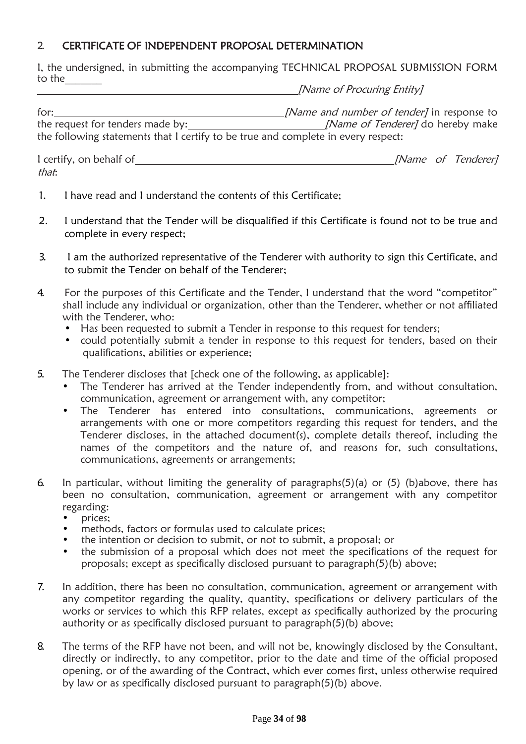## 2. CERTIFICATE OF INDEPENDENT PROPOSAL DETERMINATION

I, the undersigned, in submitting the accompanying TECHNICAL PROPOSAL SUBMISSION FORM to the_______ _______________________________________________ *[Name of Procuring Entity]*

for:_________________________________________ *[Name and number of tender]* in response to the request for tenders made by:_________________________ *[Name of Tenderer]* do hereby make the following statements that I certify to be true and complete in every respect:

I certify, on behalf of_______________________________________________ *[Name of Tenderer] that*:

1. I have read and I understand the contents of this Certificate;

2. I understand that the Tender will be disqualified if this Certificate is found not to be true and complete in every respect;

3. I am the authorized representative of the Tenderer with authority to sign this Certificate, and to submit the Tender on behalf of the Tenderer;

4. For the purposes of this Certificate and the Tender, I understand that the word "competitor" shall include any individual or organization, other than the Tenderer, whether or not affiliated with the Tenderer, who:
   - Has been requested to submit a Tender in response to this request for tenders;
   - could potentially submit a tender in response to this request for tenders, based on their qualifications, abilities or experience;

5. The Tenderer discloses that [check one of the following, as applicable]:
   - The Tenderer has arrived at the Tender independently from, and without consultation, communication, agreement or arrangement with, any competitor;
   - The Tenderer has entered into consultations, communications, agreements or arrangements with one or more competitors regarding this request for tenders, and the Tenderer discloses, in the attached document(s), complete details thereof, including the names of the competitors and the nature of, and reasons for, such consultations, communications, agreements or arrangements;

6. In particular, without limiting the generality of paragraphs(5)(a) or (5) (b)above, there has been no consultation, communication, agreement or arrangement with any competitor regarding:
   - prices;
   - methods, factors or formulas used to calculate prices;
   - the intention or decision to submit, or not to submit, a proposal; or
   - the submission of a proposal which does not meet the specifications of the request for proposals; except as specifically disclosed pursuant to paragraph(5)(b) above;

7. In addition, there has been no consultation, communication, agreement or arrangement with any competitor regarding the quality, quantity, specifications or delivery particulars of the works or services to which this RFP relates, except as specifically authorized by the procuring authority or as specifically disclosed pursuant to paragraph(5)(b) above;

8. The terms of the RFP have not been, and will not be, knowingly disclosed by the Consultant, directly or indirectly, to any competitor, prior to the date and time of the official proposed opening, or of the awarding of the Contract, which ever comes first, unless otherwise required by law or as specifically disclosed pursuant to paragraph(5)(b) above.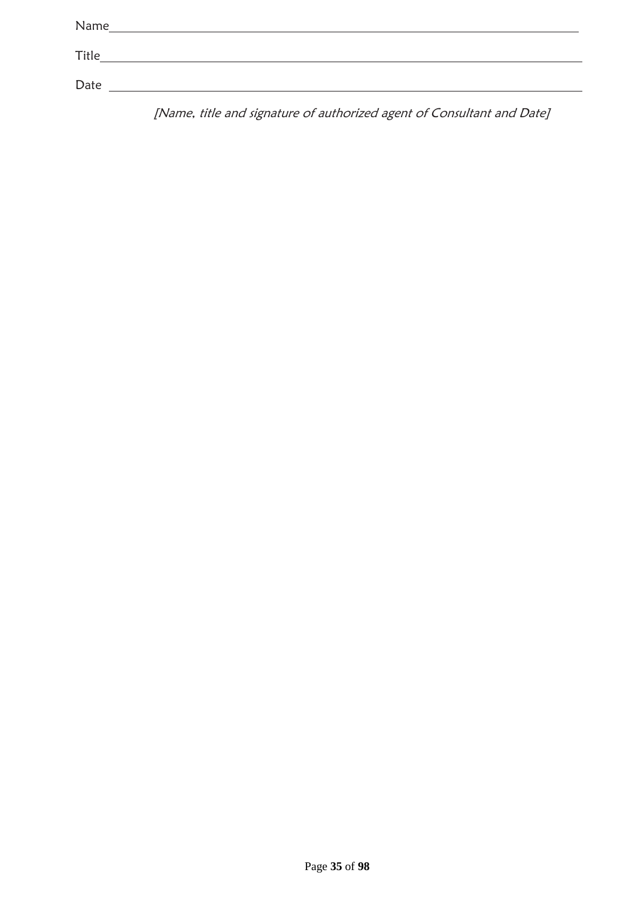Name\_\_\_\_\_\_\_\_\_\_\_\_\_\_\_\_\_\_\_\_\_\_\_\_\_\_\_\_\_\_\_\_\_\_\_\_\_\_\_\_\_\_\_\_\_\_\_\_\_\_\_\_\_\_\_\_\_\_\_\_

Title\_\_\_\_\_\_\_\_\_\_\_\_\_\_\_\_\_\_\_\_\_\_\_\_\_\_\_\_\_\_\_\_\_\_\_\_\_\_\_\_\_\_\_\_\_\_\_\_\_\_\_\_\_\_\_\_\_\_\_\_\_

Date \_\_\_\_\_\_\_\_\_\_\_\_\_\_\_\_\_\_\_\_\_\_\_\_\_\_\_\_\_\_\_\_\_\_\_\_\_\_\_\_\_\_\_\_\_\_\_\_\_\_\_\_\_\_\_\_\_\_\_\_

*[Name, title and signature of authorized agent of Consultant and Date]*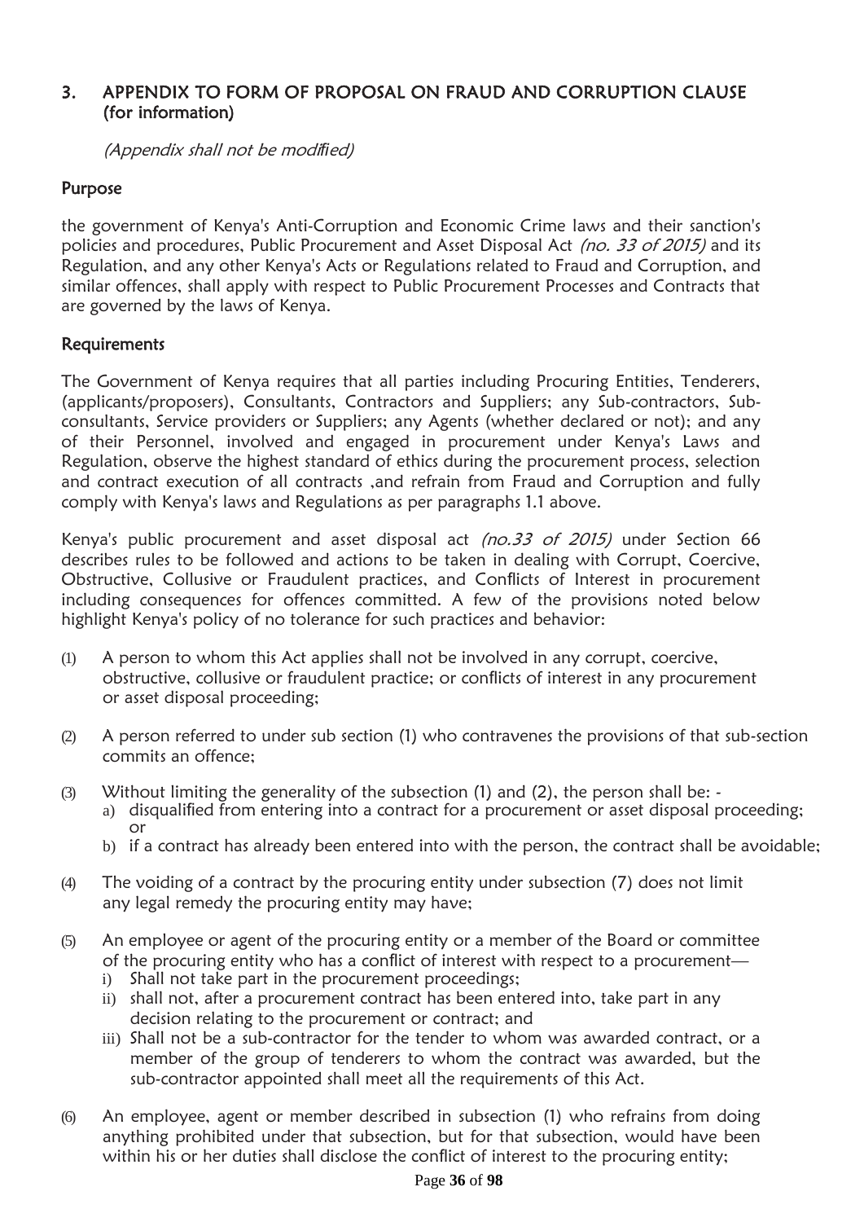## 3. APPENDIX TO FORM OF PROPOSAL ON FRAUD AND CORRUPTION CLAUSE (for information)

*(Appendix shall not be modified)*

### Purpose

the government of Kenya's Anti-Corruption and Economic Crime laws and their sanction's policies and procedures, Public Procurement and Asset Disposal Act *(no. 33 of 2015)* and its Regulation, and any other Kenya's Acts or Regulations related to Fraud and Corruption, and similar offences, shall apply with respect to Public Procurement Processes and Contracts that are governed by the laws of Kenya.

### Requirements

The Government of Kenya requires that all parties including Procuring Entities, Tenderers, (applicants/proposers), Consultants, Contractors and Suppliers; any Sub-contractors, Sub-consultants, Service providers or Suppliers; any Agents (whether declared or not); and any of their Personnel, involved and engaged in procurement under Kenya's Laws and Regulation, observe the highest standard of ethics during the procurement process, selection and contract execution of all contracts ,and refrain from Fraud and Corruption and fully comply with Kenya's laws and Regulations as per paragraphs 1.1 above.

Kenya's public procurement and asset disposal act *(no.33 of 2015)* under Section 66 describes rules to be followed and actions to be taken in dealing with Corrupt, Coercive, Obstructive, Collusive or Fraudulent practices, and Conflicts of Interest in procurement including consequences for offences committed. A few of the provisions noted below highlight Kenya's policy of no tolerance for such practices and behavior:

(1) A person to whom this Act applies shall not be involved in any corrupt, coercive, obstructive, collusive or fraudulent practice; or conflicts of interest in any procurement or asset disposal proceeding;

(2) A person referred to under sub section (1) who contravenes the provisions of that sub-section commits an offence;

(3) Without limiting the generality of the subsection (1) and (2), the person shall be: -
   a) disqualified from entering into a contract for a procurement or asset disposal proceeding; or
   b) if a contract has already been entered into with the person, the contract shall be avoidable;

(4) The voiding of a contract by the procuring entity under subsection (7) does not limit any legal remedy the procuring entity may have;

(5) An employee or agent of the procuring entity or a member of the Board or committee of the procuring entity who has a conflict of interest with respect to a procurement—
   i) Shall not take part in the procurement proceedings;
   ii) shall not, after a procurement contract has been entered into, take part in any decision relating to the procurement or contract; and
   iii) Shall not be a sub-contractor for the tender to whom was awarded contract, or a member of the group of tenderers to whom the contract was awarded, but the sub-contractor appointed shall meet all the requirements of this Act.

(6) An employee, agent or member described in subsection (1) who refrains from doing anything prohibited under that subsection, but for that subsection, would have been within his or her duties shall disclose the conflict of interest to the procuring entity;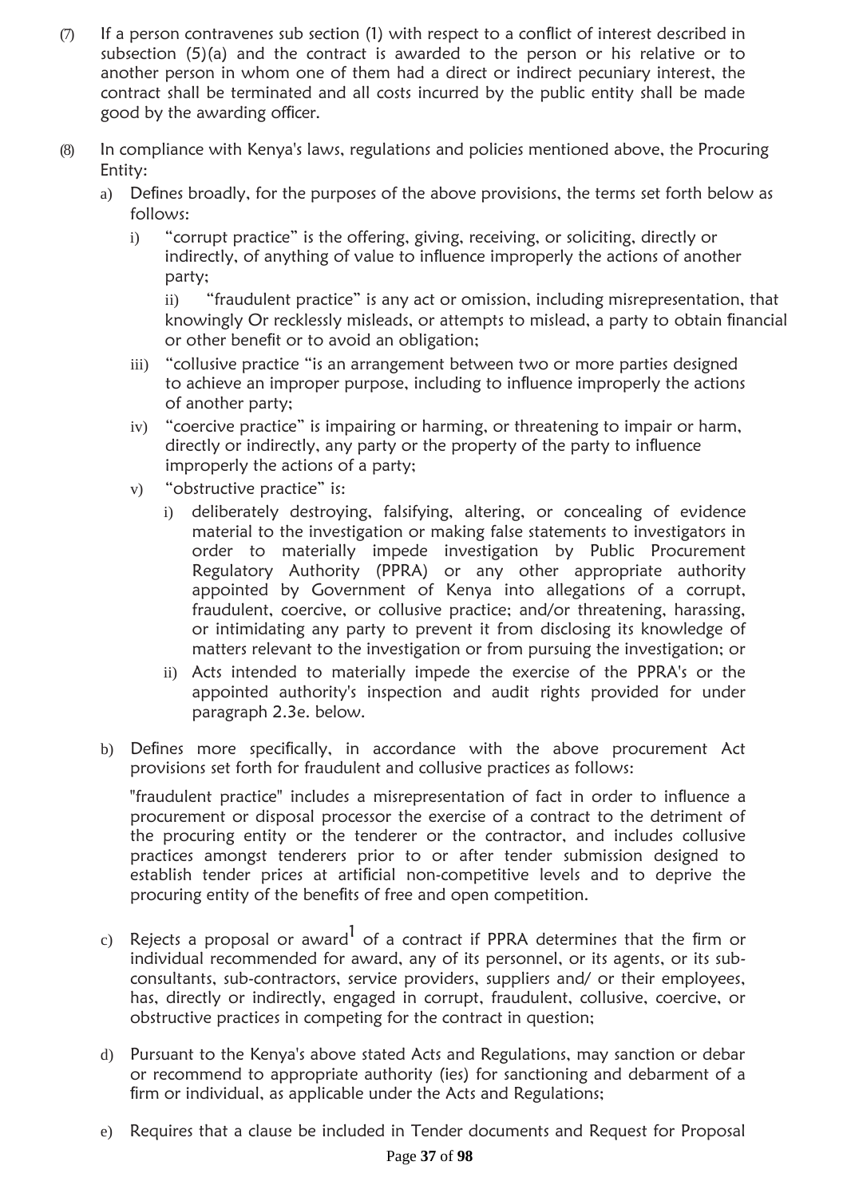(7) If a person contravenes sub section (1) with respect to a conflict of interest described in subsection (5)(a) and the contract is awarded to the person or his relative or to another person in whom one of them had a direct or indirect pecuniary interest, the contract shall be terminated and all costs incurred by the public entity shall be made good by the awarding officer.

(8) In compliance with Kenya's laws, regulations and policies mentioned above, the Procuring Entity:

a) Defines broadly, for the purposes of the above provisions, the terms set forth below as follows:

   i) "corrupt practice" is the offering, giving, receiving, or soliciting, directly or indirectly, of anything of value to influence improperly the actions of another party;

   ii) "fraudulent practice" is any act or omission, including misrepresentation, that knowingly Or recklessly misleads, or attempts to mislead, a party to obtain financial or other benefit or to avoid an obligation;

   iii) "collusive practice "is an arrangement between two or more parties designed to achieve an improper purpose, including to influence improperly the actions of another party;

   iv) "coercive practice" is impairing or harming, or threatening to impair or harm, directly or indirectly, any party or the property of the party to influence improperly the actions of a party;

   v) "obstructive practice" is:

      i) deliberately destroying, falsifying, altering, or concealing of evidence material to the investigation or making false statements to investigators in order to materially impede investigation by Public Procurement Regulatory Authority (PPRA) or any other appropriate authority appointed by Government of Kenya into allegations of a corrupt, fraudulent, coercive, or collusive practice; and/or threatening, harassing, or intimidating any party to prevent it from disclosing its knowledge of matters relevant to the investigation or from pursuing the investigation; or

      ii) Acts intended to materially impede the exercise of the PPRA's or the appointed authority's inspection and audit rights provided for under paragraph 2.3e. below.

b) Defines more specifically, in accordance with the above procurement Act provisions set forth for fraudulent and collusive practices as follows:

   "fraudulent practice" includes a misrepresentation of fact in order to influence a procurement or disposal processor the exercise of a contract to the detriment of the procuring entity or the tenderer or the contractor, and includes collusive practices amongst tenderers prior to or after tender submission designed to establish tender prices at artificial non-competitive levels and to deprive the procuring entity of the benefits of free and open competition.

c) Rejects a proposal or award[1] of a contract if PPRA determines that the firm or individual recommended for award, any of its personnel, or its agents, or its sub-consultants, sub-contractors, service providers, suppliers and/ or their employees, has, directly or indirectly, engaged in corrupt, fraudulent, collusive, coercive, or obstructive practices in competing for the contract in question;

d) Pursuant to the Kenya's above stated Acts and Regulations, may sanction or debar or recommend to appropriate authority (ies) for sanctioning and debarment of a firm or individual, as applicable under the Acts and Regulations;

e) Requires that a clause be included in Tender documents and Request for Proposal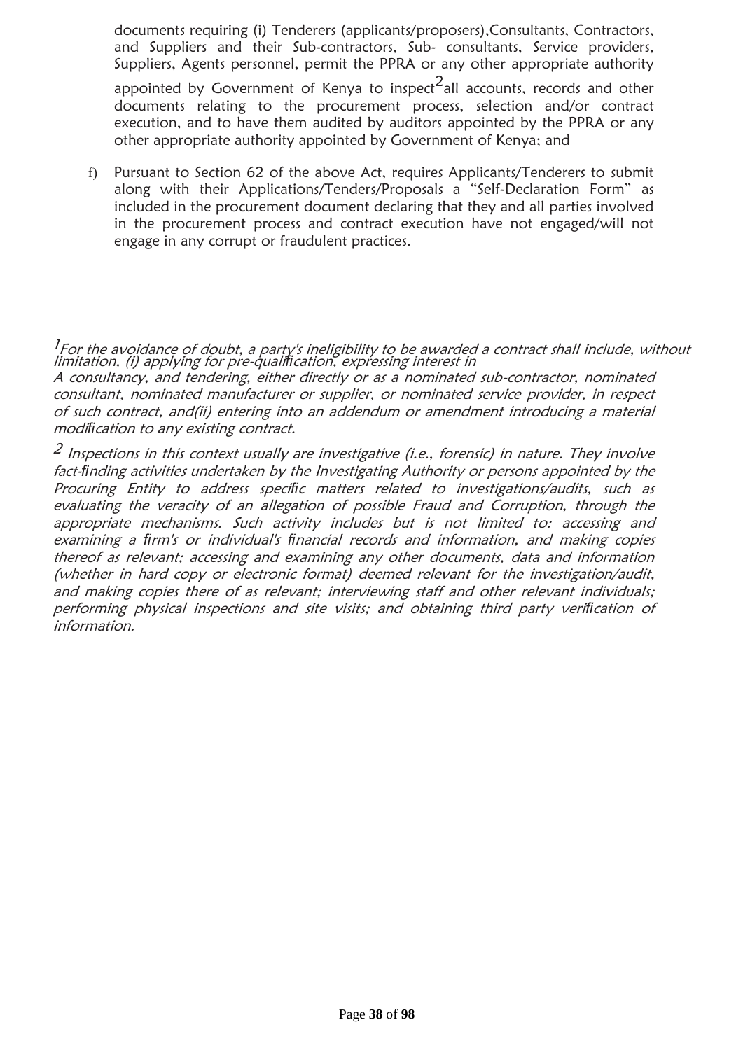documents requiring (i) Tenderers (applicants/proposers),Consultants, Contractors, and Suppliers and their Sub-contractors, Sub- consultants, Service providers, Suppliers, Agents personnel, permit the PPRA or any other appropriate authority appointed by Government of Kenya to inspect[2] all accounts, records and other documents relating to the procurement process, selection and/or contract execution, and to have them audited by auditors appointed by the PPRA or any other appropriate authority appointed by Government of Kenya; and

f) Pursuant to Section 62 of the above Act, requires Applicants/Tenderers to submit along with their Applications/Tenders/Proposals a "Self-Declaration Form" as included in the procurement document declaring that they and all parties involved in the procurement process and contract execution have not engaged/will not engage in any corrupt or fraudulent practices.

---

[1] *For the avoidance of doubt, a party's ineligibility to be awarded a contract shall include, without limitation, (i) applying for pre-qualification, expressing interest in A consultancy, and tendering, either directly or as a nominated sub-contractor, nominated consultant, nominated manufacturer or supplier, or nominated service provider, in respect of such contract, and(ii) entering into an addendum or amendment introducing a material modification to any existing contract.*

[2] *Inspections in this context usually are investigative (i.e., forensic) in nature. They involve fact-finding activities undertaken by the Investigating Authority or persons appointed by the Procuring Entity to address specific matters related to investigations/audits, such as evaluating the veracity of an allegation of possible Fraud and Corruption, through the appropriate mechanisms. Such activity includes but is not limited to: accessing and examining a firm's or individual's financial records and information, and making copies thereof as relevant; accessing and examining any other documents, data and information (whether in hard copy or electronic format) deemed relevant for the investigation/audit, and making copies there of as relevant; interviewing staff and other relevant individuals; performing physical inspections and site visits; and obtaining third party verification of information.*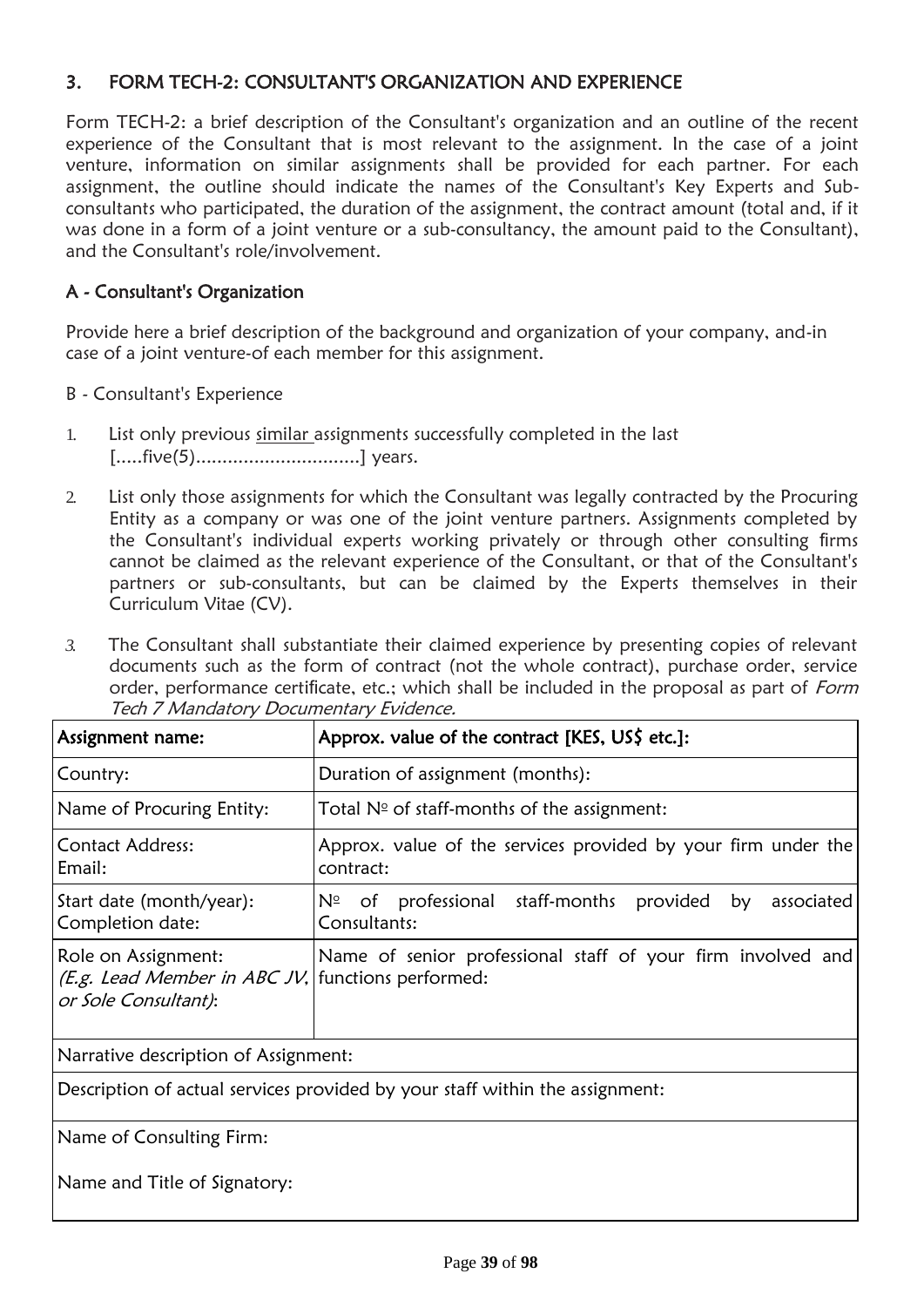## 3. FORM TECH-2: CONSULTANT'S ORGANIZATION AND EXPERIENCE

Form TECH-2: a brief description of the Consultant's organization and an outline of the recent experience of the Consultant that is most relevant to the assignment. In the case of a joint venture, information on similar assignments shall be provided for each partner. For each assignment, the outline should indicate the names of the Consultant's Key Experts and Sub-consultants who participated, the duration of the assignment, the contract amount (total and, if it was done in a form of a joint venture or a sub-consultancy, the amount paid to the Consultant), and the Consultant's role/involvement.

### A - Consultant's Organization

Provide here a brief description of the background and organization of your company, and-in case of a joint venture-of each member for this assignment.

B - Consultant's Experience

1. List only previous similar assignments successfully completed in the last [.....five(5)...............................] years.
2. List only those assignments for which the Consultant was legally contracted by the Procuring Entity as a company or was one of the joint venture partners. Assignments completed by the Consultant's individual experts working privately or through other consulting firms cannot be claimed as the relevant experience of the Consultant, or that of the Consultant's partners or sub-consultants, but can be claimed by the Experts themselves in their Curriculum Vitae (CV).
3. The Consultant shall substantiate their claimed experience by presenting copies of relevant documents such as the form of contract (not the whole contract), purchase order, service order, performance certificate, etc.; which shall be included in the proposal as part of *Form Tech 7 Mandatory Documentary Evidence.*

| Assignment name: | Approx. value of the contract [KES, US$ etc.]: |
|---|---|
| Country: | Duration of assignment (months): |
| Name of Procuring Entity: | Total Nº of staff-months of the assignment: |
| Contact Address:<br>Email: | Approx. value of the services provided by your firm under the contract: |
| Start date (month/year):<br>Completion date: | Nº of professional staff-months provided by associated Consultants: |
| Role on Assignment:<br>*(E.g. Lead Member in ABC JV, or Sole Consultant)*: | Name of senior professional staff of your firm involved and functions performed: |
| Narrative description of Assignment: | |
| Description of actual services provided by your staff within the assignment: | |
| Name of Consulting Firm:<br><br>Name and Title of Signatory: | |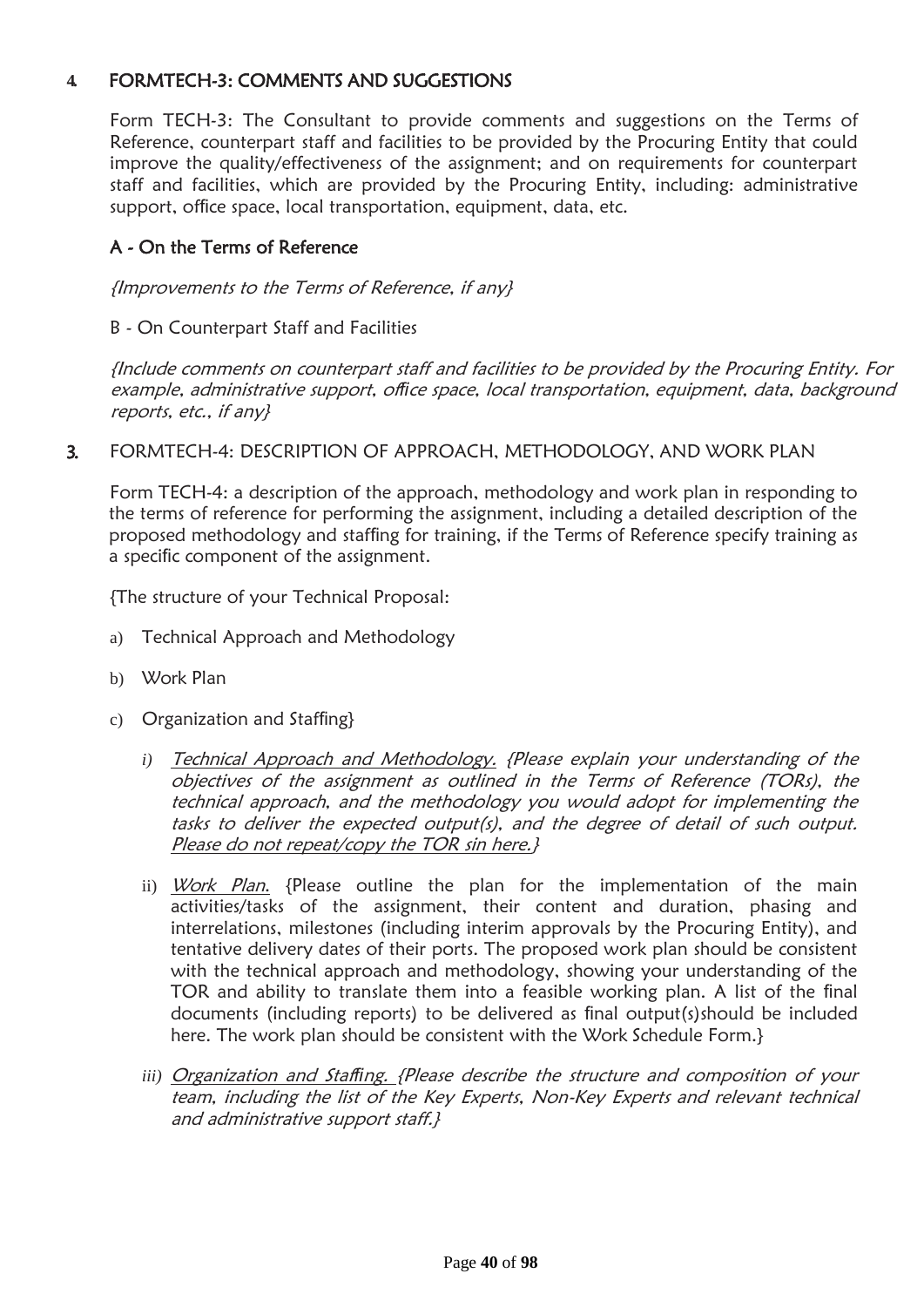## 4. FORMTECH-3: COMMENTS AND SUGGESTIONS

Form TECH-3: The Consultant to provide comments and suggestions on the Terms of Reference, counterpart staff and facilities to be provided by the Procuring Entity that could improve the quality/effectiveness of the assignment; and on requirements for counterpart staff and facilities, which are provided by the Procuring Entity, including: administrative support, office space, local transportation, equipment, data, etc.

### A - On the Terms of Reference

*{Improvements to the Terms of Reference, if any}*

B - On Counterpart Staff and Facilities

*{Include comments on counterpart staff and facilities to be provided by the Procuring Entity. For example, administrative support, office space, local transportation, equipment, data, background reports, etc., if any}*

## 3. FORMTECH-4: DESCRIPTION OF APPROACH, METHODOLOGY, AND WORK PLAN

Form TECH-4: a description of the approach, methodology and work plan in responding to the terms of reference for performing the assignment, including a detailed description of the proposed methodology and staffing for training, if the Terms of Reference specify training as a specific component of the assignment.

{The structure of your Technical Proposal:

a) Technical Approach and Methodology

b) Work Plan

c) Organization and Staffing}

*i)* *Technical Approach and Methodology. {Please explain your understanding of the objectives of the assignment as outlined in the Terms of Reference (TORs), the technical approach, and the methodology you would adopt for implementing the tasks to deliver the expected output(s), and the degree of detail of such output. Please do not repeat/copy the TOR sin here.}*

ii) *Work Plan.* {Please outline the plan for the implementation of the main activities/tasks of the assignment, their content and duration, phasing and interrelations, milestones (including interim approvals by the Procuring Entity), and tentative delivery dates of their ports. The proposed work plan should be consistent with the technical approach and methodology, showing your understanding of the TOR and ability to translate them into a feasible working plan. A list of the final documents (including reports) to be delivered as final output(s)should be included here. The work plan should be consistent with the Work Schedule Form.}

*iii)* *Organization and Staffing. {Please describe the structure and composition of your team, including the list of the Key Experts, Non-Key Experts and relevant technical and administrative support staff.}*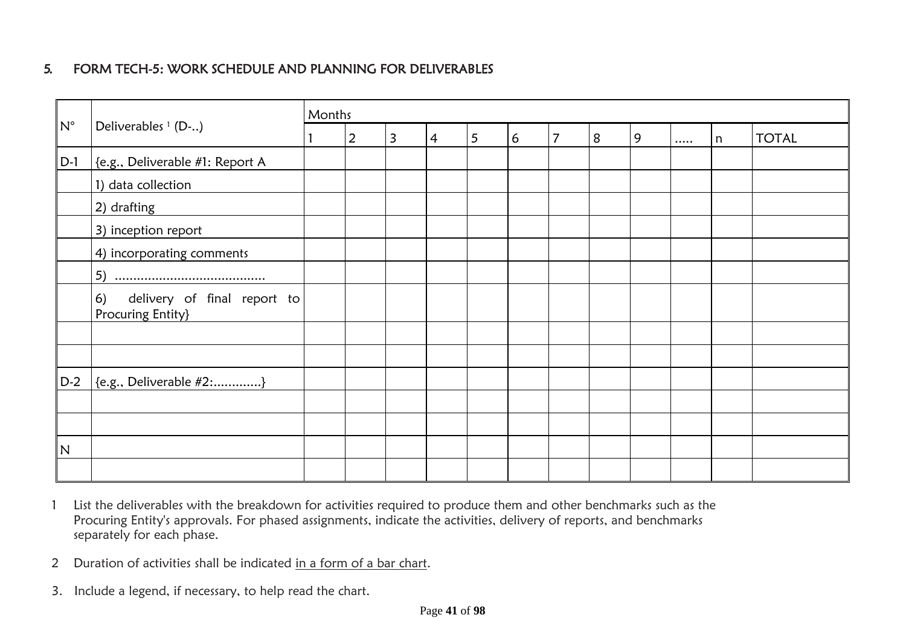## 5. FORM TECH-5: WORK SCHEDULE AND PLANNING FOR DELIVERABLES

| N° | Deliverables [1] (D-..) | Months | | | | | | | | | | | |
|---|---|---|---|---|---|---|---|---|---|---|---|---|---|
| | | 1 | 2 | 3 | 4 | 5 | 6 | 7 | 8 | 9 | ..... | n | TOTAL |
| D-1 | {e.g., Deliverable #1: Report A | | | | | | | | | | | | |
| | 1) data collection | | | | | | | | | | | | |
| | 2) drafting | | | | | | | | | | | | |
| | 3) inception report | | | | | | | | | | | | |
| | 4) incorporating comments | | | | | | | | | | | | |
| | 5) ......................................... | | | | | | | | | | | | |
| | 6) delivery of final report to Procuring Entity} | | | | | | | | | | | | |
| | | | | | | | | | | | | | |
| | | | | | | | | | | | | | |
| D-2 | {e.g., Deliverable #2:.............} | | | | | | | | | | | | |
| | | | | | | | | | | | | | |
| | | | | | | | | | | | | | |
| N | | | | | | | | | | | | | |
| | | | | | | | | | | | | | |

1 List the deliverables with the breakdown for activities required to produce them and other benchmarks such as the Procuring Entity's approvals. For phased assignments, indicate the activities, delivery of reports, and benchmarks separately for each phase.

2 Duration of activities shall be indicated in a form of a bar chart.

3. Include a legend, if necessary, to help read the chart.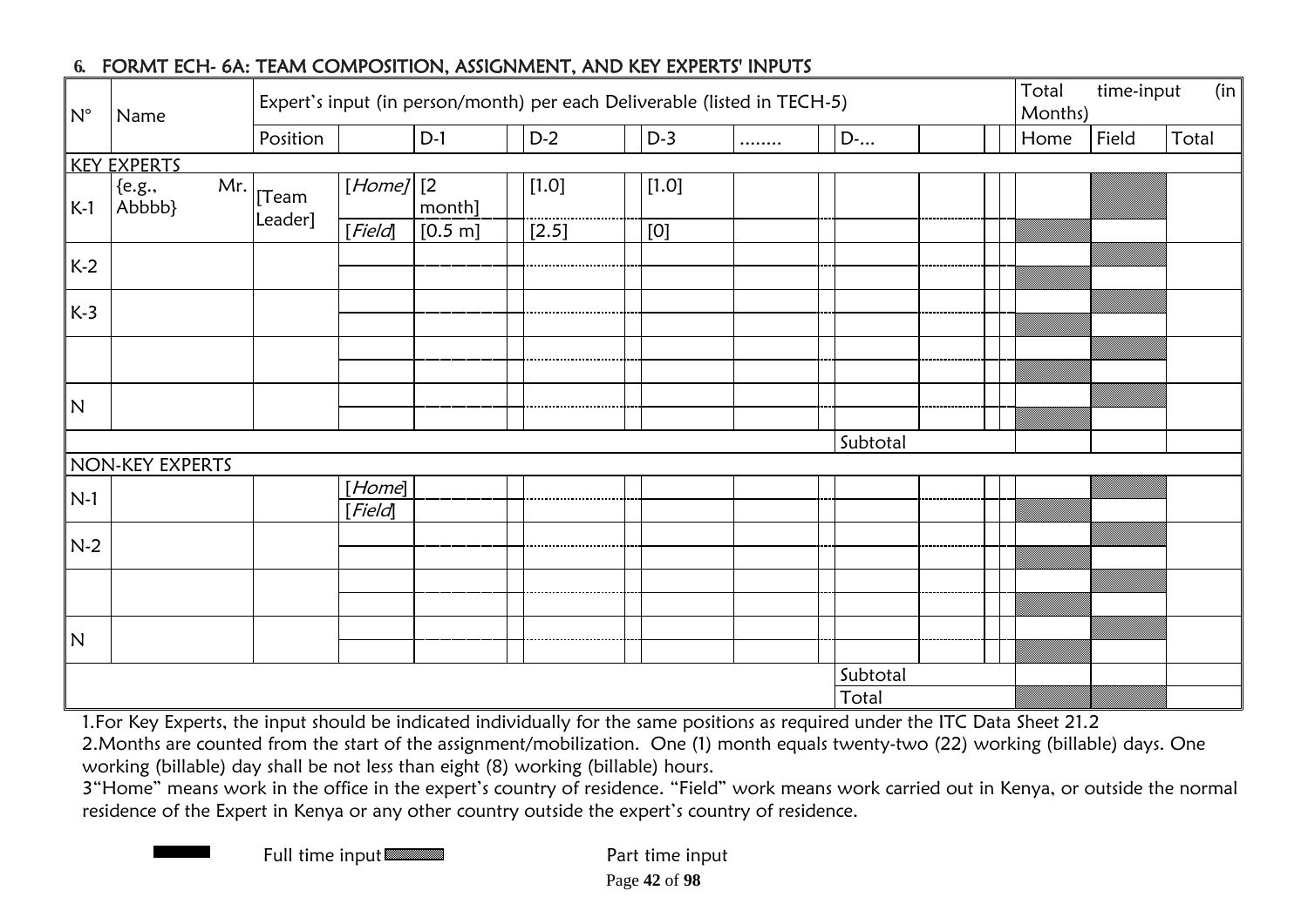## 6. FORMT ECH- 6A: TEAM COMPOSITION, ASSIGNMENT, AND KEY EXPERTS' INPUTS

| N° | Name | Expert's input (in person/month) per each Deliverable (listed in TECH-5) | | | | | | | Total time-input (in Months) | | |
|---|---|---|---|---|---|---|---|---|---|---|---|
| | | Position | | D-1 | D-2 | D-3 | ........ | D-... | Home | Field | Total |
| **KEY EXPERTS** | | | | | | | | | | | |
| K-1 | {e.g., Mr. Abbbb} | [Team Leader] | [*Home*] | [2 month] | [1.0] | [1.0] | | | | | |
| | | | [*Field*] | [0.5 m] | [2.5] | [0] | | | | | |
| K-2 | | | | | | | | | | | |
| | | | | | | | | | | | |
| K-3 | | | | | | | | | | | |
| | | | | | | | | | | | |
| | | | | | | | | | | | |
| | | | | | | | | | | | |
| N | | | | | | | | | | | |
| | | | | | | | | | | | |
| | | | | | | | | Subtotal | | | |
| **NON-KEY EXPERTS** | | | | | | | | | | | |
| N-1 | | | [*Home*] | | | | | | | | |
| | | | [*Field*] | | | | | | | | |
| N-2 | | | | | | | | | | | |
| | | | | | | | | | | | |
| | | | | | | | | | | | |
| | | | | | | | | | | | |
| N | | | | | | | | | | | |
| | | | | | | | | | | | |
| | | | | | | | | Subtotal | | | |
| | | | | | | | | Total | | | |

1.For Key Experts, the input should be indicated individually for the same positions as required under the ITC Data Sheet 21.2

2.Months are counted from the start of the assignment/mobilization. One (1) month equals twenty-two (22) working (billable) days. One working (billable) day shall be not less than eight (8) working (billable) hours.

3"Home" means work in the office in the expert's country of residence. "Field" work means work carried out in Kenya, or outside the normal residence of the Expert in Kenya or any other country outside the expert's country of residence.

Full time input &nbsp;&nbsp;&nbsp;&nbsp; Part time input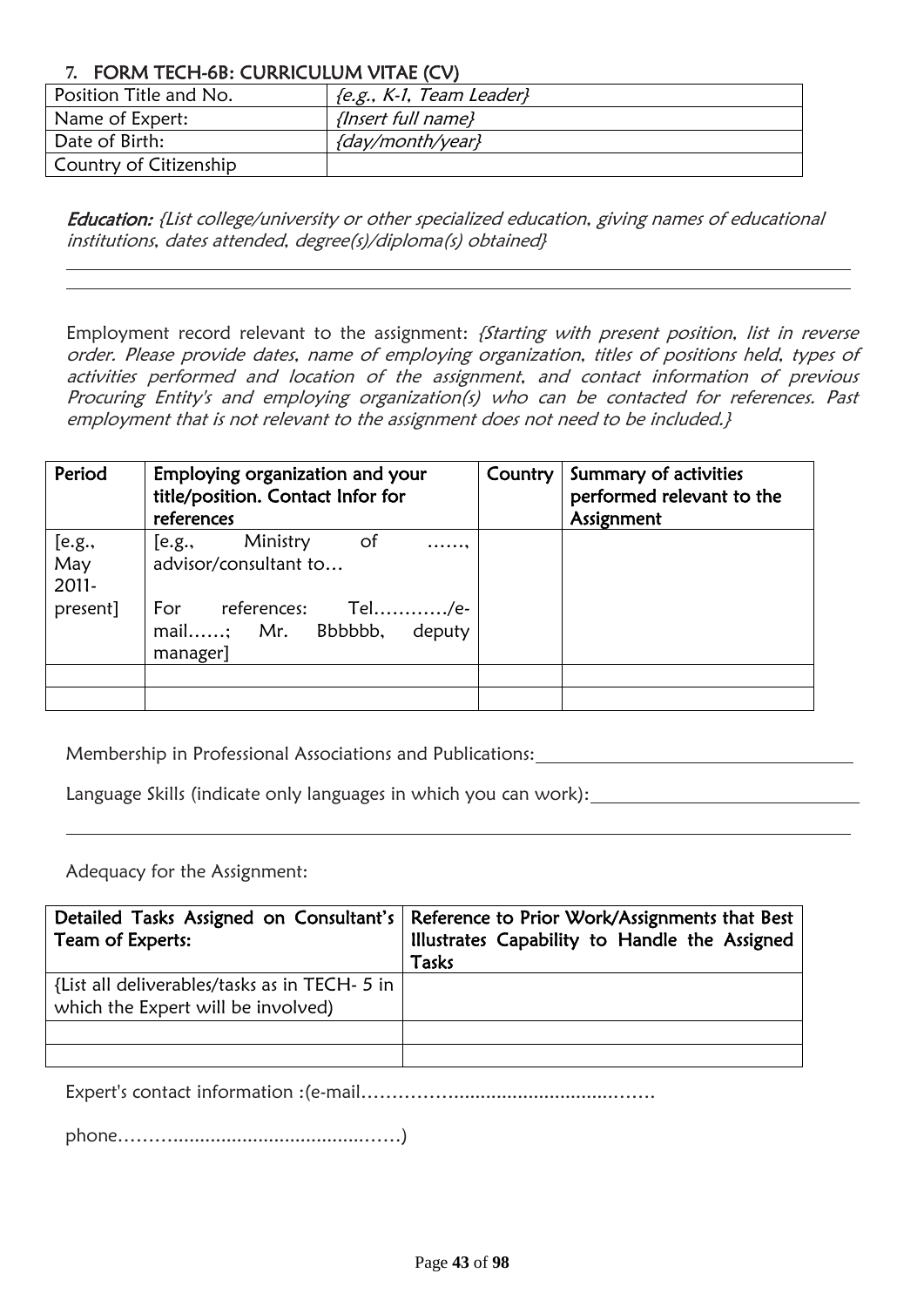## 7. FORM TECH-6B: CURRICULUM VITAE (CV)

| Position Title and No. | *{e.g., K-1, Team Leader}* |
|---|---|
| Name of Expert: | *{Insert full name}* |
| Date of Birth: | *{day/month/year}* |
| Country of Citizenship | |

***Education:*** *{List college/university or other specialized education, giving names of educational institutions, dates attended, degree(s)/diploma(s) obtained}*

Employment record relevant to the assignment: *{Starting with present position, list in reverse order. Please provide dates, name of employing organization, titles of positions held, types of activities performed and location of the assignment, and contact information of previous Procuring Entity's and employing organization(s) who can be contacted for references. Past employment that is not relevant to the assignment does not need to be included.}*

| **Period** | **Employing organization and your title/position. Contact Infor for references** | **Country** | **Summary of activities performed relevant to the Assignment** |
|---|---|---|---|
| [e.g., May 2011- present] | [e.g., Ministry of ……, advisor/consultant to… For references: Tel…………/e-mail……; Mr. Bbbbbb, deputy manager] | | |
| | | | |
| | | | |

Membership in Professional Associations and Publications: ______________________

Language Skills (indicate only languages in which you can work): ______________________

Adequacy for the Assignment:

| **Detailed Tasks Assigned on Consultant's Team of Experts:** | **Reference to Prior Work/Assignments that Best Illustrates Capability to Handle the Assigned Tasks** |
|---|---|
| {List all deliverables/tasks as in TECH- 5 in which the Expert will be involved) | |
| | |
| | |

Expert's contact information :(e-mail…………...................................…….

phone……….........................................……)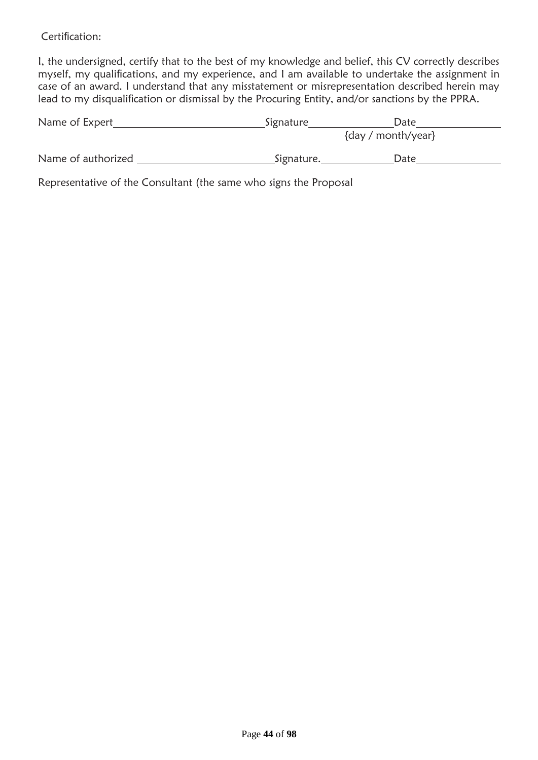Certification:

I, the undersigned, certify that to the best of my knowledge and belief, this CV correctly describes myself, my qualifications, and my experience, and I am available to undertake the assignment in case of an award. I understand that any misstatement or misrepresentation described herein may lead to my disqualification or dismissal by the Procuring Entity, and/or sanctions by the PPRA.

Name of Expert\_\_\_\_\_\_\_\_\_\_\_\_\_\_\_\_\_\_\_\_\_\_\_\_\_\_\_Signature\_\_\_\_\_\_\_\_\_\_\_\_\_\_\_Date\_\_\_\_\_\_\_\_\_\_\_\_\_\_\_\_

{day / month/year}

Name of authorized \_\_\_\_\_\_\_\_\_\_\_\_\_\_\_\_\_\_\_\_\_\_\_\_\_Signature.\_\_\_\_\_\_\_\_\_\_\_\_\_Date\_\_\_\_\_\_\_\_\_\_\_\_\_\_\_\_

Representative of the Consultant (the same who signs the Proposal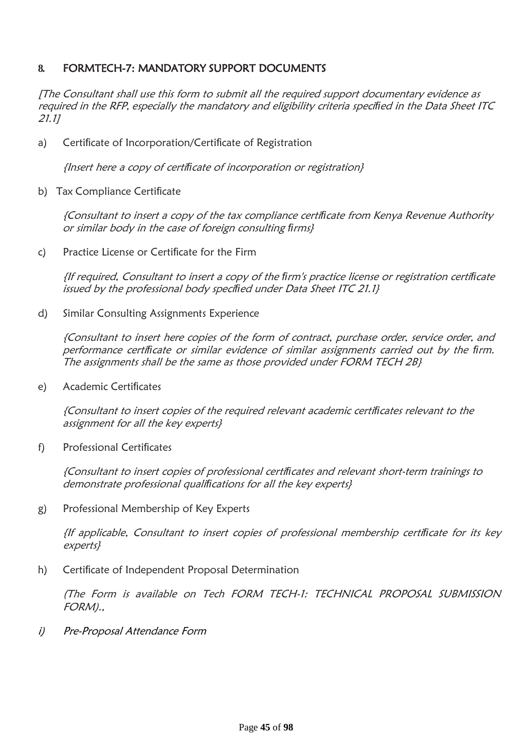## 8. FORMTECH-7: MANDATORY SUPPORT DOCUMENTS

*[The Consultant shall use this form to submit all the required support documentary evidence as required in the RFP, especially the mandatory and eligibility criteria specified in the Data Sheet ITC 21.1]*

a) Certificate of Incorporation/Certificate of Registration

*{Insert here a copy of certificate of incorporation or registration}*

b) Tax Compliance Certificate

*{Consultant to insert a copy of the tax compliance certificate from Kenya Revenue Authority or similar body in the case of foreign consulting firms}*

c) Practice License or Certificate for the Firm

*{If required, Consultant to insert a copy of the firm's practice license or registration certificate issued by the professional body specified under Data Sheet ITC 21.1}*

d) Similar Consulting Assignments Experience

*{Consultant to insert here copies of the form of contract, purchase order, service order, and performance certificate or similar evidence of similar assignments carried out by the firm. The assignments shall be the same as those provided under FORM TECH 2B}*

e) Academic Certificates

*{Consultant to insert copies of the required relevant academic certificates relevant to the assignment for all the key experts}*

f) Professional Certificates

*{Consultant to insert copies of professional certificates and relevant short-term trainings to demonstrate professional qualifications for all the key experts}*

g) Professional Membership of Key Experts

*{If applicable, Consultant to insert copies of professional membership certificate for its key experts}*

h) Certificate of Independent Proposal Determination

*(The Form is available on Tech FORM TECH-1: TECHNICAL PROPOSAL SUBMISSION FORM).,*

*i) Pre-Proposal Attendance Form*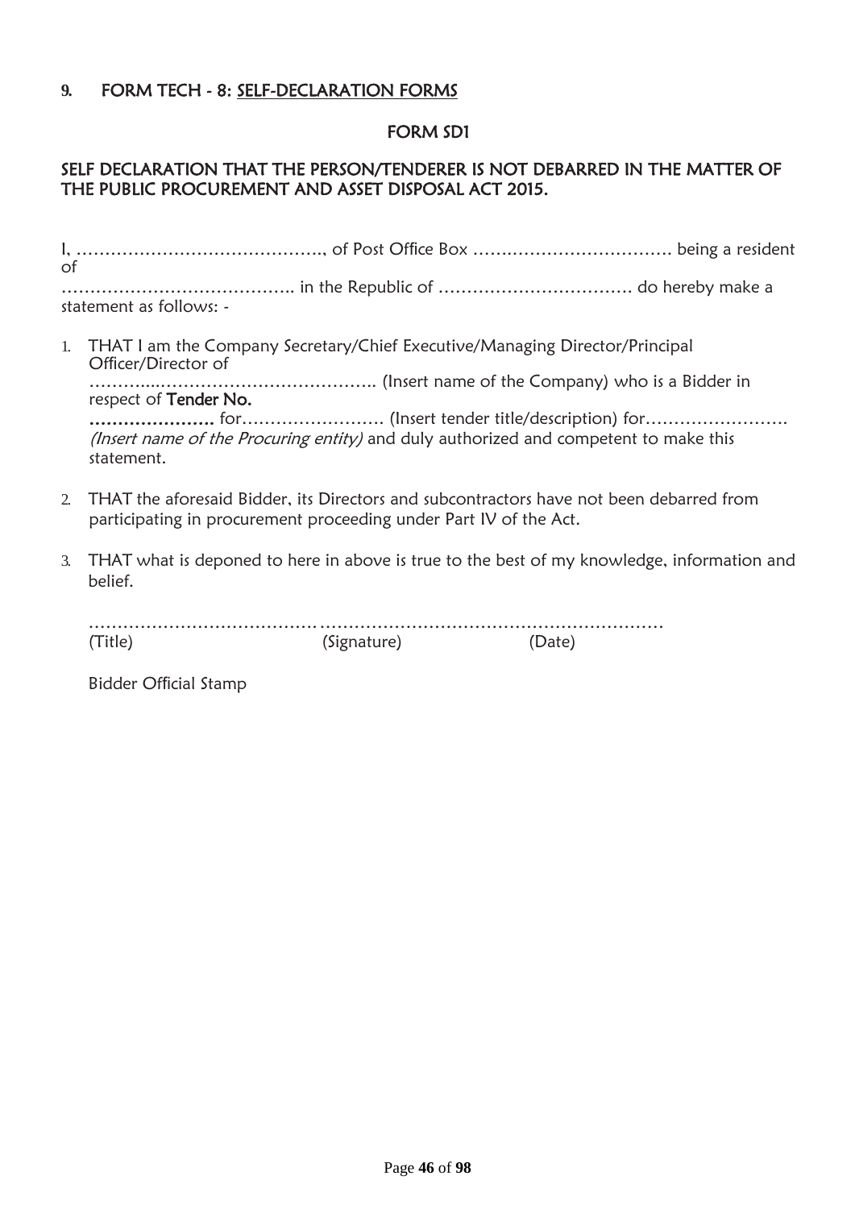## 9. FORM TECH - 8: SELF-DECLARATION FORMS

### FORM SD1

### SELF DECLARATION THAT THE PERSON/TENDERER IS NOT DEBARRED IN THE MATTER OF THE PUBLIC PROCUREMENT AND ASSET DISPOSAL ACT 2015.

I, ……………………………………., of Post Office Box ………………………………. being a resident of ………………………………….. in the Republic of …………………………… do hereby make a statement as follows: -

1. THAT I am the Company Secretary/Chief Executive/Managing Director/Principal Officer/Director of ………...……………………………….. (Insert name of the Company) who is a Bidder in respect of **Tender No. ………………….** for……………………. (Insert tender title/description) for……………………. *(Insert name of the Procuring entity)* and duly authorized and competent to make this statement.

2. THAT the aforesaid Bidder, its Directors and subcontractors have not been debarred from participating in procurement proceeding under Part IV of the Act.

3. THAT what is deponed to here in above is true to the best of my knowledge, information and belief.

……………………………………………………………………………………………

(Title) (Signature) (Date)

Bidder Official Stamp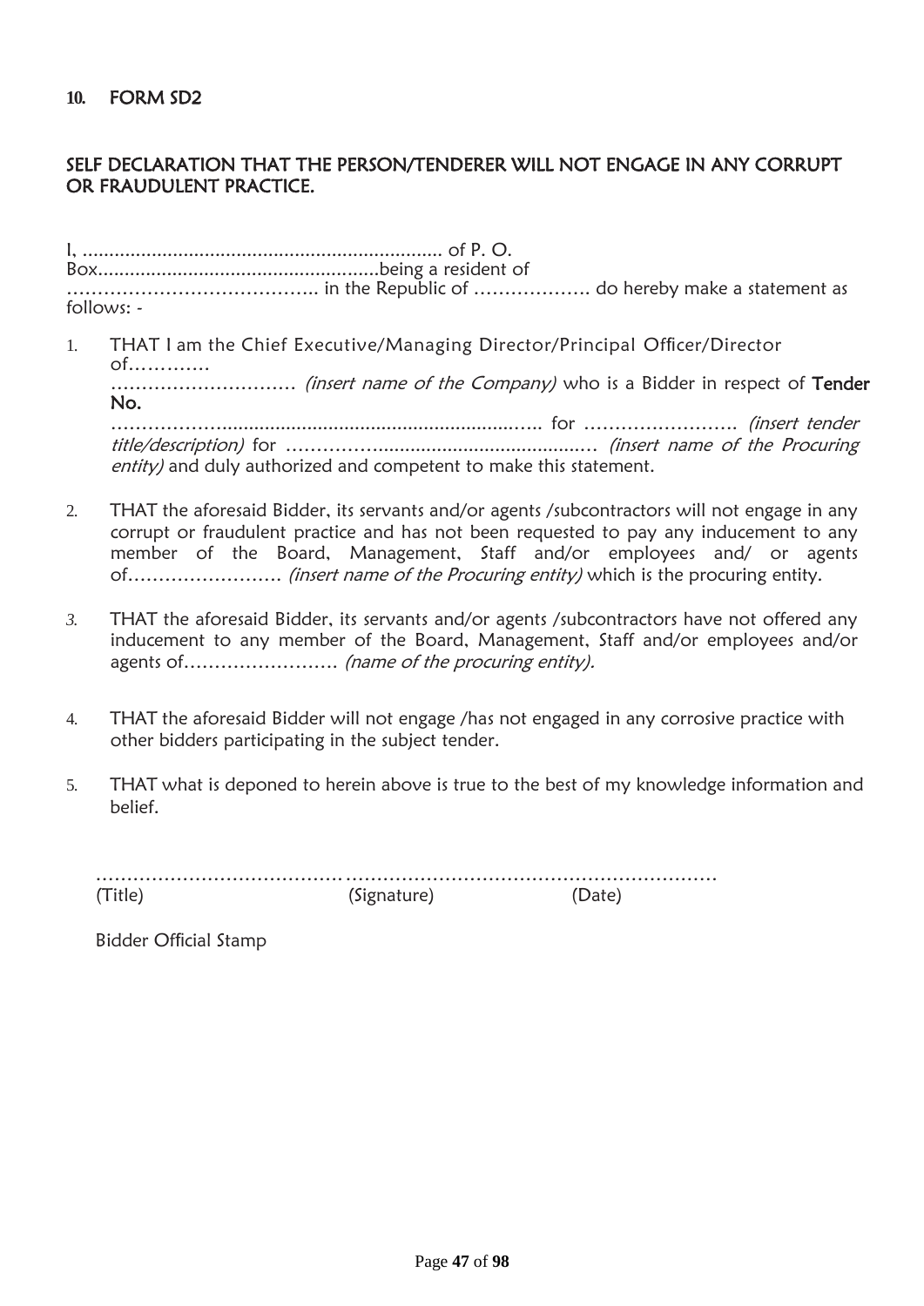## 10. FORM SD2

### SELF DECLARATION THAT THE PERSON/TENDERER WILL NOT ENGAGE IN ANY CORRUPT OR FRAUDULENT PRACTICE.

I, ..................................................................... of P. O. Box.....................................................being a resident of …………………………………. in the Republic of ………………. do hereby make a statement as follows: -

1. THAT I am the Chief Executive/Managing Director/Principal Officer/Director of…………. ………………………… *(insert name of the Company)* who is a Bidder in respect of **Tender No.** ……………......................................................….. for ……………………. *(insert tender title/description)* for …………….......................................… *(insert name of the Procuring entity)* and duly authorized and competent to make this statement.

2. THAT the aforesaid Bidder, its servants and/or agents /subcontractors will not engage in any corrupt or fraudulent practice and has not been requested to pay any inducement to any member of the Board, Management, Staff and/or employees and/ or agents of……………………. *(insert name of the Procuring entity)* which is the procuring entity.

3. THAT the aforesaid Bidder, its servants and/or agents /subcontractors have not offered any inducement to any member of the Board, Management, Staff and/or employees and/or agents of……………………. *(name of the procuring entity).*

4. THAT the aforesaid Bidder will not engage /has not engaged in any corrosive practice with other bidders participating in the subject tender.

5. THAT what is deponed to herein above is true to the best of my knowledge information and belief.

…………………………………………………………………………………………

(Title) (Signature) (Date)

Bidder Official Stamp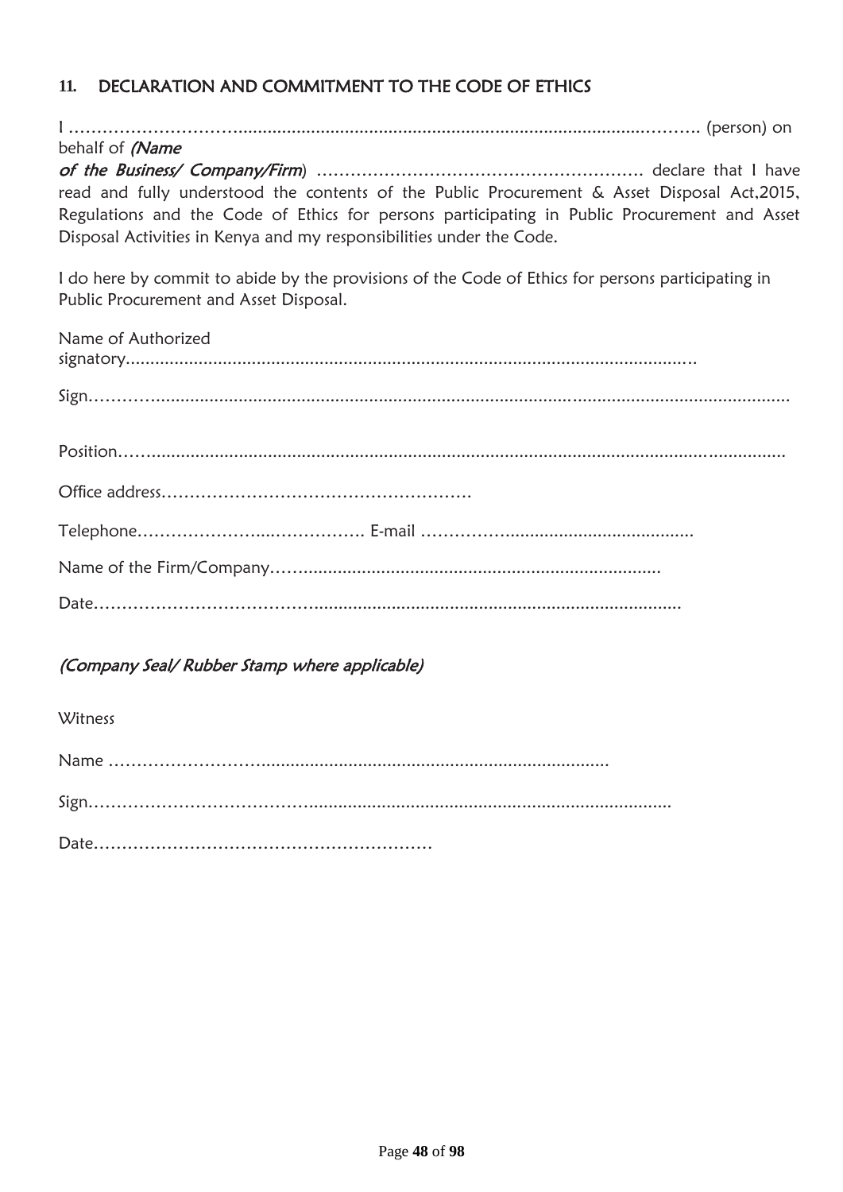## 11. DECLARATION AND COMMITMENT TO THE CODE OF ETHICS

I ……………………….................................................................................………. (person) on behalf of *(Name of the Business/ Company/Firm*) ……………………………………………………. declare that I have read and fully understood the contents of the Public Procurement & Asset Disposal Act,2015, Regulations and the Code of Ethics for persons participating in Public Procurement and Asset Disposal Activities in Kenya and my responsibilities under the Code.

I do here by commit to abide by the provisions of the Code of Ethics for persons participating in Public Procurement and Asset Disposal.

Name of Authorized signatory.....................................................................................................................

Sign……….........................................................................................................................................

Position…….......................................................................................................................................

Office address……………………………………………….

Telephone…………………...……………. E-mail ………………......................................

Name of the Firm/Company…….........................................................................

Date……………………………….........................................................................

*(Company Seal/ Rubber Stamp where applicable)*

Witness

Name ……………………….......................................................................

Sign………………………………..........................................................................

Date……………………………………………………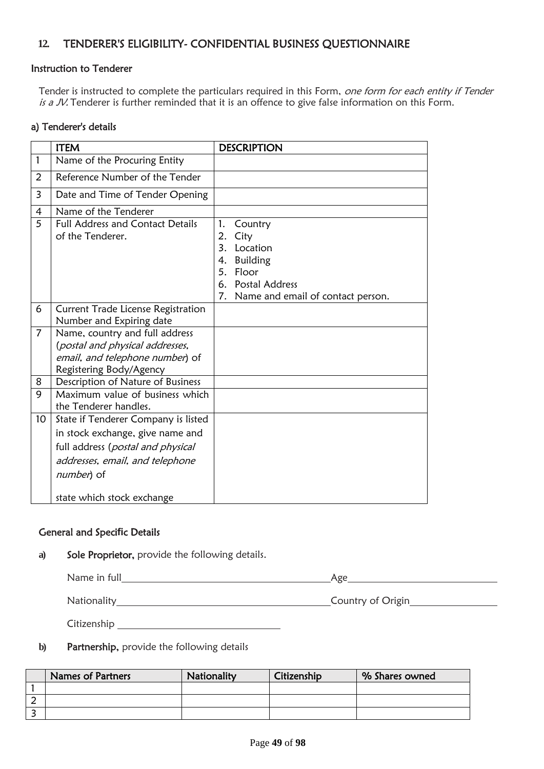## 12. TENDERER'S ELIGIBILITY- CONFIDENTIAL BUSINESS QUESTIONNAIRE

### Instruction to Tenderer

Tender is instructed to complete the particulars required in this Form, *one form for each entity if Tender is a JV.* Tenderer is further reminded that it is an offence to give false information on this Form.

### a) Tenderer's details

| | ITEM | DESCRIPTION |
|---|---|---|
| 1 | Name of the Procuring Entity | |
| 2 | Reference Number of the Tender | |
| 3 | Date and Time of Tender Opening | |
| 4 | Name of the Tenderer | |
| 5 | Full Address and Contact Details of the Tenderer. | 1. Country<br>2. City<br>3. Location<br>4. Building<br>5. Floor<br>6. Postal Address<br>7. Name and email of contact person. |
| 6 | Current Trade License Registration Number and Expiring date | |
| 7 | Name, country and full address (*postal and physical addresses, email, and telephone number*) of Registering Body/Agency | |
| 8 | Description of Nature of Business | |
| 9 | Maximum value of business which the Tenderer handles. | |
| 10 | State if Tenderer Company is listed in stock exchange, give name and full address (*postal and physical addresses, email, and telephone number*) of<br><br>state which stock exchange | |

### General and Specific Details

**a)** **Sole Proprietor,** provide the following details.

Name in full\_\_\_\_\_\_\_\_\_\_\_\_\_\_\_\_\_\_\_\_\_\_\_\_\_\_\_\_\_\_\_\_\_\_\_\_ Age\_\_\_\_\_\_\_\_\_\_\_\_\_\_\_\_\_\_\_\_\_\_\_\_\_

Nationality\_\_\_\_\_\_\_\_\_\_\_\_\_\_\_\_\_\_\_\_\_\_\_\_\_\_\_\_\_\_\_\_\_\_\_\_ Country of Origin\_\_\_\_\_\_\_\_\_\_\_\_\_\_\_

Citizenship \_\_\_\_\_\_\_\_\_\_\_\_\_\_\_\_\_\_\_\_\_\_\_\_\_\_\_\_

**b)** **Partnership,** provide the following details

| | Names of Partners | Nationality | Citizenship | % Shares owned |
|---|---|---|---|---|
| 1 | | | | |
| 2 | | | | |
| 3 | | | | |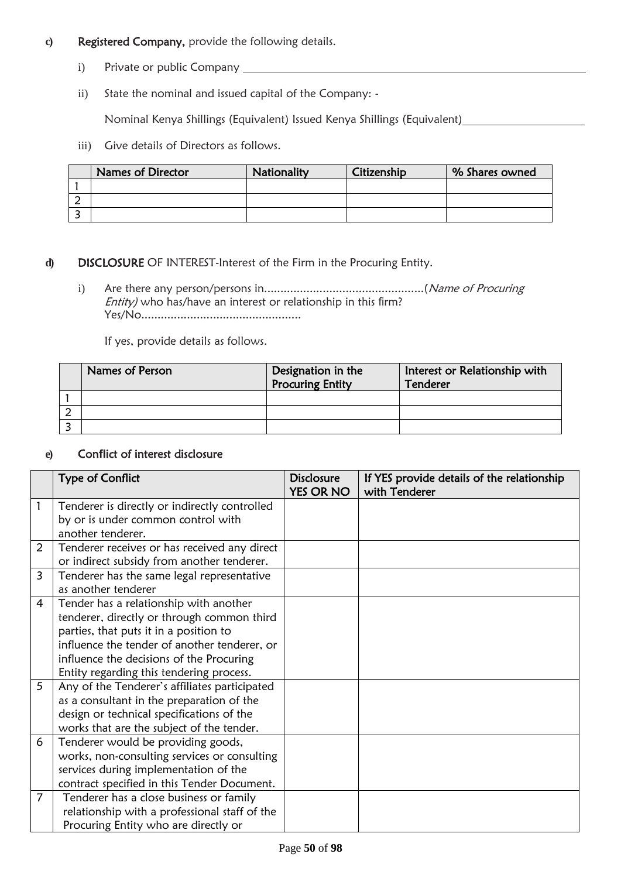c) **Registered Company,** provide the following details.

i) Private or public Company \_\_\_\_\_\_\_\_\_\_\_\_\_\_\_\_\_\_\_\_\_\_\_\_\_\_\_\_\_\_\_\_\_\_\_\_\_\_\_\_

ii) State the nominal and issued capital of the Company: -

Nominal Kenya Shillings (Equivalent) Issued Kenya Shillings (Equivalent)\_\_\_\_\_\_\_\_\_\_\_\_\_\_\_\_\_\_\_\_

iii) Give details of Directors as follows.

| | Names of Director | Nationality | Citizenship | % Shares owned |
|---|---|---|---|---|
| 1 | | | | |
| 2 | | | | |
| 3 | | | | |

d) **DISCLOSURE** OF INTEREST-Interest of the Firm in the Procuring Entity.

i) Are there any person/persons in.................................................(*Name of Procuring Entity)* who has/have an interest or relationship in this firm? Yes/No.................................................

If yes, provide details as follows.

| | Names of Person | Designation in the Procuring Entity | Interest or Relationship with Tenderer |
|---|---|---|---|
| 1 | | | |
| 2 | | | |
| 3 | | | |

e) **Conflict of interest disclosure**

| | Type of Conflict | Disclosure YES OR NO | If YES provide details of the relationship with Tenderer |
|---|---|---|---|
| 1 | Tenderer is directly or indirectly controlled by or is under common control with another tenderer. | | |
| 2 | Tenderer receives or has received any direct or indirect subsidy from another tenderer. | | |
| 3 | Tenderer has the same legal representative as another tenderer | | |
| 4 | Tender has a relationship with another tenderer, directly or through common third parties, that puts it in a position to influence the tender of another tenderer, or influence the decisions of the Procuring Entity regarding this tendering process. | | |
| 5 | Any of the Tenderer's affiliates participated as a consultant in the preparation of the design or technical specifications of the works that are the subject of the tender. | | |
| 6 | Tenderer would be providing goods, works, non-consulting services or consulting services during implementation of the contract specified in this Tender Document. | | |
| 7 | Tenderer has a close business or family relationship with a professional staff of the Procuring Entity who are directly or | | |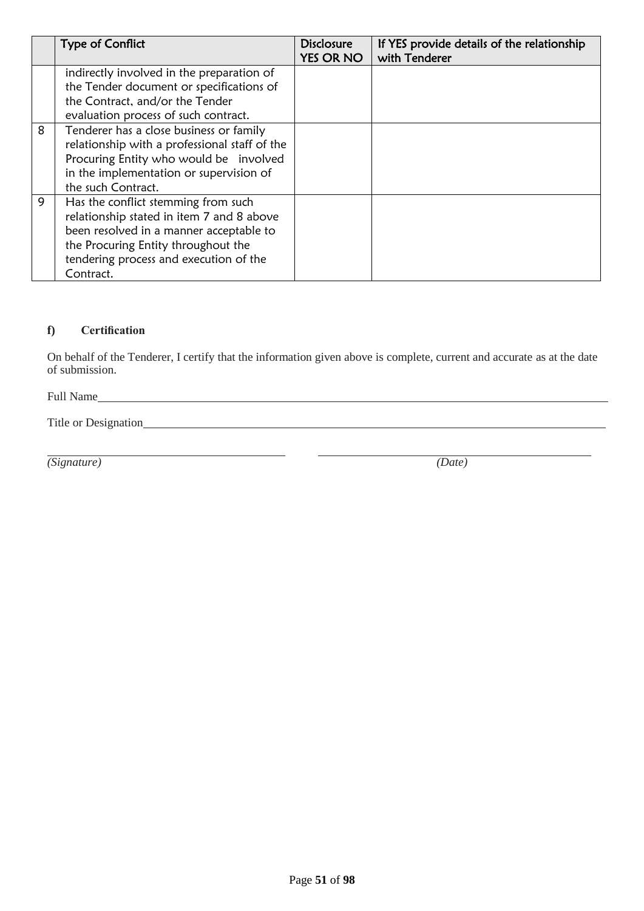|  | Type of Conflict | Disclosure YES OR NO | If YES provide details of the relationship with Tenderer |
|---|---|---|---|
|  | indirectly involved in the preparation of the Tender document or specifications of the Contract, and/or the Tender evaluation process of such contract. |  |  |
| 8 | Tenderer has a close business or family relationship with a professional staff of the Procuring Entity who would be involved in the implementation or supervision of the such Contract. |  |  |
| 9 | Has the conflict stemming from such relationship stated in item 7 and 8 above been resolved in a manner acceptable to the Procuring Entity throughout the tendering process and execution of the Contract. |  |  |

**f) Certification**

On behalf of the Tenderer, I certify that the information given above is complete, current and accurate as at the date of submission.

Full Name\_\_\_\_\_\_\_\_\_\_\_\_\_\_\_\_\_\_\_\_\_\_\_\_\_\_\_\_\_\_\_\_\_\_\_\_\_\_\_\_\_\_\_\_\_\_\_\_\_\_\_\_\_\_\_\_\_\_\_\_\_\_\_\_

Title or Designation\_\_\_\_\_\_\_\_\_\_\_\_\_\_\_\_\_\_\_\_\_\_\_\_\_\_\_\_\_\_\_\_\_\_\_\_\_\_\_\_\_\_\_\_\_\_\_\_\_\_\_\_\_\_\_\_\_\_

\_\_\_\_\_\_\_\_\_\_\_\_\_\_\_\_\_\_\_\_\_\_\_\_\_\_\_\_\_\_ \_\_\_\_\_\_\_\_\_\_\_\_\_\_\_\_\_\_\_\_\_\_\_\_\_\_\_\_\_\_

*(Signature)* *(Date)*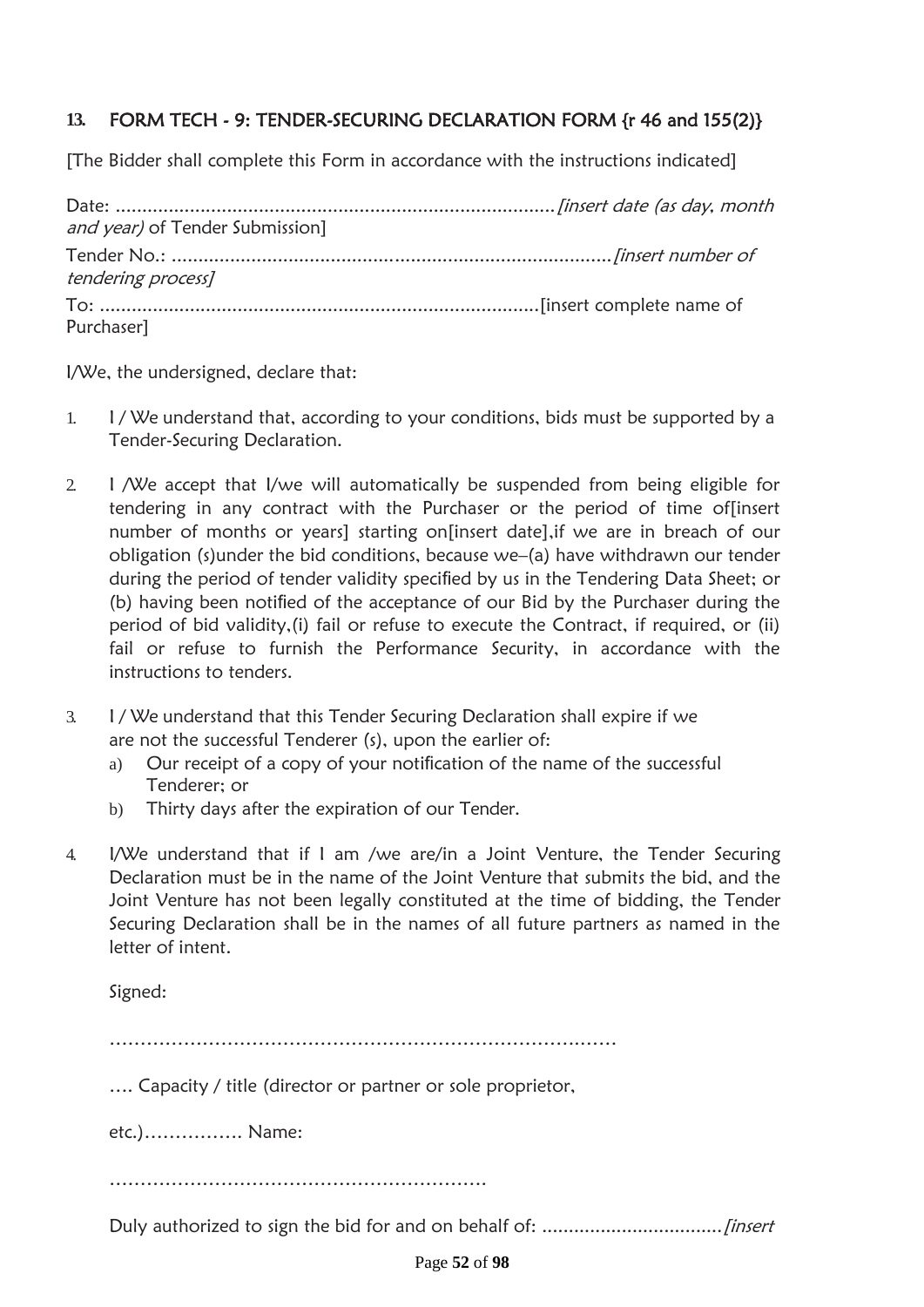## 13. FORM TECH - 9: TENDER-SECURING DECLARATION FORM {r 46 and 155(2)}

[The Bidder shall complete this Form in accordance with the instructions indicated]

Date: .................................................................................*[insert date (as day, month and year)* of Tender Submission]

Tender No.: .................................................................................*[insert number of tendering process]*

To: .................................................................................[insert complete name of Purchaser]

I/We, the undersigned, declare that:

1. I / We understand that, according to your conditions, bids must be supported by a Tender-Securing Declaration.
2. I /We accept that I/we will automatically be suspended from being eligible for tendering in any contract with the Purchaser or the period of time of[insert number of months or years] starting on[insert date],if we are in breach of our obligation (s)under the bid conditions, because we–(a) have withdrawn our tender during the period of tender validity specified by us in the Tendering Data Sheet; or (b) having been notified of the acceptance of our Bid by the Purchaser during the period of bid validity,(i) fail or refuse to execute the Contract, if required, or (ii) fail or refuse to furnish the Performance Security, in accordance with the instructions to tenders.
3. I / We understand that this Tender Securing Declaration shall expire if we are not the successful Tenderer (s), upon the earlier of:
   a) Our receipt of a copy of your notification of the name of the successful Tenderer; or
   b) Thirty days after the expiration of our Tender.
4. I/We understand that if I am /we are/in a Joint Venture, the Tender Securing Declaration must be in the name of the Joint Venture that submits the bid, and the Joint Venture has not been legally constituted at the time of bidding, the Tender Securing Declaration shall be in the names of all future partners as named in the letter of intent.

Signed:

…………………………………………………………………………

…. Capacity / title (director or partner or sole proprietor,

etc.)……………. Name:

……………………………………………………

Duly authorized to sign the bid for and on behalf of: .................................*[insert*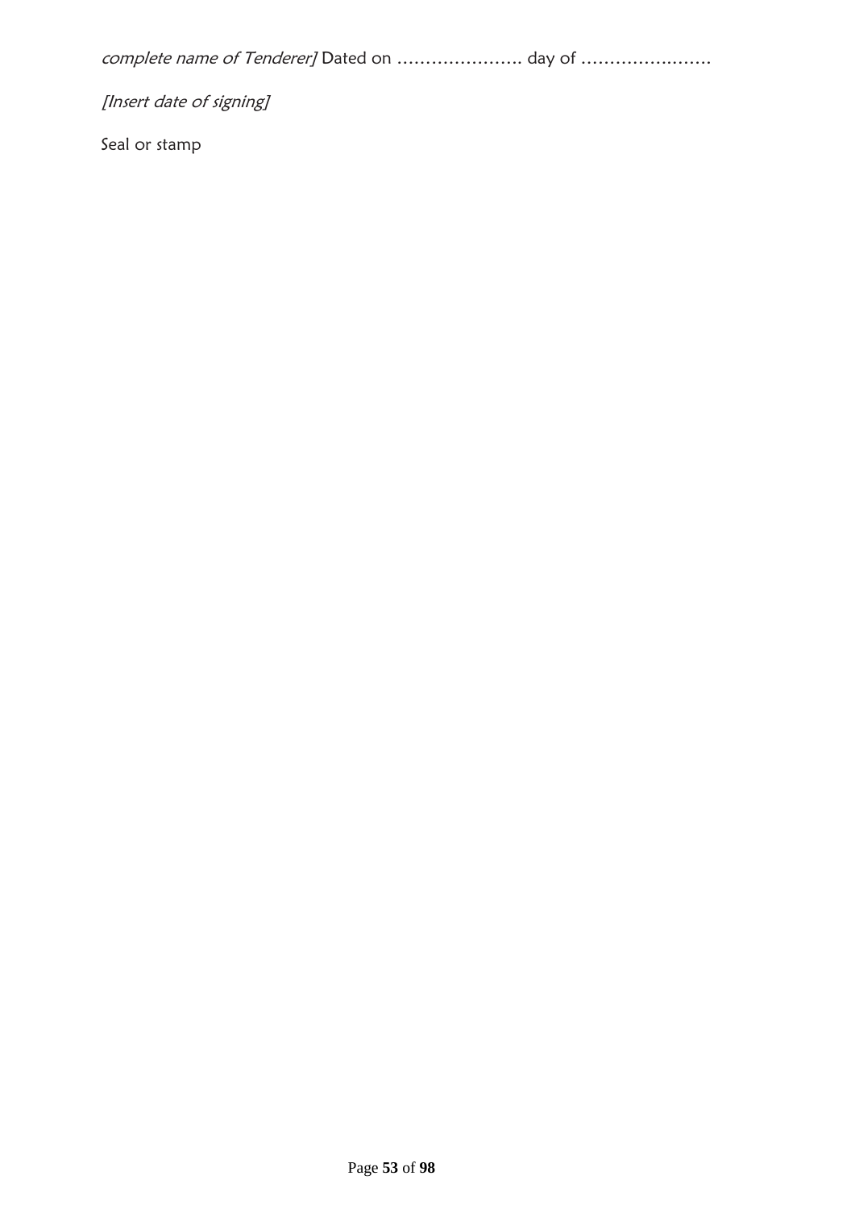*complete name of Tenderer]* Dated on …………………. day of …………………..

*[Insert date of signing]*

Seal or stamp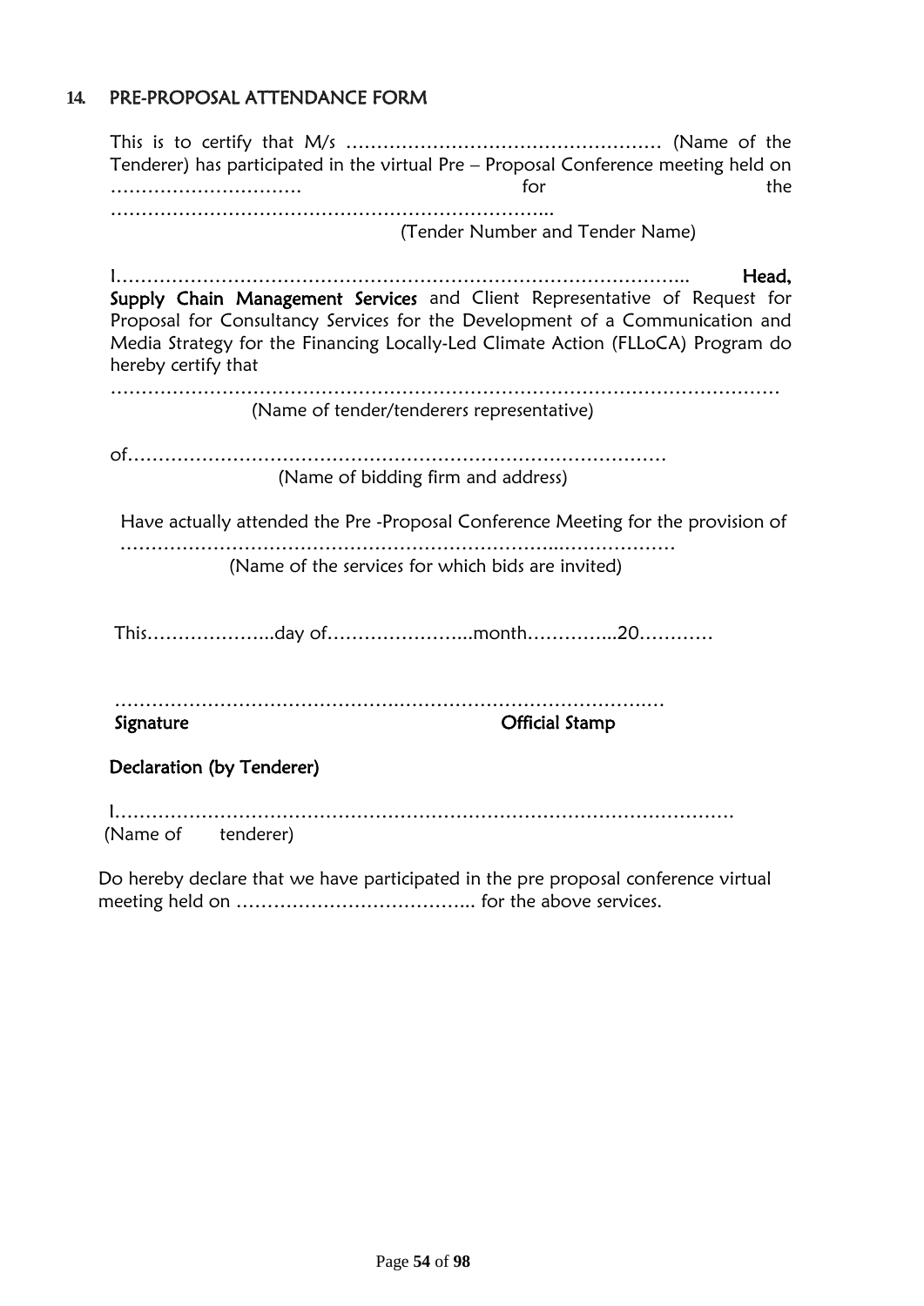## 14. PRE-PROPOSAL ATTENDANCE FORM

This is to certify that M/s …………………………………………… (Name of the Tenderer) has participated in the virtual Pre – Proposal Conference meeting held on …………………………. for the ………………………………………………………………..

(Tender Number and Tender Name)

I…………………………………………………………………………………….. **Head, Supply Chain Management Services** and Client Representative of Request for Proposal for Consultancy Services for the Development of a Communication and Media Strategy for the Financing Locally-Led Climate Action (FLLoCA) Program do hereby certify that

………………………………………………………………………………………………

(Name of tender/tenderers representative)

of……………………………………………………………………………

(Name of bidding firm and address)

Have actually attended the Pre -Proposal Conference Meeting for the provision of

……………………………………………………………..…………………

(Name of the services for which bids are invited)

This………………..day of…………………..month…………...20…………

………………………………………………………………………………

**Signature** **Official Stamp**

**Declaration (by Tenderer)**

I……………………………………………………………………………………….

(Name of tenderer)

Do hereby declare that we have participated in the pre proposal conference virtual meeting held on ……………………………….. for the above services.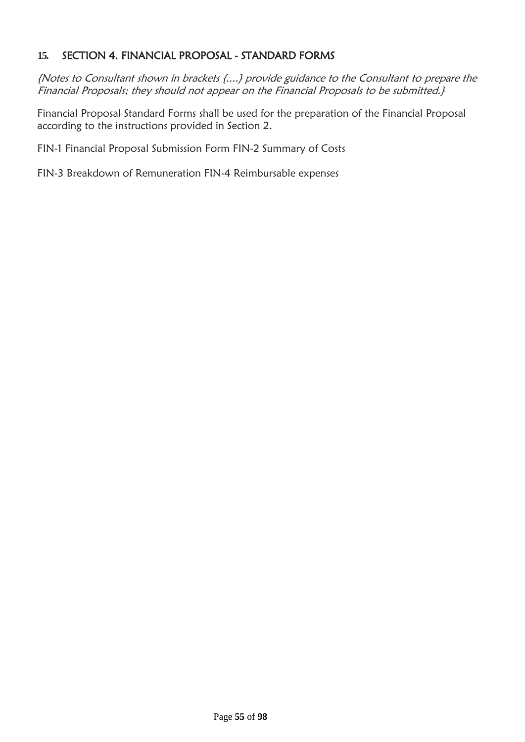## 15. SECTION 4. FINANCIAL PROPOSAL - STANDARD FORMS

*{Notes to Consultant shown in brackets {....} provide guidance to the Consultant to prepare the Financial Proposals; they should not appear on the Financial Proposals to be submitted.}*

Financial Proposal Standard Forms shall be used for the preparation of the Financial Proposal according to the instructions provided in Section 2.

FIN-1 Financial Proposal Submission Form FIN-2 Summary of Costs

FIN-3 Breakdown of Remuneration FIN-4 Reimbursable expenses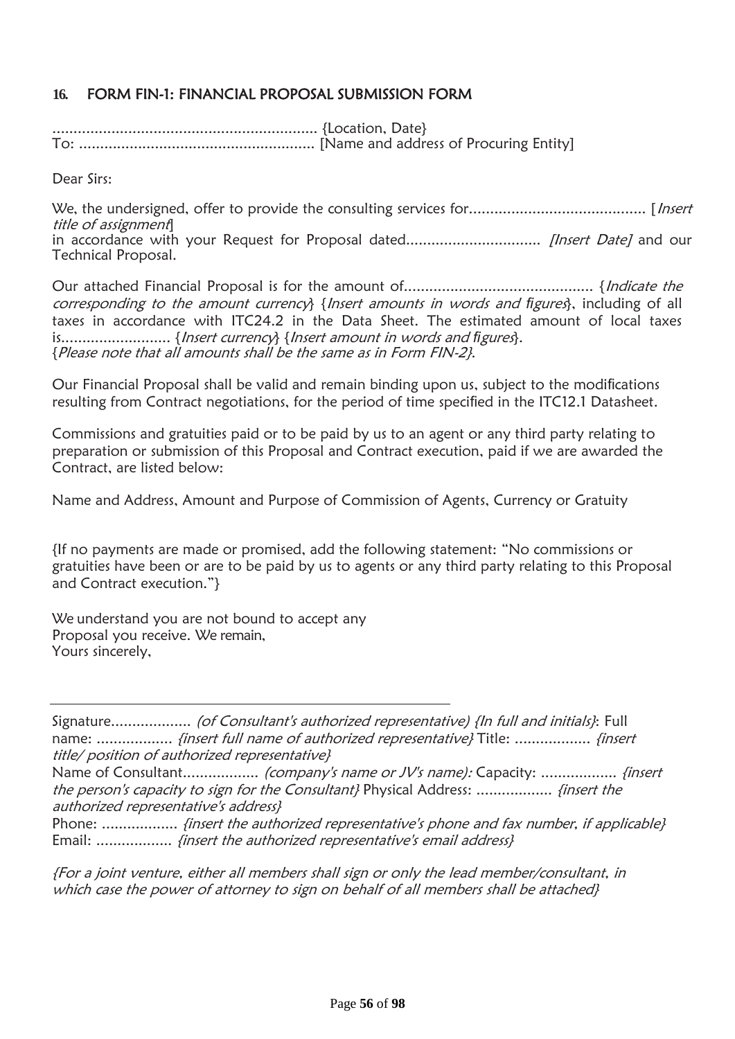## 16. FORM FIN-1: FINANCIAL PROPOSAL SUBMISSION FORM

................................................................ {Location, Date}
To: ........................................................ [Name and address of Procuring Entity]

Dear Sirs:

We, the undersigned, offer to provide the consulting services for.......................................... [*Insert title of assignment*]
in accordance with your Request for Proposal dated................................ *[Insert Date]* and our Technical Proposal.

Our attached Financial Proposal is for the amount of............................................. {*Indicate the corresponding to the amount currency*} {*Insert amounts in words and figures*}, including of all taxes in accordance with ITC24.2 in the Data Sheet. The estimated amount of local taxes is.......................... {*Insert currency*} {*Insert amount in words and figures*}.
{*Please note that all amounts shall be the same as in Form FIN-2*}.

Our Financial Proposal shall be valid and remain binding upon us, subject to the modifications resulting from Contract negotiations, for the period of time specified in the ITC12.1 Datasheet.

Commissions and gratuities paid or to be paid by us to an agent or any third party relating to preparation or submission of this Proposal and Contract execution, paid if we are awarded the Contract, are listed below:

Name and Address, Amount and Purpose of Commission of Agents, Currency or Gratuity

{If no payments are made or promised, add the following statement: "No commissions or gratuities have been or are to be paid by us to agents or any third party relating to this Proposal and Contract execution."}

We understand you are not bound to accept any
Proposal you receive. We remain,
Yours sincerely,

---

Signature................... *(of Consultant's authorized representative) {In full and initials}*: Full name: .................. *{insert full name of authorized representative}* Title: .................. *{insert title/ position of authorized representative}*
Name of Consultant.................. *(company's name or JV's name):* Capacity: .................. *{insert the person's capacity to sign for the Consultant}* Physical Address: .................. *{insert the authorized representative's address}*
Phone: .................. *{insert the authorized representative's phone and fax number, if applicable}*
Email: .................. *{insert the authorized representative's email address}*

*{For a joint venture, either all members shall sign or only the lead member/consultant, in which case the power of attorney to sign on behalf of all members shall be attached}*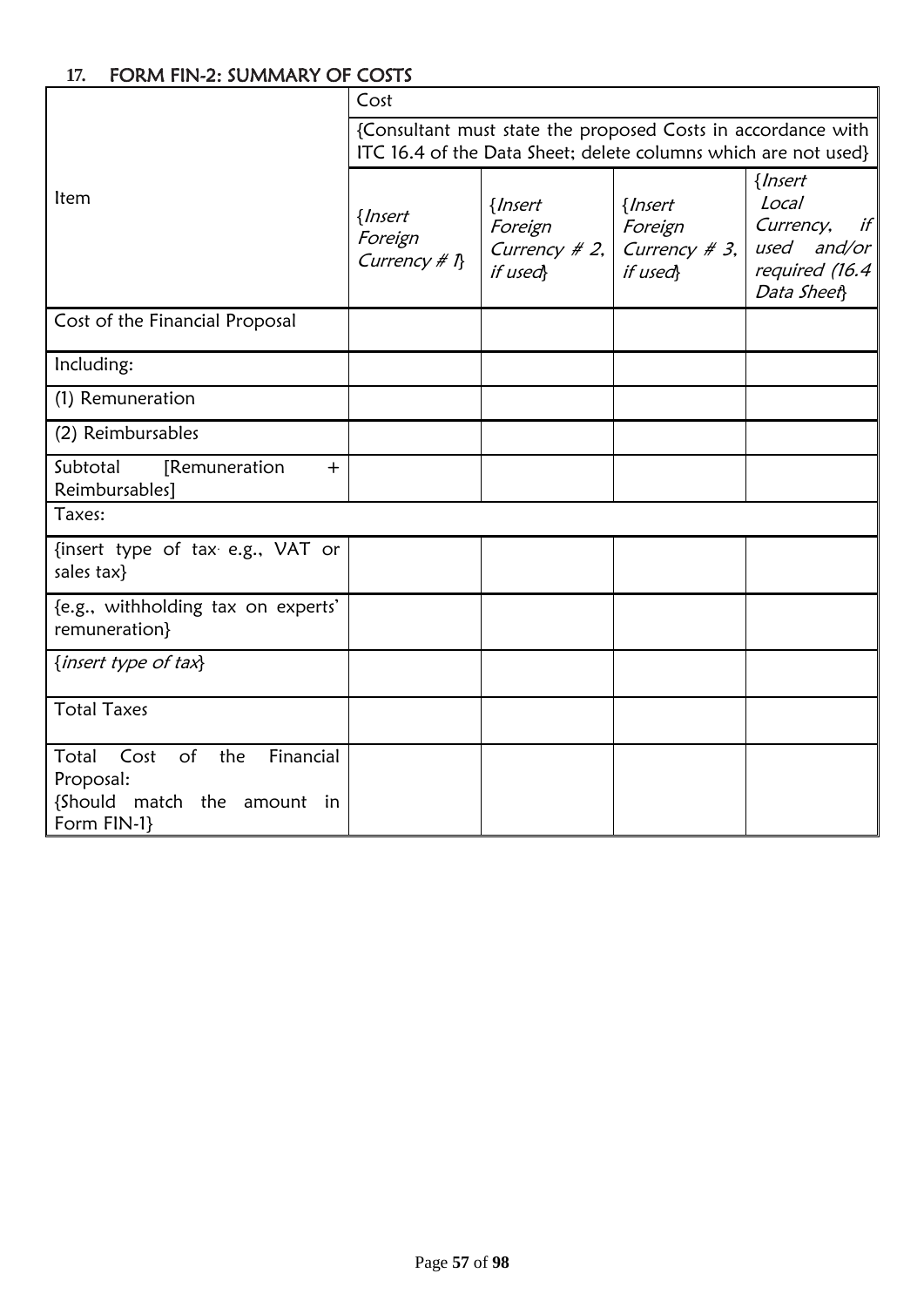## 17. FORM FIN-2: SUMMARY OF COSTS

| Item | Cost | | | |
|---|---|---|---|---|
| | {Consultant must state the proposed Costs in accordance with ITC 16.4 of the Data Sheet; delete columns which are not used} | | | |
| | {*Insert Foreign Currency # 1*} | {*Insert Foreign Currency # 2, if used*} | {*Insert Foreign Currency # 3, if used*} | {*Insert Local Currency, if used and/or required (16.4 Data Sheet*} |
| Cost of the Financial Proposal | | | | |
| Including: | | | | |
| (1) Remuneration | | | | |
| (2) Reimbursables | | | | |
| Subtotal [Remuneration + Reimbursables] | | | | |
| Taxes: | | | | |
| {insert type of tax. e.g., VAT or sales tax} | | | | |
| {e.g., withholding tax on experts' remuneration} | | | | |
| {*insert type of tax*} | | | | |
| Total Taxes | | | | |
| Total Cost of the Financial Proposal: {Should match the amount in Form FIN-1} | | | | |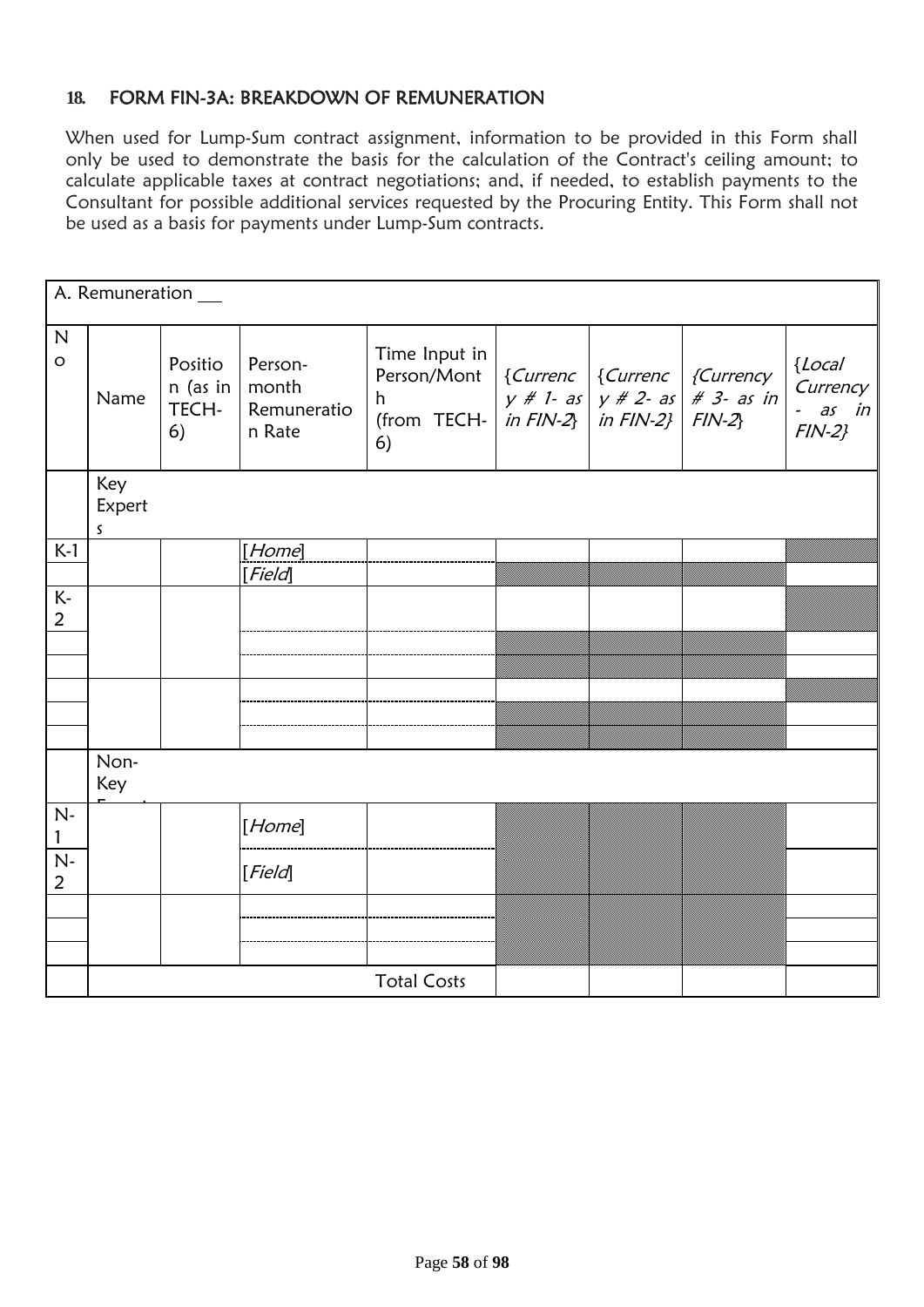## 18. FORM FIN-3A: BREAKDOWN OF REMUNERATION

When used for Lump-Sum contract assignment, information to be provided in this Form shall only be used to demonstrate the basis for the calculation of the Contract's ceiling amount; to calculate applicable taxes at contract negotiations; and, if needed, to establish payments to the Consultant for possible additional services requested by the Procuring Entity. This Form shall not be used as a basis for payments under Lump-Sum contracts.

| A. Remuneration ___ | | | | | | | | |
|---|---|---|---|---|---|---|---|---|
| No | Name | Position (as in TECH-6) | Person-month Remuneration Rate | Time Input in Person/Month (from TECH-6) | {*Currency # 1- as in FIN-2*} | {*Currency # 2- as in FIN-2*} | {*Currency # 3- as in FIN-2*} | {*Local Currency - as in FIN-2*} |
| | Key Experts | | | | | | | |
| K-1 | | | [*Home*] | | | | | |
| | | | [*Field*] | | | | | |
| K-2 | | | | | | | | |
| | | | | | | | | |
| | | | | | | | | |
| | | | | | | | | |
| | | | | | | | | |
| | | | | | | | | |
| | Non-Key Experts | | | | | | | |
| N-1 | | | [*Home*] | | | | | |
| N-2 | | | [*Field*] | | | | | |
| | | | | | | | | |
| | | | | | | | | |
| | | | | | | | | |
| | | | | Total Costs | | | | |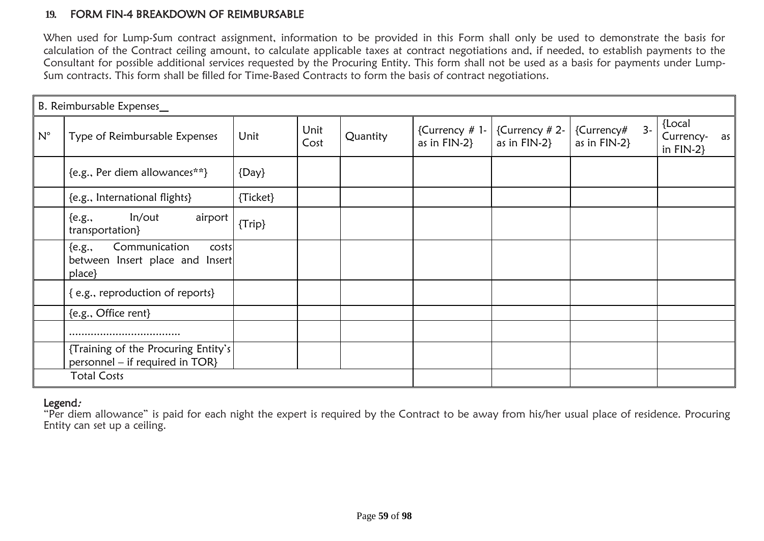## 19. FORM FIN-4 BREAKDOWN OF REIMBURSABLE

When used for Lump-Sum contract assignment, information to be provided in this Form shall only be used to demonstrate the basis for calculation of the Contract ceiling amount, to calculate applicable taxes at contract negotiations and, if needed, to establish payments to the Consultant for possible additional services requested by the Procuring Entity. This form shall not be used as a basis for payments under Lump-Sum contracts. This form shall be filled for Time-Based Contracts to form the basis of contract negotiations.

| B. Reimbursable Expenses__ | | | | | | | | |
|---|---|---|---|---|---|---|---|---|
| N° | Type of Reimbursable Expenses | Unit | Unit Cost | Quantity | {Currency # 1- as in FIN-2} | {Currency # 2- as in FIN-2} | {Currency# 3- as in FIN-2} | {Local Currency- as in FIN-2} |
| | {e.g., Per diem allowances**} | {Day} | | | | | | |
| | {e.g., International flights} | {Ticket} | | | | | | |
| | {e.g., In/out airport transportation} | {Trip} | | | | | | |
| | {e.g., Communication costs between Insert place and Insert place} | | | | | | | |
| | { e.g., reproduction of reports} | | | | | | | |
| | {e.g., Office rent} | | | | | | | |
| | .................................... | | | | | | | |
| | {Training of the Procuring Entity's personnel – if required in TOR} | | | | | | | |
| | Total Costs | | | | | | | |

**Legend:**
"Per diem allowance" is paid for each night the expert is required by the Contract to be away from his/her usual place of residence. Procuring Entity can set up a ceiling.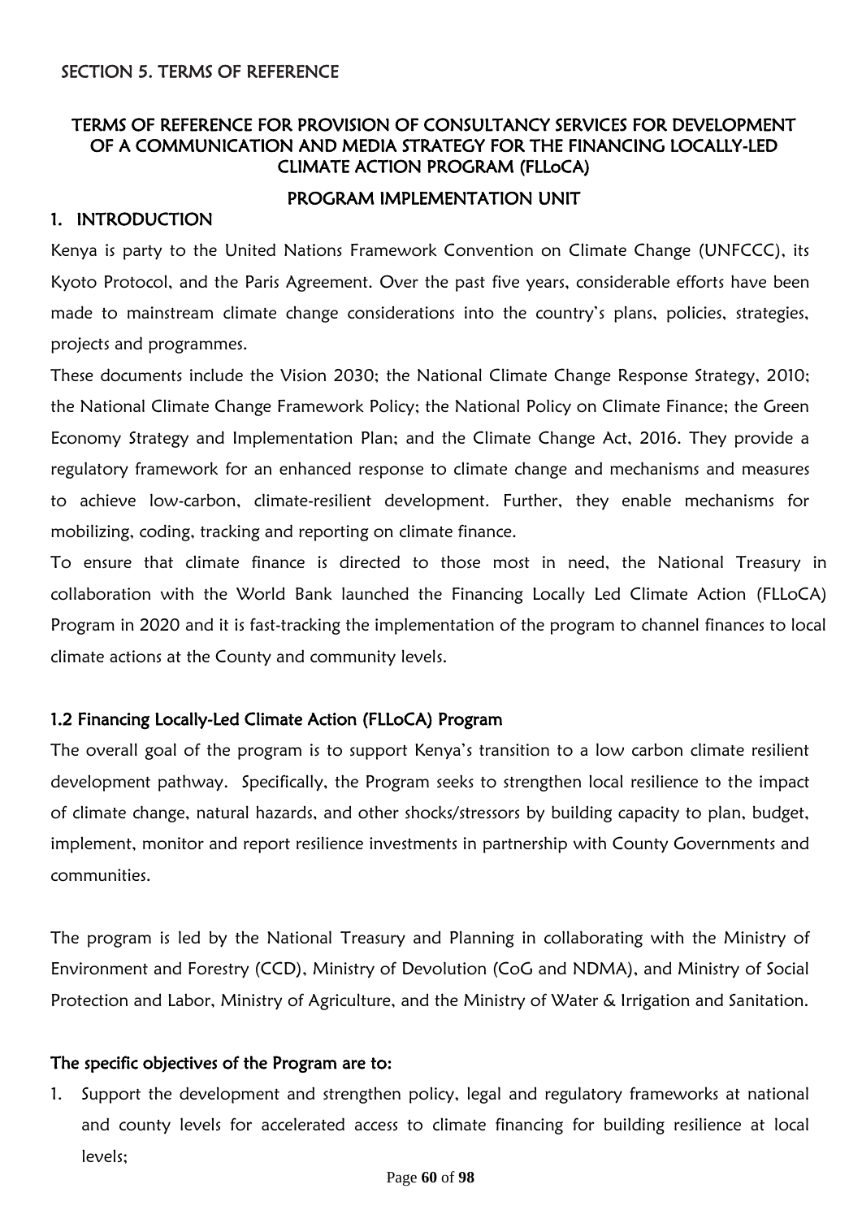## SECTION 5. TERMS OF REFERENCE

### TERMS OF REFERENCE FOR PROVISION OF CONSULTANCY SERVICES FOR DEVELOPMENT OF A COMMUNICATION AND MEDIA STRATEGY FOR THE FINANCING LOCALLY-LED CLIMATE ACTION PROGRAM (FLLoCA)

### PROGRAM IMPLEMENTATION UNIT

## 1. INTRODUCTION

Kenya is party to the United Nations Framework Convention on Climate Change (UNFCCC), its Kyoto Protocol, and the Paris Agreement. Over the past five years, considerable efforts have been made to mainstream climate change considerations into the country's plans, policies, strategies, projects and programmes.

These documents include the Vision 2030; the National Climate Change Response Strategy, 2010; the National Climate Change Framework Policy; the National Policy on Climate Finance; the Green Economy Strategy and Implementation Plan; and the Climate Change Act, 2016. They provide a regulatory framework for an enhanced response to climate change and mechanisms and measures to achieve low-carbon, climate-resilient development. Further, they enable mechanisms for mobilizing, coding, tracking and reporting on climate finance.

To ensure that climate finance is directed to those most in need, the National Treasury in collaboration with the World Bank launched the Financing Locally Led Climate Action (FLLoCA) Program in 2020 and it is fast-tracking the implementation of the program to channel finances to local climate actions at the County and community levels.

### 1.2 Financing Locally-Led Climate Action (FLLoCA) Program

The overall goal of the program is to support Kenya's transition to a low carbon climate resilient development pathway. Specifically, the Program seeks to strengthen local resilience to the impact of climate change, natural hazards, and other shocks/stressors by building capacity to plan, budget, implement, monitor and report resilience investments in partnership with County Governments and communities.

The program is led by the National Treasury and Planning in collaborating with the Ministry of Environment and Forestry (CCD), Ministry of Devolution (CoG and NDMA), and Ministry of Social Protection and Labor, Ministry of Agriculture, and the Ministry of Water & Irrigation and Sanitation.

**The specific objectives of the Program are to:**

1. Support the development and strengthen policy, legal and regulatory frameworks at national and county levels for accelerated access to climate financing for building resilience at local levels;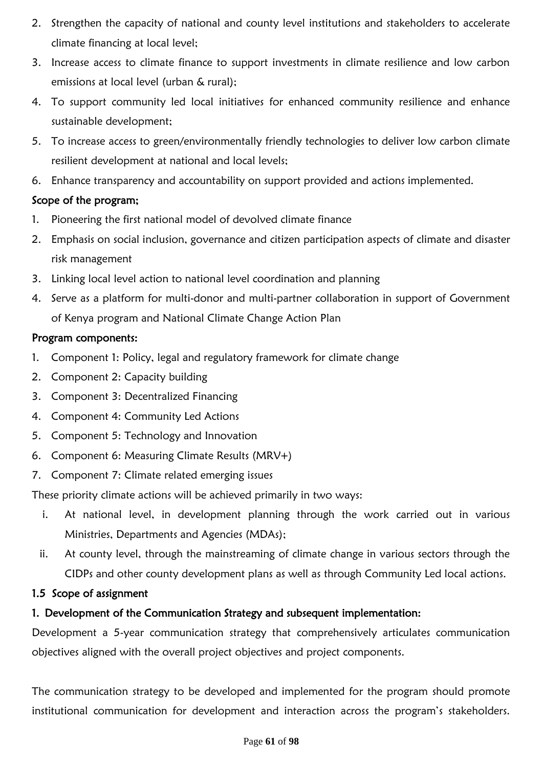2. Strengthen the capacity of national and county level institutions and stakeholders to accelerate climate financing at local level;
3. Increase access to climate finance to support investments in climate resilience and low carbon emissions at local level (urban & rural);
4. To support community led local initiatives for enhanced community resilience and enhance sustainable development;
5. To increase access to green/environmentally friendly technologies to deliver low carbon climate resilient development at national and local levels;
6. Enhance transparency and accountability on support provided and actions implemented.

**Scope of the program;**

1. Pioneering the first national model of devolved climate finance
2. Emphasis on social inclusion, governance and citizen participation aspects of climate and disaster risk management
3. Linking local level action to national level coordination and planning
4. Serve as a platform for multi-donor and multi-partner collaboration in support of Government of Kenya program and National Climate Change Action Plan

**Program components:**

1. Component 1: Policy, legal and regulatory framework for climate change
2. Component 2: Capacity building
3. Component 3: Decentralized Financing
4. Component 4: Community Led Actions
5. Component 5: Technology and Innovation
6. Component 6: Measuring Climate Results (MRV+)
7. Component 7: Climate related emerging issues

These priority climate actions will be achieved primarily in two ways:

i. At national level, in development planning through the work carried out in various Ministries, Departments and Agencies (MDAs);
ii. At county level, through the mainstreaming of climate change in various sectors through the CIDPs and other county development plans as well as through Community Led local actions.

### 1.5 Scope of assignment

**1. Development of the Communication Strategy and subsequent implementation:**

Development a 5-year communication strategy that comprehensively articulates communication objectives aligned with the overall project objectives and project components.

The communication strategy to be developed and implemented for the program should promote institutional communication for development and interaction across the program's stakeholders.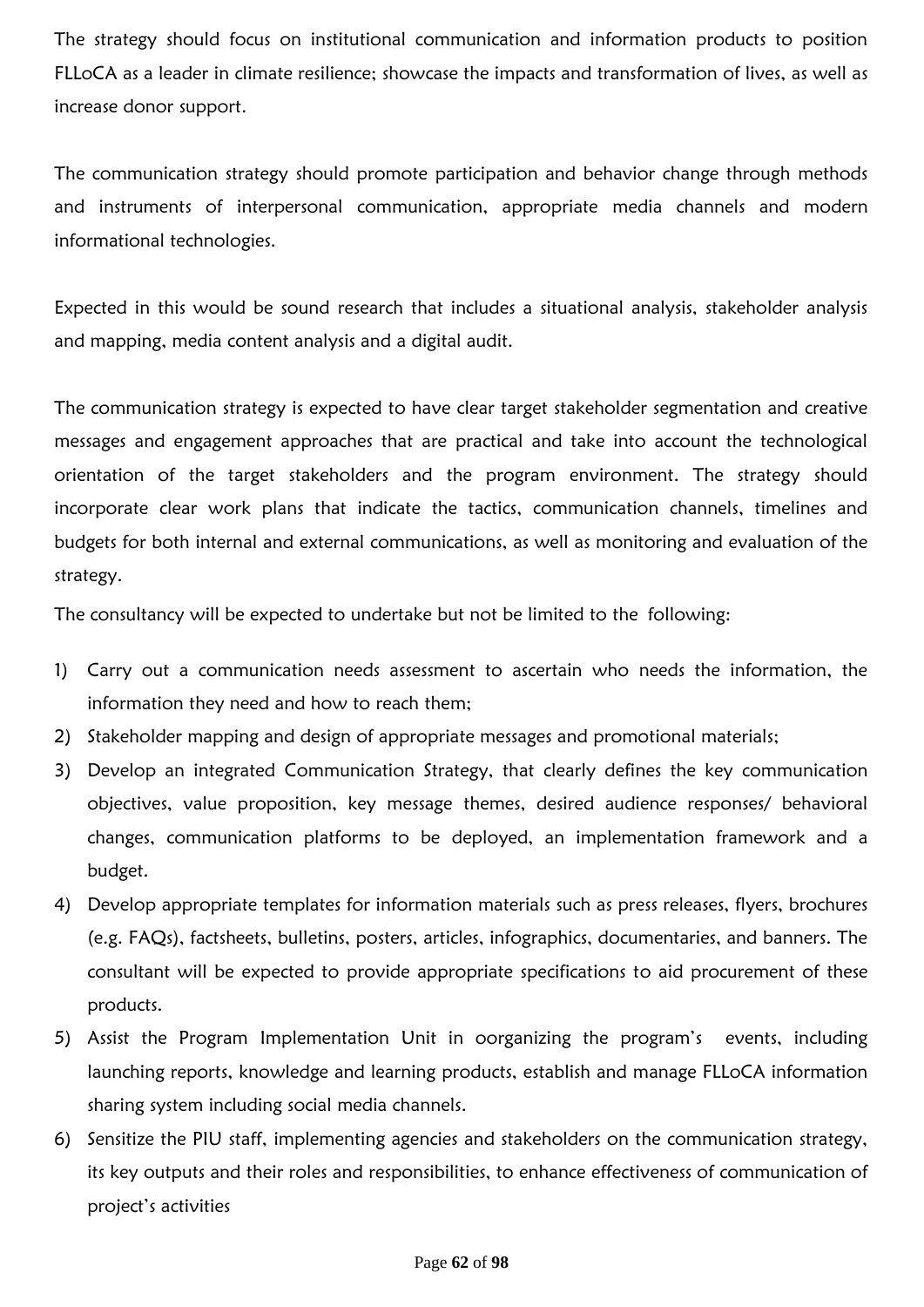The strategy should focus on institutional communication and information products to position FLLoCA as a leader in climate resilience; showcase the impacts and transformation of lives, as well as increase donor support.

The communication strategy should promote participation and behavior change through methods and instruments of interpersonal communication, appropriate media channels and modern informational technologies.

Expected in this would be sound research that includes a situational analysis, stakeholder analysis and mapping, media content analysis and a digital audit.

The communication strategy is expected to have clear target stakeholder segmentation and creative messages and engagement approaches that are practical and take into account the technological orientation of the target stakeholders and the program environment. The strategy should incorporate clear work plans that indicate the tactics, communication channels, timelines and budgets for both internal and external communications, as well as monitoring and evaluation of the strategy.

The consultancy will be expected to undertake but not be limited to the following:

1) Carry out a communication needs assessment to ascertain who needs the information, the information they need and how to reach them;
2) Stakeholder mapping and design of appropriate messages and promotional materials;
3) Develop an integrated Communication Strategy, that clearly defines the key communication objectives, value proposition, key message themes, desired audience responses/ behavioral changes, communication platforms to be deployed, an implementation framework and a budget.
4) Develop appropriate templates for information materials such as press releases, flyers, brochures (e.g. FAQs), factsheets, bulletins, posters, articles, infographics, documentaries, and banners. The consultant will be expected to provide appropriate specifications to aid procurement of these products.
5) Assist the Program Implementation Unit in oorganizing the program's events, including launching reports, knowledge and learning products, establish and manage FLLoCA information sharing system including social media channels.
6) Sensitize the PIU staff, implementing agencies and stakeholders on the communication strategy, its key outputs and their roles and responsibilities, to enhance effectiveness of communication of project's activities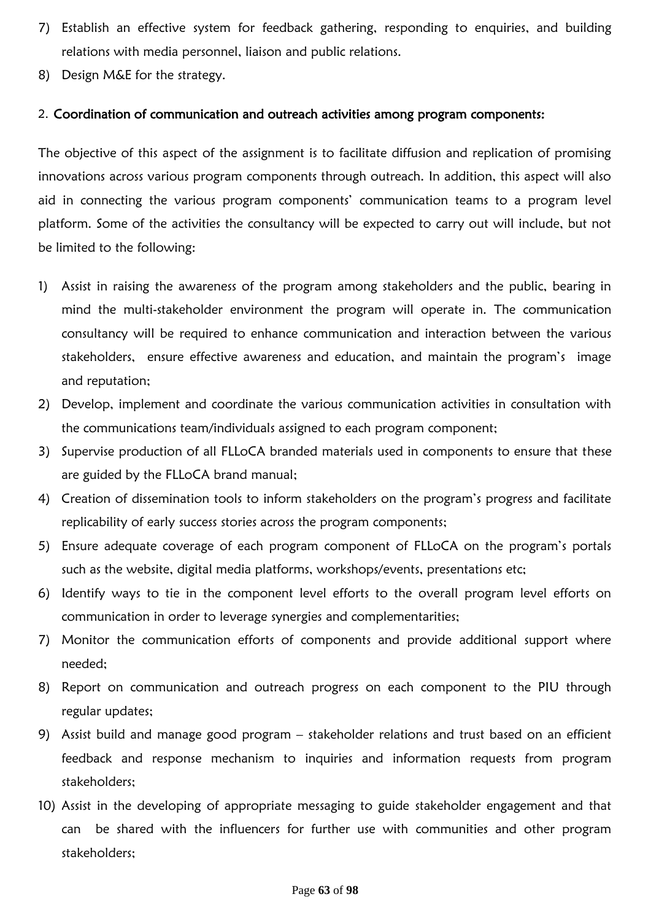7) Establish an effective system for feedback gathering, responding to enquiries, and building relations with media personnel, liaison and public relations.
8) Design M&E for the strategy.

2. **Coordination of communication and outreach activities among program components:**

The objective of this aspect of the assignment is to facilitate diffusion and replication of promising innovations across various program components through outreach. In addition, this aspect will also aid in connecting the various program components' communication teams to a program level platform. Some of the activities the consultancy will be expected to carry out will include, but not be limited to the following:

1) Assist in raising the awareness of the program among stakeholders and the public, bearing in mind the multi-stakeholder environment the program will operate in. The communication consultancy will be required to enhance communication and interaction between the various stakeholders, ensure effective awareness and education, and maintain the program's image and reputation;
2) Develop, implement and coordinate the various communication activities in consultation with the communications team/individuals assigned to each program component;
3) Supervise production of all FLLoCA branded materials used in components to ensure that these are guided by the FLLoCA brand manual;
4) Creation of dissemination tools to inform stakeholders on the program's progress and facilitate replicability of early success stories across the program components;
5) Ensure adequate coverage of each program component of FLLoCA on the program's portals such as the website, digital media platforms, workshops/events, presentations etc;
6) Identify ways to tie in the component level efforts to the overall program level efforts on communication in order to leverage synergies and complementarities;
7) Monitor the communication efforts of components and provide additional support where needed;
8) Report on communication and outreach progress on each component to the PIU through regular updates;
9) Assist build and manage good program – stakeholder relations and trust based on an efficient feedback and response mechanism to inquiries and information requests from program stakeholders;
10) Assist in the developing of appropriate messaging to guide stakeholder engagement and that can be shared with the influencers for further use with communities and other program stakeholders;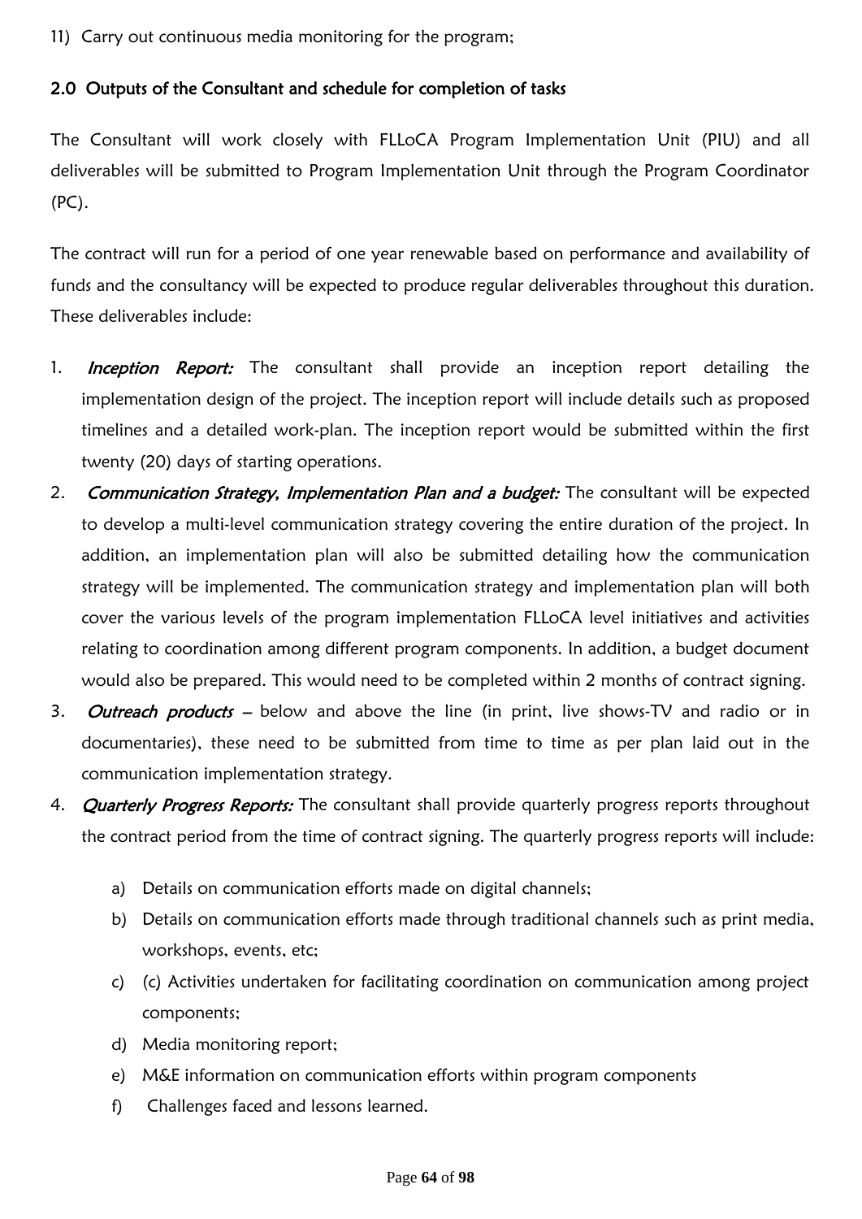11) Carry out continuous media monitoring for the program;

## 2.0 Outputs of the Consultant and schedule for completion of tasks

The Consultant will work closely with FLLoCA Program Implementation Unit (PIU) and all deliverables will be submitted to Program Implementation Unit through the Program Coordinator (PC).

The contract will run for a period of one year renewable based on performance and availability of funds and the consultancy will be expected to produce regular deliverables throughout this duration. These deliverables include:

1. ***Inception Report:*** The consultant shall provide an inception report detailing the implementation design of the project. The inception report will include details such as proposed timelines and a detailed work-plan. The inception report would be submitted within the first twenty (20) days of starting operations.
2. ***Communication Strategy, Implementation Plan and a budget:*** The consultant will be expected to develop a multi-level communication strategy covering the entire duration of the project. In addition, an implementation plan will also be submitted detailing how the communication strategy will be implemented. The communication strategy and implementation plan will both cover the various levels of the program implementation FLLoCA level initiatives and activities relating to coordination among different program components. In addition, a budget document would also be prepared. This would need to be completed within 2 months of contract signing.
3. ***Outreach products*** – below and above the line (in print, live shows-TV and radio or in documentaries), these need to be submitted from time to time as per plan laid out in the communication implementation strategy.
4. ***Quarterly Progress Reports:*** The consultant shall provide quarterly progress reports throughout the contract period from the time of contract signing. The quarterly progress reports will include:
   a) Details on communication efforts made on digital channels;
   b) Details on communication efforts made through traditional channels such as print media, workshops, events, etc;
   c) (c) Activities undertaken for facilitating coordination on communication among project components;
   d) Media monitoring report;
   e) M&E information on communication efforts within program components
   f) Challenges faced and lessons learned.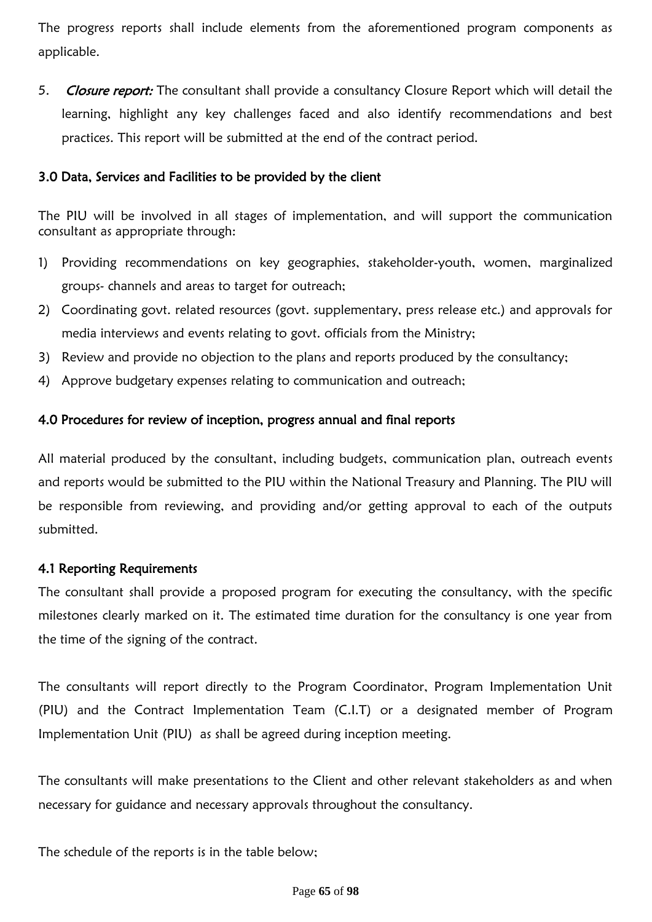The progress reports shall include elements from the aforementioned program components as applicable.

5. *Closure report:* The consultant shall provide a consultancy Closure Report which will detail the learning, highlight any key challenges faced and also identify recommendations and best practices. This report will be submitted at the end of the contract period.

### 3.0 Data, Services and Facilities to be provided by the client

The PIU will be involved in all stages of implementation, and will support the communication consultant as appropriate through:

1) Providing recommendations on key geographies, stakeholder-youth, women, marginalized groups- channels and areas to target for outreach;
2) Coordinating govt. related resources (govt. supplementary, press release etc.) and approvals for media interviews and events relating to govt. officials from the Ministry;
3) Review and provide no objection to the plans and reports produced by the consultancy;
4) Approve budgetary expenses relating to communication and outreach;

### 4.0 Procedures for review of inception, progress annual and final reports

All material produced by the consultant, including budgets, communication plan, outreach events and reports would be submitted to the PIU within the National Treasury and Planning. The PIU will be responsible from reviewing, and providing and/or getting approval to each of the outputs submitted.

### 4.1 Reporting Requirements

The consultant shall provide a proposed program for executing the consultancy, with the specific milestones clearly marked on it. The estimated time duration for the consultancy is one year from the time of the signing of the contract.

The consultants will report directly to the Program Coordinator, Program Implementation Unit (PIU) and the Contract Implementation Team (C.I.T) or a designated member of Program Implementation Unit (PIU) as shall be agreed during inception meeting.

The consultants will make presentations to the Client and other relevant stakeholders as and when necessary for guidance and necessary approvals throughout the consultancy.

The schedule of the reports is in the table below;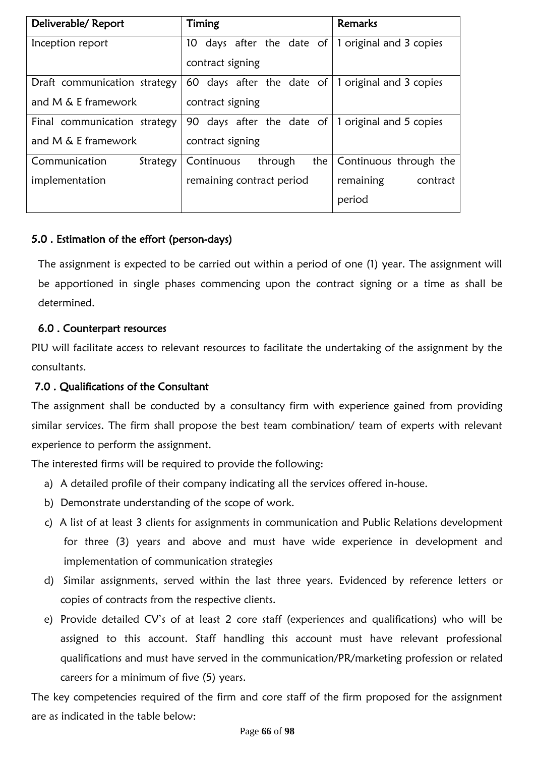| Deliverable/ Report | Timing | Remarks |
|---|---|---|
| Inception report | 10 days after the date of contract signing | 1 original and 3 copies |
| Draft communication strategy and M & E framework | 60 days after the date of contract signing | 1 original and 3 copies |
| Final communication strategy and M & E framework | 90 days after the date of contract signing | 1 original and 5 copies |
| Communication Strategy implementation | Continuous through the remaining contract period | Continuous through the remaining contract period |

## 5.0 . Estimation of the effort (person-days)

The assignment is expected to be carried out within a period of one (1) year. The assignment will be apportioned in single phases commencing upon the contract signing or a time as shall be determined.

## 6.0 . Counterpart resources

PIU will facilitate access to relevant resources to facilitate the undertaking of the assignment by the consultants.

## 7.0 . Qualifications of the Consultant

The assignment shall be conducted by a consultancy firm with experience gained from providing similar services. The firm shall propose the best team combination/ team of experts with relevant experience to perform the assignment.

The interested firms will be required to provide the following:

a) A detailed profile of their company indicating all the services offered in-house.
b) Demonstrate understanding of the scope of work.
c) A list of at least 3 clients for assignments in communication and Public Relations development for three (3) years and above and must have wide experience in development and implementation of communication strategies
d) Similar assignments, served within the last three years. Evidenced by reference letters or copies of contracts from the respective clients.
e) Provide detailed CV's of at least 2 core staff (experiences and qualifications) who will be assigned to this account. Staff handling this account must have relevant professional qualifications and must have served in the communication/PR/marketing profession or related careers for a minimum of five (5) years.

The key competencies required of the firm and core staff of the firm proposed for the assignment are as indicated in the table below: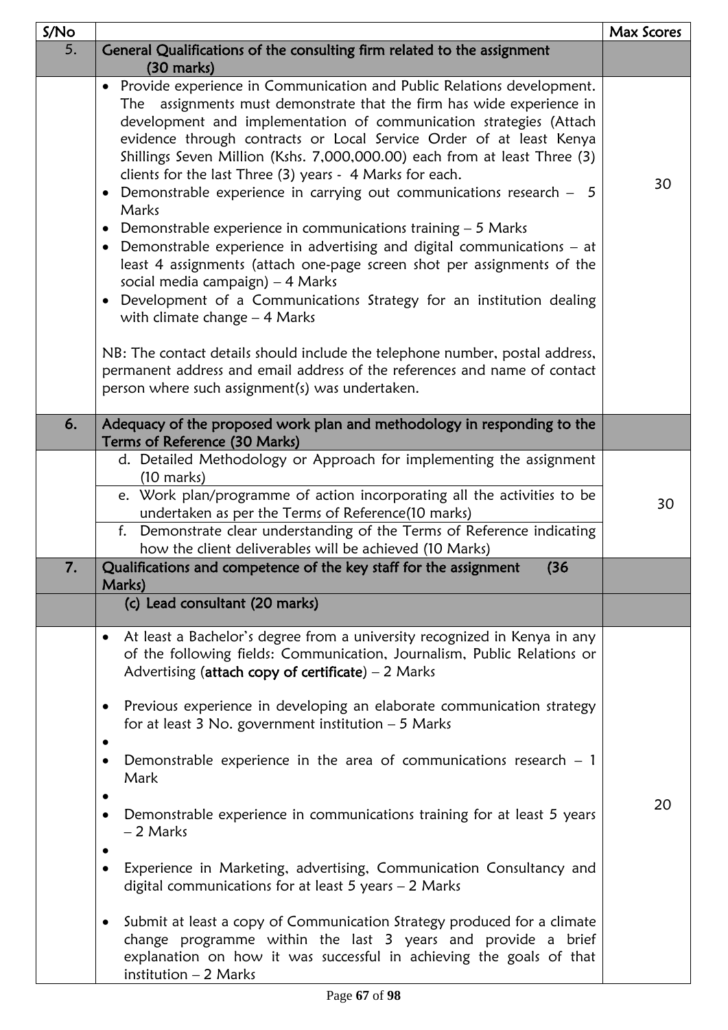| S/No | | Max Scores |
|---|---|---|
| 5. | **General Qualifications of the consulting firm related to the assignment (30 marks)** | |
| | • Provide experience in Communication and Public Relations development. The assignments must demonstrate that the firm has wide experience in development and implementation of communication strategies (Attach evidence through contracts or Local Service Order of at least Kenya Shillings Seven Million (Kshs. 7,000,000.00) each from at least Three (3) clients for the last Three (3) years - 4 Marks for each.<br>• Demonstrable experience in carrying out communications research – 5 Marks<br>• Demonstrable experience in communications training – 5 Marks<br>• Demonstrable experience in advertising and digital communications – at least 4 assignments (attach one-page screen shot per assignments of the social media campaign) – 4 Marks<br>• Development of a Communications Strategy for an institution dealing with climate change – 4 Marks<br><br>NB: The contact details should include the telephone number, postal address, permanent address and email address of the references and name of contact person where such assignment(s) was undertaken. | 30 |
| 6. | **Adequacy of the proposed work plan and methodology in responding to the Terms of Reference (30 Marks)** | |
| | d. Detailed Methodology or Approach for implementing the assignment (10 marks)<br>e. Work plan/programme of action incorporating all the activities to be undertaken as per the Terms of Reference(10 marks)<br>f. Demonstrate clear understanding of the Terms of Reference indicating how the client deliverables will be achieved (10 Marks) | 30 |
| 7. | **Qualifications and competence of the key staff for the assignment (36 Marks)** | |
| | **(c) Lead consultant (20 marks)** | |
| | • At least a Bachelor's degree from a university recognized in Kenya in any of the following fields: Communication, Journalism, Public Relations or Advertising (**attach copy of certificate**) – 2 Marks<br>• Previous experience in developing an elaborate communication strategy for at least 3 No. government institution – 5 Marks<br>• Demonstrable experience in the area of communications research – 1 Mark<br>• Demonstrable experience in communications training for at least 5 years – 2 Marks<br>• Experience in Marketing, advertising, Communication Consultancy and digital communications for at least 5 years – 2 Marks<br>• Submit at least a copy of Communication Strategy produced for a climate change programme within the last 3 years and provide a brief explanation on how it was successful in achieving the goals of that institution – 2 Marks | 20 |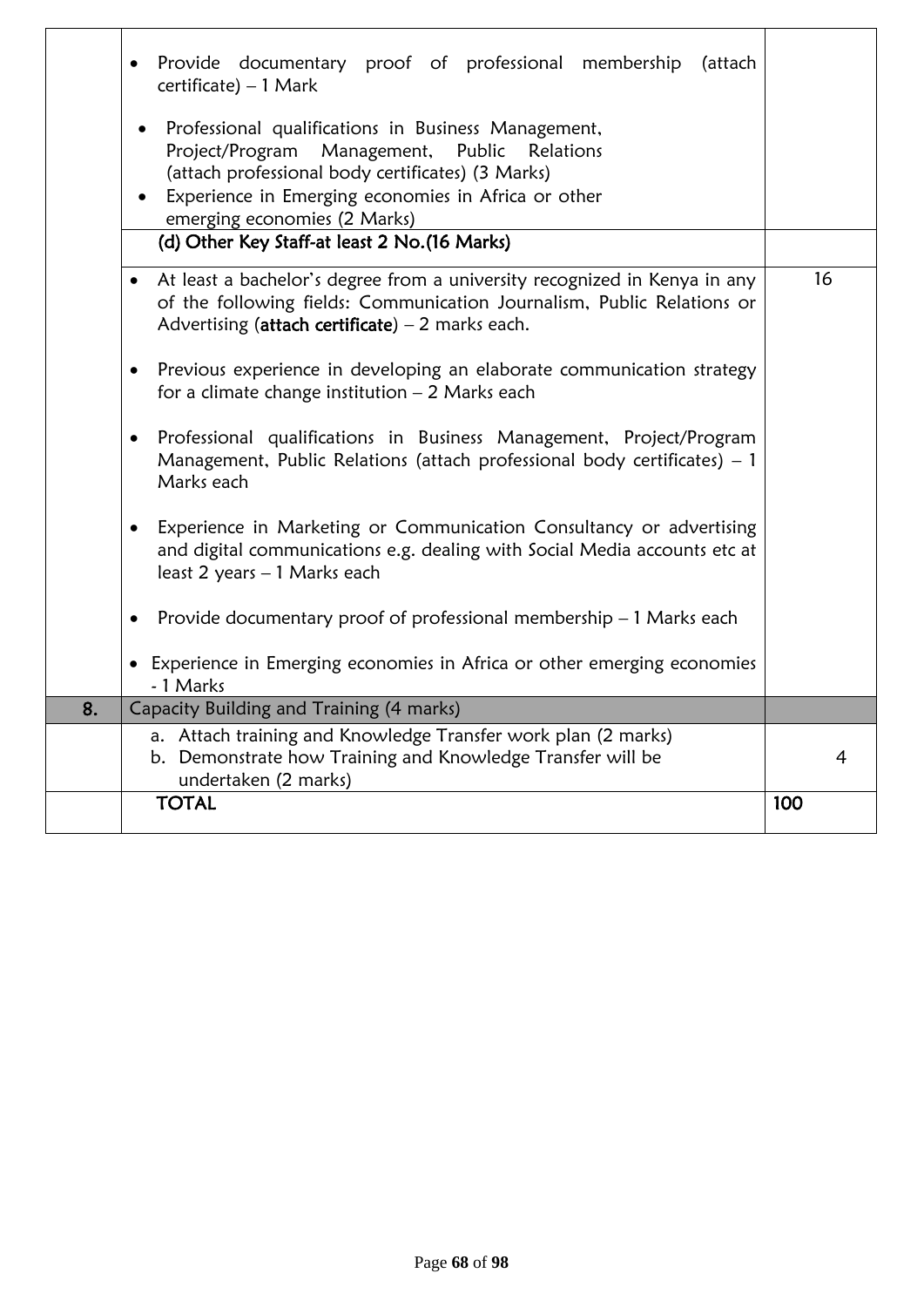|  |  |  |
|---|---|---|
|  | • Provide documentary proof of professional membership (attach certificate) – 1 Mark<br><br>• Professional qualifications in Business Management, Project/Program Management, Public Relations (attach professional body certificates) (3 Marks)<br>• Experience in Emerging economies in Africa or other emerging economies (2 Marks) |  |
|  | **(d) Other Key Staff-at least 2 No.(16 Marks)** |  |
|  | • At least a bachelor's degree from a university recognized in Kenya in any of the following fields: Communication Journalism, Public Relations or Advertising (**attach certificate**) – 2 marks each.<br><br>• Previous experience in developing an elaborate communication strategy for a climate change institution – 2 Marks each<br><br>• Professional qualifications in Business Management, Project/Program Management, Public Relations (attach professional body certificates) – 1 Marks each<br><br>• Experience in Marketing or Communication Consultancy or advertising and digital communications e.g. dealing with Social Media accounts etc at least 2 years – 1 Marks each<br><br>• Provide documentary proof of professional membership – 1 Marks each<br><br>• Experience in Emerging economies in Africa or other emerging economies - 1 Marks | 16 |
| 8. | Capacity Building and Training (4 marks) |  |
|  | a. Attach training and Knowledge Transfer work plan (2 marks)<br>b. Demonstrate how Training and Knowledge Transfer will be undertaken (2 marks) | 4 |
|  | **TOTAL** | **100** |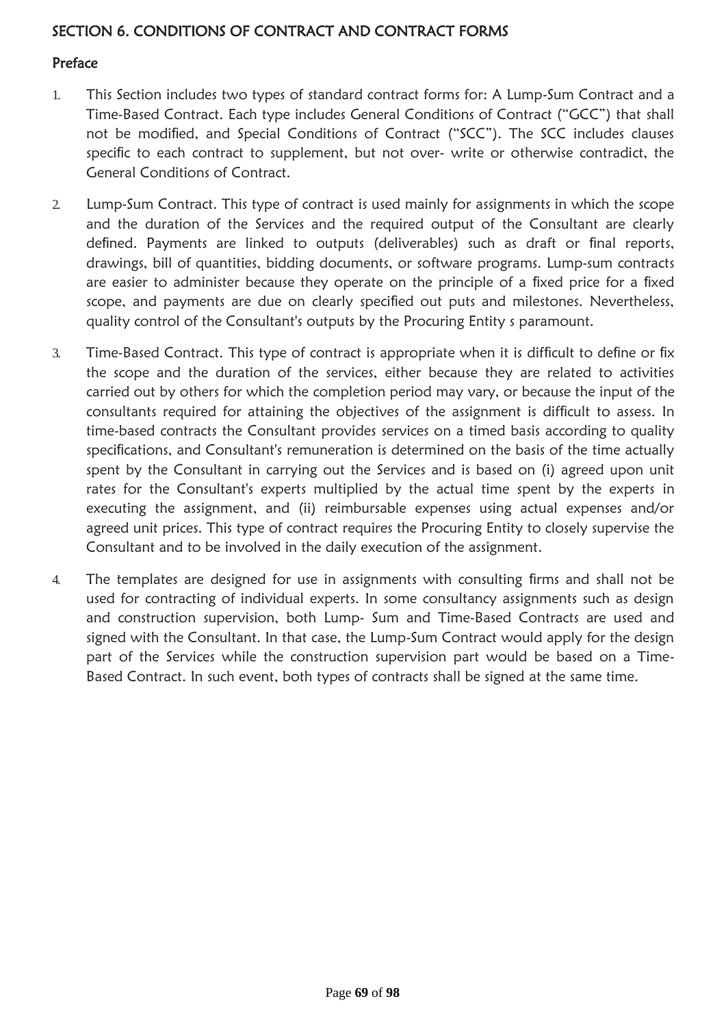## SECTION 6. CONDITIONS OF CONTRACT AND CONTRACT FORMS

### Preface

1. This Section includes two types of standard contract forms for: A Lump-Sum Contract and a Time-Based Contract. Each type includes General Conditions of Contract ("GCC") that shall not be modified, and Special Conditions of Contract ("SCC"). The SCC includes clauses specific to each contract to supplement, but not over- write or otherwise contradict, the General Conditions of Contract.

2. Lump-Sum Contract. This type of contract is used mainly for assignments in which the scope and the duration of the Services and the required output of the Consultant are clearly defined. Payments are linked to outputs (deliverables) such as draft or final reports, drawings, bill of quantities, bidding documents, or software programs. Lump-sum contracts are easier to administer because they operate on the principle of a fixed price for a fixed scope, and payments are due on clearly specified out puts and milestones. Nevertheless, quality control of the Consultant's outputs by the Procuring Entity s paramount.

3. Time-Based Contract. This type of contract is appropriate when it is difficult to define or fix the scope and the duration of the services, either because they are related to activities carried out by others for which the completion period may vary, or because the input of the consultants required for attaining the objectives of the assignment is difficult to assess. In time-based contracts the Consultant provides services on a timed basis according to quality specifications, and Consultant's remuneration is determined on the basis of the time actually spent by the Consultant in carrying out the Services and is based on (i) agreed upon unit rates for the Consultant's experts multiplied by the actual time spent by the experts in executing the assignment, and (ii) reimbursable expenses using actual expenses and/or agreed unit prices. This type of contract requires the Procuring Entity to closely supervise the Consultant and to be involved in the daily execution of the assignment.

4. The templates are designed for use in assignments with consulting firms and shall not be used for contracting of individual experts. In some consultancy assignments such as design and construction supervision, both Lump- Sum and Time-Based Contracts are used and signed with the Consultant. In that case, the Lump-Sum Contract would apply for the design part of the Services while the construction supervision part would be based on a Time-Based Contract. In such event, both types of contracts shall be signed at the same time.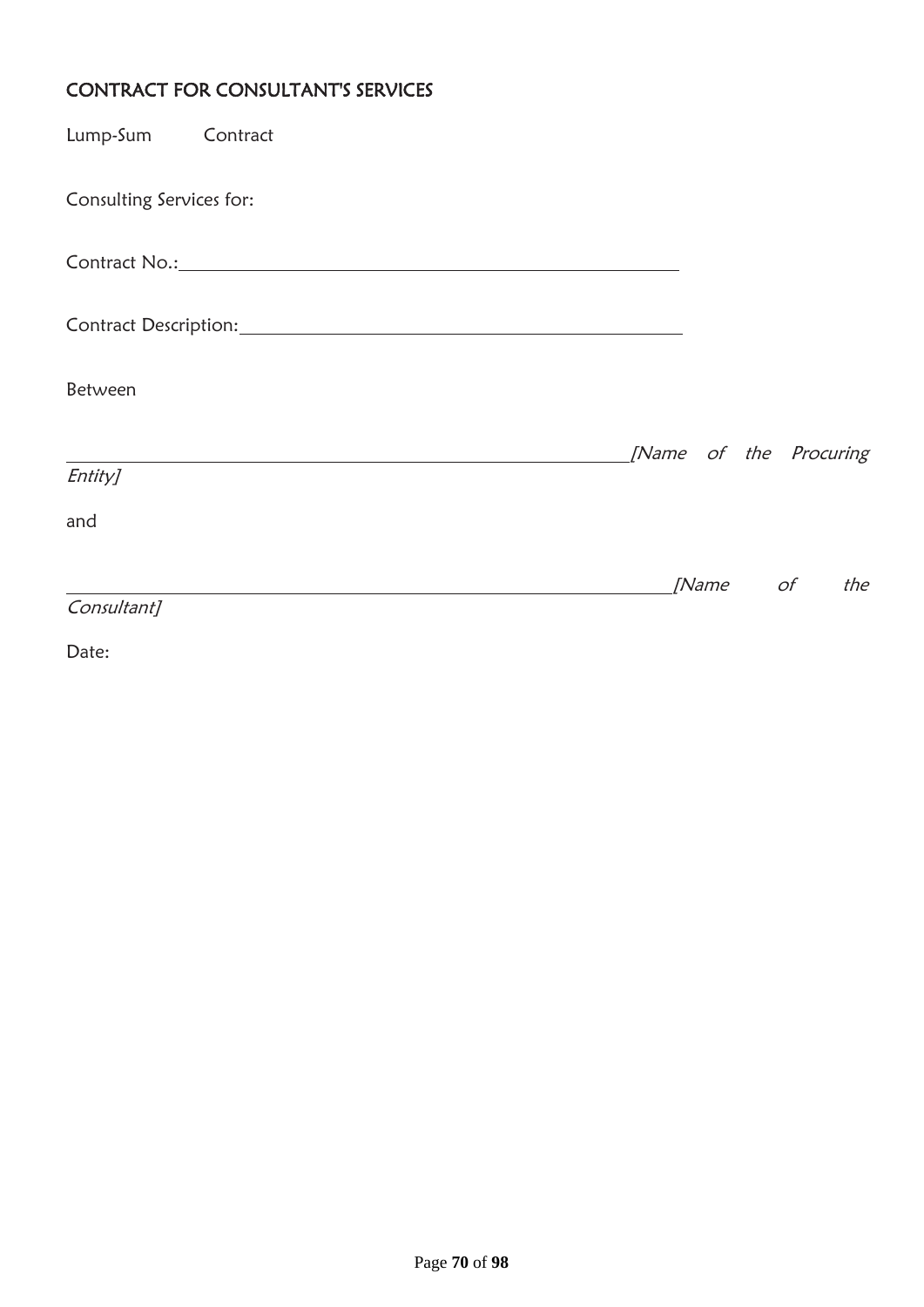## CONTRACT FOR CONSULTANT'S SERVICES

Lump-Sum Contract

Consulting Services for:

Contract No.:\_\_\_\_\_\_\_\_\_\_\_\_\_\_\_\_\_\_\_\_\_\_\_\_\_\_\_\_\_\_\_\_\_\_\_\_\_\_\_\_\_\_\_\_\_\_\_\_

Contract Description:\_\_\_\_\_\_\_\_\_\_\_\_\_\_\_\_\_\_\_\_\_\_\_\_\_\_\_\_\_\_\_\_\_\_\_\_\_\_\_\_\_\_

Between

\_\_\_\_\_\_\_\_\_\_\_\_\_\_\_\_\_\_\_\_\_\_\_\_\_\_\_\_\_\_\_\_\_\_\_\_\_\_\_\_\_\_\_\_\_\_\_\_\_\_\_\_\_\_\_\_*[Name of the Procuring Entity]*

and

\_\_\_\_\_\_\_\_\_\_\_\_\_\_\_\_\_\_\_\_\_\_\_\_\_\_\_\_\_\_\_\_\_\_\_\_\_\_\_\_\_\_\_\_\_\_\_\_\_\_\_\_\_\_\_\_\_\_\_\_*[Name of the Consultant]*

Date: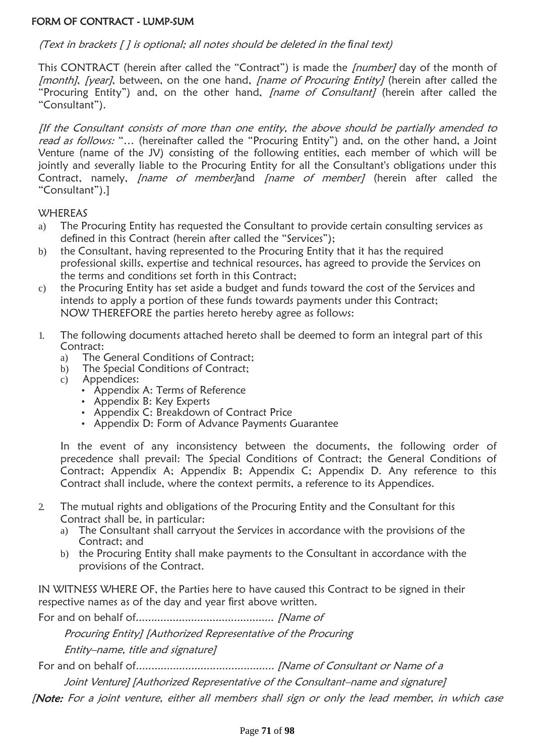## FORM OF CONTRACT - LUMP-SUM

*(Text in brackets [ ] is optional; all notes should be deleted in the final text)*

This CONTRACT (herein after called the "Contract") is made the *[number]* day of the month of *[month]*, *[year]*, between, on the one hand, *[name of Procuring Entity]* (herein after called the "Procuring Entity") and, on the other hand, *[name of Consultant]* (herein after called the "Consultant").

*[If the Consultant consists of more than one entity, the above should be partially amended to read as follows:* "… (hereinafter called the "Procuring Entity") and, on the other hand, a Joint Venture (name of the JV) consisting of the following entities, each member of which will be jointly and severally liable to the Procuring Entity for all the Consultant's obligations under this Contract, namely, *[name of member]*and *[name of member]* (herein after called the "Consultant").]

WHEREAS

a) The Procuring Entity has requested the Consultant to provide certain consulting services as defined in this Contract (herein after called the "Services");
b) the Consultant, having represented to the Procuring Entity that it has the required professional skills, expertise and technical resources, has agreed to provide the Services on the terms and conditions set forth in this Contract;
c) the Procuring Entity has set aside a budget and funds toward the cost of the Services and intends to apply a portion of these funds towards payments under this Contract;
NOW THEREFORE the parties hereto hereby agree as follows:

1. The following documents attached hereto shall be deemed to form an integral part of this Contract:
   a) The General Conditions of Contract;
   b) The Special Conditions of Contract;
   c) Appendices:
      - Appendix A: Terms of Reference
      - Appendix B: Key Experts
      - Appendix C: Breakdown of Contract Price
      - Appendix D: Form of Advance Payments Guarantee

   In the event of any inconsistency between the documents, the following order of precedence shall prevail: The Special Conditions of Contract; the General Conditions of Contract; Appendix A; Appendix B; Appendix C; Appendix D. Any reference to this Contract shall include, where the context permits, a reference to its Appendices.

2. The mutual rights and obligations of the Procuring Entity and the Consultant for this Contract shall be, in particular:
   a) The Consultant shall carryout the Services in accordance with the provisions of the Contract; and
   b) the Procuring Entity shall make payments to the Consultant in accordance with the provisions of the Contract.

IN WITNESS WHERE OF, the Parties here to have caused this Contract to be signed in their respective names as of the day and year first above written.

For and on behalf of............................................ *[Name of Procuring Entity] [Authorized Representative of the Procuring Entity–name, title and signature]*

For and on behalf of............................................ *[Name of Consultant or Name of a Joint Venture] [Authorized Representative of the Consultant–name and signature]*

*[**Note:** For a joint venture, either all members shall sign or only the lead member, in which case*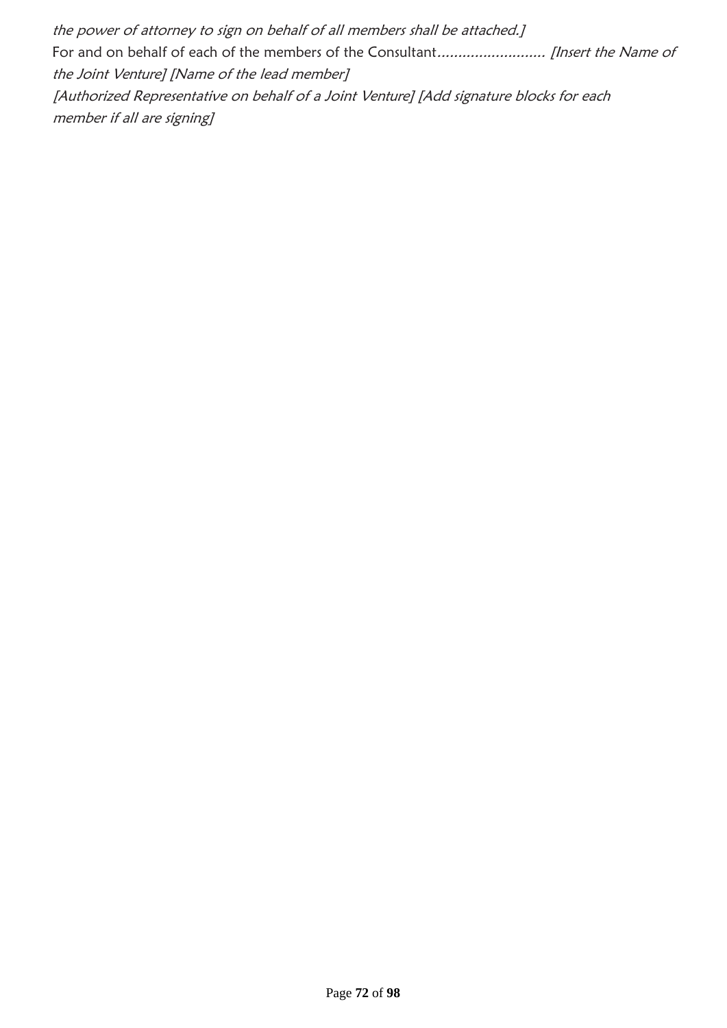*the power of attorney to sign on behalf of all members shall be attached.]*

For and on behalf of each of the members of the Consultant.......................... *[Insert the Name of the Joint Venture] [Name of the lead member]*

*[Authorized Representative on behalf of a Joint Venture] [Add signature blocks for each member if all are signing]*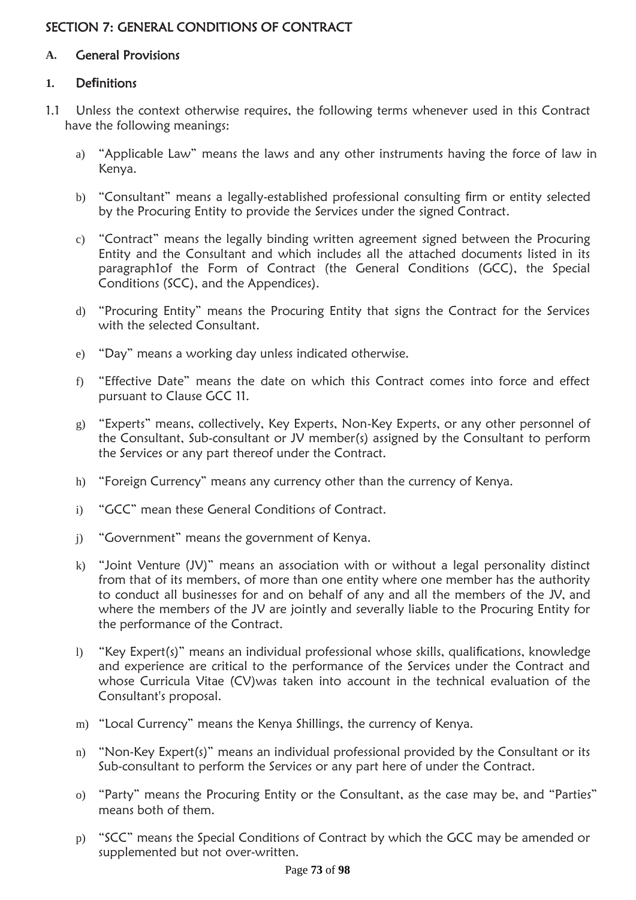## SECTION 7: GENERAL CONDITIONS OF CONTRACT

### A. General Provisions

### 1. Definitions

1.1 Unless the context otherwise requires, the following terms whenever used in this Contract have the following meanings:

a) "Applicable Law" means the laws and any other instruments having the force of law in Kenya.

b) "Consultant" means a legally-established professional consulting firm or entity selected by the Procuring Entity to provide the Services under the signed Contract.

c) "Contract" means the legally binding written agreement signed between the Procuring Entity and the Consultant and which includes all the attached documents listed in its paragraph1of the Form of Contract (the General Conditions (GCC), the Special Conditions (SCC), and the Appendices).

d) "Procuring Entity" means the Procuring Entity that signs the Contract for the Services with the selected Consultant.

e) "Day" means a working day unless indicated otherwise.

f) "Effective Date" means the date on which this Contract comes into force and effect pursuant to Clause GCC 11.

g) "Experts" means, collectively, Key Experts, Non-Key Experts, or any other personnel of the Consultant, Sub-consultant or JV member(s) assigned by the Consultant to perform the Services or any part thereof under the Contract.

h) "Foreign Currency" means any currency other than the currency of Kenya.

i) "GCC" mean these General Conditions of Contract.

j) "Government" means the government of Kenya.

k) "Joint Venture (JV)" means an association with or without a legal personality distinct from that of its members, of more than one entity where one member has the authority to conduct all businesses for and on behalf of any and all the members of the JV, and where the members of the JV are jointly and severally liable to the Procuring Entity for the performance of the Contract.

l) "Key Expert(s)" means an individual professional whose skills, qualifications, knowledge and experience are critical to the performance of the Services under the Contract and whose Curricula Vitae (CV)was taken into account in the technical evaluation of the Consultant's proposal.

m) "Local Currency" means the Kenya Shillings, the currency of Kenya.

n) "Non-Key Expert(s)" means an individual professional provided by the Consultant or its Sub-consultant to perform the Services or any part here of under the Contract.

o) "Party" means the Procuring Entity or the Consultant, as the case may be, and "Parties" means both of them.

p) "SCC" means the Special Conditions of Contract by which the GCC may be amended or supplemented but not over-written.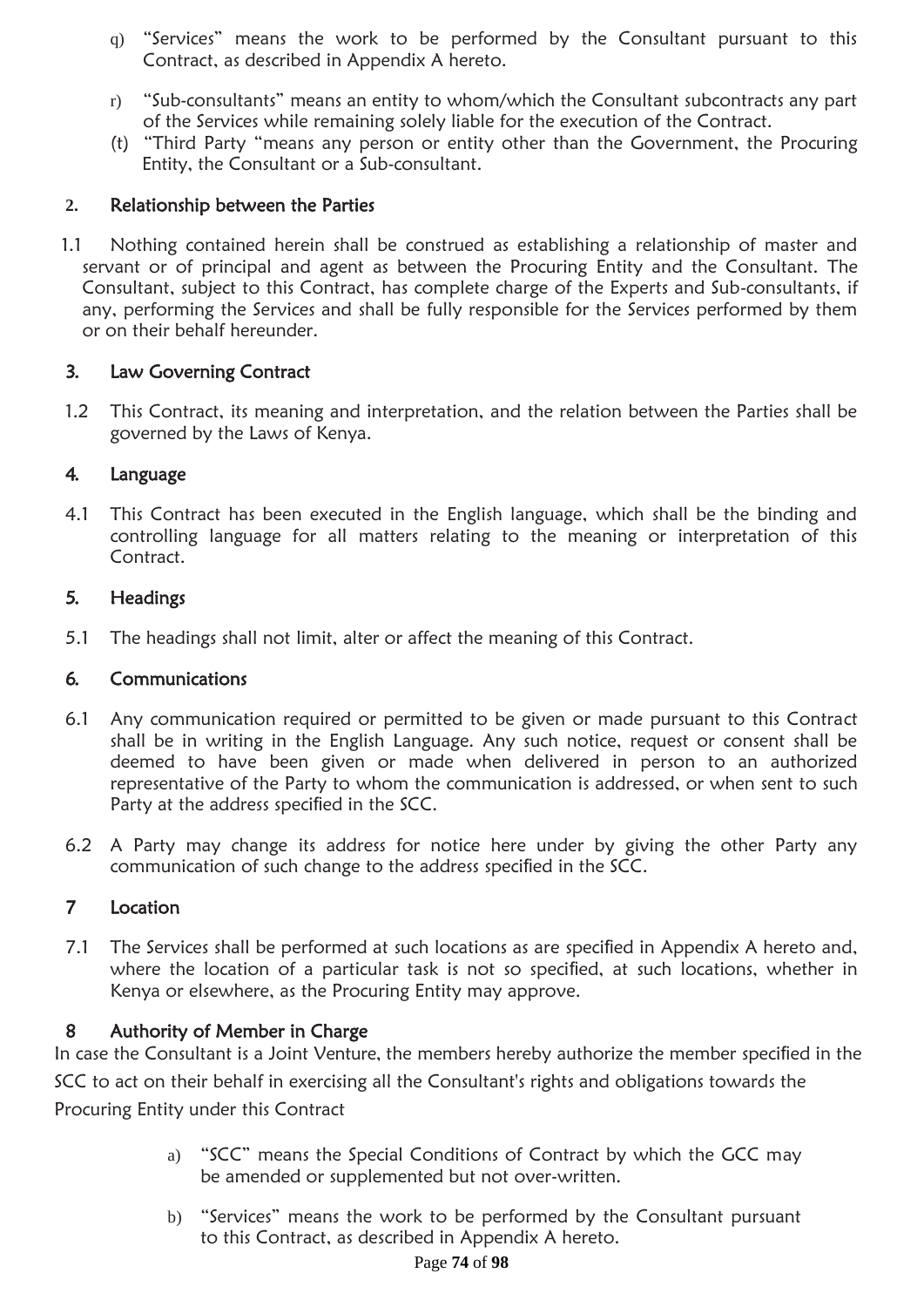q) "Services" means the work to be performed by the Consultant pursuant to this Contract, as described in Appendix A hereto.

r) "Sub-consultants" means an entity to whom/which the Consultant subcontracts any part of the Services while remaining solely liable for the execution of the Contract.

(t) "Third Party "means any person or entity other than the Government, the Procuring Entity, the Consultant or a Sub-consultant.

## 2. Relationship between the Parties

1.1 Nothing contained herein shall be construed as establishing a relationship of master and servant or of principal and agent as between the Procuring Entity and the Consultant. The Consultant, subject to this Contract, has complete charge of the Experts and Sub-consultants, if any, performing the Services and shall be fully responsible for the Services performed by them or on their behalf hereunder.

## 3. Law Governing Contract

1.2 This Contract, its meaning and interpretation, and the relation between the Parties shall be governed by the Laws of Kenya.

## 4. Language

4.1 This Contract has been executed in the English language, which shall be the binding and controlling language for all matters relating to the meaning or interpretation of this Contract.

## 5. Headings

5.1 The headings shall not limit, alter or affect the meaning of this Contract.

## 6. Communications

6.1 Any communication required or permitted to be given or made pursuant to this Contract shall be in writing in the English Language. Any such notice, request or consent shall be deemed to have been given or made when delivered in person to an authorized representative of the Party to whom the communication is addressed, or when sent to such Party at the address specified in the SCC.

6.2 A Party may change its address for notice here under by giving the other Party any communication of such change to the address specified in the SCC.

## 7 Location

7.1 The Services shall be performed at such locations as are specified in Appendix A hereto and, where the location of a particular task is not so specified, at such locations, whether in Kenya or elsewhere, as the Procuring Entity may approve.

## 8 Authority of Member in Charge

In case the Consultant is a Joint Venture, the members hereby authorize the member specified in the SCC to act on their behalf in exercising all the Consultant's rights and obligations towards the Procuring Entity under this Contract

a) "SCC" means the Special Conditions of Contract by which the GCC may be amended or supplemented but not over-written.

b) "Services" means the work to be performed by the Consultant pursuant to this Contract, as described in Appendix A hereto.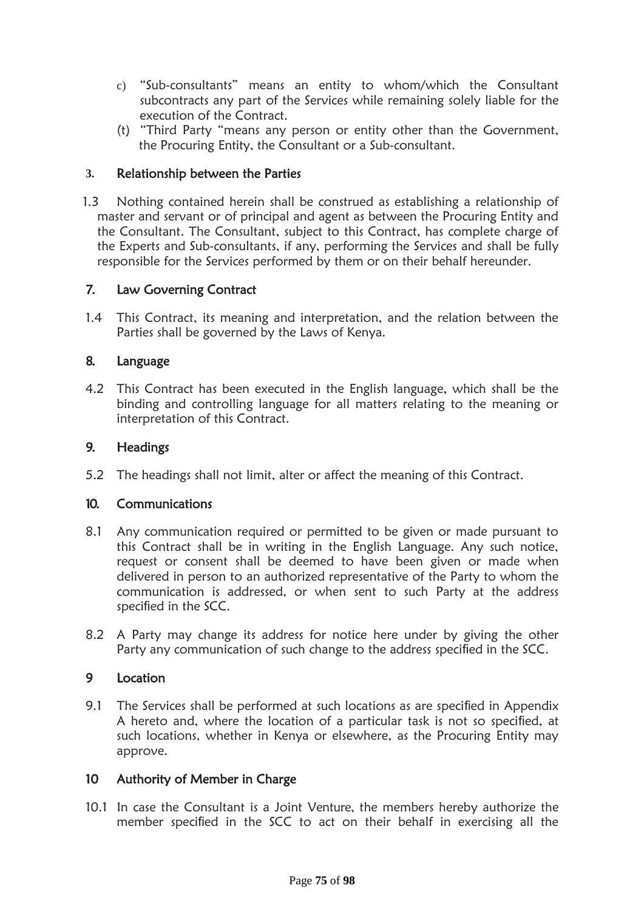c) "Sub-consultants" means an entity to whom/which the Consultant subcontracts any part of the Services while remaining solely liable for the execution of the Contract.

(t) "Third Party "means any person or entity other than the Government, the Procuring Entity, the Consultant or a Sub-consultant.

### 3. Relationship between the Parties

1.3 Nothing contained herein shall be construed as establishing a relationship of master and servant or of principal and agent as between the Procuring Entity and the Consultant. The Consultant, subject to this Contract, has complete charge of the Experts and Sub-consultants, if any, performing the Services and shall be fully responsible for the Services performed by them or on their behalf hereunder.

### 7. Law Governing Contract

1.4 This Contract, its meaning and interpretation, and the relation between the Parties shall be governed by the Laws of Kenya.

### 8. Language

4.2 This Contract has been executed in the English language, which shall be the binding and controlling language for all matters relating to the meaning or interpretation of this Contract.

### 9. Headings

5.2 The headings shall not limit, alter or affect the meaning of this Contract.

### 10. Communications

8.1 Any communication required or permitted to be given or made pursuant to this Contract shall be in writing in the English Language. Any such notice, request or consent shall be deemed to have been given or made when delivered in person to an authorized representative of the Party to whom the communication is addressed, or when sent to such Party at the address specified in the SCC.

8.2 A Party may change its address for notice here under by giving the other Party any communication of such change to the address specified in the SCC.

### 9 Location

9.1 The Services shall be performed at such locations as are specified in Appendix A hereto and, where the location of a particular task is not so specified, at such locations, whether in Kenya or elsewhere, as the Procuring Entity may approve.

### 10 Authority of Member in Charge

10.1 In case the Consultant is a Joint Venture, the members hereby authorize the member specified in the SCC to act on their behalf in exercising all the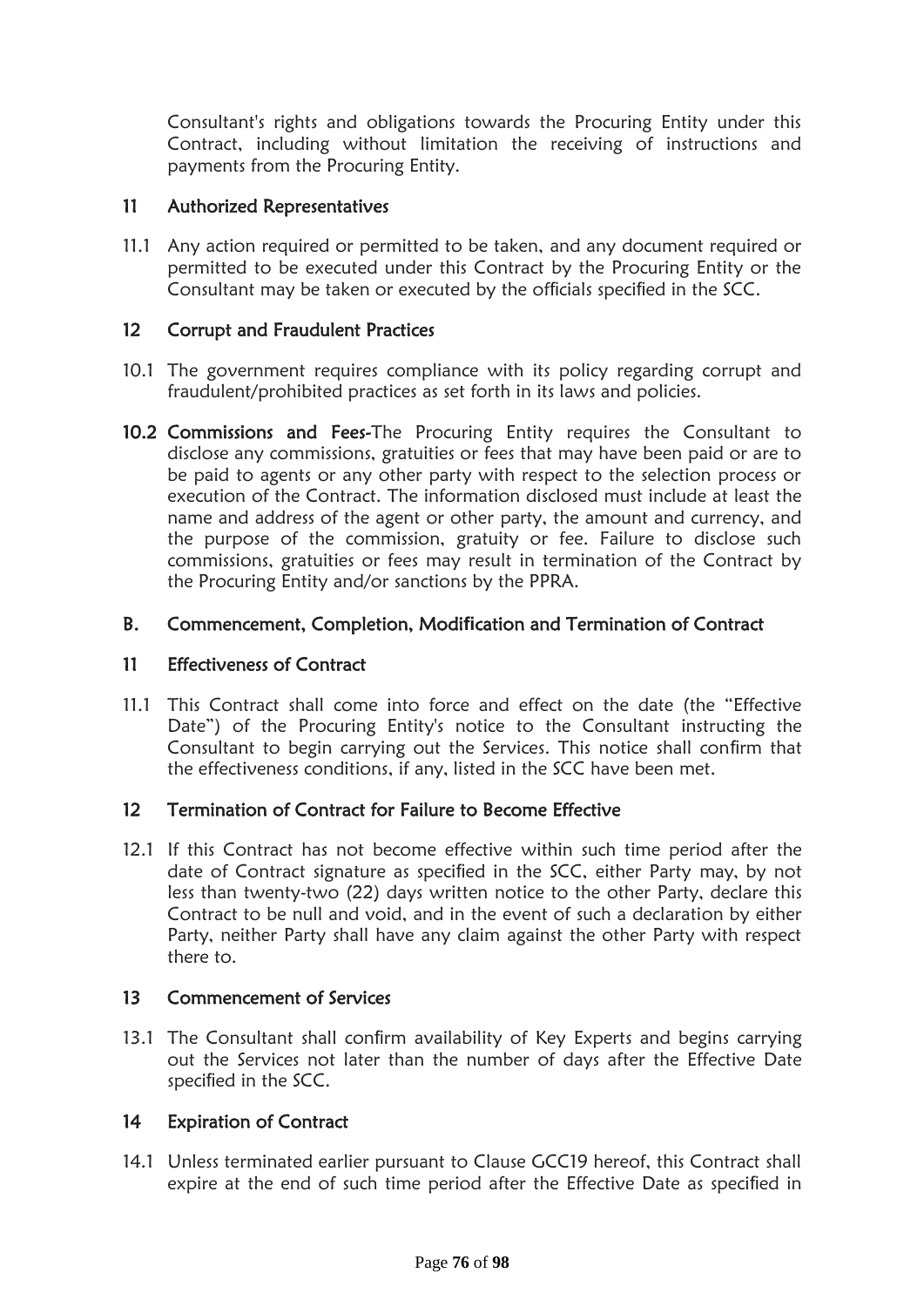Consultant's rights and obligations towards the Procuring Entity under this Contract, including without limitation the receiving of instructions and payments from the Procuring Entity.

### 11 Authorized Representatives

11.1 Any action required or permitted to be taken, and any document required or permitted to be executed under this Contract by the Procuring Entity or the Consultant may be taken or executed by the officials specified in the SCC.

### 12 Corrupt and Fraudulent Practices

10.1 The government requires compliance with its policy regarding corrupt and fraudulent/prohibited practices as set forth in its laws and policies.

**10.2 Commissions and Fees-**The Procuring Entity requires the Consultant to disclose any commissions, gratuities or fees that may have been paid or are to be paid to agents or any other party with respect to the selection process or execution of the Contract. The information disclosed must include at least the name and address of the agent or other party, the amount and currency, and the purpose of the commission, gratuity or fee. Failure to disclose such commissions, gratuities or fees may result in termination of the Contract by the Procuring Entity and/or sanctions by the PPRA.

## B. Commencement, Completion, Modification and Termination of Contract

### 11 Effectiveness of Contract

11.1 This Contract shall come into force and effect on the date (the "Effective Date") of the Procuring Entity's notice to the Consultant instructing the Consultant to begin carrying out the Services. This notice shall confirm that the effectiveness conditions, if any, listed in the SCC have been met.

### 12 Termination of Contract for Failure to Become Effective

12.1 If this Contract has not become effective within such time period after the date of Contract signature as specified in the SCC, either Party may, by not less than twenty-two (22) days written notice to the other Party, declare this Contract to be null and void, and in the event of such a declaration by either Party, neither Party shall have any claim against the other Party with respect there to.

### 13 Commencement of Services

13.1 The Consultant shall confirm availability of Key Experts and begins carrying out the Services not later than the number of days after the Effective Date specified in the SCC.

### 14 Expiration of Contract

14.1 Unless terminated earlier pursuant to Clause GCC19 hereof, this Contract shall expire at the end of such time period after the Effective Date as specified in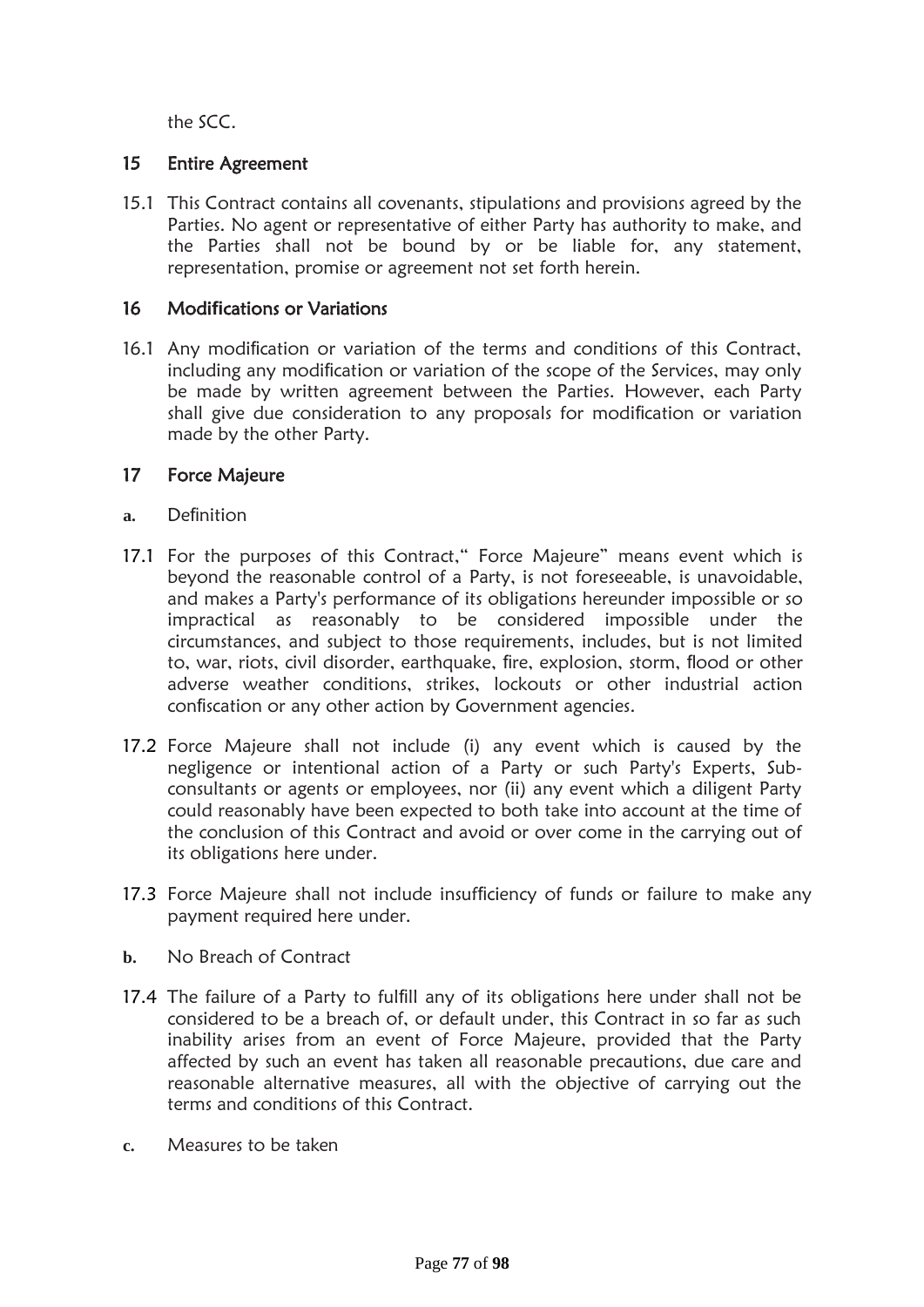the SCC.

## 15 Entire Agreement

15.1 This Contract contains all covenants, stipulations and provisions agreed by the Parties. No agent or representative of either Party has authority to make, and the Parties shall not be bound by or be liable for, any statement, representation, promise or agreement not set forth herein.

## 16 Modifications or Variations

16.1 Any modification or variation of the terms and conditions of this Contract, including any modification or variation of the scope of the Services, may only be made by written agreement between the Parties. However, each Party shall give due consideration to any proposals for modification or variation made by the other Party.

## 17 Force Majeure

**a.** Definition

17.1 For the purposes of this Contract," Force Majeure" means event which is beyond the reasonable control of a Party, is not foreseeable, is unavoidable, and makes a Party's performance of its obligations hereunder impossible or so impractical as reasonably to be considered impossible under the circumstances, and subject to those requirements, includes, but is not limited to, war, riots, civil disorder, earthquake, fire, explosion, storm, flood or other adverse weather conditions, strikes, lockouts or other industrial action confiscation or any other action by Government agencies.

17.2 Force Majeure shall not include (i) any event which is caused by the negligence or intentional action of a Party or such Party's Experts, Sub-consultants or agents or employees, nor (ii) any event which a diligent Party could reasonably have been expected to both take into account at the time of the conclusion of this Contract and avoid or over come in the carrying out of its obligations here under.

17.3 Force Majeure shall not include insufficiency of funds or failure to make any payment required here under.

**b.** No Breach of Contract

17.4 The failure of a Party to fulfill any of its obligations here under shall not be considered to be a breach of, or default under, this Contract in so far as such inability arises from an event of Force Majeure, provided that the Party affected by such an event has taken all reasonable precautions, due care and reasonable alternative measures, all with the objective of carrying out the terms and conditions of this Contract.

**c.** Measures to be taken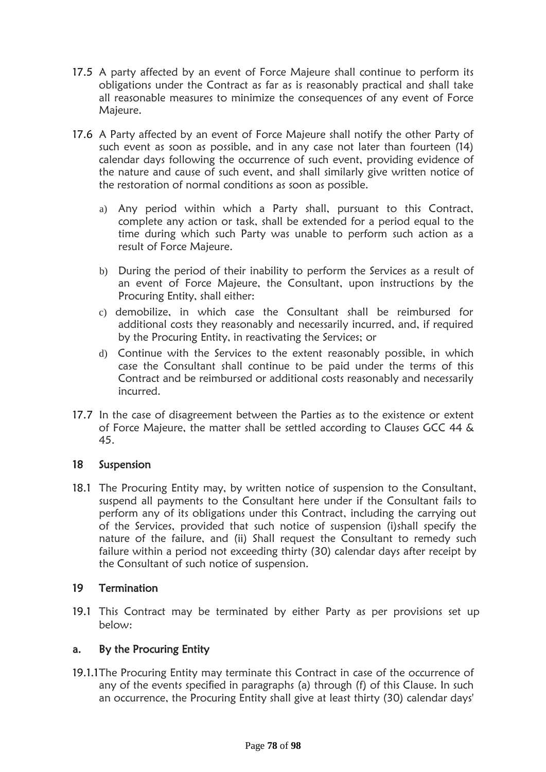17.5 A party affected by an event of Force Majeure shall continue to perform its obligations under the Contract as far as is reasonably practical and shall take all reasonable measures to minimize the consequences of any event of Force Majeure.

17.6 A Party affected by an event of Force Majeure shall notify the other Party of such event as soon as possible, and in any case not later than fourteen (14) calendar days following the occurrence of such event, providing evidence of the nature and cause of such event, and shall similarly give written notice of the restoration of normal conditions as soon as possible.

a) Any period within which a Party shall, pursuant to this Contract, complete any action or task, shall be extended for a period equal to the time during which such Party was unable to perform such action as a result of Force Majeure.

b) During the period of their inability to perform the Services as a result of an event of Force Majeure, the Consultant, upon instructions by the Procuring Entity, shall either:

c) demobilize, in which case the Consultant shall be reimbursed for additional costs they reasonably and necessarily incurred, and, if required by the Procuring Entity, in reactivating the Services; or

d) Continue with the Services to the extent reasonably possible, in which case the Consultant shall continue to be paid under the terms of this Contract and be reimbursed or additional costs reasonably and necessarily incurred.

17.7 In the case of disagreement between the Parties as to the existence or extent of Force Majeure, the matter shall be settled according to Clauses GCC 44 & 45.

## 18 Suspension

18.1 The Procuring Entity may, by written notice of suspension to the Consultant, suspend all payments to the Consultant here under if the Consultant fails to perform any of its obligations under this Contract, including the carrying out of the Services, provided that such notice of suspension (i)shall specify the nature of the failure, and (ii) Shall request the Consultant to remedy such failure within a period not exceeding thirty (30) calendar days after receipt by the Consultant of such notice of suspension.

## 19 Termination

19.1 This Contract may be terminated by either Party as per provisions set up below:

### a. By the Procuring Entity

19.1.1The Procuring Entity may terminate this Contract in case of the occurrence of any of the events specified in paragraphs (a) through (f) of this Clause. In such an occurrence, the Procuring Entity shall give at least thirty (30) calendar days'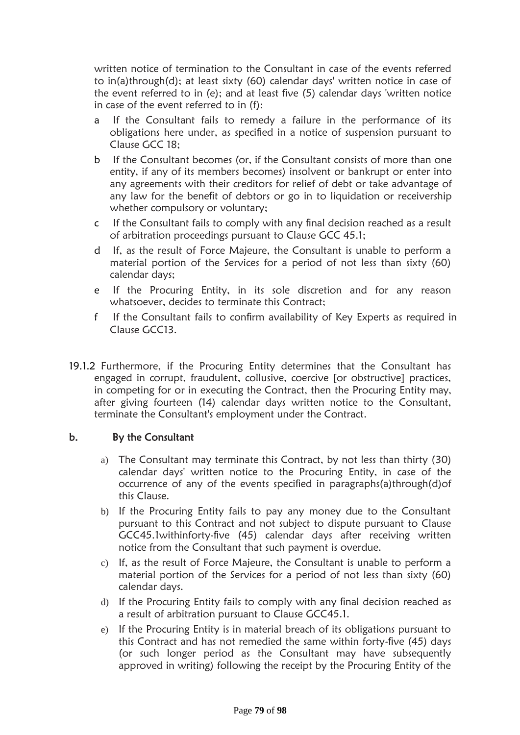written notice of termination to the Consultant in case of the events referred to in(a)through(d); at least sixty (60) calendar days' written notice in case of the event referred to in (e); and at least five (5) calendar days 'written notice in case of the event referred to in (f):

a If the Consultant fails to remedy a failure in the performance of its obligations here under, as specified in a notice of suspension pursuant to Clause GCC 18;

b If the Consultant becomes (or, if the Consultant consists of more than one entity, if any of its members becomes) insolvent or bankrupt or enter into any agreements with their creditors for relief of debt or take advantage of any law for the benefit of debtors or go in to liquidation or receivership whether compulsory or voluntary;

c If the Consultant fails to comply with any final decision reached as a result of arbitration proceedings pursuant to Clause GCC 45.1;

d If, as the result of Force Majeure, the Consultant is unable to perform a material portion of the Services for a period of not less than sixty (60) calendar days;

e If the Procuring Entity, in its sole discretion and for any reason whatsoever, decides to terminate this Contract;

f If the Consultant fails to confirm availability of Key Experts as required in Clause GCC13.

19.1.2 Furthermore, if the Procuring Entity determines that the Consultant has engaged in corrupt, fraudulent, collusive, coercive [or obstructive] practices, in competing for or in executing the Contract, then the Procuring Entity may, after giving fourteen (14) calendar days written notice to the Consultant, terminate the Consultant's employment under the Contract.

**b. By the Consultant**

a) The Consultant may terminate this Contract, by not less than thirty (30) calendar days' written notice to the Procuring Entity, in case of the occurrence of any of the events specified in paragraphs(a)through(d)of this Clause.

b) If the Procuring Entity fails to pay any money due to the Consultant pursuant to this Contract and not subject to dispute pursuant to Clause GCC45.1withinforty-five (45) calendar days after receiving written notice from the Consultant that such payment is overdue.

c) If, as the result of Force Majeure, the Consultant is unable to perform a material portion of the Services for a period of not less than sixty (60) calendar days.

d) If the Procuring Entity fails to comply with any final decision reached as a result of arbitration pursuant to Clause GCC45.1.

e) If the Procuring Entity is in material breach of its obligations pursuant to this Contract and has not remedied the same within forty-five (45) days (or such longer period as the Consultant may have subsequently approved in writing) following the receipt by the Procuring Entity of the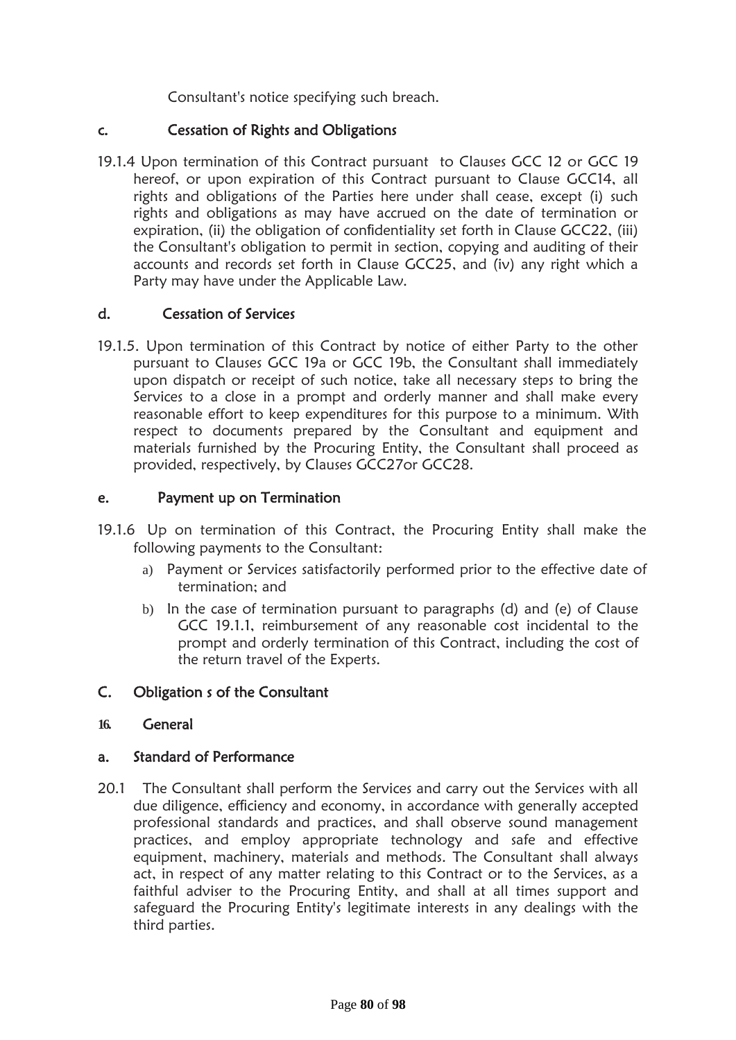Consultant's notice specifying such breach.

### c. Cessation of Rights and Obligations

19.1.4 Upon termination of this Contract pursuant to Clauses GCC 12 or GCC 19 hereof, or upon expiration of this Contract pursuant to Clause GCC14, all rights and obligations of the Parties here under shall cease, except (i) such rights and obligations as may have accrued on the date of termination or expiration, (ii) the obligation of confidentiality set forth in Clause GCC22, (iii) the Consultant's obligation to permit in section, copying and auditing of their accounts and records set forth in Clause GCC25, and (iv) any right which a Party may have under the Applicable Law.

### d. Cessation of Services

19.1.5. Upon termination of this Contract by notice of either Party to the other pursuant to Clauses GCC 19a or GCC 19b, the Consultant shall immediately upon dispatch or receipt of such notice, take all necessary steps to bring the Services to a close in a prompt and orderly manner and shall make every reasonable effort to keep expenditures for this purpose to a minimum. With respect to documents prepared by the Consultant and equipment and materials furnished by the Procuring Entity, the Consultant shall proceed as provided, respectively, by Clauses GCC27or GCC28.

### e. Payment up on Termination

19.1.6 Up on termination of this Contract, the Procuring Entity shall make the following payments to the Consultant:

a) Payment or Services satisfactorily performed prior to the effective date of termination; and
b) In the case of termination pursuant to paragraphs (d) and (e) of Clause GCC 19.1.1, reimbursement of any reasonable cost incidental to the prompt and orderly termination of this Contract, including the cost of the return travel of the Experts.

## C. Obligation s of the Consultant

### 16. General

### a. Standard of Performance

20.1 The Consultant shall perform the Services and carry out the Services with all due diligence, efficiency and economy, in accordance with generally accepted professional standards and practices, and shall observe sound management practices, and employ appropriate technology and safe and effective equipment, machinery, materials and methods. The Consultant shall always act, in respect of any matter relating to this Contract or to the Services, as a faithful adviser to the Procuring Entity, and shall at all times support and safeguard the Procuring Entity's legitimate interests in any dealings with the third parties.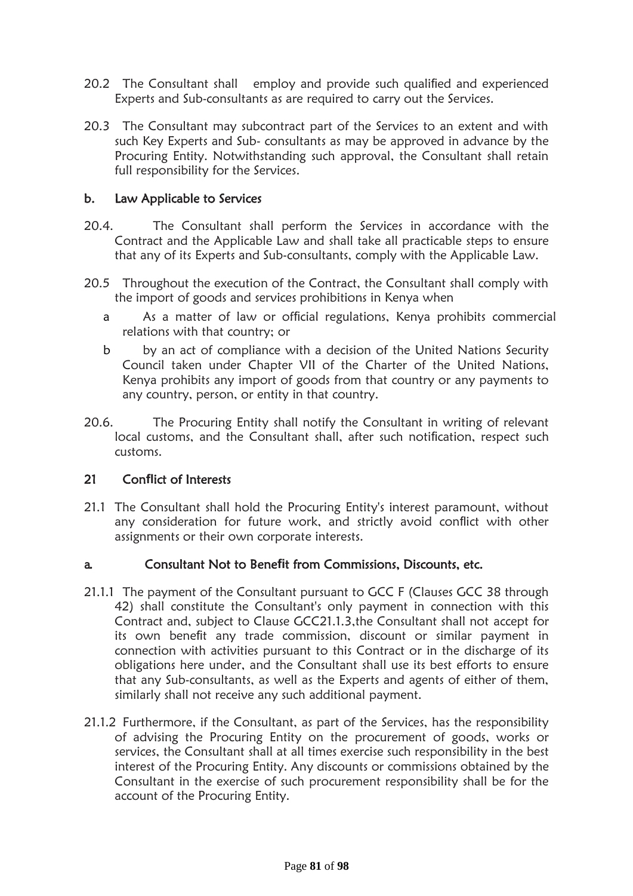20.2 The Consultant shall employ and provide such qualified and experienced Experts and Sub-consultants as are required to carry out the Services.

20.3 The Consultant may subcontract part of the Services to an extent and with such Key Experts and Sub- consultants as may be approved in advance by the Procuring Entity. Notwithstanding such approval, the Consultant shall retain full responsibility for the Services.

### b. Law Applicable to Services

20.4. The Consultant shall perform the Services in accordance with the Contract and the Applicable Law and shall take all practicable steps to ensure that any of its Experts and Sub-consultants, comply with the Applicable Law.

20.5 Throughout the execution of the Contract, the Consultant shall comply with the import of goods and services prohibitions in Kenya when

- a As a matter of law or official regulations, Kenya prohibits commercial relations with that country; or
- b by an act of compliance with a decision of the United Nations Security Council taken under Chapter VII of the Charter of the United Nations, Kenya prohibits any import of goods from that country or any payments to any country, person, or entity in that country.

20.6. The Procuring Entity shall notify the Consultant in writing of relevant local customs, and the Consultant shall, after such notification, respect such customs.

## 21 Conflict of Interests

21.1 The Consultant shall hold the Procuring Entity's interest paramount, without any consideration for future work, and strictly avoid conflict with other assignments or their own corporate interests.

### a. Consultant Not to Benefit from Commissions, Discounts, etc.

21.1.1 The payment of the Consultant pursuant to GCC F (Clauses GCC 38 through 42) shall constitute the Consultant's only payment in connection with this Contract and, subject to Clause GCC21.1.3,the Consultant shall not accept for its own benefit any trade commission, discount or similar payment in connection with activities pursuant to this Contract or in the discharge of its obligations here under, and the Consultant shall use its best efforts to ensure that any Sub-consultants, as well as the Experts and agents of either of them, similarly shall not receive any such additional payment.

21.1.2 Furthermore, if the Consultant, as part of the Services, has the responsibility of advising the Procuring Entity on the procurement of goods, works or services, the Consultant shall at all times exercise such responsibility in the best interest of the Procuring Entity. Any discounts or commissions obtained by the Consultant in the exercise of such procurement responsibility shall be for the account of the Procuring Entity.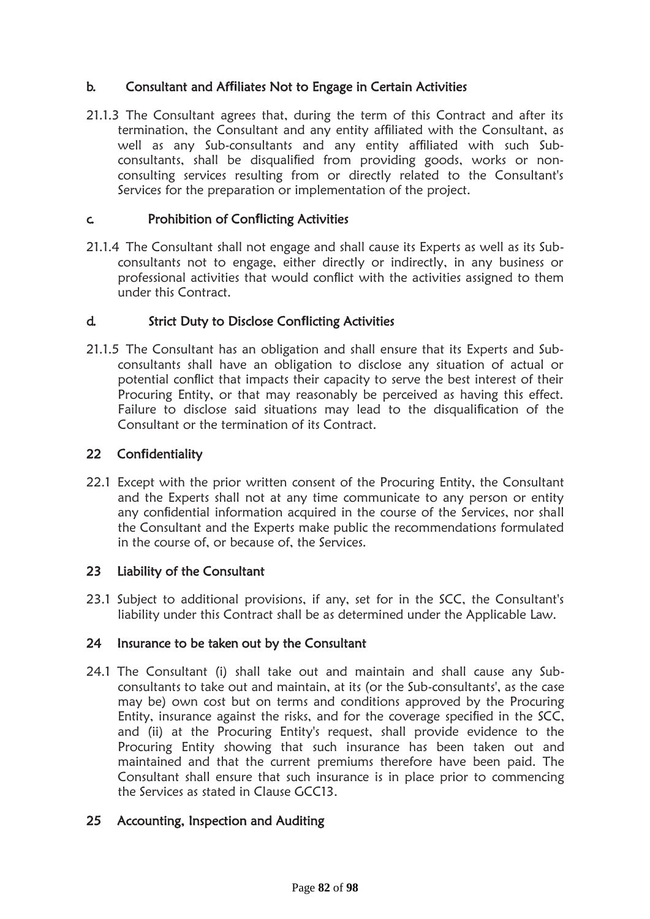### b. Consultant and Affiliates Not to Engage in Certain Activities

21.1.3 The Consultant agrees that, during the term of this Contract and after its termination, the Consultant and any entity affiliated with the Consultant, as well as any Sub-consultants and any entity affiliated with such Sub-consultants, shall be disqualified from providing goods, works or non-consulting services resulting from or directly related to the Consultant's Services for the preparation or implementation of the project.

### c. Prohibition of Conflicting Activities

21.1.4 The Consultant shall not engage and shall cause its Experts as well as its Sub-consultants not to engage, either directly or indirectly, in any business or professional activities that would conflict with the activities assigned to them under this Contract.

### d. Strict Duty to Disclose Conflicting Activities

21.1.5 The Consultant has an obligation and shall ensure that its Experts and Sub-consultants shall have an obligation to disclose any situation of actual or potential conflict that impacts their capacity to serve the best interest of their Procuring Entity, or that may reasonably be perceived as having this effect. Failure to disclose said situations may lead to the disqualification of the Consultant or the termination of its Contract.

## 22 Confidentiality

22.1 Except with the prior written consent of the Procuring Entity, the Consultant and the Experts shall not at any time communicate to any person or entity any confidential information acquired in the course of the Services, nor shall the Consultant and the Experts make public the recommendations formulated in the course of, or because of, the Services.

## 23 Liability of the Consultant

23.1 Subject to additional provisions, if any, set for in the SCC, the Consultant's liability under this Contract shall be as determined under the Applicable Law.

## 24 Insurance to be taken out by the Consultant

24.1 The Consultant (i) shall take out and maintain and shall cause any Sub-consultants to take out and maintain, at its (or the Sub-consultants', as the case may be) own cost but on terms and conditions approved by the Procuring Entity, insurance against the risks, and for the coverage specified in the SCC, and (ii) at the Procuring Entity's request, shall provide evidence to the Procuring Entity showing that such insurance has been taken out and maintained and that the current premiums therefore have been paid. The Consultant shall ensure that such insurance is in place prior to commencing the Services as stated in Clause GCC13.

## 25 Accounting, Inspection and Auditing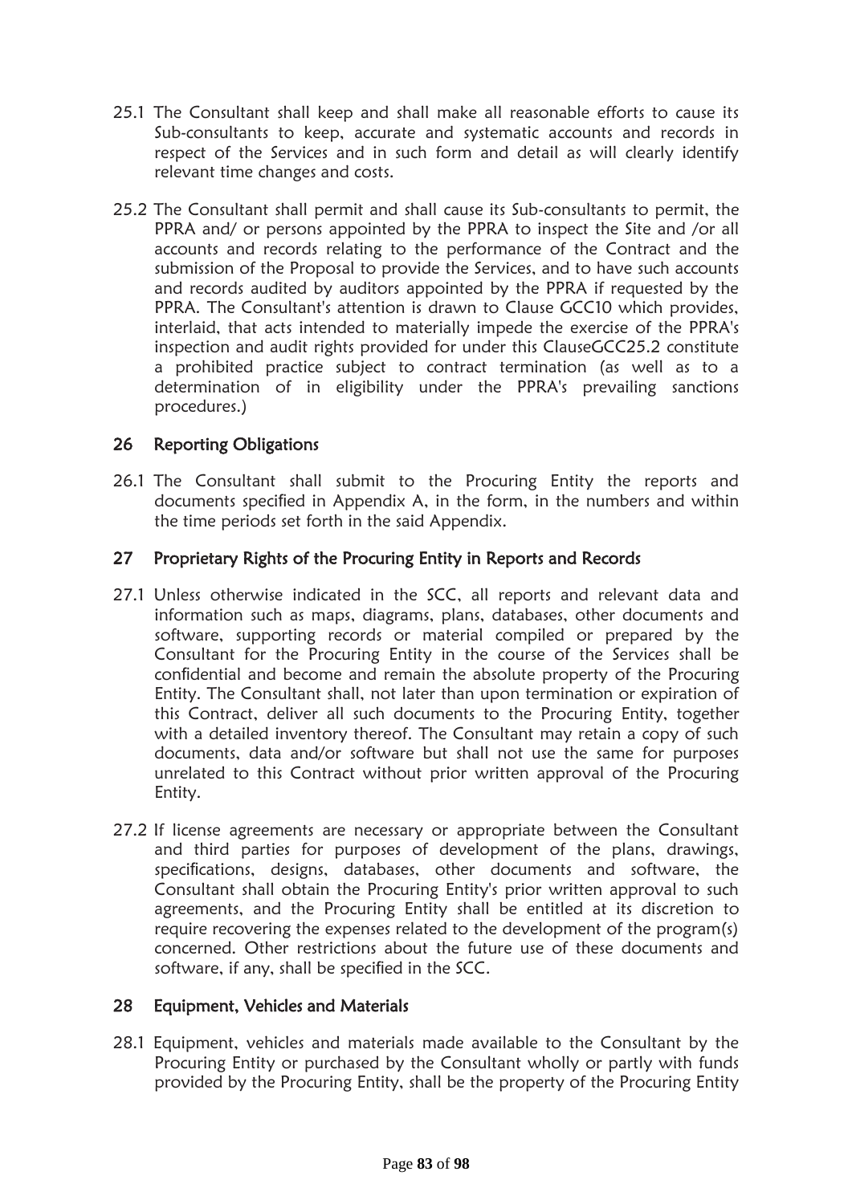25.1 The Consultant shall keep and shall make all reasonable efforts to cause its Sub-consultants to keep, accurate and systematic accounts and records in respect of the Services and in such form and detail as will clearly identify relevant time changes and costs.

25.2 The Consultant shall permit and shall cause its Sub-consultants to permit, the PPRA and/ or persons appointed by the PPRA to inspect the Site and /or all accounts and records relating to the performance of the Contract and the submission of the Proposal to provide the Services, and to have such accounts and records audited by auditors appointed by the PPRA if requested by the PPRA. The Consultant's attention is drawn to Clause GCC10 which provides, interlaid, that acts intended to materially impede the exercise of the PPRA's inspection and audit rights provided for under this ClauseGCC25.2 constitute a prohibited practice subject to contract termination (as well as to a determination of in eligibility under the PPRA's prevailing sanctions procedures.)

## 26 Reporting Obligations

26.1 The Consultant shall submit to the Procuring Entity the reports and documents specified in Appendix A, in the form, in the numbers and within the time periods set forth in the said Appendix.

## 27 Proprietary Rights of the Procuring Entity in Reports and Records

27.1 Unless otherwise indicated in the SCC, all reports and relevant data and information such as maps, diagrams, plans, databases, other documents and software, supporting records or material compiled or prepared by the Consultant for the Procuring Entity in the course of the Services shall be confidential and become and remain the absolute property of the Procuring Entity. The Consultant shall, not later than upon termination or expiration of this Contract, deliver all such documents to the Procuring Entity, together with a detailed inventory thereof. The Consultant may retain a copy of such documents, data and/or software but shall not use the same for purposes unrelated to this Contract without prior written approval of the Procuring Entity.

27.2 If license agreements are necessary or appropriate between the Consultant and third parties for purposes of development of the plans, drawings, specifications, designs, databases, other documents and software, the Consultant shall obtain the Procuring Entity's prior written approval to such agreements, and the Procuring Entity shall be entitled at its discretion to require recovering the expenses related to the development of the program(s) concerned. Other restrictions about the future use of these documents and software, if any, shall be specified in the SCC.

## 28 Equipment, Vehicles and Materials

28.1 Equipment, vehicles and materials made available to the Consultant by the Procuring Entity or purchased by the Consultant wholly or partly with funds provided by the Procuring Entity, shall be the property of the Procuring Entity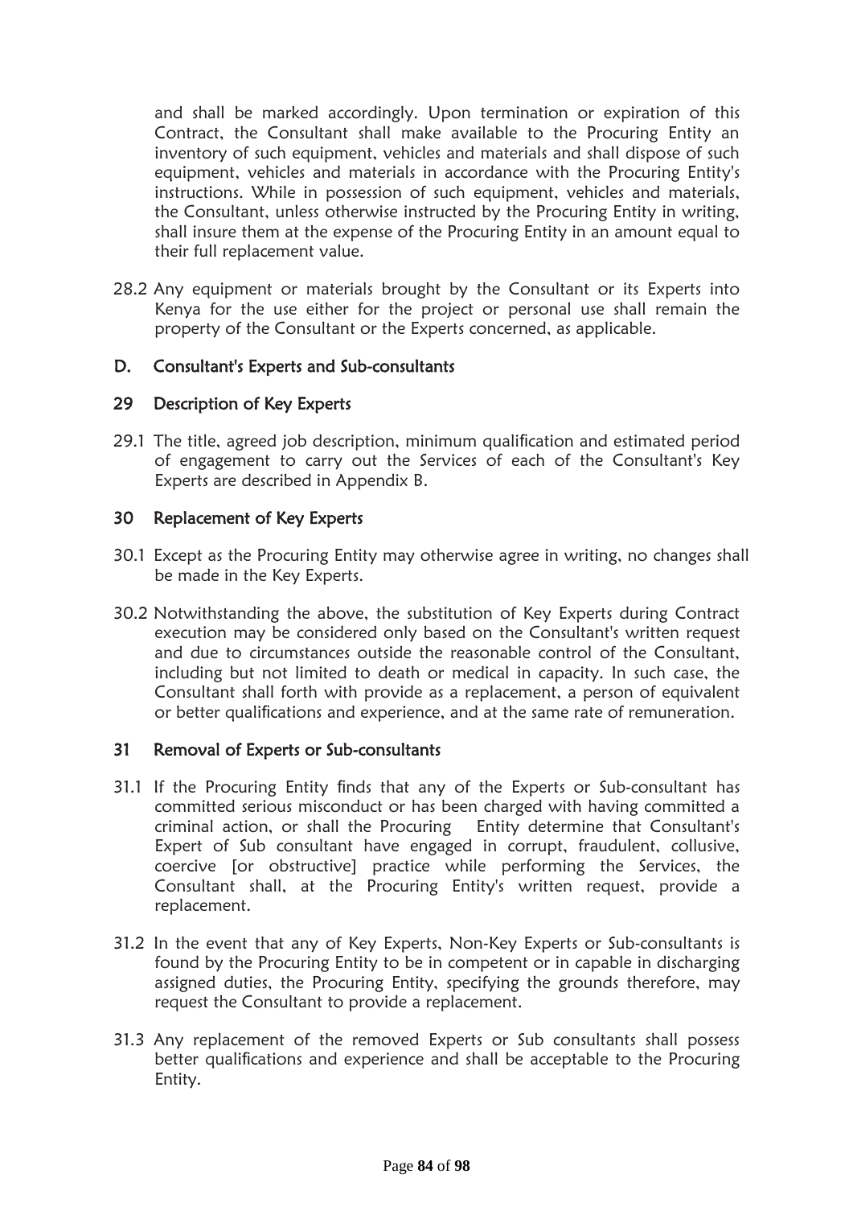and shall be marked accordingly. Upon termination or expiration of this Contract, the Consultant shall make available to the Procuring Entity an inventory of such equipment, vehicles and materials and shall dispose of such equipment, vehicles and materials in accordance with the Procuring Entity's instructions. While in possession of such equipment, vehicles and materials, the Consultant, unless otherwise instructed by the Procuring Entity in writing, shall insure them at the expense of the Procuring Entity in an amount equal to their full replacement value.

28.2 Any equipment or materials brought by the Consultant or its Experts into Kenya for the use either for the project or personal use shall remain the property of the Consultant or the Experts concerned, as applicable.

## D. Consultant's Experts and Sub-consultants

### 29 Description of Key Experts

29.1 The title, agreed job description, minimum qualification and estimated period of engagement to carry out the Services of each of the Consultant's Key Experts are described in Appendix B.

### 30 Replacement of Key Experts

30.1 Except as the Procuring Entity may otherwise agree in writing, no changes shall be made in the Key Experts.

30.2 Notwithstanding the above, the substitution of Key Experts during Contract execution may be considered only based on the Consultant's written request and due to circumstances outside the reasonable control of the Consultant, including but not limited to death or medical in capacity. In such case, the Consultant shall forth with provide as a replacement, a person of equivalent or better qualifications and experience, and at the same rate of remuneration.

### 31 Removal of Experts or Sub-consultants

31.1 If the Procuring Entity finds that any of the Experts or Sub-consultant has committed serious misconduct or has been charged with having committed a criminal action, or shall the Procuring Entity determine that Consultant's Expert of Sub consultant have engaged in corrupt, fraudulent, collusive, coercive [or obstructive] practice while performing the Services, the Consultant shall, at the Procuring Entity's written request, provide a replacement.

31.2 In the event that any of Key Experts, Non-Key Experts or Sub-consultants is found by the Procuring Entity to be in competent or in capable in discharging assigned duties, the Procuring Entity, specifying the grounds therefore, may request the Consultant to provide a replacement.

31.3 Any replacement of the removed Experts or Sub consultants shall possess better qualifications and experience and shall be acceptable to the Procuring Entity.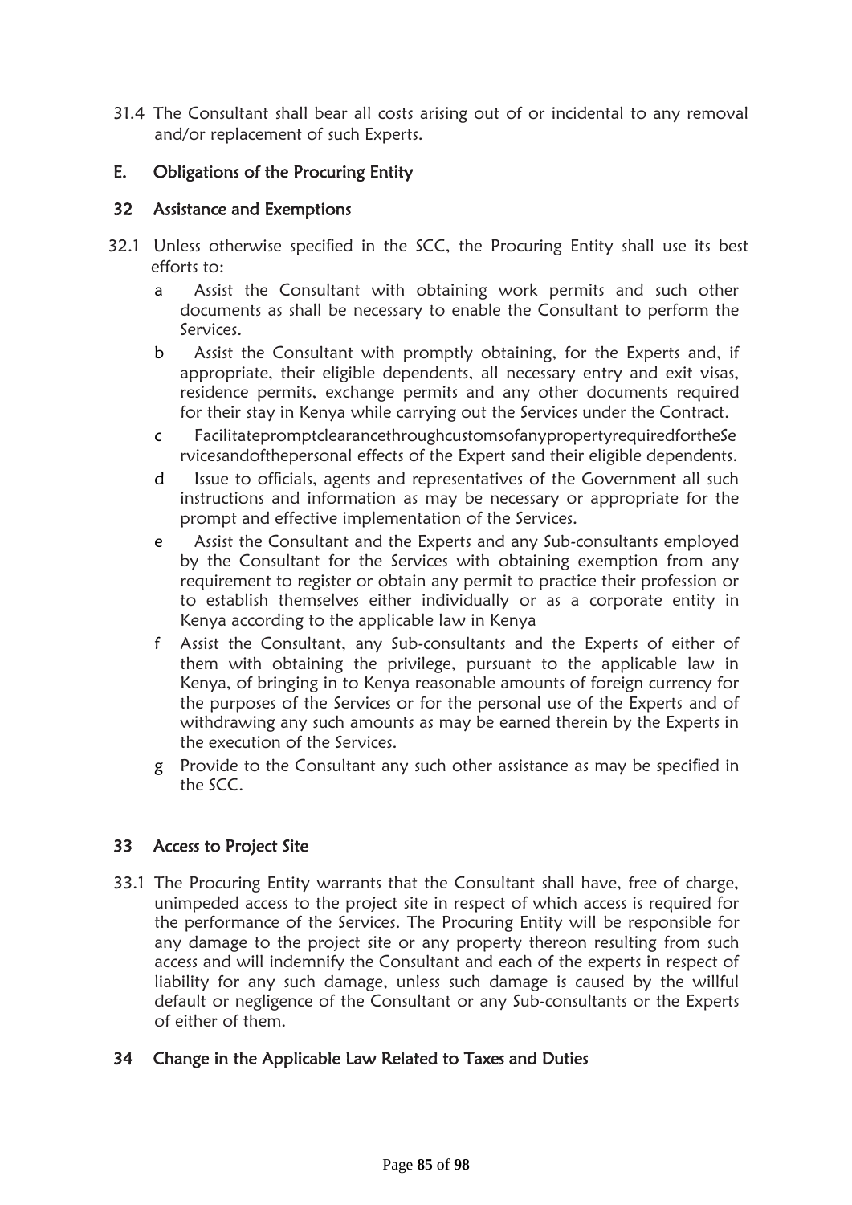31.4 The Consultant shall bear all costs arising out of or incidental to any removal and/or replacement of such Experts.

## E. Obligations of the Procuring Entity

### 32 Assistance and Exemptions

32.1 Unless otherwise specified in the SCC, the Procuring Entity shall use its best efforts to:

a Assist the Consultant with obtaining work permits and such other documents as shall be necessary to enable the Consultant to perform the Services.

b Assist the Consultant with promptly obtaining, for the Experts and, if appropriate, their eligible dependents, all necessary entry and exit visas, residence permits, exchange permits and any other documents required for their stay in Kenya while carrying out the Services under the Contract.

c FacilitatepromptclearancethroughcustomsofanypropertyrequiredfortheSe rvicesandofthepersonal effects of the Expert sand their eligible dependents.

d Issue to officials, agents and representatives of the Government all such instructions and information as may be necessary or appropriate for the prompt and effective implementation of the Services.

e Assist the Consultant and the Experts and any Sub-consultants employed by the Consultant for the Services with obtaining exemption from any requirement to register or obtain any permit to practice their profession or to establish themselves either individually or as a corporate entity in Kenya according to the applicable law in Kenya

f Assist the Consultant, any Sub-consultants and the Experts of either of them with obtaining the privilege, pursuant to the applicable law in Kenya, of bringing in to Kenya reasonable amounts of foreign currency for the purposes of the Services or for the personal use of the Experts and of withdrawing any such amounts as may be earned therein by the Experts in the execution of the Services.

g Provide to the Consultant any such other assistance as may be specified in the SCC.

### 33 Access to Project Site

33.1 The Procuring Entity warrants that the Consultant shall have, free of charge, unimpeded access to the project site in respect of which access is required for the performance of the Services. The Procuring Entity will be responsible for any damage to the project site or any property thereon resulting from such access and will indemnify the Consultant and each of the experts in respect of liability for any such damage, unless such damage is caused by the willful default or negligence of the Consultant or any Sub-consultants or the Experts of either of them.

### 34 Change in the Applicable Law Related to Taxes and Duties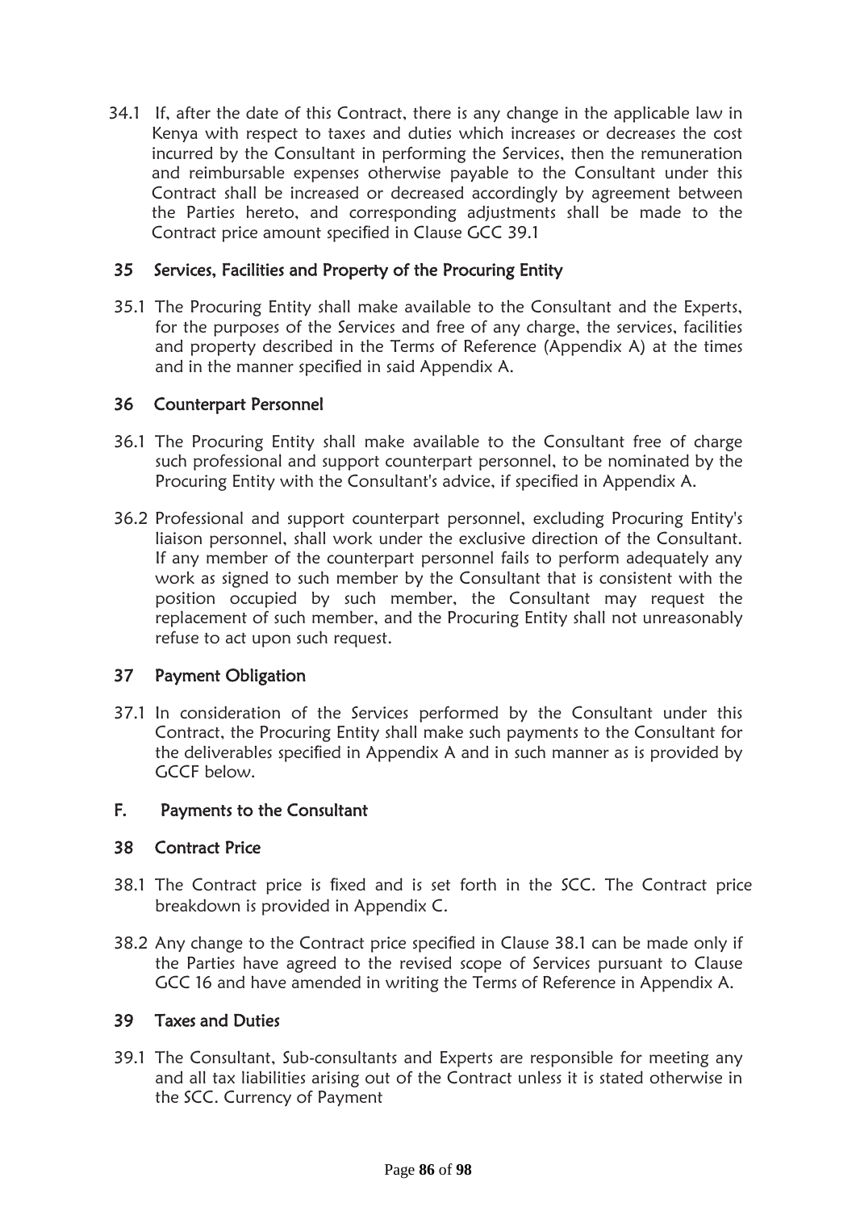34.1 If, after the date of this Contract, there is any change in the applicable law in Kenya with respect to taxes and duties which increases or decreases the cost incurred by the Consultant in performing the Services, then the remuneration and reimbursable expenses otherwise payable to the Consultant under this Contract shall be increased or decreased accordingly by agreement between the Parties hereto, and corresponding adjustments shall be made to the Contract price amount specified in Clause GCC 39.1

### 35 Services, Facilities and Property of the Procuring Entity

35.1 The Procuring Entity shall make available to the Consultant and the Experts, for the purposes of the Services and free of any charge, the services, facilities and property described in the Terms of Reference (Appendix A) at the times and in the manner specified in said Appendix A.

### 36 Counterpart Personnel

36.1 The Procuring Entity shall make available to the Consultant free of charge such professional and support counterpart personnel, to be nominated by the Procuring Entity with the Consultant's advice, if specified in Appendix A.

36.2 Professional and support counterpart personnel, excluding Procuring Entity's liaison personnel, shall work under the exclusive direction of the Consultant. If any member of the counterpart personnel fails to perform adequately any work as signed to such member by the Consultant that is consistent with the position occupied by such member, the Consultant may request the replacement of such member, and the Procuring Entity shall not unreasonably refuse to act upon such request.

### 37 Payment Obligation

37.1 In consideration of the Services performed by the Consultant under this Contract, the Procuring Entity shall make such payments to the Consultant for the deliverables specified in Appendix A and in such manner as is provided by GCCF below.

## F. Payments to the Consultant

### 38 Contract Price

38.1 The Contract price is fixed and is set forth in the SCC. The Contract price breakdown is provided in Appendix C.

38.2 Any change to the Contract price specified in Clause 38.1 can be made only if the Parties have agreed to the revised scope of Services pursuant to Clause GCC 16 and have amended in writing the Terms of Reference in Appendix A.

### 39 Taxes and Duties

39.1 The Consultant, Sub-consultants and Experts are responsible for meeting any and all tax liabilities arising out of the Contract unless it is stated otherwise in the SCC. Currency of Payment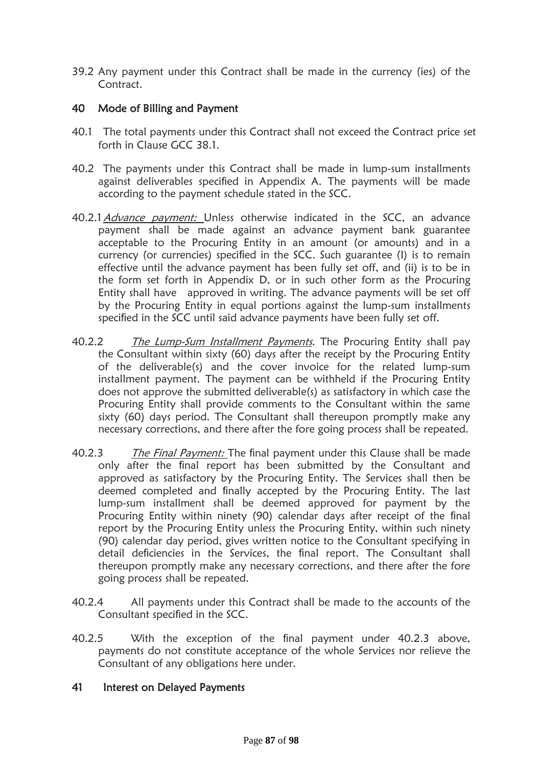39.2 Any payment under this Contract shall be made in the currency (ies) of the Contract.

## 40 Mode of Billing and Payment

40.1 The total payments under this Contract shall not exceed the Contract price set forth in Clause GCC 38.1.

40.2 The payments under this Contract shall be made in lump-sum installments against deliverables specified in Appendix A. The payments will be made according to the payment schedule stated in the SCC.

40.2.1 *Advance payment:* Unless otherwise indicated in the SCC, an advance payment shall be made against an advance payment bank guarantee acceptable to the Procuring Entity in an amount (or amounts) and in a currency (or currencies) specified in the SCC. Such guarantee (I) is to remain effective until the advance payment has been fully set off, and (ii) is to be in the form set forth in Appendix D, or in such other form as the Procuring Entity shall have approved in writing. The advance payments will be set off by the Procuring Entity in equal portions against the lump-sum installments specified in the SCC until said advance payments have been fully set off.

40.2.2 *The Lump-Sum Installment Payments*. The Procuring Entity shall pay the Consultant within sixty (60) days after the receipt by the Procuring Entity of the deliverable(s) and the cover invoice for the related lump-sum installment payment. The payment can be withheld if the Procuring Entity does not approve the submitted deliverable(s) as satisfactory in which case the Procuring Entity shall provide comments to the Consultant within the same sixty (60) days period. The Consultant shall thereupon promptly make any necessary corrections, and there after the fore going process shall be repeated.

40.2.3 *The Final Payment:* The final payment under this Clause shall be made only after the final report has been submitted by the Consultant and approved as satisfactory by the Procuring Entity. The Services shall then be deemed completed and finally accepted by the Procuring Entity. The last lump-sum installment shall be deemed approved for payment by the Procuring Entity within ninety (90) calendar days after receipt of the final report by the Procuring Entity unless the Procuring Entity, within such ninety (90) calendar day period, gives written notice to the Consultant specifying in detail deficiencies in the Services, the final report. The Consultant shall thereupon promptly make any necessary corrections, and there after the fore going process shall be repeated.

40.2.4 All payments under this Contract shall be made to the accounts of the Consultant specified in the SCC.

40.2.5 With the exception of the final payment under 40.2.3 above, payments do not constitute acceptance of the whole Services nor relieve the Consultant of any obligations here under.

## 41 Interest on Delayed Payments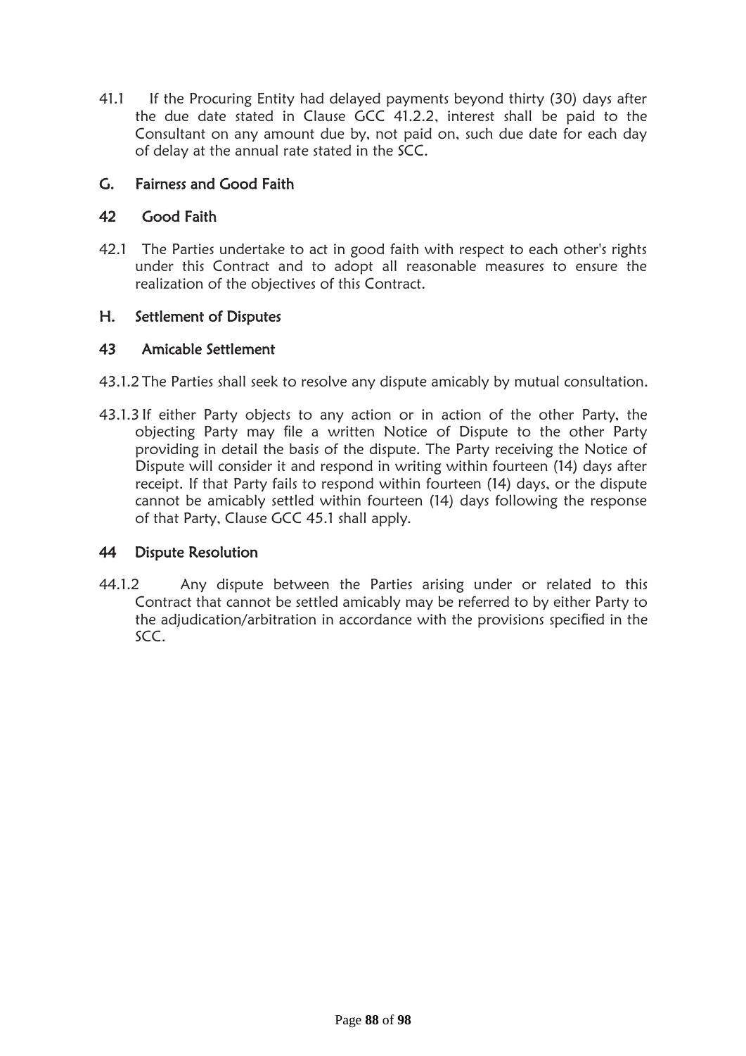41.1 If the Procuring Entity had delayed payments beyond thirty (30) days after the due date stated in Clause GCC 41.2.2, interest shall be paid to the Consultant on any amount due by, not paid on, such due date for each day of delay at the annual rate stated in the SCC.

## G. Fairness and Good Faith

### 42 Good Faith

42.1 The Parties undertake to act in good faith with respect to each other's rights under this Contract and to adopt all reasonable measures to ensure the realization of the objectives of this Contract.

## H. Settlement of Disputes

### 43 Amicable Settlement

43.1.2 The Parties shall seek to resolve any dispute amicably by mutual consultation.

43.1.3 If either Party objects to any action or in action of the other Party, the objecting Party may file a written Notice of Dispute to the other Party providing in detail the basis of the dispute. The Party receiving the Notice of Dispute will consider it and respond in writing within fourteen (14) days after receipt. If that Party fails to respond within fourteen (14) days, or the dispute cannot be amicably settled within fourteen (14) days following the response of that Party, Clause GCC 45.1 shall apply.

### 44 Dispute Resolution

44.1.2 Any dispute between the Parties arising under or related to this Contract that cannot be settled amicably may be referred to by either Party to the adjudication/arbitration in accordance with the provisions specified in the SCC.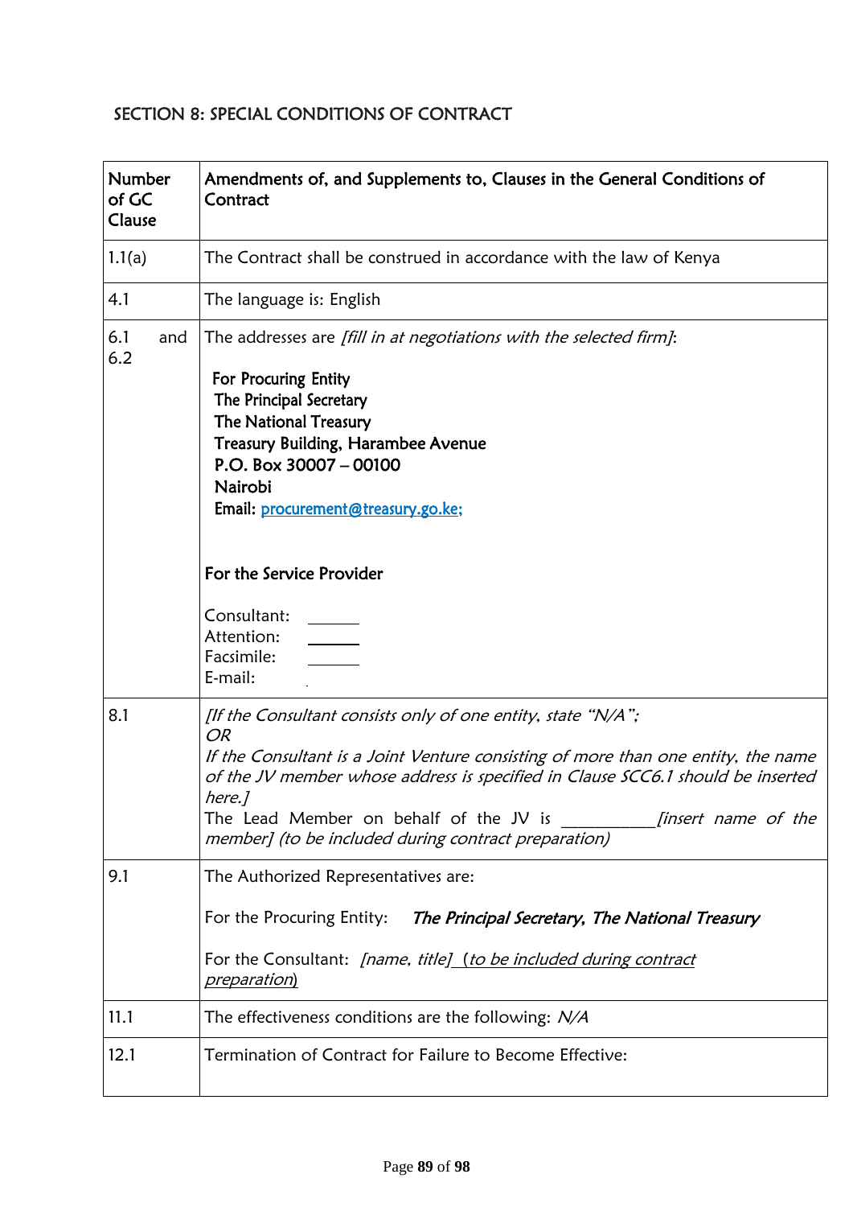## SECTION 8: SPECIAL CONDITIONS OF CONTRACT

| Number of GC Clause | Amendments of, and Supplements to, Clauses in the General Conditions of Contract |
|---|---|
| 1.1(a) | The Contract shall be construed in accordance with the law of Kenya |
| 4.1 | The language is: English |
| 6.1 and 6.2 | The addresses are *[fill in at negotiations with the selected firm]*:<br><br>**For Procuring Entity**<br>**The Principal Secretary**<br>**The National Treasury**<br>**Treasury Building, Harambee Avenue**<br>**P.O. Box 30007 – 00100**<br>**Nairobi**<br>**Email: procurement@treasury.go.ke;**<br><br>**For the Service Provider**<br><br>Consultant: ______<br>Attention: ______<br>Facsimile: ______<br>E-mail: |
| 8.1 | *[If the Consultant consists only of one entity, state "N/A";*<br>*OR*<br>*If the Consultant is a Joint Venture consisting of more than one entity, the name of the JV member whose address is specified in Clause SCC6.1 should be inserted here.]*<br>The Lead Member on behalf of the JV is __________*[insert name of the member] (to be included during contract preparation)* |
| 9.1 | The Authorized Representatives are:<br><br>For the Procuring Entity: ***The Principal Secretary, The National Treasury***<br><br>For the Consultant: *[name, title] (to be included during contract preparation)* |
| 11.1 | The effectiveness conditions are the following: *N/A* |
| 12.1 | Termination of Contract for Failure to Become Effective: |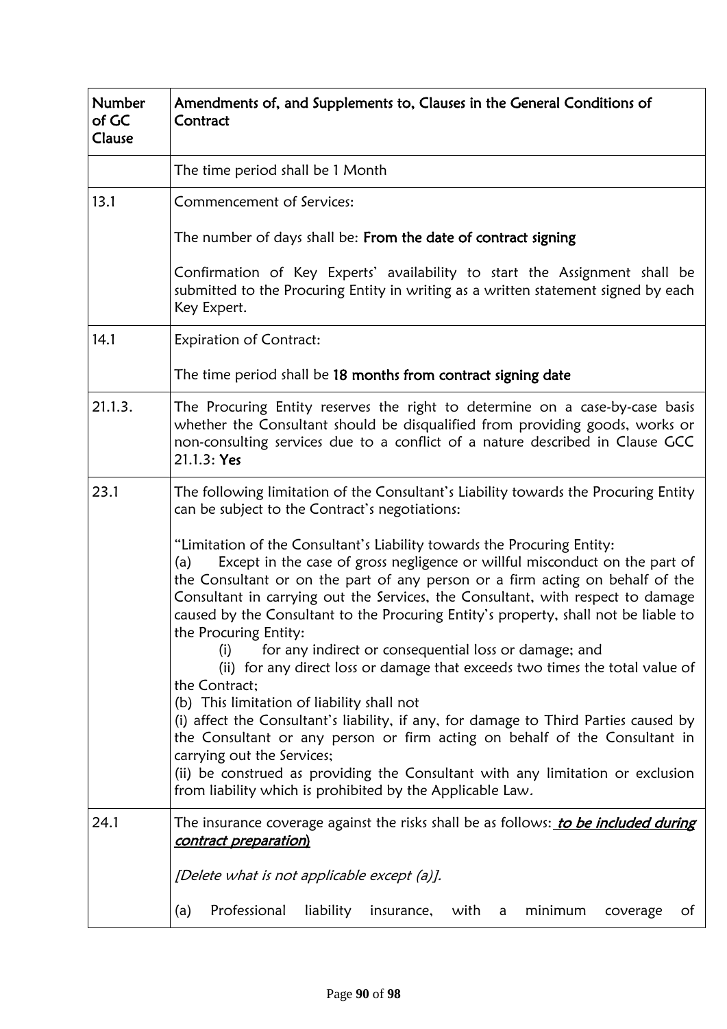| Number of GC Clause | Amendments of, and Supplements to, Clauses in the General Conditions of Contract |
|---|---|
| | The time period shall be 1 Month |
| 13.1 | Commencement of Services:<br><br>The number of days shall be: **From the date of contract signing**<br><br>Confirmation of Key Experts' availability to start the Assignment shall be submitted to the Procuring Entity in writing as a written statement signed by each Key Expert. |
| 14.1 | Expiration of Contract:<br><br>The time period shall be **18 months from contract signing date** |
| 21.1.3. | The Procuring Entity reserves the right to determine on a case-by-case basis whether the Consultant should be disqualified from providing goods, works or non-consulting services due to a conflict of a nature described in Clause GCC 21.1.3: **Yes** |
| 23.1 | The following limitation of the Consultant's Liability towards the Procuring Entity can be subject to the Contract's negotiations:<br><br>"Limitation of the Consultant's Liability towards the Procuring Entity:<br>(a) Except in the case of gross negligence or willful misconduct on the part of the Consultant or on the part of any person or a firm acting on behalf of the Consultant in carrying out the Services, the Consultant, with respect to damage caused by the Consultant to the Procuring Entity's property, shall not be liable to the Procuring Entity:<br>(i) for any indirect or consequential loss or damage; and<br>(ii) for any direct loss or damage that exceeds two times the total value of the Contract;<br>(b) This limitation of liability shall not<br>(i) affect the Consultant's liability, if any, for damage to Third Parties caused by the Consultant or any person or firm acting on behalf of the Consultant in carrying out the Services;<br>(ii) be construed as providing the Consultant with any limitation or exclusion from liability which is prohibited by the Applicable Law. |
| 24.1 | The insurance coverage against the risks shall be as follows: ***to be included during contract preparation*)**<br><br>*[Delete what is not applicable except (a)].*<br><br>(a) Professional liability insurance, with a minimum coverage of |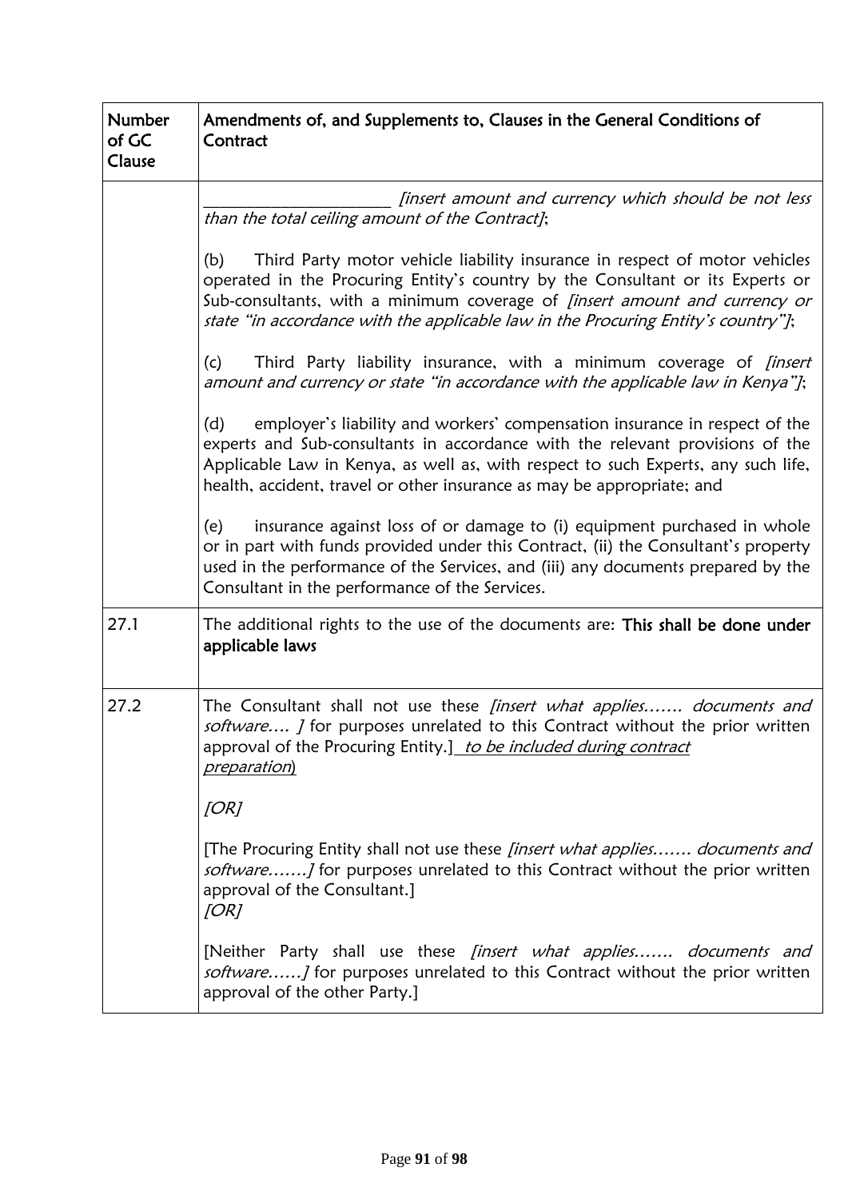| Number of GC Clause | Amendments of, and Supplements to, Clauses in the General Conditions of Contract |
|---|---|
| | ______________________ *[insert amount and currency which should be not less than the total ceiling amount of the Contract]*;<br><br>(b) Third Party motor vehicle liability insurance in respect of motor vehicles operated in the Procuring Entity's country by the Consultant or its Experts or Sub-consultants, with a minimum coverage of *[insert amount and currency or state "in accordance with the applicable law in the Procuring Entity's country"]*;<br><br>(c) Third Party liability insurance, with a minimum coverage of *[insert amount and currency or state "in accordance with the applicable law in Kenya"]*;<br><br>(d) employer's liability and workers' compensation insurance in respect of the experts and Sub-consultants in accordance with the relevant provisions of the Applicable Law in Kenya, as well as, with respect to such Experts, any such life, health, accident, travel or other insurance as may be appropriate; and<br><br>(e) insurance against loss of or damage to (i) equipment purchased in whole or in part with funds provided under this Contract, (ii) the Consultant's property used in the performance of the Services, and (iii) any documents prepared by the Consultant in the performance of the Services. |
| 27.1 | The additional rights to the use of the documents are: **This shall be done under applicable laws** |
| 27.2 | The Consultant shall not use these *[insert what applies……. documents and software…. ]* for purposes unrelated to this Contract without the prior written approval of the Procuring Entity.] *to be included during contract preparation*)<br><br>*[OR]*<br><br>[The Procuring Entity shall not use these *[insert what applies……. documents and software…….]* for purposes unrelated to this Contract without the prior written approval of the Consultant.]<br>*[OR]*<br><br>[Neither Party shall use these *[insert what applies……. documents and software……]* for purposes unrelated to this Contract without the prior written approval of the other Party.] |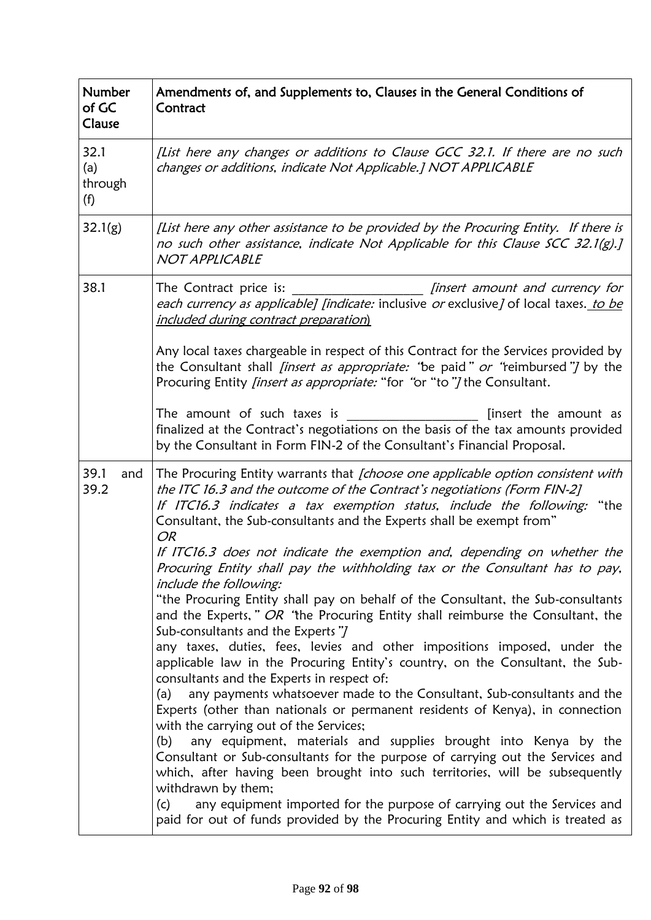| Number of GC Clause | Amendments of, and Supplements to, Clauses in the General Conditions of Contract |
|---|---|
| 32.1 (a) through (f) | *[List here any changes or additions to Clause GCC 32.1. If there are no such changes or additions, indicate Not Applicable.] NOT APPLICABLE* |
| 32.1(g) | *[List here any other assistance to be provided by the Procuring Entity. If there is no such other assistance, indicate Not Applicable for this Clause SCC 32.1(g).] NOT APPLICABLE* |
| 38.1 | The Contract price is: ___________________ *[insert amount and currency for each currency as applicable] [indicate:* inclusive *or* exclusive*]* of local taxes. *to be included during contract preparation*)<br><br>Any local taxes chargeable in respect of this Contract for the Services provided by the Consultant shall *[insert as appropriate: "*be paid*" or "*reimbursed*"]* by the Procuring Entity *[insert as appropriate:* "for "or "to*"]* the Consultant.<br><br>The amount of such taxes is ___________________ [insert the amount as finalized at the Contract's negotiations on the basis of the tax amounts provided by the Consultant in Form FIN-2 of the Consultant's Financial Proposal. |
| 39.1 and 39.2 | The Procuring Entity warrants that *[choose one applicable option consistent with the ITC 16.3 and the outcome of the Contract's negotiations (Form FIN-2]*<br>*If ITC16.3 indicates a tax exemption status, include the following:* "the Consultant, the Sub-consultants and the Experts shall be exempt from"<br>*OR*<br>*If ITC16.3 does not indicate the exemption and, depending on whether the Procuring Entity shall pay the withholding tax or the Consultant has to pay, include the following:*<br>"the Procuring Entity shall pay on behalf of the Consultant, the Sub-consultants and the Experts, " *OR* "the Procuring Entity shall reimburse the Consultant, the Sub-consultants and the Experts*"]*<br>any taxes, duties, fees, levies and other impositions imposed, under the applicable law in the Procuring Entity's country, on the Consultant, the Sub-consultants and the Experts in respect of:<br>(a) any payments whatsoever made to the Consultant, Sub-consultants and the Experts (other than nationals or permanent residents of Kenya), in connection with the carrying out of the Services;<br>(b) any equipment, materials and supplies brought into Kenya by the Consultant or Sub-consultants for the purpose of carrying out the Services and which, after having been brought into such territories, will be subsequently withdrawn by them;<br>(c) any equipment imported for the purpose of carrying out the Services and paid for out of funds provided by the Procuring Entity and which is treated as |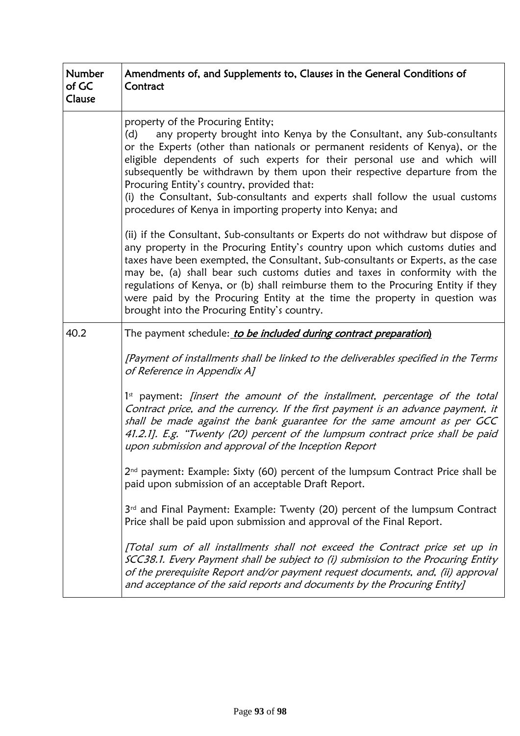| Number of GC Clause | Amendments of, and Supplements to, Clauses in the General Conditions of Contract |
|---|---|
| | property of the Procuring Entity;<br>(d) any property brought into Kenya by the Consultant, any Sub-consultants or the Experts (other than nationals or permanent residents of Kenya), or the eligible dependents of such experts for their personal use and which will subsequently be withdrawn by them upon their respective departure from the Procuring Entity's country, provided that:<br>(i) the Consultant, Sub-consultants and experts shall follow the usual customs procedures of Kenya in importing property into Kenya; and<br><br>(ii) if the Consultant, Sub-consultants or Experts do not withdraw but dispose of any property in the Procuring Entity's country upon which customs duties and taxes have been exempted, the Consultant, Sub-consultants or Experts, as the case may be, (a) shall bear such customs duties and taxes in conformity with the regulations of Kenya, or (b) shall reimburse them to the Procuring Entity if they were paid by the Procuring Entity at the time the property in question was brought into the Procuring Entity's country. |
| 40.2 | The payment schedule: ***to be included during contract preparation)***<br><br>*[Payment of installments shall be linked to the deliverables specified in the Terms of Reference in Appendix A]*<br><br>1st payment: *[insert the amount of the installment, percentage of the total Contract price, and the currency. If the first payment is an advance payment, it shall be made against the bank guarantee for the same amount as per GCC 41.2.1]. E.g. "Twenty (20) percent of the lumpsum contract price shall be paid upon submission and approval of the Inception Report*<br><br>2nd payment: Example: Sixty (60) percent of the lumpsum Contract Price shall be paid upon submission of an acceptable Draft Report.<br><br>3rd and Final Payment: Example: Twenty (20) percent of the lumpsum Contract Price shall be paid upon submission and approval of the Final Report.<br><br>*[Total sum of all installments shall not exceed the Contract price set up in SCC38.1. Every Payment shall be subject to (i) submission to the Procuring Entity of the prerequisite Report and/or payment request documents, and, (ii) approval and acceptance of the said reports and documents by the Procuring Entity]* |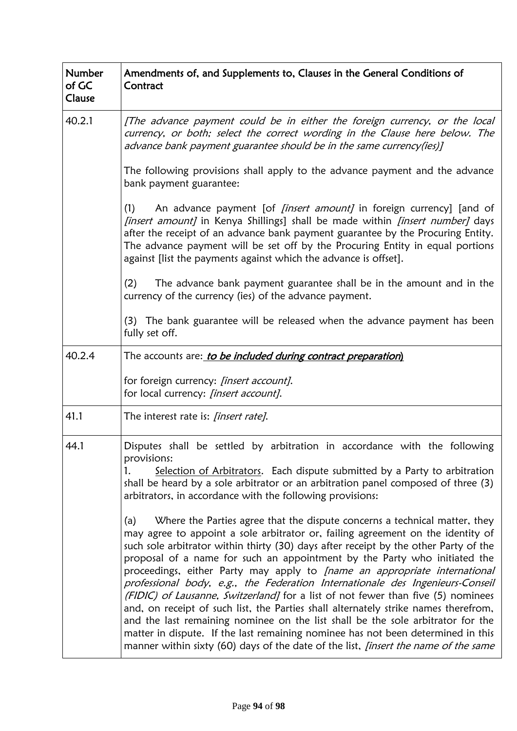| Number of GC Clause | Amendments of, and Supplements to, Clauses in the General Conditions of Contract |
|---|---|
| 40.2.1 | *[The advance payment could be in either the foreign currency, or the local currency, or both; select the correct wording in the Clause here below. The advance bank payment guarantee should be in the same currency(ies)]*<br><br>The following provisions shall apply to the advance payment and the advance bank payment guarantee:<br><br>(1) An advance payment [of *[insert amount]* in foreign currency] [and of *[insert amount]* in Kenya Shillings] shall be made within *[insert number]* days after the receipt of an advance bank payment guarantee by the Procuring Entity. The advance payment will be set off by the Procuring Entity in equal portions against [list the payments against which the advance is offset].<br><br>(2) The advance bank payment guarantee shall be in the amount and in the currency of the currency (ies) of the advance payment.<br><br>(3) The bank guarantee will be released when the advance payment has been fully set off. |
| 40.2.4 | The accounts are: ***to be included during contract preparation*)**<br><br>for foreign currency: *[insert account].*<br>for local currency: *[insert account].* |
| 41.1 | The interest rate is: *[insert rate].* |
| 44.1 | Disputes shall be settled by arbitration in accordance with the following provisions:<br>1. Selection of Arbitrators. Each dispute submitted by a Party to arbitration shall be heard by a sole arbitrator or an arbitration panel composed of three (3) arbitrators, in accordance with the following provisions:<br><br>(a) Where the Parties agree that the dispute concerns a technical matter, they may agree to appoint a sole arbitrator or, failing agreement on the identity of such sole arbitrator within thirty (30) days after receipt by the other Party of the proposal of a name for such an appointment by the Party who initiated the proceedings, either Party may apply to *[name an appropriate international professional body, e.g., the Federation Internationale des Ingenieurs-Conseil (FIDIC) of Lausanne, Switzerland]* for a list of not fewer than five (5) nominees and, on receipt of such list, the Parties shall alternately strike names therefrom, and the last remaining nominee on the list shall be the sole arbitrator for the matter in dispute. If the last remaining nominee has not been determined in this manner within sixty (60) days of the date of the list, *[insert the name of the same* |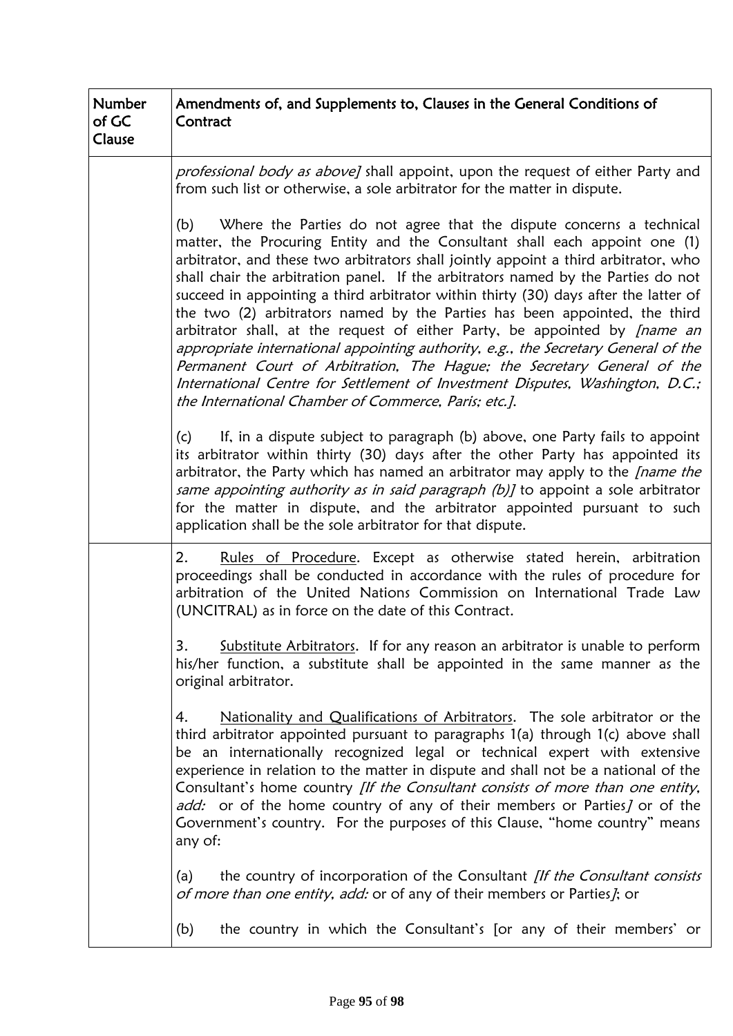| Number of GC Clause | Amendments of, and Supplements to, Clauses in the General Conditions of Contract |
|---|---|
| | *professional body as above]* shall appoint, upon the request of either Party and from such list or otherwise, a sole arbitrator for the matter in dispute.<br><br>(b) Where the Parties do not agree that the dispute concerns a technical matter, the Procuring Entity and the Consultant shall each appoint one (1) arbitrator, and these two arbitrators shall jointly appoint a third arbitrator, who shall chair the arbitration panel. If the arbitrators named by the Parties do not succeed in appointing a third arbitrator within thirty (30) days after the latter of the two (2) arbitrators named by the Parties has been appointed, the third arbitrator shall, at the request of either Party, be appointed by *[name an appropriate international appointing authority, e.g., the Secretary General of the Permanent Court of Arbitration, The Hague; the Secretary General of the International Centre for Settlement of Investment Disputes, Washington, D.C.; the International Chamber of Commerce, Paris; etc.]*.<br><br>(c) If, in a dispute subject to paragraph (b) above, one Party fails to appoint its arbitrator within thirty (30) days after the other Party has appointed its arbitrator, the Party which has named an arbitrator may apply to the *[name the same appointing authority as in said paragraph (b)]* to appoint a sole arbitrator for the matter in dispute, and the arbitrator appointed pursuant to such application shall be the sole arbitrator for that dispute. |
| | 2. <u>Rules of Procedure</u>. Except as otherwise stated herein, arbitration proceedings shall be conducted in accordance with the rules of procedure for arbitration of the United Nations Commission on International Trade Law (UNCITRAL) as in force on the date of this Contract.<br><br>3. <u>Substitute Arbitrators</u>. If for any reason an arbitrator is unable to perform his/her function, a substitute shall be appointed in the same manner as the original arbitrator.<br><br>4. <u>Nationality and Qualifications of Arbitrators</u>. The sole arbitrator or the third arbitrator appointed pursuant to paragraphs 1(a) through 1(c) above shall be an internationally recognized legal or technical expert with extensive experience in relation to the matter in dispute and shall not be a national of the Consultant's home country *[If the Consultant consists of more than one entity, add:* or of the home country of any of their members or Parties*]* or of the Government's country. For the purposes of this Clause, "home country" means any of:<br><br>(a) the country of incorporation of the Consultant *[If the Consultant consists of more than one entity, add:* or of any of their members or Parties*]*; or<br><br>(b) the country in which the Consultant's [or any of their members' or |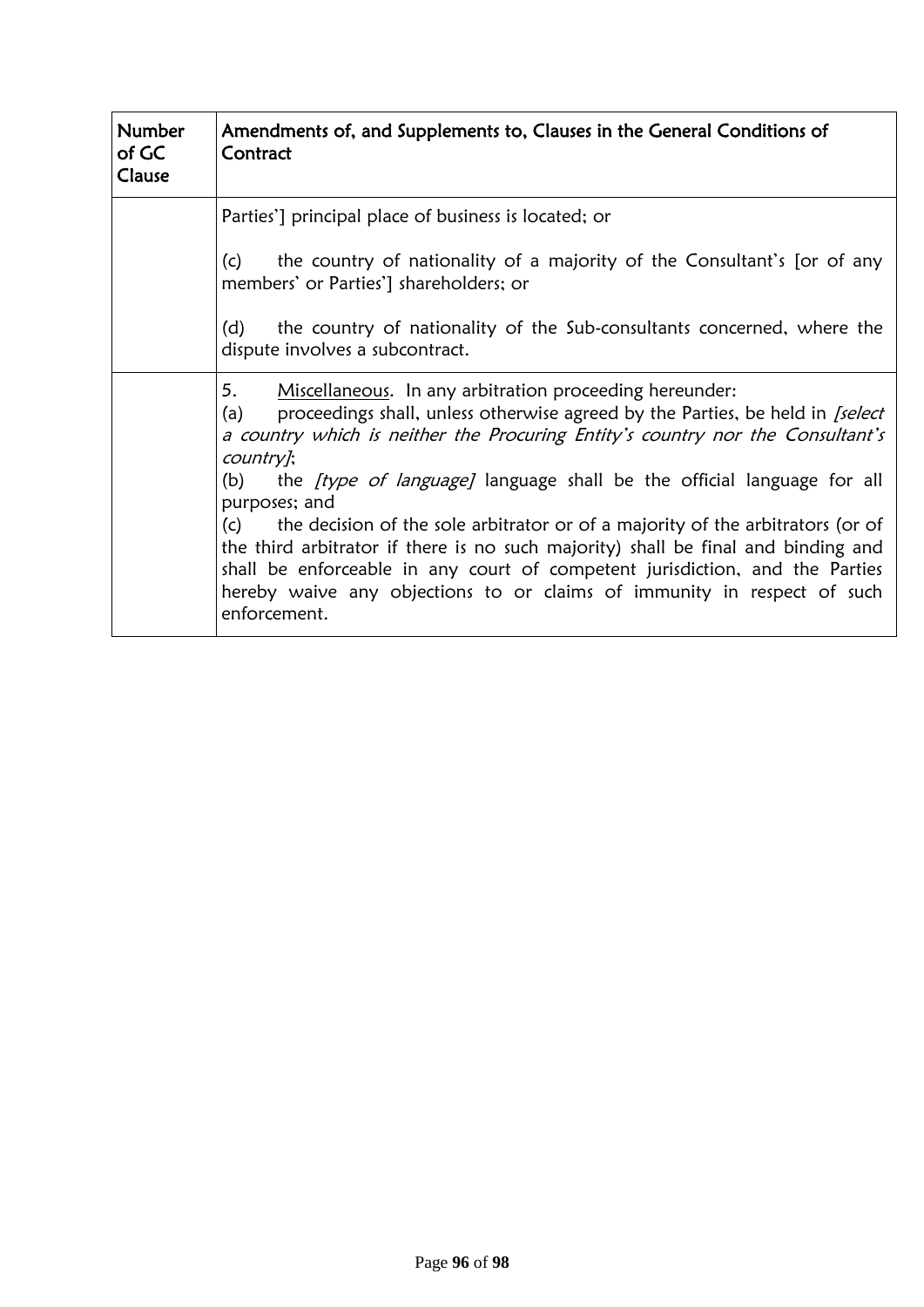| Number of GC Clause | Amendments of, and Supplements to, Clauses in the General Conditions of Contract |
|---|---|
| | Parties'] principal place of business is located; or<br><br>(c) the country of nationality of a majority of the Consultant's [or of any members' or Parties'] shareholders; or<br><br>(d) the country of nationality of the Sub-consultants concerned, where the dispute involves a subcontract. |
| | 5. Miscellaneous. In any arbitration proceeding hereunder:<br>(a) proceedings shall, unless otherwise agreed by the Parties, be held in *[select a country which is neither the Procuring Entity's country nor the Consultant's country]*;<br>(b) the *[type of language]* language shall be the official language for all purposes; and<br>(c) the decision of the sole arbitrator or of a majority of the arbitrators (or of the third arbitrator if there is no such majority) shall be final and binding and shall be enforceable in any court of competent jurisdiction, and the Parties hereby waive any objections to or claims of immunity in respect of such enforcement. |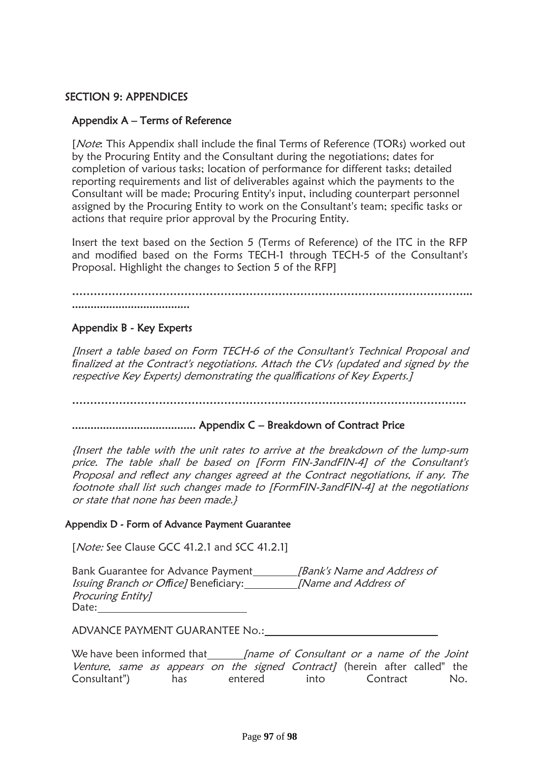## SECTION 9: APPENDICES

### Appendix A – Terms of Reference

[*Note*: This Appendix shall include the final Terms of Reference (TORs) worked out by the Procuring Entity and the Consultant during the negotiations; dates for completion of various tasks; location of performance for different tasks; detailed reporting requirements and list of deliverables against which the payments to the Consultant will be made; Procuring Entity's input, including counterpart personnel assigned by the Procuring Entity to work on the Consultant's team; specific tasks or actions that require prior approval by the Procuring Entity.

Insert the text based on the Section 5 (Terms of Reference) of the ITC in the RFP and modified based on the Forms TECH-1 through TECH-5 of the Consultant's Proposal. Highlight the changes to Section 5 of the RFP]

.......................................................................................................................................

### Appendix B - Key Experts

*[Insert a table based on Form TECH-6 of the Consultant's Technical Proposal and finalized at the Contract's negotiations. Attach the CVs (updated and signed by the respective Key Experts) demonstrating the qualifications of Key Experts.]*

........................................................................................................................................

### Appendix C – Breakdown of Contract Price

*{Insert the table with the unit rates to arrive at the breakdown of the lump-sum price. The table shall be based on [Form FIN-3andFIN-4] of the Consultant's Proposal and reflect any changes agreed at the Contract negotiations, if any. The footnote shall list such changes made to [FormFIN-3andFIN-4] at the negotiations or state that none has been made.}*

#### Appendix D - Form of Advance Payment Guarantee

[*Note:* See Clause GCC 41.2.1 and SCC 41.2.1]

Bank Guarantee for Advance Payment\_\_\_\_\_\_\_\_ *[Bank's Name and Address of Issuing Branch or Office]* Beneficiary:\_\_\_\_\_\_\_\_\_ *[Name and Address of Procuring Entity]*
Date:\_\_\_\_\_\_\_\_\_\_\_\_\_\_\_\_\_\_\_\_\_\_\_\_\_

ADVANCE PAYMENT GUARANTEE No.:\_\_\_\_\_\_\_\_\_\_\_\_\_\_\_\_\_\_\_\_\_\_\_\_\_\_\_\_\_\_

We have been informed that\_\_\_\_\_\_ *[name of Consultant or a name of the Joint Venture, same as appears on the signed Contract]* (herein after called" the Consultant") has entered into Contract No.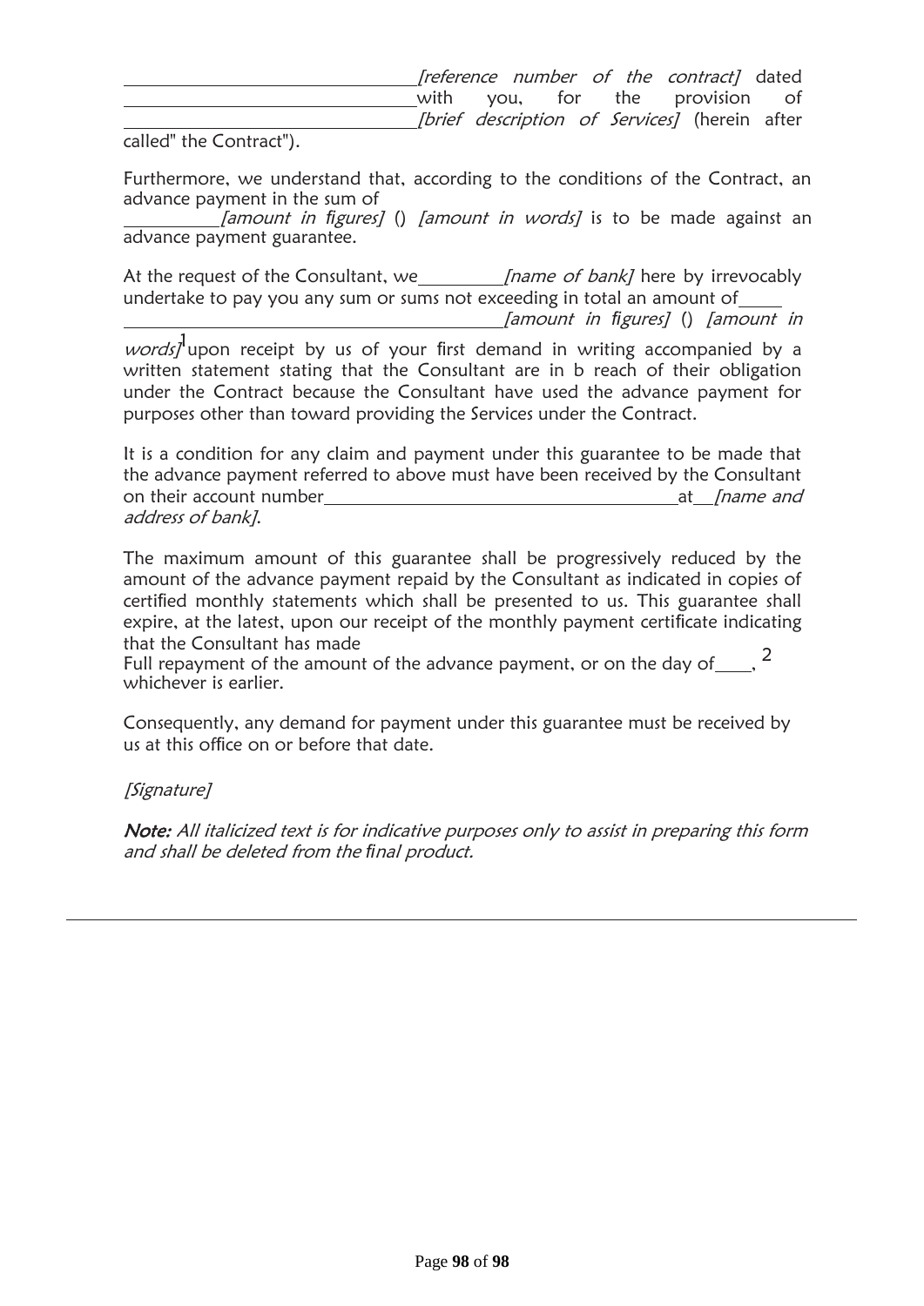_______________ *[reference number of the contract]* dated _______________ with you, for the provision of _______________ *[brief description of Services]* (herein after called" the Contract").

Furthermore, we understand that, according to the conditions of the Contract, an advance payment in the sum of _______ *[amount in figures]* () *[amount in words]* is to be made against an advance payment guarantee.

At the request of the Consultant, we_______ *[name of bank]* here by irrevocably undertake to pay you any sum or sums not exceeding in total an amount of_______ *[amount in figures]* () *[amount in words]*[1] upon receipt by us of your first demand in writing accompanied by a written statement stating that the Consultant are in b reach of their obligation under the Contract because the Consultant have used the advance payment for purposes other than toward providing the Services under the Contract.

It is a condition for any claim and payment under this guarantee to be made that the advance payment referred to above must have been received by the Consultant on their account number_______________at___*[name and address of bank]*.

The maximum amount of this guarantee shall be progressively reduced by the amount of the advance payment repaid by the Consultant as indicated in copies of certified monthly statements which shall be presented to us. This guarantee shall expire, at the latest, upon our receipt of the monthly payment certificate indicating that the Consultant has made
Full repayment of the amount of the advance payment, or on the day of____, [2] whichever is earlier.

Consequently, any demand for payment under this guarantee must be received by us at this office on or before that date.

*[Signature]*

***Note:*** *All italicized text is for indicative purposes only to assist in preparing this form and shall be deleted from the final product.*